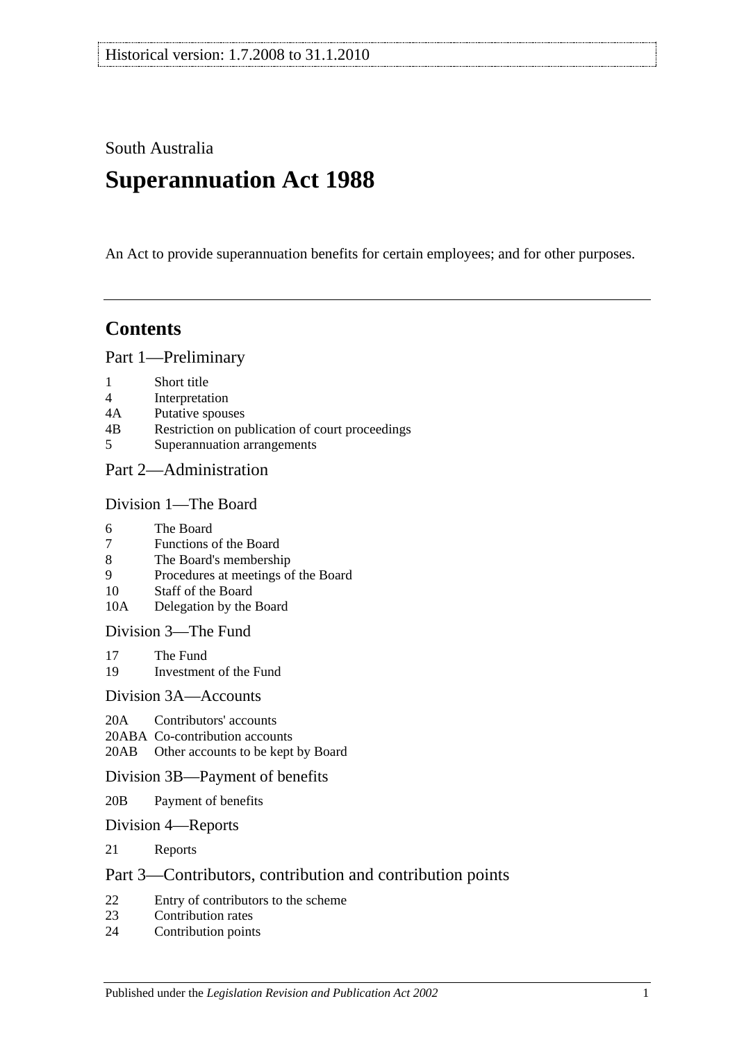Historical version: 1.7.2008 to 31.1.2010

South Australia

# Superannuation Act 1988

An Act to provide superannuation benefits for certain employees; and for other purposes.

## Contents

### Part 1—Preliminary

1 Short title
4 Interpretation
4A Putative spouses
4B Restriction on publication of court proceedings
5 Superannuation arrangements

### Part 2—Administration

#### Division 1—The Board

6 The Board
7 Functions of the Board
8 The Board's membership
9 Procedures at meetings of the Board
10 Staff of the Board
10A Delegation by the Board

#### Division 3—The Fund

17 The Fund
19 Investment of the Fund

#### Division 3A—Accounts

20A Contributors' accounts
20ABA Co-contribution accounts
20AB Other accounts to be kept by Board

#### Division 3B—Payment of benefits

20B Payment of benefits

#### Division 4—Reports

21 Reports

### Part 3—Contributors, contribution and contribution points

22 Entry of contributors to the scheme
23 Contribution rates
24 Contribution points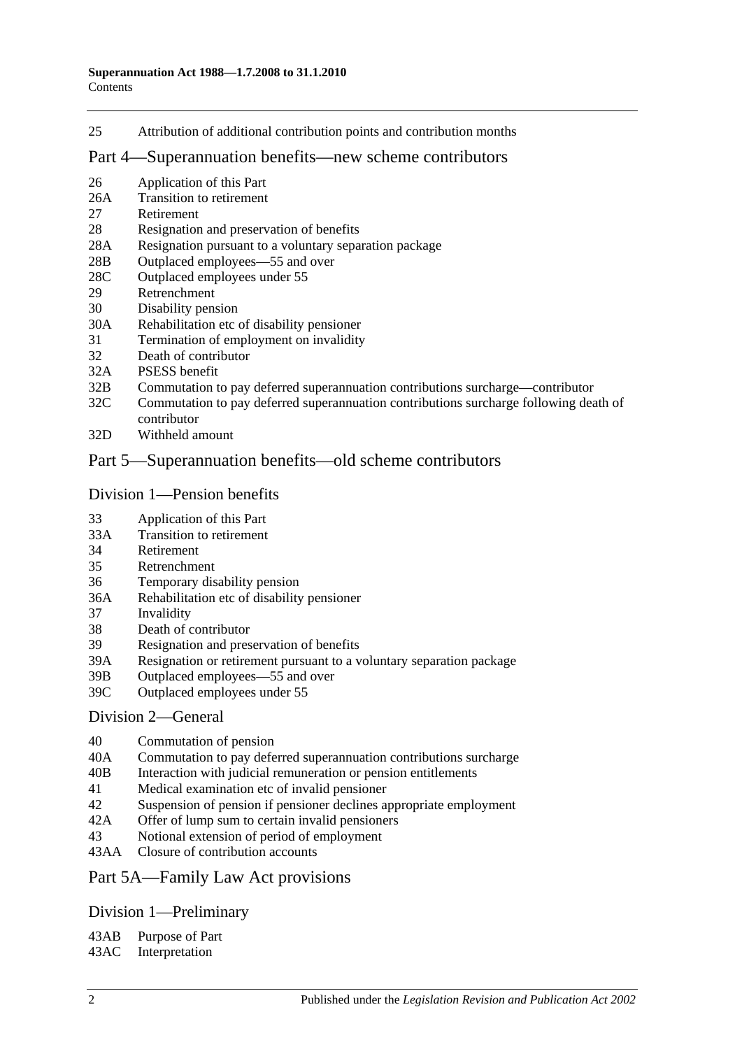25 Attribution of additional contribution points and contribution months

## Part 4—Superannuation benefits—new scheme contributors

26 Application of this Part
26A Transition to retirement
27 Retirement
28 Resignation and preservation of benefits
28A Resignation pursuant to a voluntary separation package
28B Outplaced employees—55 and over
28C Outplaced employees under 55
29 Retrenchment
30 Disability pension
30A Rehabilitation etc of disability pensioner
31 Termination of employment on invalidity
32 Death of contributor
32A PSESS benefit
32B Commutation to pay deferred superannuation contributions surcharge—contributor
32C Commutation to pay deferred superannuation contributions surcharge following death of contributor
32D Withheld amount

## Part 5—Superannuation benefits—old scheme contributors

### Division 1—Pension benefits

33 Application of this Part
33A Transition to retirement
34 Retirement
35 Retrenchment
36 Temporary disability pension
36A Rehabilitation etc of disability pensioner
37 Invalidity
38 Death of contributor
39 Resignation and preservation of benefits
39A Resignation or retirement pursuant to a voluntary separation package
39B Outplaced employees—55 and over
39C Outplaced employees under 55

### Division 2—General

40 Commutation of pension
40A Commutation to pay deferred superannuation contributions surcharge
40B Interaction with judicial remuneration or pension entitlements
41 Medical examination etc of invalid pensioner
42 Suspension of pension if pensioner declines appropriate employment
42A Offer of lump sum to certain invalid pensioners
43 Notional extension of period of employment
43AA Closure of contribution accounts

## Part 5A—Family Law Act provisions

### Division 1—Preliminary

43AB Purpose of Part
43AC Interpretation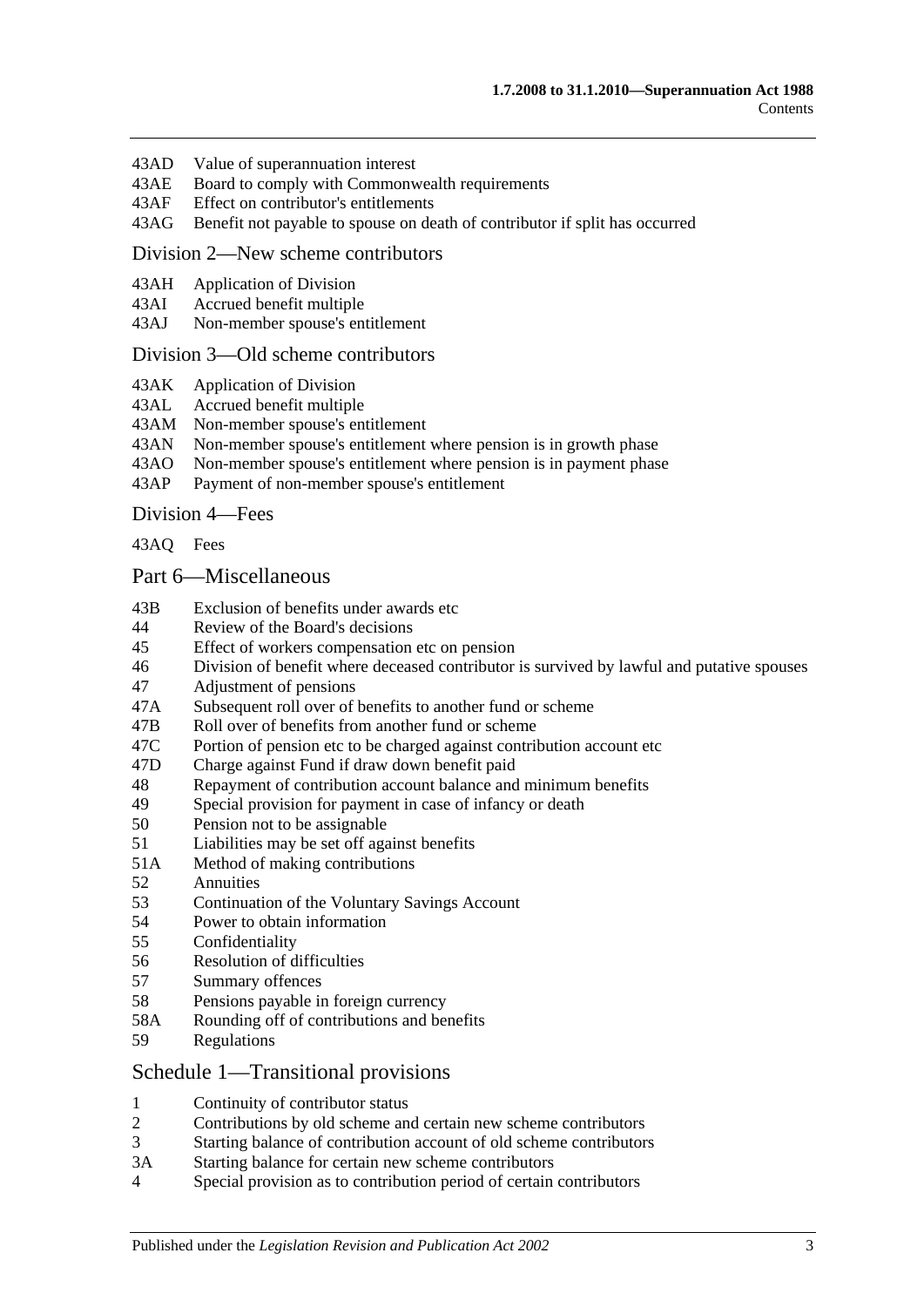43AD Value of superannuation interest
43AE Board to comply with Commonwealth requirements
43AF Effect on contributor's entitlements
43AG Benefit not payable to spouse on death of contributor if split has occurred

## Division 2—New scheme contributors

43AH Application of Division
43AI Accrued benefit multiple
43AJ Non-member spouse's entitlement

## Division 3—Old scheme contributors

43AK Application of Division
43AL Accrued benefit multiple
43AM Non-member spouse's entitlement
43AN Non-member spouse's entitlement where pension is in growth phase
43AO Non-member spouse's entitlement where pension is in payment phase
43AP Payment of non-member spouse's entitlement

## Division 4—Fees

43AQ Fees

## Part 6—Miscellaneous

43B Exclusion of benefits under awards etc
44 Review of the Board's decisions
45 Effect of workers compensation etc on pension
46 Division of benefit where deceased contributor is survived by lawful and putative spouses
47 Adjustment of pensions
47A Subsequent roll over of benefits to another fund or scheme
47B Roll over of benefits from another fund or scheme
47C Portion of pension etc to be charged against contribution account etc
47D Charge against Fund if draw down benefit paid
48 Repayment of contribution account balance and minimum benefits
49 Special provision for payment in case of infancy or death
50 Pension not to be assignable
51 Liabilities may be set off against benefits
51A Method of making contributions
52 Annuities
53 Continuation of the Voluntary Savings Account
54 Power to obtain information
55 Confidentiality
56 Resolution of difficulties
57 Summary offences
58 Pensions payable in foreign currency
58A Rounding off of contributions and benefits
59 Regulations

## Schedule 1—Transitional provisions

1 Continuity of contributor status
2 Contributions by old scheme and certain new scheme contributors
3 Starting balance of contribution account of old scheme contributors
3A Starting balance for certain new scheme contributors
4 Special provision as to contribution period of certain contributors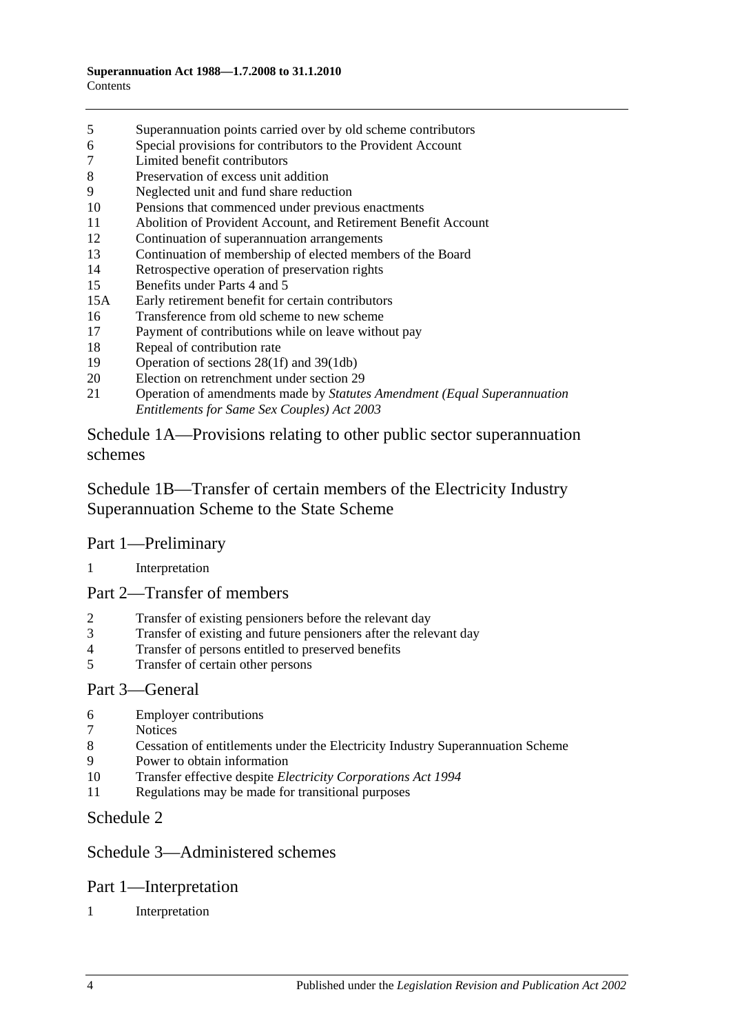5 Superannuation points carried over by old scheme contributors
6 Special provisions for contributors to the Provident Account
7 Limited benefit contributors
8 Preservation of excess unit addition
9 Neglected unit and fund share reduction
10 Pensions that commenced under previous enactments
11 Abolition of Provident Account, and Retirement Benefit Account
12 Continuation of superannuation arrangements
13 Continuation of membership of elected members of the Board
14 Retrospective operation of preservation rights
15 Benefits under Parts 4 and 5
15A Early retirement benefit for certain contributors
16 Transference from old scheme to new scheme
17 Payment of contributions while on leave without pay
18 Repeal of contribution rate
19 Operation of sections 28(1f) and 39(1db)
20 Election on retrenchment under section 29
21 Operation of amendments made by *Statutes Amendment (Equal Superannuation Entitlements for Same Sex Couples) Act 2003*

## Schedule 1A—Provisions relating to other public sector superannuation schemes

## Schedule 1B—Transfer of certain members of the Electricity Industry Superannuation Scheme to the State Scheme

### Part 1—Preliminary

1 Interpretation

### Part 2—Transfer of members

2 Transfer of existing pensioners before the relevant day
3 Transfer of existing and future pensioners after the relevant day
4 Transfer of persons entitled to preserved benefits
5 Transfer of certain other persons

### Part 3—General

6 Employer contributions
7 Notices
8 Cessation of entitlements under the Electricity Industry Superannuation Scheme
9 Power to obtain information
10 Transfer effective despite *Electricity Corporations Act 1994*
11 Regulations may be made for transitional purposes

## Schedule 2

## Schedule 3—Administered schemes

### Part 1—Interpretation

1 Interpretation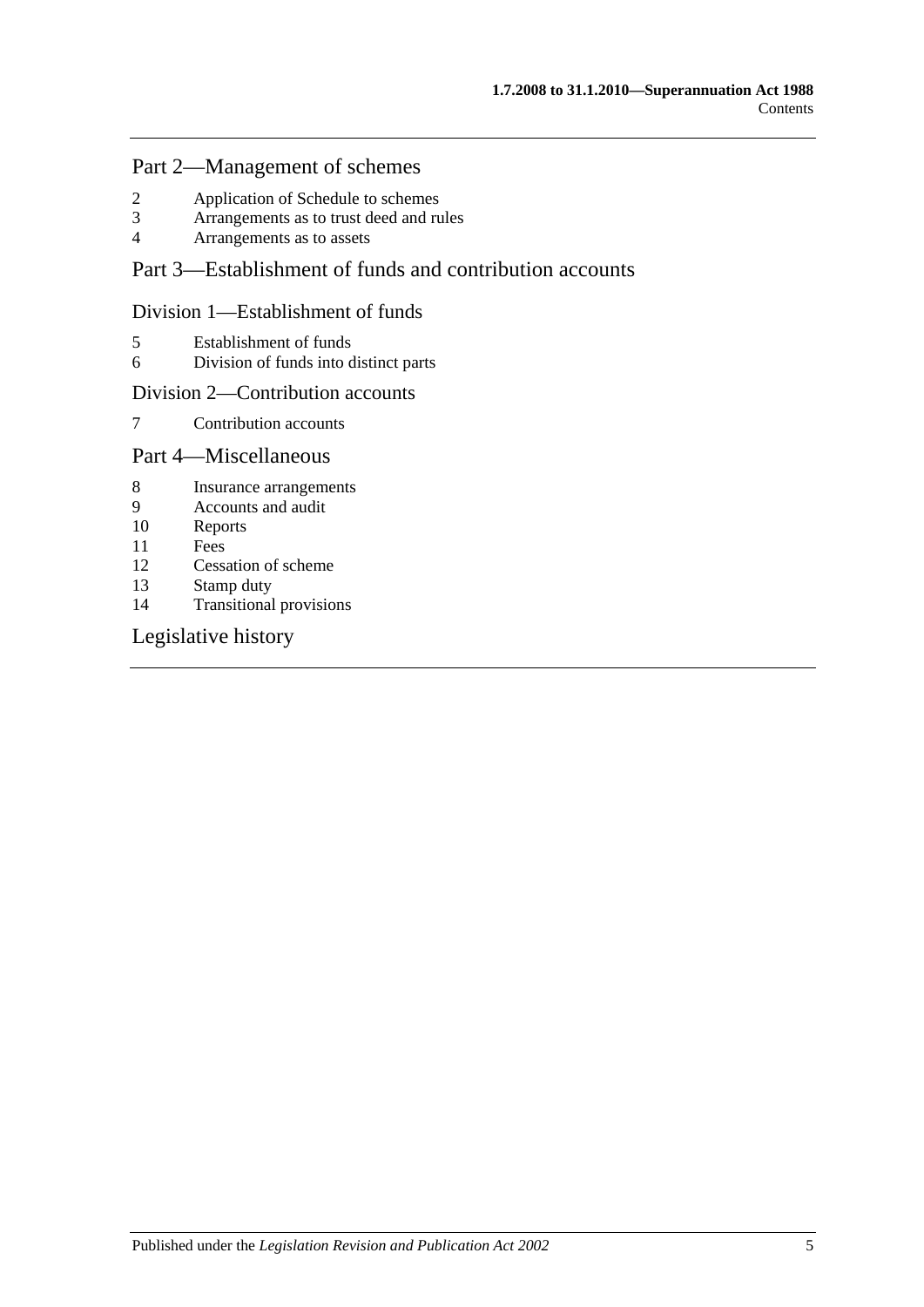## Part 2—Management of schemes

2 Application of Schedule to schemes
3 Arrangements as to trust deed and rules
4 Arrangements as to assets

## Part 3—Establishment of funds and contribution accounts

### Division 1—Establishment of funds

5 Establishment of funds
6 Division of funds into distinct parts

### Division 2—Contribution accounts

7 Contribution accounts

## Part 4—Miscellaneous

8 Insurance arrangements
9 Accounts and audit
10 Reports
11 Fees
12 Cessation of scheme
13 Stamp duty
14 Transitional provisions

## Legislative history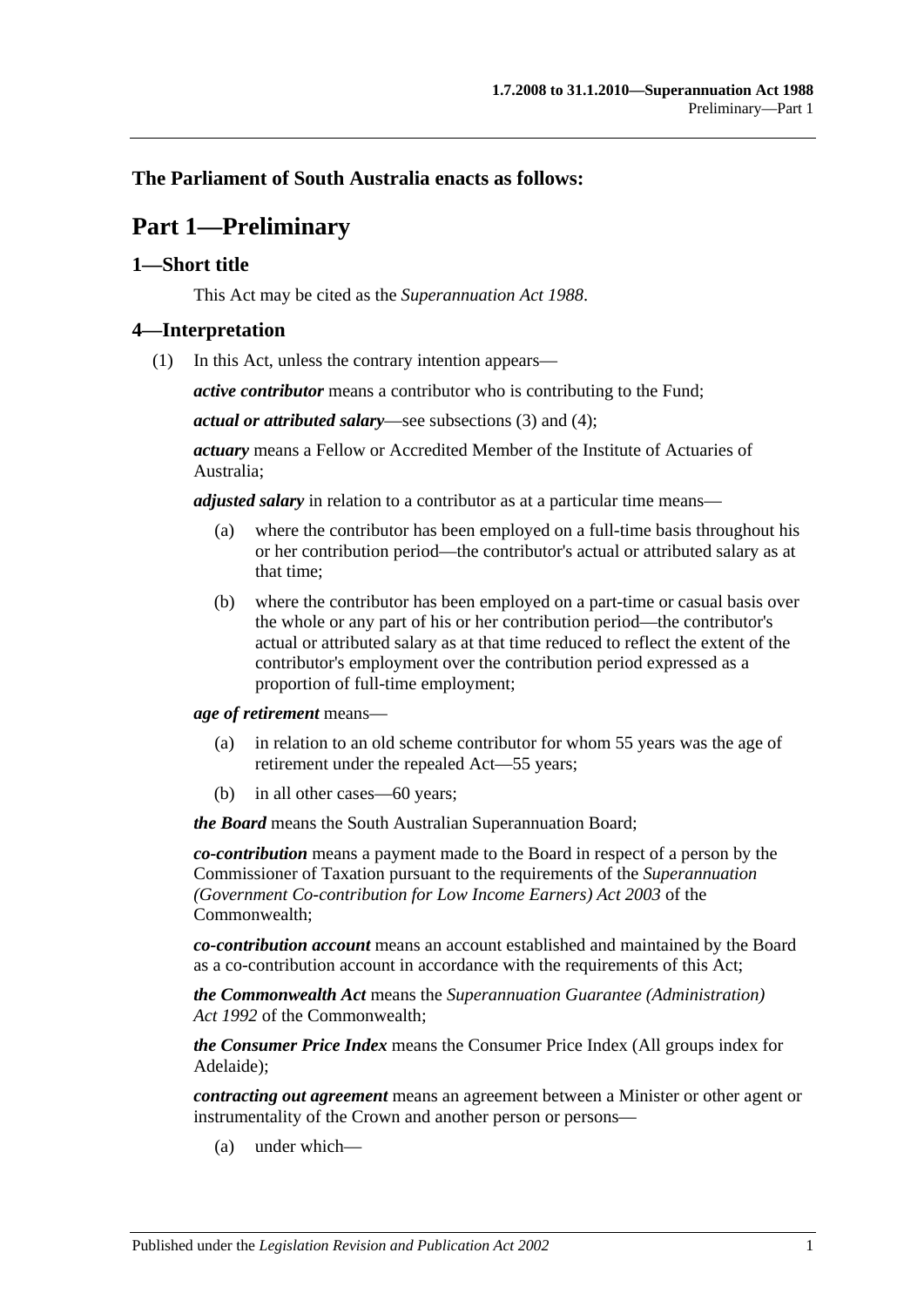## The Parliament of South Australia enacts as follows:

# Part 1—Preliminary

## 1—Short title

This Act may be cited as the *Superannuation Act 1988*.

## 4—Interpretation

(1) In this Act, unless the contrary intention appears—

***active contributor*** means a contributor who is contributing to the Fund;

***actual or attributed salary***—see subsections (3) and (4);

***actuary*** means a Fellow or Accredited Member of the Institute of Actuaries of Australia;

***adjusted salary*** in relation to a contributor as at a particular time means—

- (a) where the contributor has been employed on a full-time basis throughout his or her contribution period—the contributor's actual or attributed salary as at that time;
- (b) where the contributor has been employed on a part-time or casual basis over the whole or any part of his or her contribution period—the contributor's actual or attributed salary as at that time reduced to reflect the extent of the contributor's employment over the contribution period expressed as a proportion of full-time employment;

***age of retirement*** means—

- (a) in relation to an old scheme contributor for whom 55 years was the age of retirement under the repealed Act—55 years;
- (b) in all other cases—60 years;

***the Board*** means the South Australian Superannuation Board;

***co-contribution*** means a payment made to the Board in respect of a person by the Commissioner of Taxation pursuant to the requirements of the *Superannuation (Government Co-contribution for Low Income Earners) Act 2003* of the Commonwealth;

***co-contribution account*** means an account established and maintained by the Board as a co-contribution account in accordance with the requirements of this Act;

***the Commonwealth Act*** means the *Superannuation Guarantee (Administration) Act 1992* of the Commonwealth;

***the Consumer Price Index*** means the Consumer Price Index (All groups index for Adelaide);

***contracting out agreement*** means an agreement between a Minister or other agent or instrumentality of the Crown and another person or persons—

- (a) under which—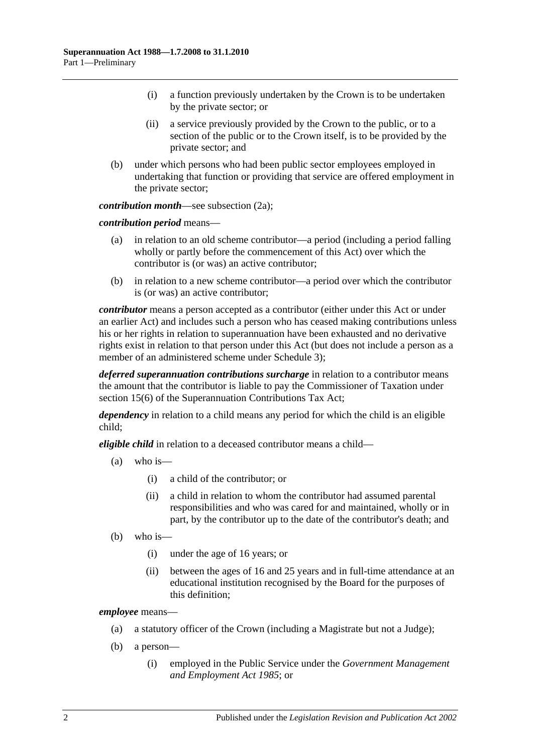(i) a function previously undertaken by the Crown is to be undertaken by the private sector; or

(ii) a service previously provided by the Crown to the public, or to a section of the public or to the Crown itself, is to be provided by the private sector; and

(b) under which persons who had been public sector employees employed in undertaking that function or providing that service are offered employment in the private sector;

***contribution month***—see subsection (2a);

***contribution period*** means—

(a) in relation to an old scheme contributor—a period (including a period falling wholly or partly before the commencement of this Act) over which the contributor is (or was) an active contributor;

(b) in relation to a new scheme contributor—a period over which the contributor is (or was) an active contributor;

***contributor*** means a person accepted as a contributor (either under this Act or under an earlier Act) and includes such a person who has ceased making contributions unless his or her rights in relation to superannuation have been exhausted and no derivative rights exist in relation to that person under this Act (but does not include a person as a member of an administered scheme under Schedule 3);

***deferred superannuation contributions surcharge*** in relation to a contributor means the amount that the contributor is liable to pay the Commissioner of Taxation under section 15(6) of the Superannuation Contributions Tax Act;

***dependency*** in relation to a child means any period for which the child is an eligible child;

***eligible child*** in relation to a deceased contributor means a child—

(a) who is—

(i) a child of the contributor; or

(ii) a child in relation to whom the contributor had assumed parental responsibilities and who was cared for and maintained, wholly or in part, by the contributor up to the date of the contributor's death; and

(b) who is—

(i) under the age of 16 years; or

(ii) between the ages of 16 and 25 years and in full-time attendance at an educational institution recognised by the Board for the purposes of this definition;

***employee*** means—

(a) a statutory officer of the Crown (including a Magistrate but not a Judge);

(b) a person—

(i) employed in the Public Service under the *Government Management and Employment Act 1985*; or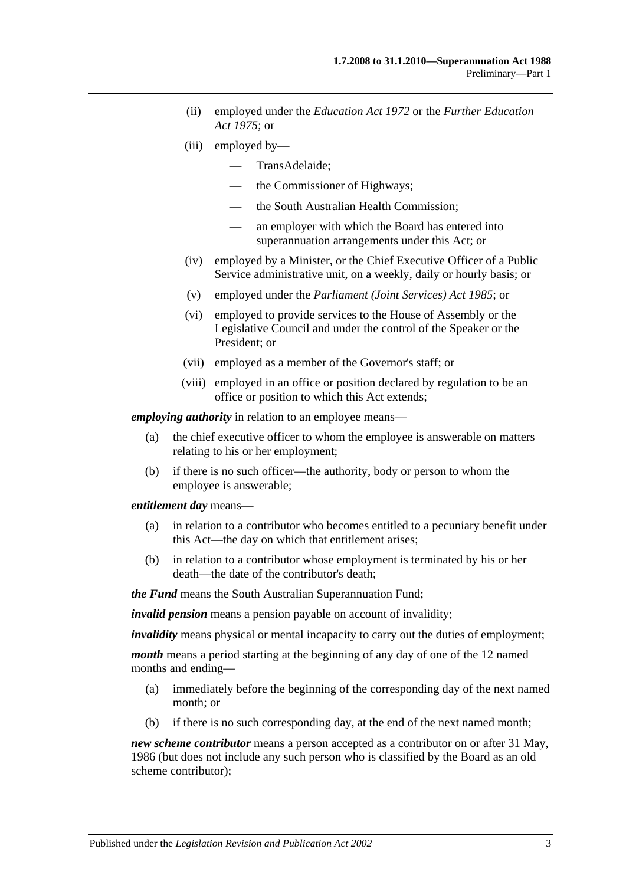(ii) employed under the *Education Act 1972* or the *Further Education Act 1975*; or

(iii) employed by—

— TransAdelaide;

— the Commissioner of Highways;

— the South Australian Health Commission;

— an employer with which the Board has entered into superannuation arrangements under this Act; or

(iv) employed by a Minister, or the Chief Executive Officer of a Public Service administrative unit, on a weekly, daily or hourly basis; or

(v) employed under the *Parliament (Joint Services) Act 1985*; or

(vi) employed to provide services to the House of Assembly or the Legislative Council and under the control of the Speaker or the President; or

(vii) employed as a member of the Governor's staff; or

(viii) employed in an office or position declared by regulation to be an office or position to which this Act extends;

***employing authority*** in relation to an employee means—

(a) the chief executive officer to whom the employee is answerable on matters relating to his or her employment;

(b) if there is no such officer—the authority, body or person to whom the employee is answerable;

***entitlement day*** means—

(a) in relation to a contributor who becomes entitled to a pecuniary benefit under this Act—the day on which that entitlement arises;

(b) in relation to a contributor whose employment is terminated by his or her death—the date of the contributor's death;

***the Fund*** means the South Australian Superannuation Fund;

***invalid pension*** means a pension payable on account of invalidity;

***invalidity*** means physical or mental incapacity to carry out the duties of employment;

***month*** means a period starting at the beginning of any day of one of the 12 named months and ending—

(a) immediately before the beginning of the corresponding day of the next named month; or

(b) if there is no such corresponding day, at the end of the next named month;

***new scheme contributor*** means a person accepted as a contributor on or after 31 May, 1986 (but does not include any such person who is classified by the Board as an old scheme contributor);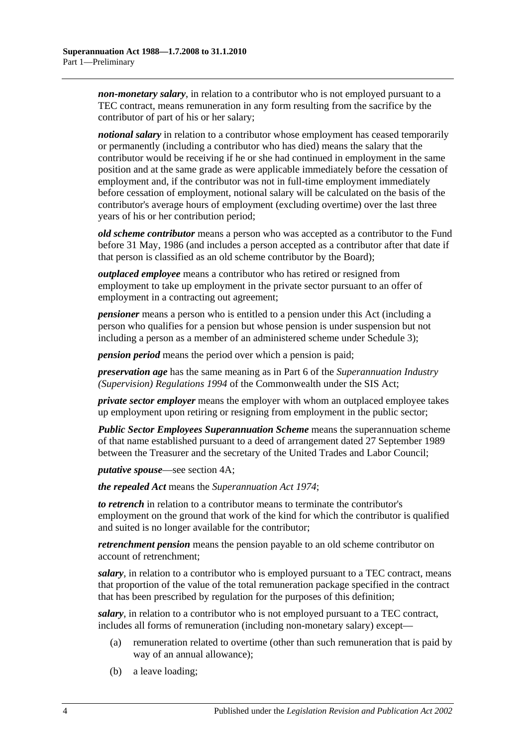***non-monetary salary***, in relation to a contributor who is not employed pursuant to a TEC contract, means remuneration in any form resulting from the sacrifice by the contributor of part of his or her salary;

***notional salary*** in relation to a contributor whose employment has ceased temporarily or permanently (including a contributor who has died) means the salary that the contributor would be receiving if he or she had continued in employment in the same position and at the same grade as were applicable immediately before the cessation of employment and, if the contributor was not in full-time employment immediately before cessation of employment, notional salary will be calculated on the basis of the contributor's average hours of employment (excluding overtime) over the last three years of his or her contribution period;

***old scheme contributor*** means a person who was accepted as a contributor to the Fund before 31 May, 1986 (and includes a person accepted as a contributor after that date if that person is classified as an old scheme contributor by the Board);

***outplaced employee*** means a contributor who has retired or resigned from employment to take up employment in the private sector pursuant to an offer of employment in a contracting out agreement;

***pensioner*** means a person who is entitled to a pension under this Act (including a person who qualifies for a pension but whose pension is under suspension but not including a person as a member of an administered scheme under Schedule 3);

***pension period*** means the period over which a pension is paid;

***preservation age*** has the same meaning as in Part 6 of the *Superannuation Industry (Supervision) Regulations 1994* of the Commonwealth under the SIS Act;

***private sector employer*** means the employer with whom an outplaced employee takes up employment upon retiring or resigning from employment in the public sector;

***Public Sector Employees Superannuation Scheme*** means the superannuation scheme of that name established pursuant to a deed of arrangement dated 27 September 1989 between the Treasurer and the secretary of the United Trades and Labor Council;

***putative spouse***—see section 4A;

***the repealed Act*** means the *Superannuation Act 1974*;

***to retrench*** in relation to a contributor means to terminate the contributor's employment on the ground that work of the kind for which the contributor is qualified and suited is no longer available for the contributor;

***retrenchment pension*** means the pension payable to an old scheme contributor on account of retrenchment;

***salary***, in relation to a contributor who is employed pursuant to a TEC contract, means that proportion of the value of the total remuneration package specified in the contract that has been prescribed by regulation for the purposes of this definition;

***salary***, in relation to a contributor who is not employed pursuant to a TEC contract, includes all forms of remuneration (including non-monetary salary) except—

(a) remuneration related to overtime (other than such remuneration that is paid by way of an annual allowance);

(b) a leave loading;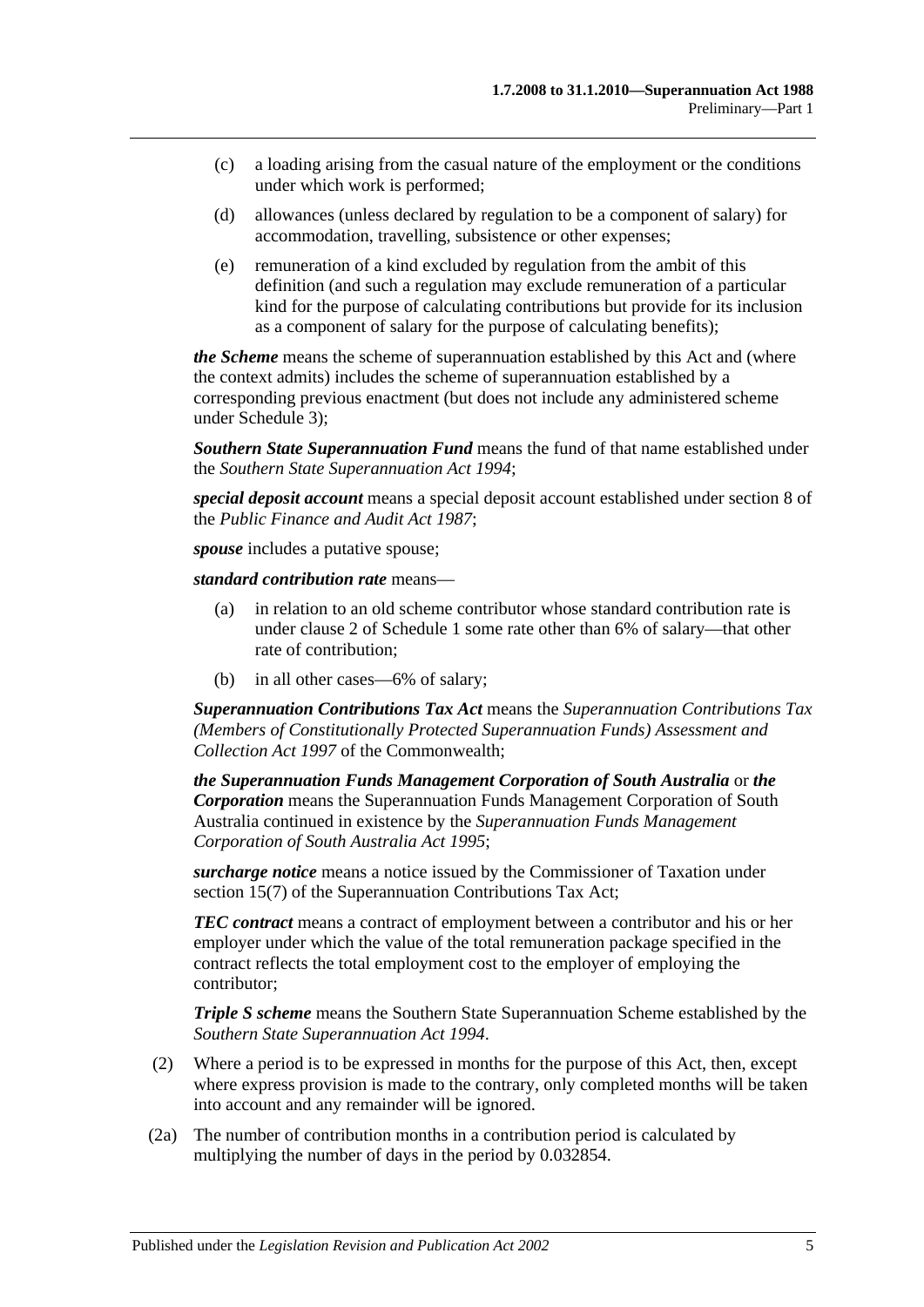(c) a loading arising from the casual nature of the employment or the conditions under which work is performed;

(d) allowances (unless declared by regulation to be a component of salary) for accommodation, travelling, subsistence or other expenses;

(e) remuneration of a kind excluded by regulation from the ambit of this definition (and such a regulation may exclude remuneration of a particular kind for the purpose of calculating contributions but provide for its inclusion as a component of salary for the purpose of calculating benefits);

***the Scheme*** means the scheme of superannuation established by this Act and (where the context admits) includes the scheme of superannuation established by a corresponding previous enactment (but does not include any administered scheme under Schedule 3);

***Southern State Superannuation Fund*** means the fund of that name established under the *Southern State Superannuation Act 1994*;

***special deposit account*** means a special deposit account established under section 8 of the *Public Finance and Audit Act 1987*;

***spouse*** includes a putative spouse;

***standard contribution rate*** means—

(a) in relation to an old scheme contributor whose standard contribution rate is under clause 2 of Schedule 1 some rate other than 6% of salary—that other rate of contribution;

(b) in all other cases—6% of salary;

***Superannuation Contributions Tax Act*** means the *Superannuation Contributions Tax (Members of Constitutionally Protected Superannuation Funds) Assessment and Collection Act 1997* of the Commonwealth;

***the Superannuation Funds Management Corporation of South Australia*** or ***the Corporation*** means the Superannuation Funds Management Corporation of South Australia continued in existence by the *Superannuation Funds Management Corporation of South Australia Act 1995*;

***surcharge notice*** means a notice issued by the Commissioner of Taxation under section 15(7) of the Superannuation Contributions Tax Act;

***TEC contract*** means a contract of employment between a contributor and his or her employer under which the value of the total remuneration package specified in the contract reflects the total employment cost to the employer of employing the contributor;

***Triple S scheme*** means the Southern State Superannuation Scheme established by the *Southern State Superannuation Act 1994*.

(2) Where a period is to be expressed in months for the purpose of this Act, then, except where express provision is made to the contrary, only completed months will be taken into account and any remainder will be ignored.

(2a) The number of contribution months in a contribution period is calculated by multiplying the number of days in the period by 0.032854.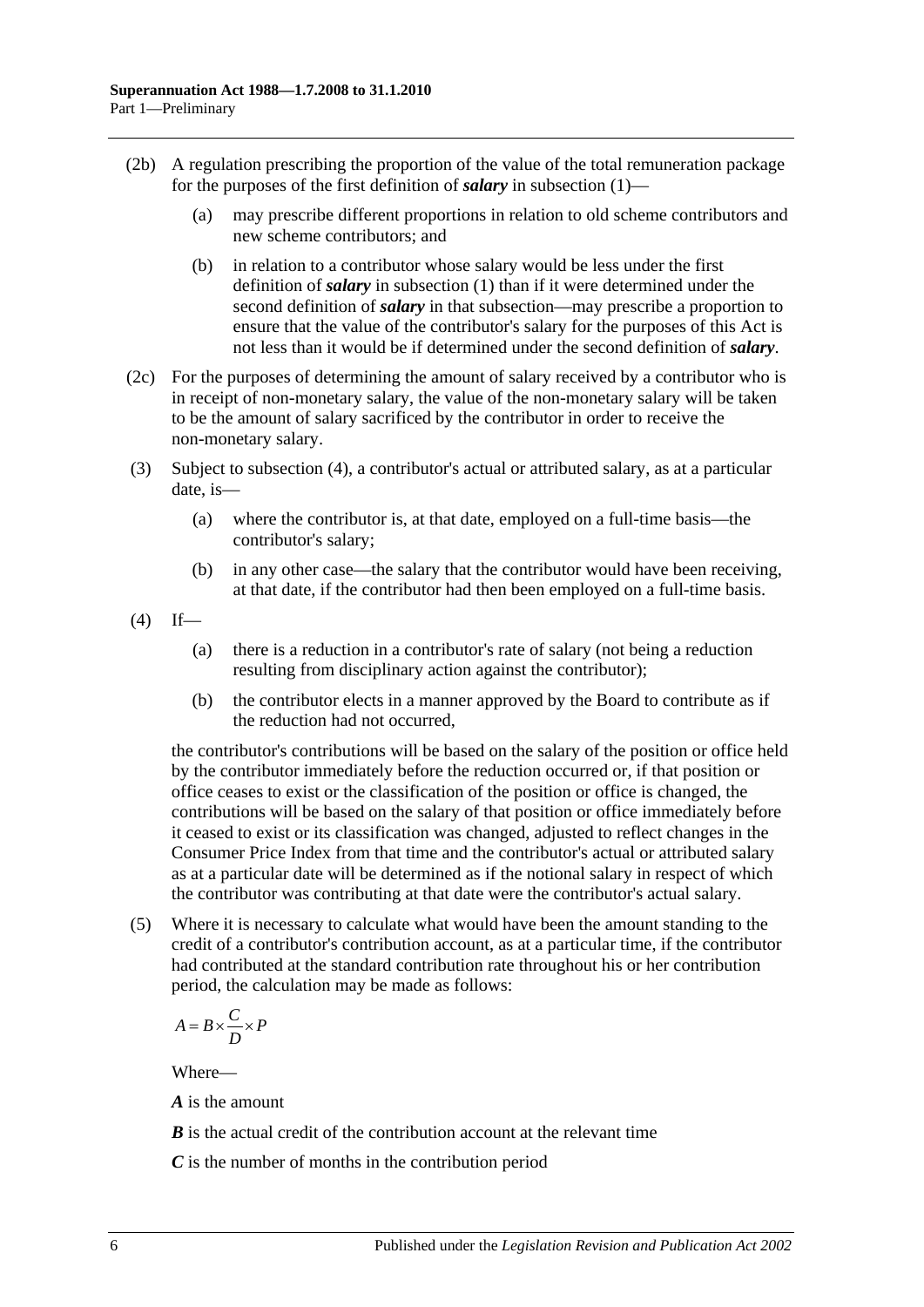(2b) A regulation prescribing the proportion of the value of the total remuneration package for the purposes of the first definition of ***salary*** in subsection (1)—

(a) may prescribe different proportions in relation to old scheme contributors and new scheme contributors; and

(b) in relation to a contributor whose salary would be less under the first definition of ***salary*** in subsection (1) than if it were determined under the second definition of ***salary*** in that subsection—may prescribe a proportion to ensure that the value of the contributor's salary for the purposes of this Act is not less than it would be if determined under the second definition of ***salary***.

(2c) For the purposes of determining the amount of salary received by a contributor who is in receipt of non-monetary salary, the value of the non-monetary salary will be taken to be the amount of salary sacrificed by the contributor in order to receive the non-monetary salary.

(3) Subject to subsection (4), a contributor's actual or attributed salary, as at a particular date, is—

(a) where the contributor is, at that date, employed on a full-time basis—the contributor's salary;

(b) in any other case—the salary that the contributor would have been receiving, at that date, if the contributor had then been employed on a full-time basis.

(4) If—

(a) there is a reduction in a contributor's rate of salary (not being a reduction resulting from disciplinary action against the contributor);

(b) the contributor elects in a manner approved by the Board to contribute as if the reduction had not occurred,

the contributor's contributions will be based on the salary of the position or office held by the contributor immediately before the reduction occurred or, if that position or office ceases to exist or the classification of the position or office is changed, the contributions will be based on the salary of that position or office immediately before it ceased to exist or its classification was changed, adjusted to reflect changes in the Consumer Price Index from that time and the contributor's actual or attributed salary as at a particular date will be determined as if the notional salary in respect of which the contributor was contributing at that date were the contributor's actual salary.

(5) Where it is necessary to calculate what would have been the amount standing to the credit of a contributor's contribution account, as at a particular time, if the contributor had contributed at the standard contribution rate throughout his or her contribution period, the calculation may be made as follows:

$$A = B \times \frac{C}{D} \times P$$

Where—

***A*** is the amount

***B*** is the actual credit of the contribution account at the relevant time

***C*** is the number of months in the contribution period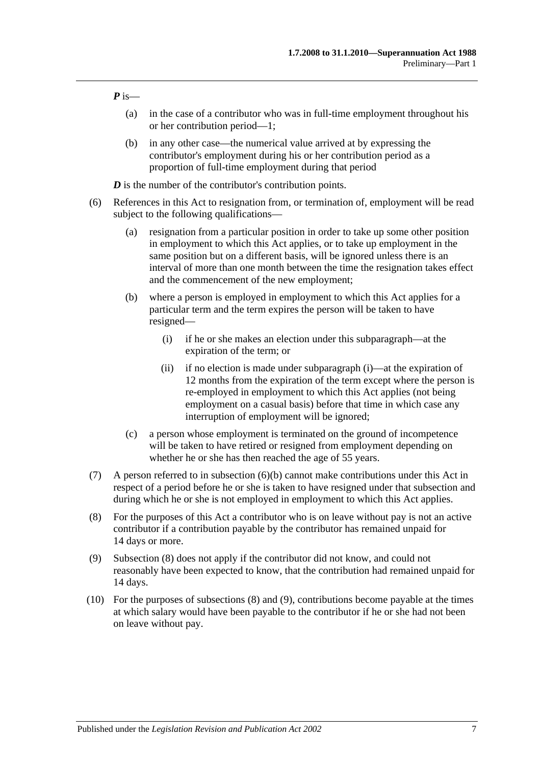***P*** is—

(a) in the case of a contributor who was in full-time employment throughout his or her contribution period—1;

(b) in any other case—the numerical value arrived at by expressing the contributor's employment during his or her contribution period as a proportion of full-time employment during that period

***D*** is the number of the contributor's contribution points.

(6) References in this Act to resignation from, or termination of, employment will be read subject to the following qualifications—

(a) resignation from a particular position in order to take up some other position in employment to which this Act applies, or to take up employment in the same position but on a different basis, will be ignored unless there is an interval of more than one month between the time the resignation takes effect and the commencement of the new employment;

(b) where a person is employed in employment to which this Act applies for a particular term and the term expires the person will be taken to have resigned—

(i) if he or she makes an election under this subparagraph—at the expiration of the term; or

(ii) if no election is made under subparagraph (i)—at the expiration of 12 months from the expiration of the term except where the person is re-employed in employment to which this Act applies (not being employment on a casual basis) before that time in which case any interruption of employment will be ignored;

(c) a person whose employment is terminated on the ground of incompetence will be taken to have retired or resigned from employment depending on whether he or she has then reached the age of 55 years.

(7) A person referred to in subsection (6)(b) cannot make contributions under this Act in respect of a period before he or she is taken to have resigned under that subsection and during which he or she is not employed in employment to which this Act applies.

(8) For the purposes of this Act a contributor who is on leave without pay is not an active contributor if a contribution payable by the contributor has remained unpaid for 14 days or more.

(9) Subsection (8) does not apply if the contributor did not know, and could not reasonably have been expected to know, that the contribution had remained unpaid for 14 days.

(10) For the purposes of subsections (8) and (9), contributions become payable at the times at which salary would have been payable to the contributor if he or she had not been on leave without pay.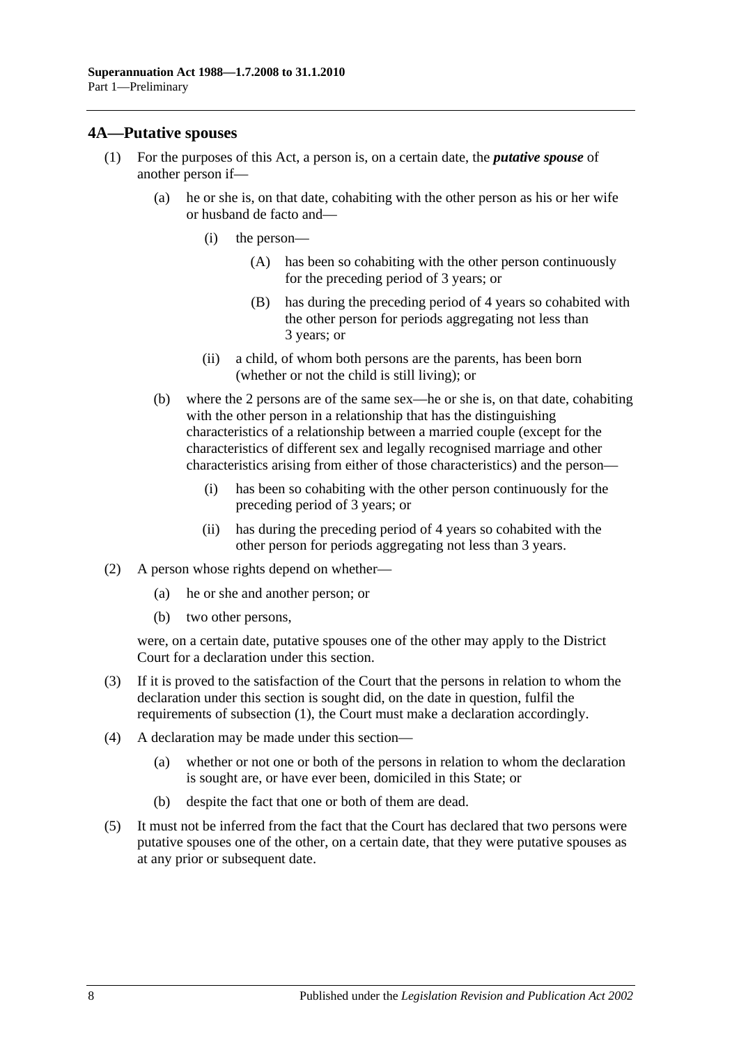## 4A—Putative spouses

(1) For the purposes of this Act, a person is, on a certain date, the ***putative spouse*** of another person if—

(a) he or she is, on that date, cohabiting with the other person as his or her wife or husband de facto and—

(i) the person—

(A) has been so cohabiting with the other person continuously for the preceding period of 3 years; or

(B) has during the preceding period of 4 years so cohabited with the other person for periods aggregating not less than 3 years; or

(ii) a child, of whom both persons are the parents, has been born (whether or not the child is still living); or

(b) where the 2 persons are of the same sex—he or she is, on that date, cohabiting with the other person in a relationship that has the distinguishing characteristics of a relationship between a married couple (except for the characteristics of different sex and legally recognised marriage and other characteristics arising from either of those characteristics) and the person—

(i) has been so cohabiting with the other person continuously for the preceding period of 3 years; or

(ii) has during the preceding period of 4 years so cohabited with the other person for periods aggregating not less than 3 years.

(2) A person whose rights depend on whether—

(a) he or she and another person; or

(b) two other persons,

were, on a certain date, putative spouses one of the other may apply to the District Court for a declaration under this section.

(3) If it is proved to the satisfaction of the Court that the persons in relation to whom the declaration under this section is sought did, on the date in question, fulfil the requirements of subsection (1), the Court must make a declaration accordingly.

(4) A declaration may be made under this section—

(a) whether or not one or both of the persons in relation to whom the declaration is sought are, or have ever been, domiciled in this State; or

(b) despite the fact that one or both of them are dead.

(5) It must not be inferred from the fact that the Court has declared that two persons were putative spouses one of the other, on a certain date, that they were putative spouses as at any prior or subsequent date.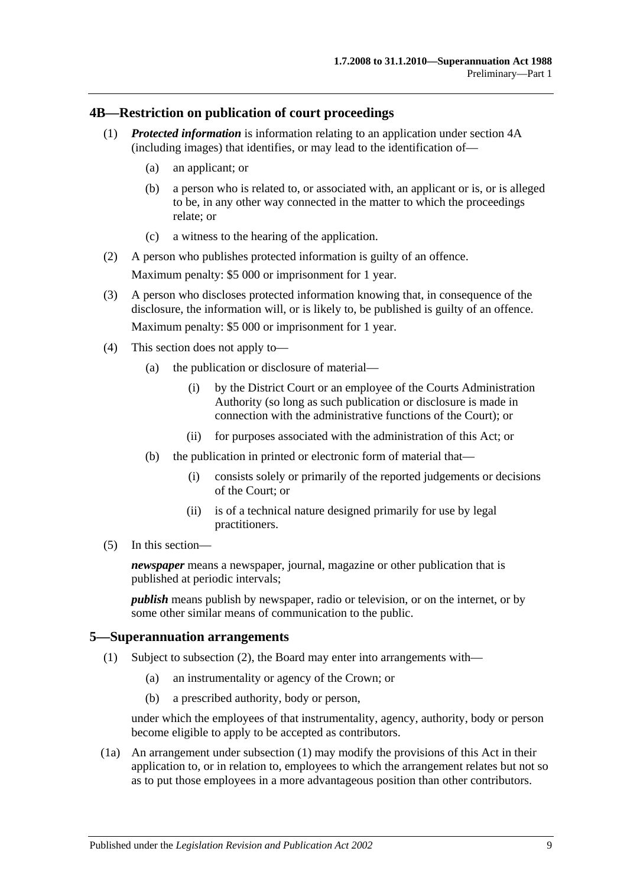## 4B—Restriction on publication of court proceedings

(1) ***Protected information*** is information relating to an application under section 4A (including images) that identifies, or may lead to the identification of—

(a) an applicant; or

(b) a person who is related to, or associated with, an applicant or is, or is alleged to be, in any other way connected in the matter to which the proceedings relate; or

(c) a witness to the hearing of the application.

(2) A person who publishes protected information is guilty of an offence.

Maximum penalty: $5 000 or imprisonment for 1 year.

(3) A person who discloses protected information knowing that, in consequence of the disclosure, the information will, or is likely to, be published is guilty of an offence.

Maximum penalty: $5 000 or imprisonment for 1 year.

(4) This section does not apply to—

(a) the publication or disclosure of material—

(i) by the District Court or an employee of the Courts Administration Authority (so long as such publication or disclosure is made in connection with the administrative functions of the Court); or

(ii) for purposes associated with the administration of this Act; or

(b) the publication in printed or electronic form of material that—

(i) consists solely or primarily of the reported judgements or decisions of the Court; or

(ii) is of a technical nature designed primarily for use by legal practitioners.

(5) In this section—

***newspaper*** means a newspaper, journal, magazine or other publication that is published at periodic intervals;

***publish*** means publish by newspaper, radio or television, or on the internet, or by some other similar means of communication to the public.

## 5—Superannuation arrangements

(1) Subject to subsection (2), the Board may enter into arrangements with—

(a) an instrumentality or agency of the Crown; or

(b) a prescribed authority, body or person,

under which the employees of that instrumentality, agency, authority, body or person become eligible to apply to be accepted as contributors.

(1a) An arrangement under subsection (1) may modify the provisions of this Act in their application to, or in relation to, employees to which the arrangement relates but not so as to put those employees in a more advantageous position than other contributors.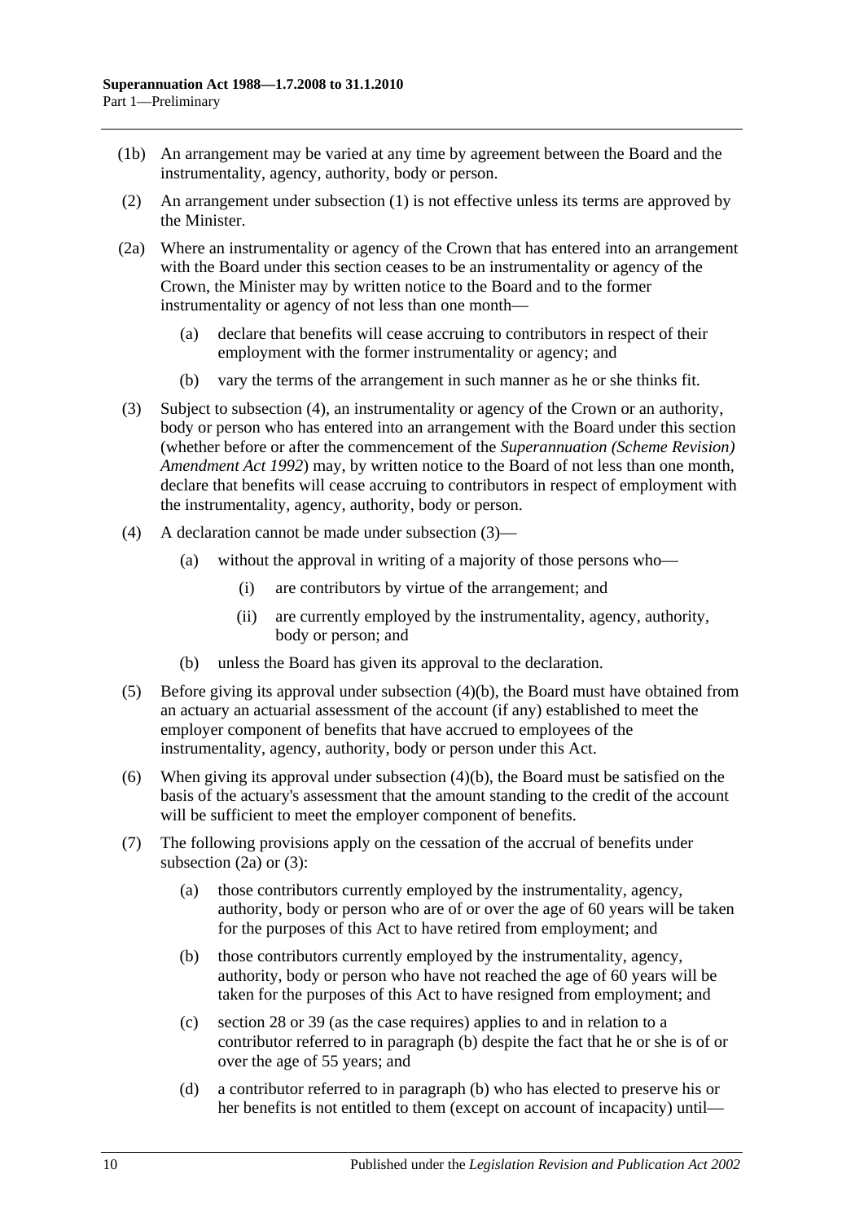(1b) An arrangement may be varied at any time by agreement between the Board and the instrumentality, agency, authority, body or person.

(2) An arrangement under subsection (1) is not effective unless its terms are approved by the Minister.

(2a) Where an instrumentality or agency of the Crown that has entered into an arrangement with the Board under this section ceases to be an instrumentality or agency of the Crown, the Minister may by written notice to the Board and to the former instrumentality or agency of not less than one month—

(a) declare that benefits will cease accruing to contributors in respect of their employment with the former instrumentality or agency; and

(b) vary the terms of the arrangement in such manner as he or she thinks fit.

(3) Subject to subsection (4), an instrumentality or agency of the Crown or an authority, body or person who has entered into an arrangement with the Board under this section (whether before or after the commencement of the *Superannuation (Scheme Revision) Amendment Act 1992*) may, by written notice to the Board of not less than one month, declare that benefits will cease accruing to contributors in respect of employment with the instrumentality, agency, authority, body or person.

(4) A declaration cannot be made under subsection (3)—

(a) without the approval in writing of a majority of those persons who—

(i) are contributors by virtue of the arrangement; and

(ii) are currently employed by the instrumentality, agency, authority, body or person; and

(b) unless the Board has given its approval to the declaration.

(5) Before giving its approval under subsection (4)(b), the Board must have obtained from an actuary an actuarial assessment of the account (if any) established to meet the employer component of benefits that have accrued to employees of the instrumentality, agency, authority, body or person under this Act.

(6) When giving its approval under subsection (4)(b), the Board must be satisfied on the basis of the actuary's assessment that the amount standing to the credit of the account will be sufficient to meet the employer component of benefits.

(7) The following provisions apply on the cessation of the accrual of benefits under subsection (2a) or (3):

(a) those contributors currently employed by the instrumentality, agency, authority, body or person who are of or over the age of 60 years will be taken for the purposes of this Act to have retired from employment; and

(b) those contributors currently employed by the instrumentality, agency, authority, body or person who have not reached the age of 60 years will be taken for the purposes of this Act to have resigned from employment; and

(c) section 28 or 39 (as the case requires) applies to and in relation to a contributor referred to in paragraph (b) despite the fact that he or she is of or over the age of 55 years; and

(d) a contributor referred to in paragraph (b) who has elected to preserve his or her benefits is not entitled to them (except on account of incapacity) until—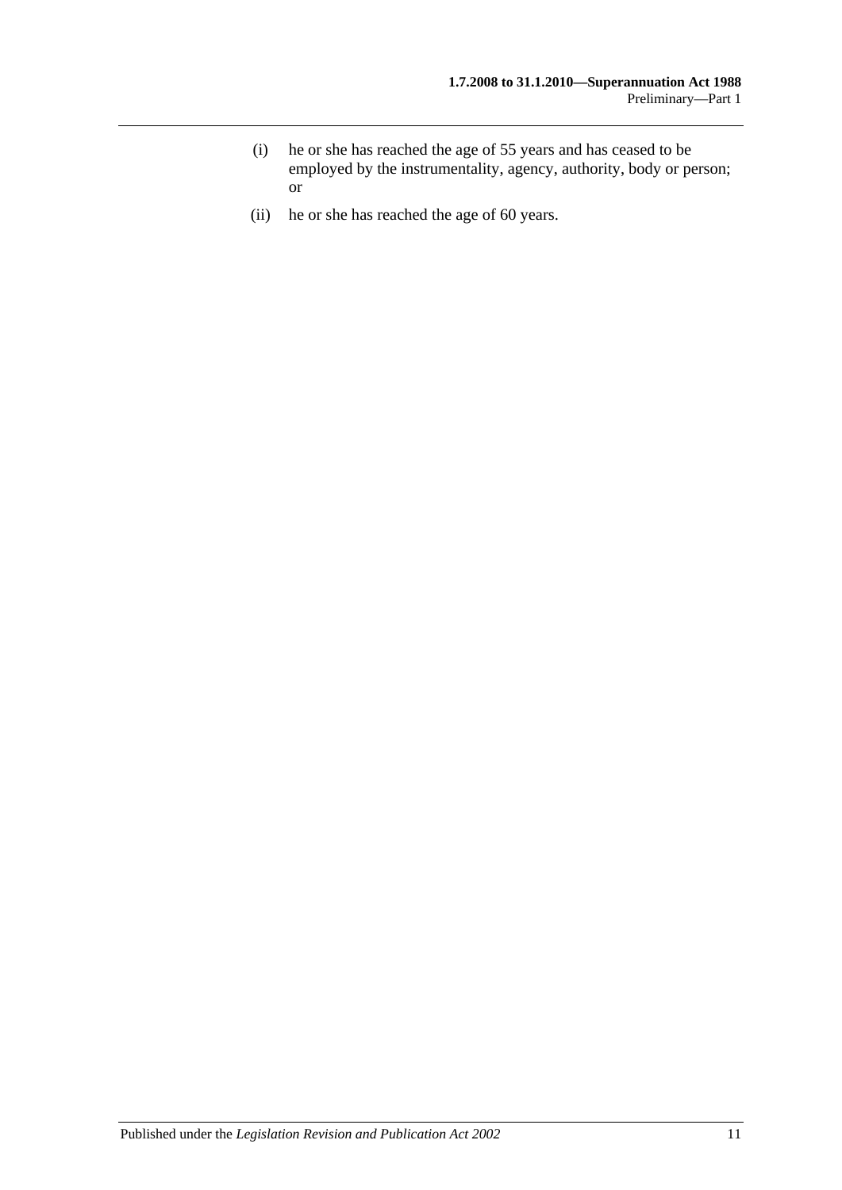- (i) he or she has reached the age of 55 years and has ceased to be employed by the instrumentality, agency, authority, body or person; or
- (ii) he or she has reached the age of 60 years.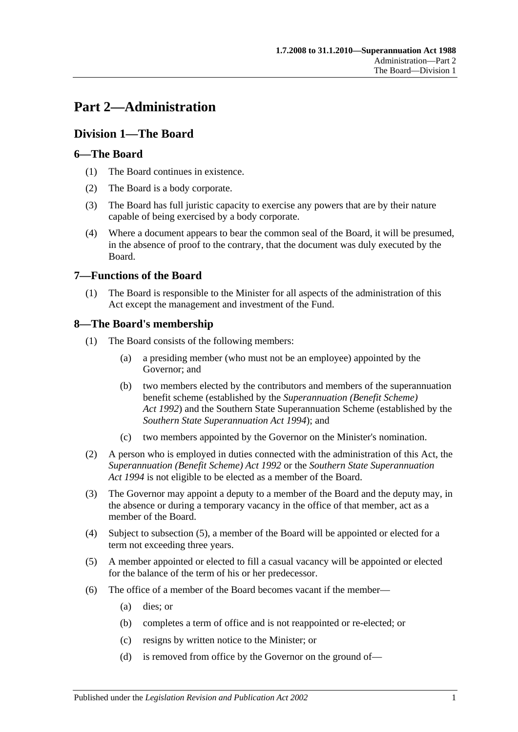# Part 2—Administration

## Division 1—The Board

### 6—The Board

(1) The Board continues in existence.

(2) The Board is a body corporate.

(3) The Board has full juristic capacity to exercise any powers that are by their nature capable of being exercised by a body corporate.

(4) Where a document appears to bear the common seal of the Board, it will be presumed, in the absence of proof to the contrary, that the document was duly executed by the Board.

### 7—Functions of the Board

(1) The Board is responsible to the Minister for all aspects of the administration of this Act except the management and investment of the Fund.

### 8—The Board's membership

(1) The Board consists of the following members:

(a) a presiding member (who must not be an employee) appointed by the Governor; and

(b) two members elected by the contributors and members of the superannuation benefit scheme (established by the *Superannuation (Benefit Scheme) Act 1992*) and the Southern State Superannuation Scheme (established by the *Southern State Superannuation Act 1994*); and

(c) two members appointed by the Governor on the Minister's nomination.

(2) A person who is employed in duties connected with the administration of this Act, the *Superannuation (Benefit Scheme) Act 1992* or the *Southern State Superannuation Act 1994* is not eligible to be elected as a member of the Board.

(3) The Governor may appoint a deputy to a member of the Board and the deputy may, in the absence or during a temporary vacancy in the office of that member, act as a member of the Board.

(4) Subject to subsection (5), a member of the Board will be appointed or elected for a term not exceeding three years.

(5) A member appointed or elected to fill a casual vacancy will be appointed or elected for the balance of the term of his or her predecessor.

(6) The office of a member of the Board becomes vacant if the member—

(a) dies; or

(b) completes a term of office and is not reappointed or re-elected; or

(c) resigns by written notice to the Minister; or

(d) is removed from office by the Governor on the ground of—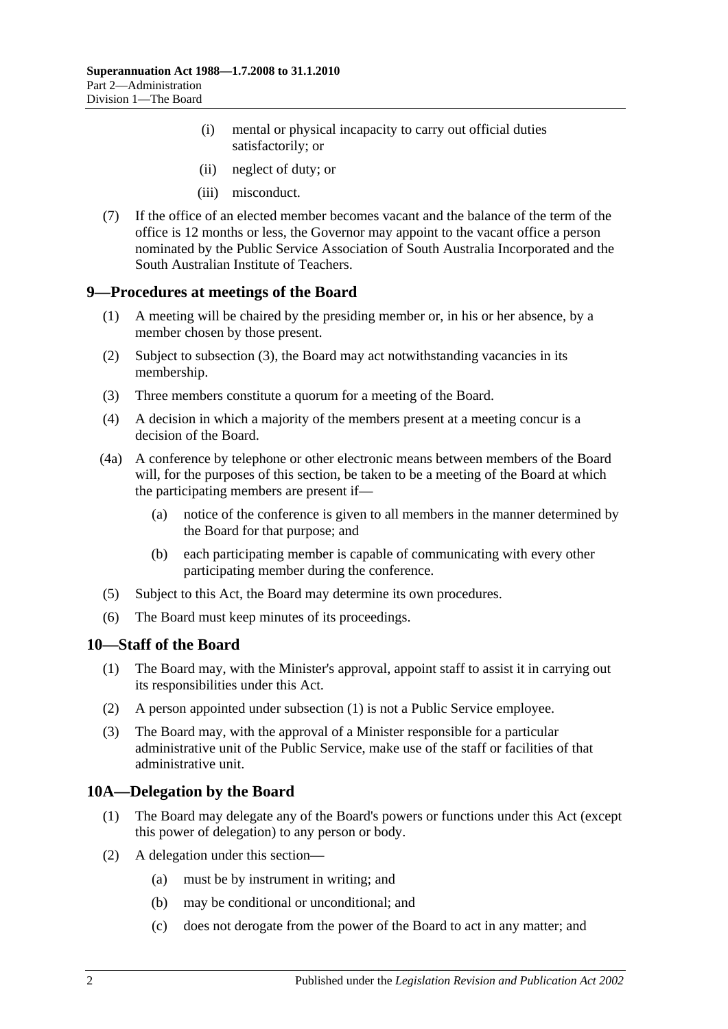(i) mental or physical incapacity to carry out official duties satisfactorily; or

(ii) neglect of duty; or

(iii) misconduct.

(7) If the office of an elected member becomes vacant and the balance of the term of the office is 12 months or less, the Governor may appoint to the vacant office a person nominated by the Public Service Association of South Australia Incorporated and the South Australian Institute of Teachers.

## 9—Procedures at meetings of the Board

(1) A meeting will be chaired by the presiding member or, in his or her absence, by a member chosen by those present.

(2) Subject to subsection (3), the Board may act notwithstanding vacancies in its membership.

(3) Three members constitute a quorum for a meeting of the Board.

(4) A decision in which a majority of the members present at a meeting concur is a decision of the Board.

(4a) A conference by telephone or other electronic means between members of the Board will, for the purposes of this section, be taken to be a meeting of the Board at which the participating members are present if—

(a) notice of the conference is given to all members in the manner determined by the Board for that purpose; and

(b) each participating member is capable of communicating with every other participating member during the conference.

(5) Subject to this Act, the Board may determine its own procedures.

(6) The Board must keep minutes of its proceedings.

## 10—Staff of the Board

(1) The Board may, with the Minister's approval, appoint staff to assist it in carrying out its responsibilities under this Act.

(2) A person appointed under subsection (1) is not a Public Service employee.

(3) The Board may, with the approval of a Minister responsible for a particular administrative unit of the Public Service, make use of the staff or facilities of that administrative unit.

## 10A—Delegation by the Board

(1) The Board may delegate any of the Board's powers or functions under this Act (except this power of delegation) to any person or body.

(2) A delegation under this section—

(a) must be by instrument in writing; and

(b) may be conditional or unconditional; and

(c) does not derogate from the power of the Board to act in any matter; and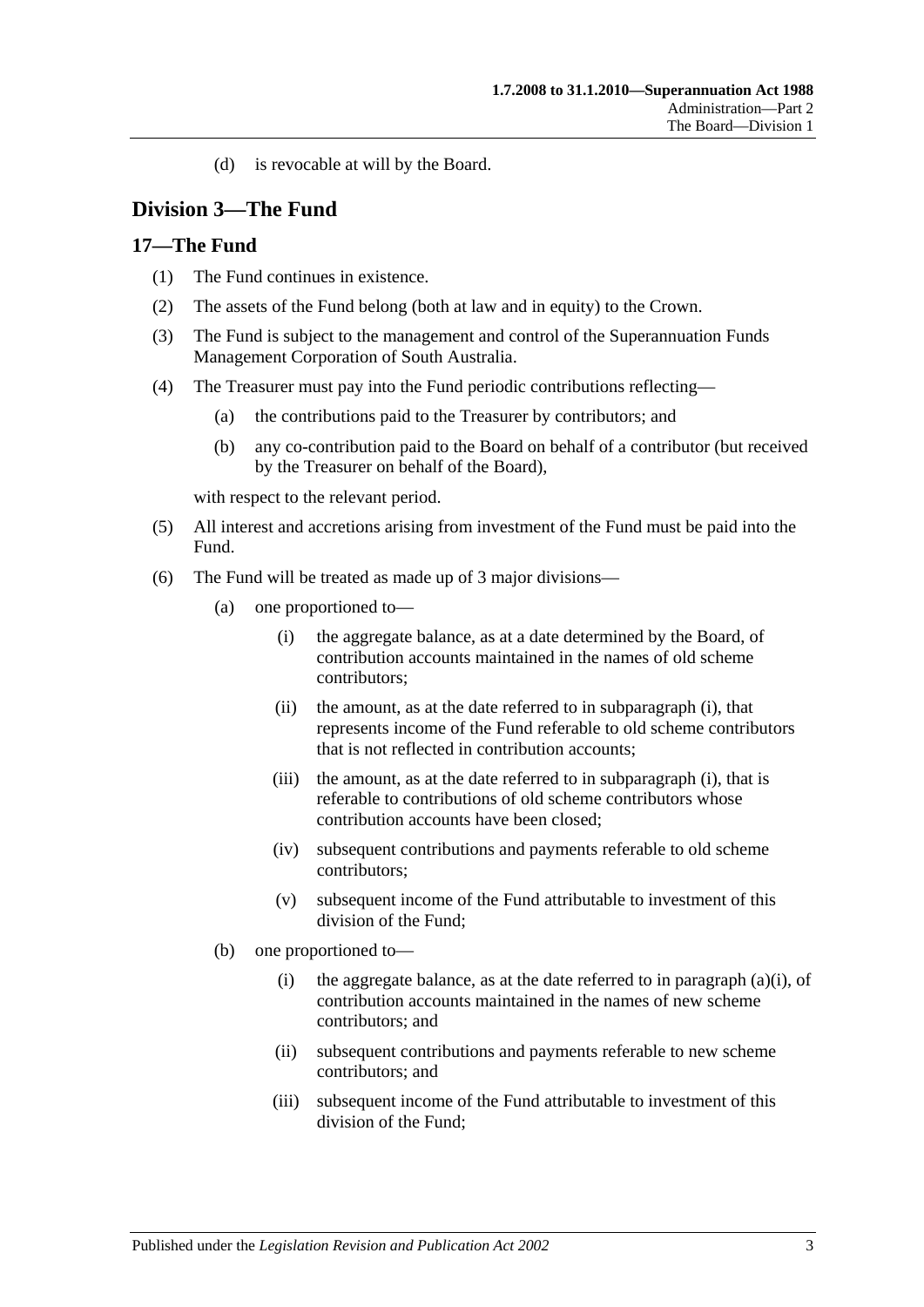(d) is revocable at will by the Board.

## Division 3—The Fund

### 17—The Fund

(1) The Fund continues in existence.

(2) The assets of the Fund belong (both at law and in equity) to the Crown.

(3) The Fund is subject to the management and control of the Superannuation Funds Management Corporation of South Australia.

(4) The Treasurer must pay into the Fund periodic contributions reflecting—

  (a) the contributions paid to the Treasurer by contributors; and

  (b) any co-contribution paid to the Board on behalf of a contributor (but received by the Treasurer on behalf of the Board),

with respect to the relevant period.

(5) All interest and accretions arising from investment of the Fund must be paid into the Fund.

(6) The Fund will be treated as made up of 3 major divisions—

  (a) one proportioned to—

    (i) the aggregate balance, as at a date determined by the Board, of contribution accounts maintained in the names of old scheme contributors;

    (ii) the amount, as at the date referred to in subparagraph (i), that represents income of the Fund referable to old scheme contributors that is not reflected in contribution accounts;

    (iii) the amount, as at the date referred to in subparagraph (i), that is referable to contributions of old scheme contributors whose contribution accounts have been closed;

    (iv) subsequent contributions and payments referable to old scheme contributors;

    (v) subsequent income of the Fund attributable to investment of this division of the Fund;

  (b) one proportioned to—

    (i) the aggregate balance, as at the date referred to in paragraph (a)(i), of contribution accounts maintained in the names of new scheme contributors; and

    (ii) subsequent contributions and payments referable to new scheme contributors; and

    (iii) subsequent income of the Fund attributable to investment of this division of the Fund;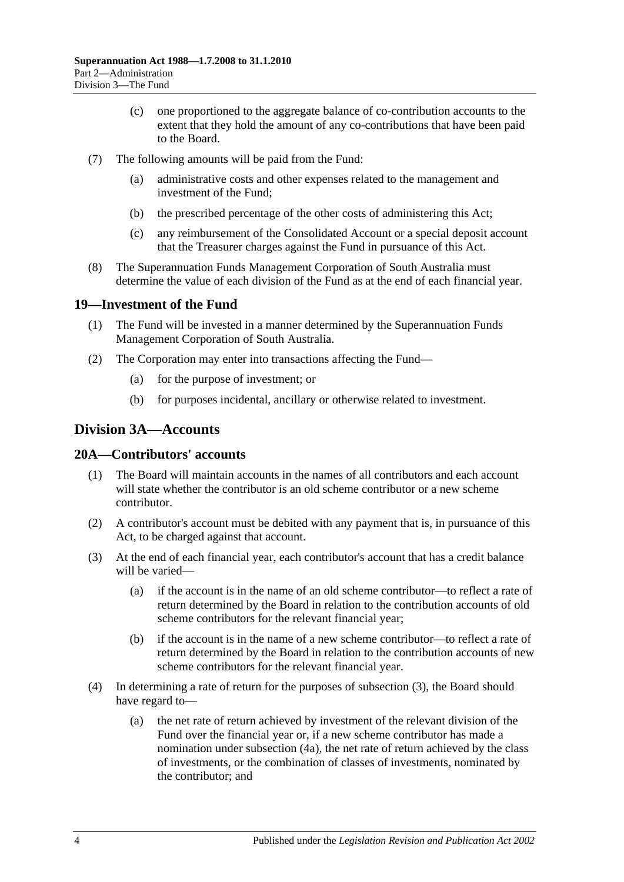(c) one proportioned to the aggregate balance of co-contribution accounts to the extent that they hold the amount of any co-contributions that have been paid to the Board.

(7) The following amounts will be paid from the Fund:

(a) administrative costs and other expenses related to the management and investment of the Fund;

(b) the prescribed percentage of the other costs of administering this Act;

(c) any reimbursement of the Consolidated Account or a special deposit account that the Treasurer charges against the Fund in pursuance of this Act.

(8) The Superannuation Funds Management Corporation of South Australia must determine the value of each division of the Fund as at the end of each financial year.

## 19—Investment of the Fund

(1) The Fund will be invested in a manner determined by the Superannuation Funds Management Corporation of South Australia.

(2) The Corporation may enter into transactions affecting the Fund—

(a) for the purpose of investment; or

(b) for purposes incidental, ancillary or otherwise related to investment.

# Division 3A—Accounts

## 20A—Contributors' accounts

(1) The Board will maintain accounts in the names of all contributors and each account will state whether the contributor is an old scheme contributor or a new scheme contributor.

(2) A contributor's account must be debited with any payment that is, in pursuance of this Act, to be charged against that account.

(3) At the end of each financial year, each contributor's account that has a credit balance will be varied—

(a) if the account is in the name of an old scheme contributor—to reflect a rate of return determined by the Board in relation to the contribution accounts of old scheme contributors for the relevant financial year;

(b) if the account is in the name of a new scheme contributor—to reflect a rate of return determined by the Board in relation to the contribution accounts of new scheme contributors for the relevant financial year.

(4) In determining a rate of return for the purposes of subsection (3), the Board should have regard to—

(a) the net rate of return achieved by investment of the relevant division of the Fund over the financial year or, if a new scheme contributor has made a nomination under subsection (4a), the net rate of return achieved by the class of investments, or the combination of classes of investments, nominated by the contributor; and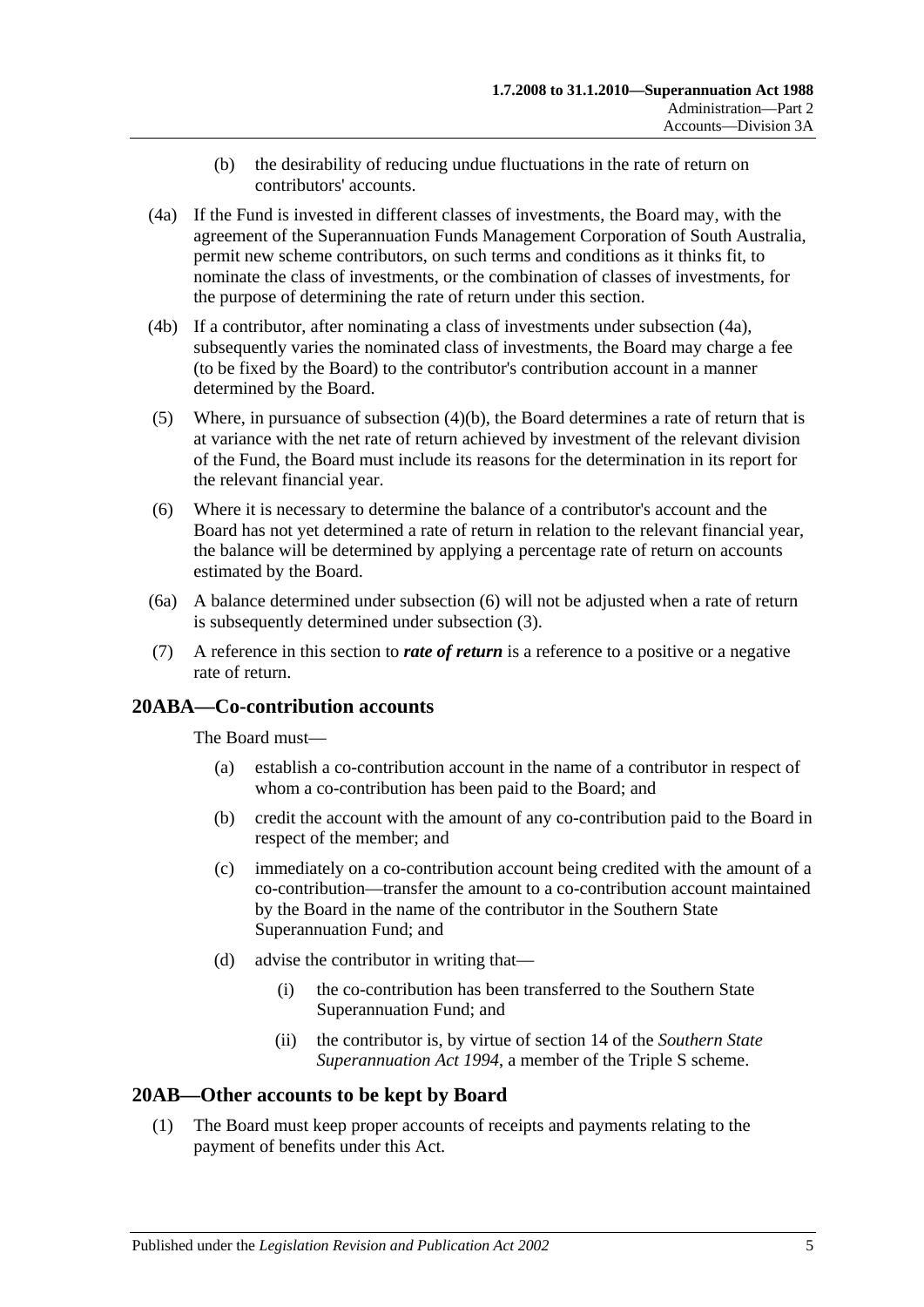(b) the desirability of reducing undue fluctuations in the rate of return on contributors' accounts.

(4a) If the Fund is invested in different classes of investments, the Board may, with the agreement of the Superannuation Funds Management Corporation of South Australia, permit new scheme contributors, on such terms and conditions as it thinks fit, to nominate the class of investments, or the combination of classes of investments, for the purpose of determining the rate of return under this section.

(4b) If a contributor, after nominating a class of investments under subsection (4a), subsequently varies the nominated class of investments, the Board may charge a fee (to be fixed by the Board) to the contributor's contribution account in a manner determined by the Board.

(5) Where, in pursuance of subsection (4)(b), the Board determines a rate of return that is at variance with the net rate of return achieved by investment of the relevant division of the Fund, the Board must include its reasons for the determination in its report for the relevant financial year.

(6) Where it is necessary to determine the balance of a contributor's account and the Board has not yet determined a rate of return in relation to the relevant financial year, the balance will be determined by applying a percentage rate of return on accounts estimated by the Board.

(6a) A balance determined under subsection (6) will not be adjusted when a rate of return is subsequently determined under subsection (3).

(7) A reference in this section to ***rate of return*** is a reference to a positive or a negative rate of return.

## 20ABA—Co-contribution accounts

The Board must—

(a) establish a co-contribution account in the name of a contributor in respect of whom a co-contribution has been paid to the Board; and

(b) credit the account with the amount of any co-contribution paid to the Board in respect of the member; and

(c) immediately on a co-contribution account being credited with the amount of a co-contribution—transfer the amount to a co-contribution account maintained by the Board in the name of the contributor in the Southern State Superannuation Fund; and

(d) advise the contributor in writing that—

(i) the co-contribution has been transferred to the Southern State Superannuation Fund; and

(ii) the contributor is, by virtue of section 14 of the *Southern State Superannuation Act 1994*, a member of the Triple S scheme.

## 20AB—Other accounts to be kept by Board

(1) The Board must keep proper accounts of receipts and payments relating to the payment of benefits under this Act.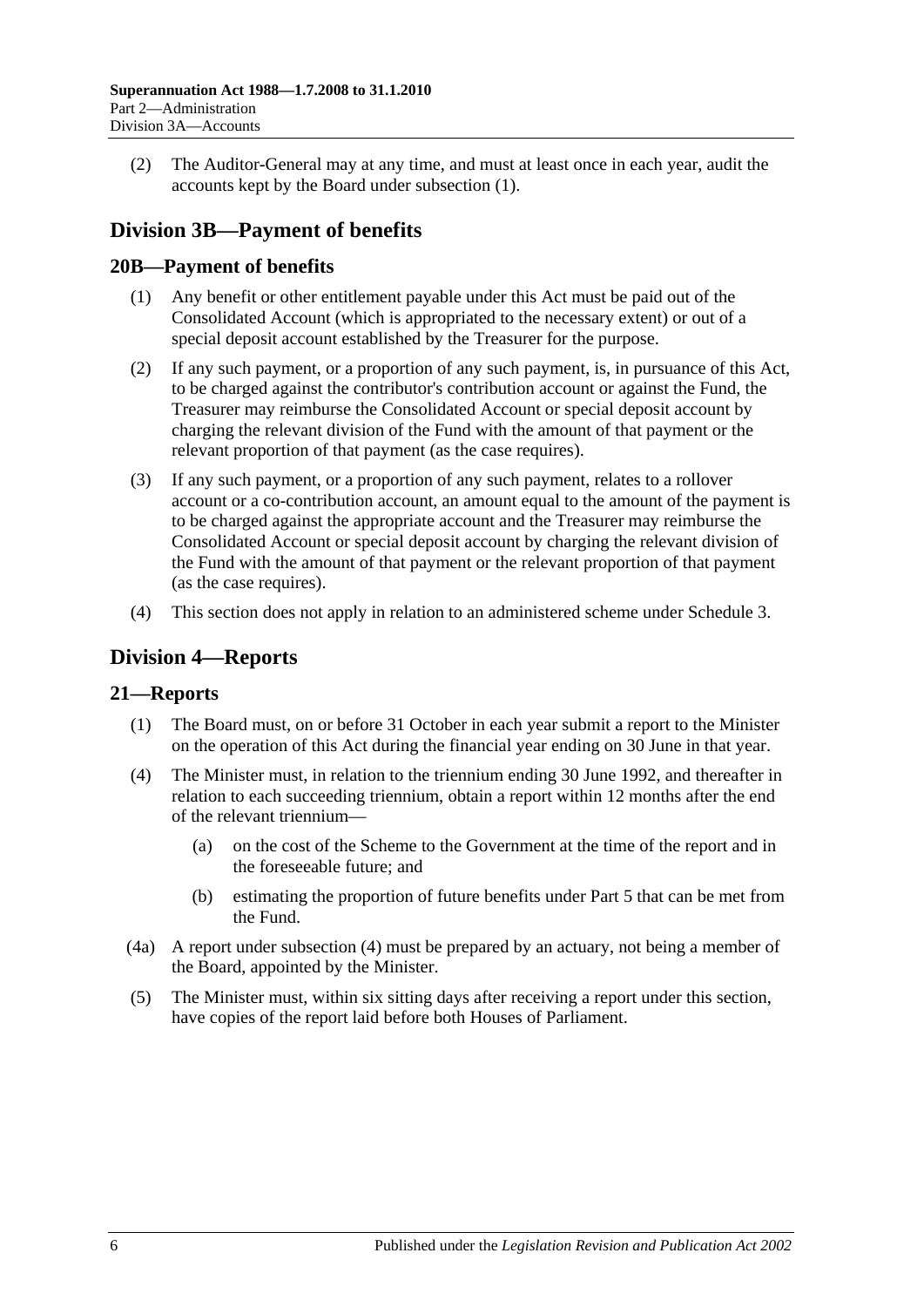(2) The Auditor-General may at any time, and must at least once in each year, audit the accounts kept by the Board under subsection (1).

## Division 3B—Payment of benefits

### 20B—Payment of benefits

(1) Any benefit or other entitlement payable under this Act must be paid out of the Consolidated Account (which is appropriated to the necessary extent) or out of a special deposit account established by the Treasurer for the purpose.

(2) If any such payment, or a proportion of any such payment, is, in pursuance of this Act, to be charged against the contributor's contribution account or against the Fund, the Treasurer may reimburse the Consolidated Account or special deposit account by charging the relevant division of the Fund with the amount of that payment or the relevant proportion of that payment (as the case requires).

(3) If any such payment, or a proportion of any such payment, relates to a rollover account or a co-contribution account, an amount equal to the amount of the payment is to be charged against the appropriate account and the Treasurer may reimburse the Consolidated Account or special deposit account by charging the relevant division of the Fund with the amount of that payment or the relevant proportion of that payment (as the case requires).

(4) This section does not apply in relation to an administered scheme under Schedule 3.

## Division 4—Reports

### 21—Reports

(1) The Board must, on or before 31 October in each year submit a report to the Minister on the operation of this Act during the financial year ending on 30 June in that year.

(4) The Minister must, in relation to the triennium ending 30 June 1992, and thereafter in relation to each succeeding triennium, obtain a report within 12 months after the end of the relevant triennium—

(a) on the cost of the Scheme to the Government at the time of the report and in the foreseeable future; and

(b) estimating the proportion of future benefits under Part 5 that can be met from the Fund.

(4a) A report under subsection (4) must be prepared by an actuary, not being a member of the Board, appointed by the Minister.

(5) The Minister must, within six sitting days after receiving a report under this section, have copies of the report laid before both Houses of Parliament.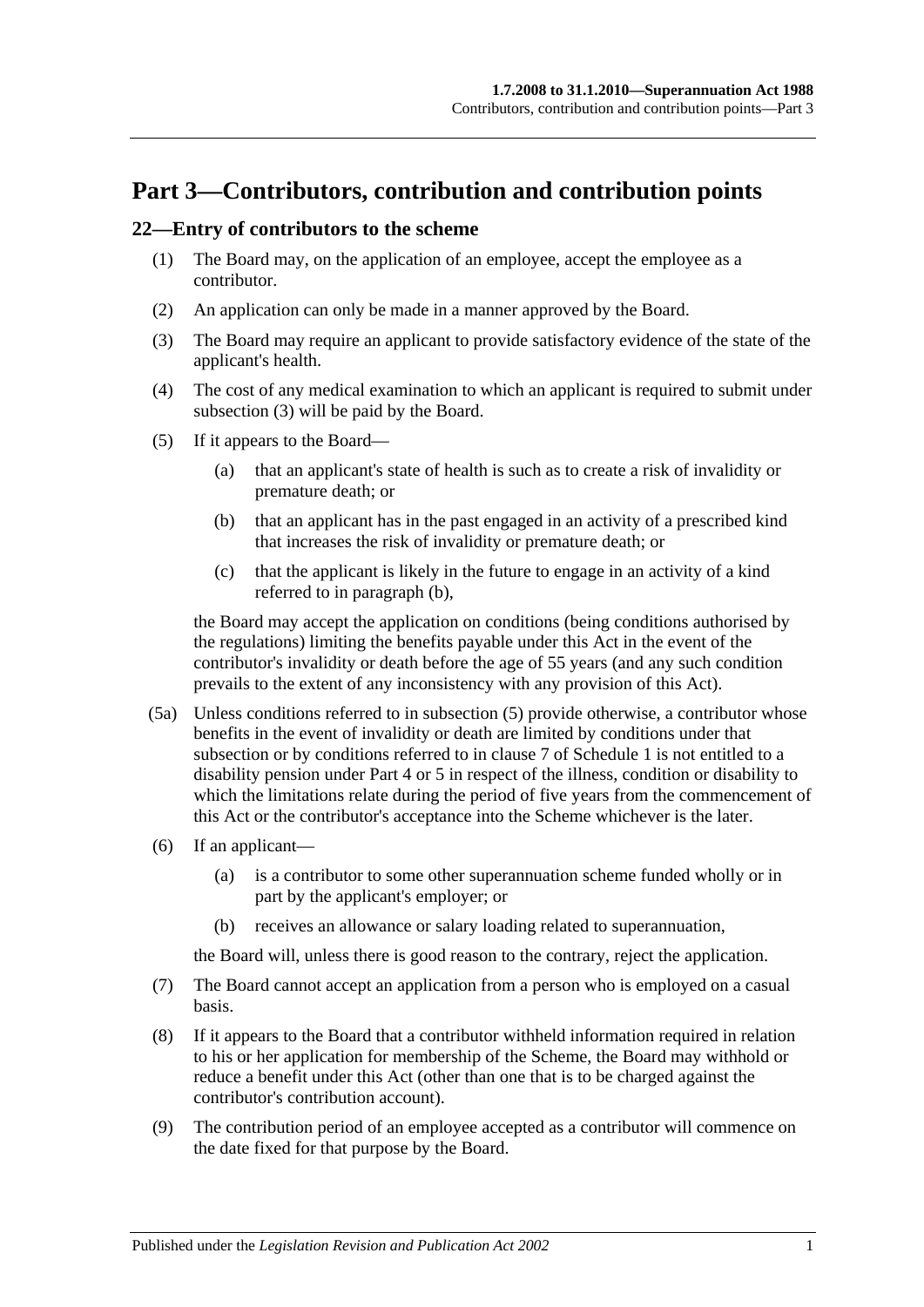# Part 3—Contributors, contribution and contribution points

## 22—Entry of contributors to the scheme

(1) The Board may, on the application of an employee, accept the employee as a contributor.

(2) An application can only be made in a manner approved by the Board.

(3) The Board may require an applicant to provide satisfactory evidence of the state of the applicant's health.

(4) The cost of any medical examination to which an applicant is required to submit under subsection (3) will be paid by the Board.

(5) If it appears to the Board—

- (a) that an applicant's state of health is such as to create a risk of invalidity or premature death; or
- (b) that an applicant has in the past engaged in an activity of a prescribed kind that increases the risk of invalidity or premature death; or
- (c) that the applicant is likely in the future to engage in an activity of a kind referred to in paragraph (b),

the Board may accept the application on conditions (being conditions authorised by the regulations) limiting the benefits payable under this Act in the event of the contributor's invalidity or death before the age of 55 years (and any such condition prevails to the extent of any inconsistency with any provision of this Act).

(5a) Unless conditions referred to in subsection (5) provide otherwise, a contributor whose benefits in the event of invalidity or death are limited by conditions under that subsection or by conditions referred to in clause 7 of Schedule 1 is not entitled to a disability pension under Part 4 or 5 in respect of the illness, condition or disability to which the limitations relate during the period of five years from the commencement of this Act or the contributor's acceptance into the Scheme whichever is the later.

(6) If an applicant—

- (a) is a contributor to some other superannuation scheme funded wholly or in part by the applicant's employer; or
- (b) receives an allowance or salary loading related to superannuation,

the Board will, unless there is good reason to the contrary, reject the application.

(7) The Board cannot accept an application from a person who is employed on a casual basis.

(8) If it appears to the Board that a contributor withheld information required in relation to his or her application for membership of the Scheme, the Board may withhold or reduce a benefit under this Act (other than one that is to be charged against the contributor's contribution account).

(9) The contribution period of an employee accepted as a contributor will commence on the date fixed for that purpose by the Board.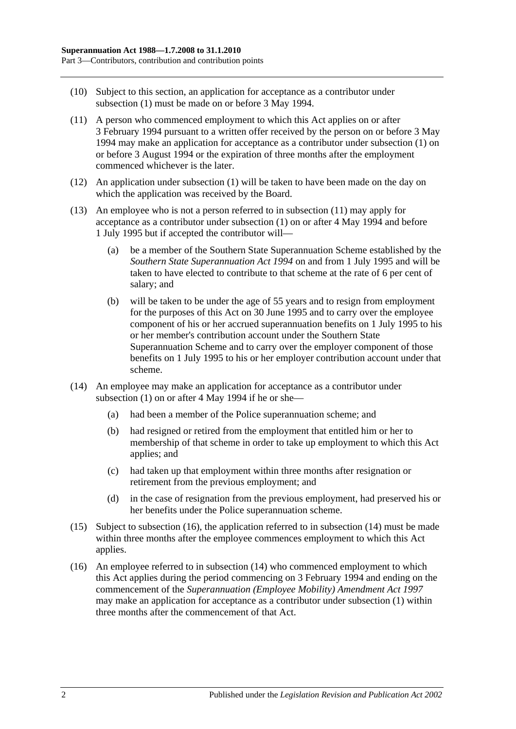(10) Subject to this section, an application for acceptance as a contributor under subsection (1) must be made on or before 3 May 1994.

(11) A person who commenced employment to which this Act applies on or after 3 February 1994 pursuant to a written offer received by the person on or before 3 May 1994 may make an application for acceptance as a contributor under subsection (1) on or before 3 August 1994 or the expiration of three months after the employment commenced whichever is the later.

(12) An application under subsection (1) will be taken to have been made on the day on which the application was received by the Board.

(13) An employee who is not a person referred to in subsection (11) may apply for acceptance as a contributor under subsection (1) on or after 4 May 1994 and before 1 July 1995 but if accepted the contributor will—

- (a) be a member of the Southern State Superannuation Scheme established by the *Southern State Superannuation Act 1994* on and from 1 July 1995 and will be taken to have elected to contribute to that scheme at the rate of 6 per cent of salary; and
- (b) will be taken to be under the age of 55 years and to resign from employment for the purposes of this Act on 30 June 1995 and to carry over the employee component of his or her accrued superannuation benefits on 1 July 1995 to his or her member's contribution account under the Southern State Superannuation Scheme and to carry over the employer component of those benefits on 1 July 1995 to his or her employer contribution account under that scheme.

(14) An employee may make an application for acceptance as a contributor under subsection (1) on or after 4 May 1994 if he or she—

- (a) had been a member of the Police superannuation scheme; and
- (b) had resigned or retired from the employment that entitled him or her to membership of that scheme in order to take up employment to which this Act applies; and
- (c) had taken up that employment within three months after resignation or retirement from the previous employment; and
- (d) in the case of resignation from the previous employment, had preserved his or her benefits under the Police superannuation scheme.

(15) Subject to subsection (16), the application referred to in subsection (14) must be made within three months after the employee commences employment to which this Act applies.

(16) An employee referred to in subsection (14) who commenced employment to which this Act applies during the period commencing on 3 February 1994 and ending on the commencement of the *Superannuation (Employee Mobility) Amendment Act 1997* may make an application for acceptance as a contributor under subsection (1) within three months after the commencement of that Act.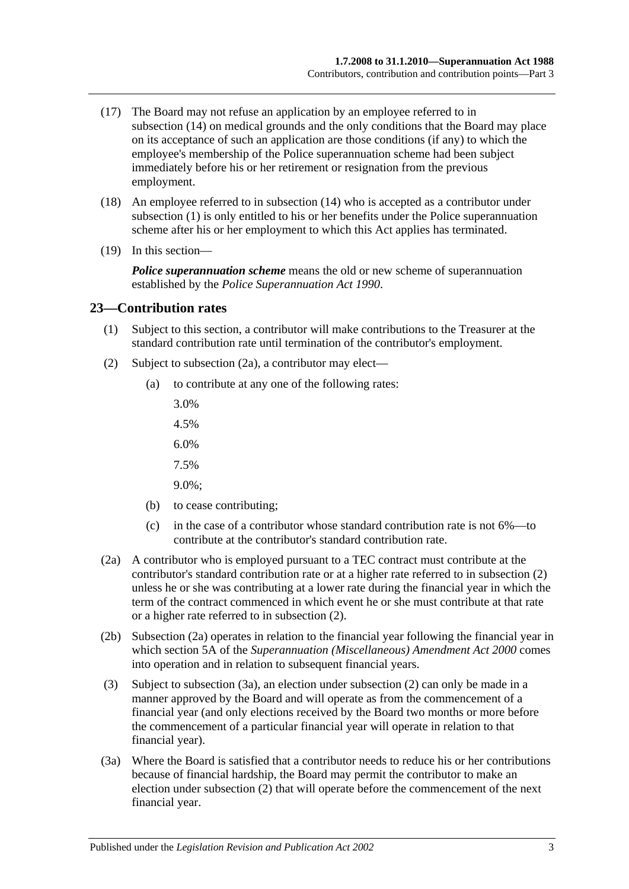(17) The Board may not refuse an application by an employee referred to in subsection (14) on medical grounds and the only conditions that the Board may place on its acceptance of such an application are those conditions (if any) to which the employee's membership of the Police superannuation scheme had been subject immediately before his or her retirement or resignation from the previous employment.

(18) An employee referred to in subsection (14) who is accepted as a contributor under subsection (1) is only entitled to his or her benefits under the Police superannuation scheme after his or her employment to which this Act applies has terminated.

(19) In this section—

***Police superannuation scheme*** means the old or new scheme of superannuation established by the *Police Superannuation Act 1990*.

## 23—Contribution rates

(1) Subject to this section, a contributor will make contributions to the Treasurer at the standard contribution rate until termination of the contributor's employment.

(2) Subject to subsection (2a), a contributor may elect—

(a) to contribute at any one of the following rates:

3.0%

4.5%

6.0%

7.5%

9.0%;

(b) to cease contributing;

(c) in the case of a contributor whose standard contribution rate is not 6%—to contribute at the contributor's standard contribution rate.

(2a) A contributor who is employed pursuant to a TEC contract must contribute at the contributor's standard contribution rate or at a higher rate referred to in subsection (2) unless he or she was contributing at a lower rate during the financial year in which the term of the contract commenced in which event he or she must contribute at that rate or a higher rate referred to in subsection (2).

(2b) Subsection (2a) operates in relation to the financial year following the financial year in which section 5A of the *Superannuation (Miscellaneous) Amendment Act 2000* comes into operation and in relation to subsequent financial years.

(3) Subject to subsection (3a), an election under subsection (2) can only be made in a manner approved by the Board and will operate as from the commencement of a financial year (and only elections received by the Board two months or more before the commencement of a particular financial year will operate in relation to that financial year).

(3a) Where the Board is satisfied that a contributor needs to reduce his or her contributions because of financial hardship, the Board may permit the contributor to make an election under subsection (2) that will operate before the commencement of the next financial year.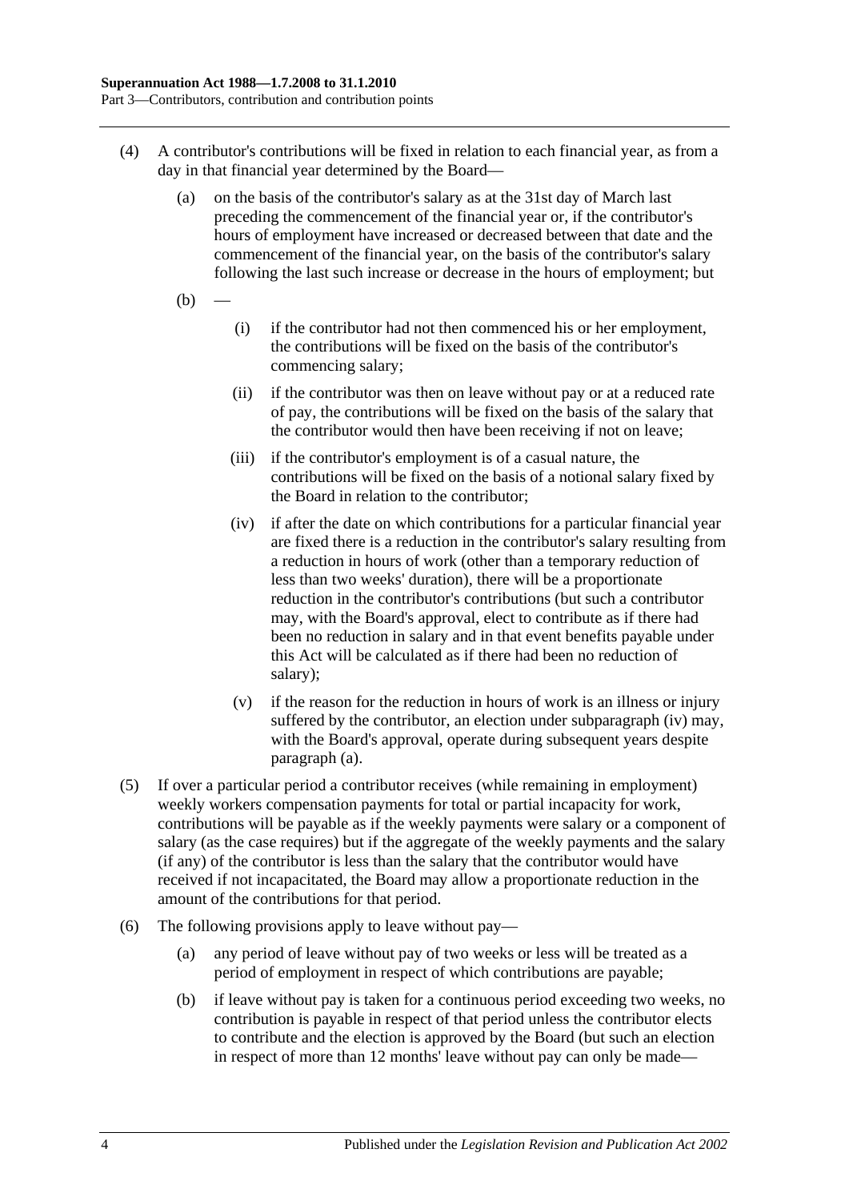(4) A contributor's contributions will be fixed in relation to each financial year, as from a day in that financial year determined by the Board—

(a) on the basis of the contributor's salary as at the 31st day of March last preceding the commencement of the financial year or, if the contributor's hours of employment have increased or decreased between that date and the commencement of the financial year, on the basis of the contributor's salary following the last such increase or decrease in the hours of employment; but

(b) —

(i) if the contributor had not then commenced his or her employment, the contributions will be fixed on the basis of the contributor's commencing salary;

(ii) if the contributor was then on leave without pay or at a reduced rate of pay, the contributions will be fixed on the basis of the salary that the contributor would then have been receiving if not on leave;

(iii) if the contributor's employment is of a casual nature, the contributions will be fixed on the basis of a notional salary fixed by the Board in relation to the contributor;

(iv) if after the date on which contributions for a particular financial year are fixed there is a reduction in the contributor's salary resulting from a reduction in hours of work (other than a temporary reduction of less than two weeks' duration), there will be a proportionate reduction in the contributor's contributions (but such a contributor may, with the Board's approval, elect to contribute as if there had been no reduction in salary and in that event benefits payable under this Act will be calculated as if there had been no reduction of salary);

(v) if the reason for the reduction in hours of work is an illness or injury suffered by the contributor, an election under subparagraph (iv) may, with the Board's approval, operate during subsequent years despite paragraph (a).

(5) If over a particular period a contributor receives (while remaining in employment) weekly workers compensation payments for total or partial incapacity for work, contributions will be payable as if the weekly payments were salary or a component of salary (as the case requires) but if the aggregate of the weekly payments and the salary (if any) of the contributor is less than the salary that the contributor would have received if not incapacitated, the Board may allow a proportionate reduction in the amount of the contributions for that period.

(6) The following provisions apply to leave without pay—

(a) any period of leave without pay of two weeks or less will be treated as a period of employment in respect of which contributions are payable;

(b) if leave without pay is taken for a continuous period exceeding two weeks, no contribution is payable in respect of that period unless the contributor elects to contribute and the election is approved by the Board (but such an election in respect of more than 12 months' leave without pay can only be made—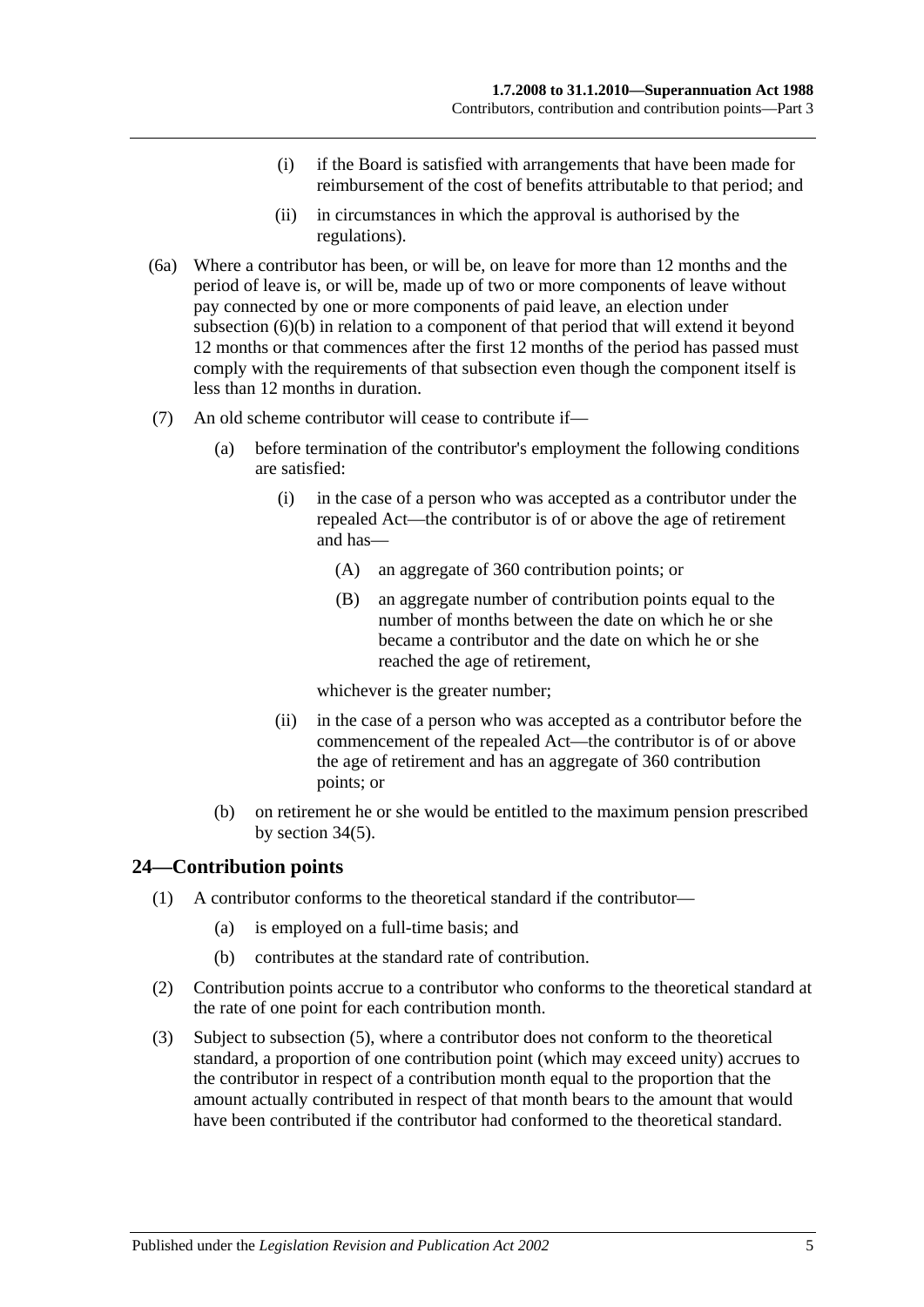(i) if the Board is satisfied with arrangements that have been made for reimbursement of the cost of benefits attributable to that period; and

(ii) in circumstances in which the approval is authorised by the regulations).

(6a) Where a contributor has been, or will be, on leave for more than 12 months and the period of leave is, or will be, made up of two or more components of leave without pay connected by one or more components of paid leave, an election under subsection (6)(b) in relation to a component of that period that will extend it beyond 12 months or that commences after the first 12 months of the period has passed must comply with the requirements of that subsection even though the component itself is less than 12 months in duration.

(7) An old scheme contributor will cease to contribute if—

(a) before termination of the contributor's employment the following conditions are satisfied:

(i) in the case of a person who was accepted as a contributor under the repealed Act—the contributor is of or above the age of retirement and has—

(A) an aggregate of 360 contribution points; or

(B) an aggregate number of contribution points equal to the number of months between the date on which he or she became a contributor and the date on which he or she reached the age of retirement,

whichever is the greater number;

(ii) in the case of a person who was accepted as a contributor before the commencement of the repealed Act—the contributor is of or above the age of retirement and has an aggregate of 360 contribution points; or

(b) on retirement he or she would be entitled to the maximum pension prescribed by section 34(5).

## 24—Contribution points

(1) A contributor conforms to the theoretical standard if the contributor—

(a) is employed on a full-time basis; and

(b) contributes at the standard rate of contribution.

(2) Contribution points accrue to a contributor who conforms to the theoretical standard at the rate of one point for each contribution month.

(3) Subject to subsection (5), where a contributor does not conform to the theoretical standard, a proportion of one contribution point (which may exceed unity) accrues to the contributor in respect of a contribution month equal to the proportion that the amount actually contributed in respect of that month bears to the amount that would have been contributed if the contributor had conformed to the theoretical standard.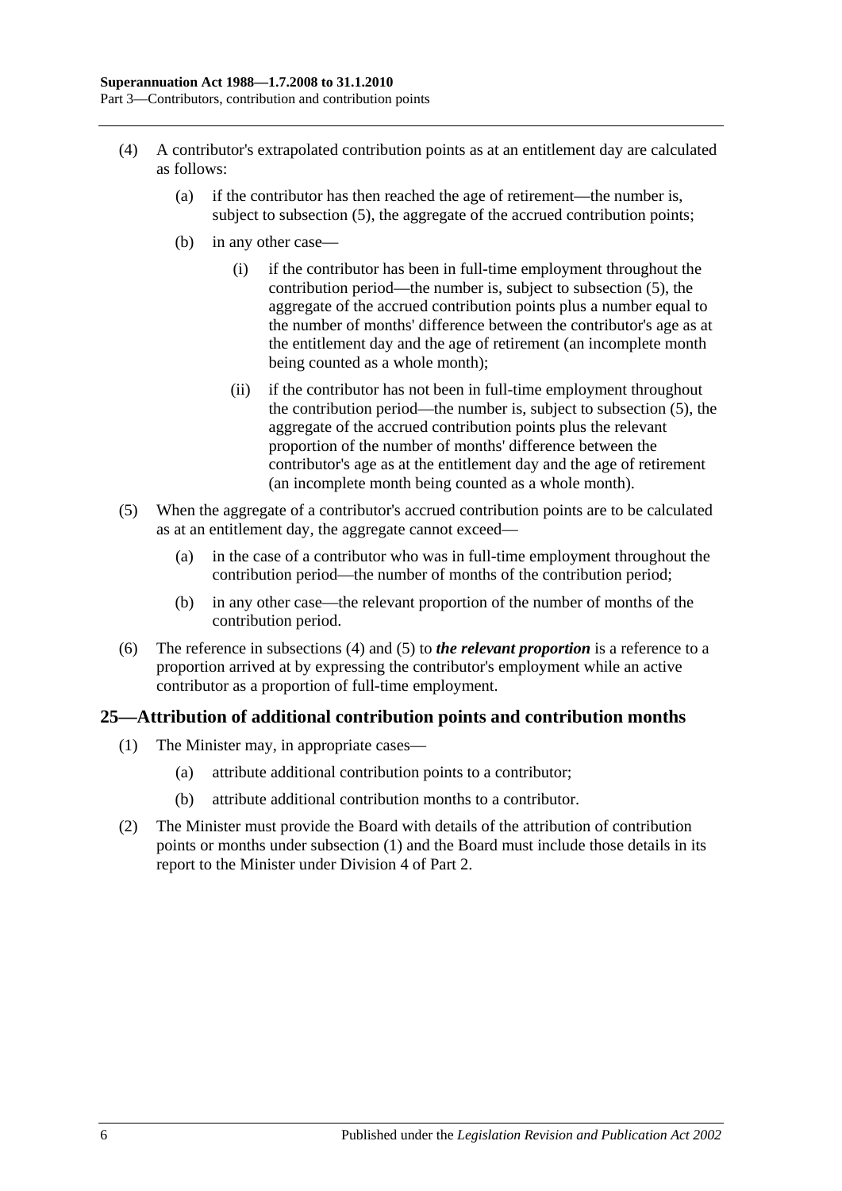(4) A contributor's extrapolated contribution points as at an entitlement day are calculated as follows:

(a) if the contributor has then reached the age of retirement—the number is, subject to subsection (5), the aggregate of the accrued contribution points;

(b) in any other case—

(i) if the contributor has been in full-time employment throughout the contribution period—the number is, subject to subsection (5), the aggregate of the accrued contribution points plus a number equal to the number of months' difference between the contributor's age as at the entitlement day and the age of retirement (an incomplete month being counted as a whole month);

(ii) if the contributor has not been in full-time employment throughout the contribution period—the number is, subject to subsection (5), the aggregate of the accrued contribution points plus the relevant proportion of the number of months' difference between the contributor's age as at the entitlement day and the age of retirement (an incomplete month being counted as a whole month).

(5) When the aggregate of a contributor's accrued contribution points are to be calculated as at an entitlement day, the aggregate cannot exceed—

(a) in the case of a contributor who was in full-time employment throughout the contribution period—the number of months of the contribution period;

(b) in any other case—the relevant proportion of the number of months of the contribution period.

(6) The reference in subsections (4) and (5) to ***the relevant proportion*** is a reference to a proportion arrived at by expressing the contributor's employment while an active contributor as a proportion of full-time employment.

## 25—Attribution of additional contribution points and contribution months

(1) The Minister may, in appropriate cases—

(a) attribute additional contribution points to a contributor;

(b) attribute additional contribution months to a contributor.

(2) The Minister must provide the Board with details of the attribution of contribution points or months under subsection (1) and the Board must include those details in its report to the Minister under Division 4 of Part 2.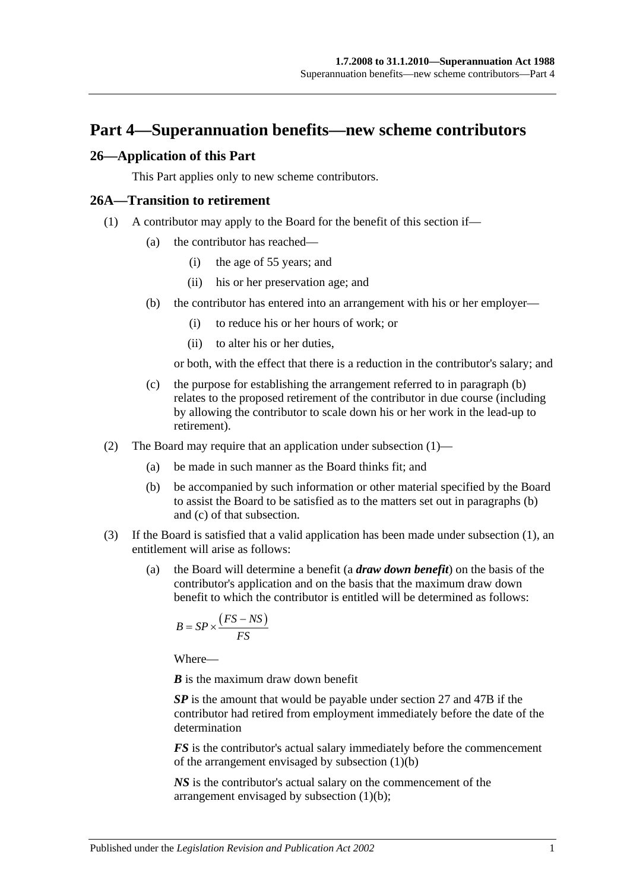# Part 4—Superannuation benefits—new scheme contributors

## 26—Application of this Part

This Part applies only to new scheme contributors.

## 26A—Transition to retirement

(1) A contributor may apply to the Board for the benefit of this section if—

(a) the contributor has reached—

(i) the age of 55 years; and

(ii) his or her preservation age; and

(b) the contributor has entered into an arrangement with his or her employer—

(i) to reduce his or her hours of work; or

(ii) to alter his or her duties,

or both, with the effect that there is a reduction in the contributor's salary; and

(c) the purpose for establishing the arrangement referred to in paragraph (b) relates to the proposed retirement of the contributor in due course (including by allowing the contributor to scale down his or her work in the lead-up to retirement).

(2) The Board may require that an application under subsection (1)—

(a) be made in such manner as the Board thinks fit; and

(b) be accompanied by such information or other material specified by the Board to assist the Board to be satisfied as to the matters set out in paragraphs (b) and (c) of that subsection.

(3) If the Board is satisfied that a valid application has been made under subsection (1), an entitlement will arise as follows:

(a) the Board will determine a benefit (a ***draw down benefit***) on the basis of the contributor's application and on the basis that the maximum draw down benefit to which the contributor is entitled will be determined as follows:

$$B = SP \times \frac{(FS - NS)}{FS}$$

Where—

***B*** is the maximum draw down benefit

***SP*** is the amount that would be payable under section 27 and 47B if the contributor had retired from employment immediately before the date of the determination

***FS*** is the contributor's actual salary immediately before the commencement of the arrangement envisaged by subsection (1)(b)

***NS*** is the contributor's actual salary on the commencement of the arrangement envisaged by subsection (1)(b);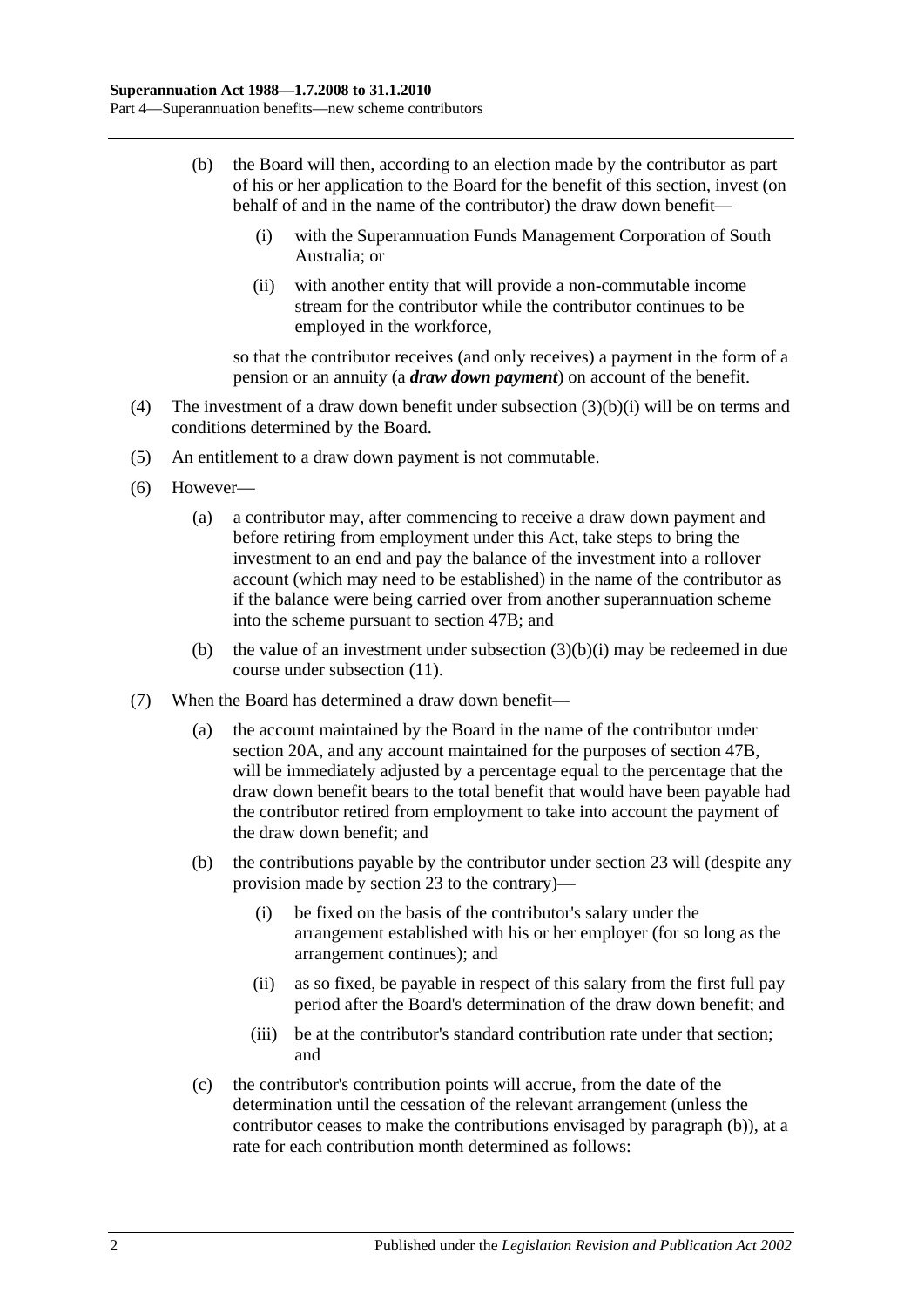(b) the Board will then, according to an election made by the contributor as part of his or her application to the Board for the benefit of this section, invest (on behalf of and in the name of the contributor) the draw down benefit—

(i) with the Superannuation Funds Management Corporation of South Australia; or

(ii) with another entity that will provide a non-commutable income stream for the contributor while the contributor continues to be employed in the workforce,

so that the contributor receives (and only receives) a payment in the form of a pension or an annuity (a ***draw down payment***) on account of the benefit.

(4) The investment of a draw down benefit under subsection (3)(b)(i) will be on terms and conditions determined by the Board.

(5) An entitlement to a draw down payment is not commutable.

(6) However—

(a) a contributor may, after commencing to receive a draw down payment and before retiring from employment under this Act, take steps to bring the investment to an end and pay the balance of the investment into a rollover account (which may need to be established) in the name of the contributor as if the balance were being carried over from another superannuation scheme into the scheme pursuant to section 47B; and

(b) the value of an investment under subsection (3)(b)(i) may be redeemed in due course under subsection (11).

(7) When the Board has determined a draw down benefit—

(a) the account maintained by the Board in the name of the contributor under section 20A, and any account maintained for the purposes of section 47B, will be immediately adjusted by a percentage equal to the percentage that the draw down benefit bears to the total benefit that would have been payable had the contributor retired from employment to take into account the payment of the draw down benefit; and

(b) the contributions payable by the contributor under section 23 will (despite any provision made by section 23 to the contrary)—

(i) be fixed on the basis of the contributor's salary under the arrangement established with his or her employer (for so long as the arrangement continues); and

(ii) as so fixed, be payable in respect of this salary from the first full pay period after the Board's determination of the draw down benefit; and

(iii) be at the contributor's standard contribution rate under that section; and

(c) the contributor's contribution points will accrue, from the date of the determination until the cessation of the relevant arrangement (unless the contributor ceases to make the contributions envisaged by paragraph (b)), at a rate for each contribution month determined as follows: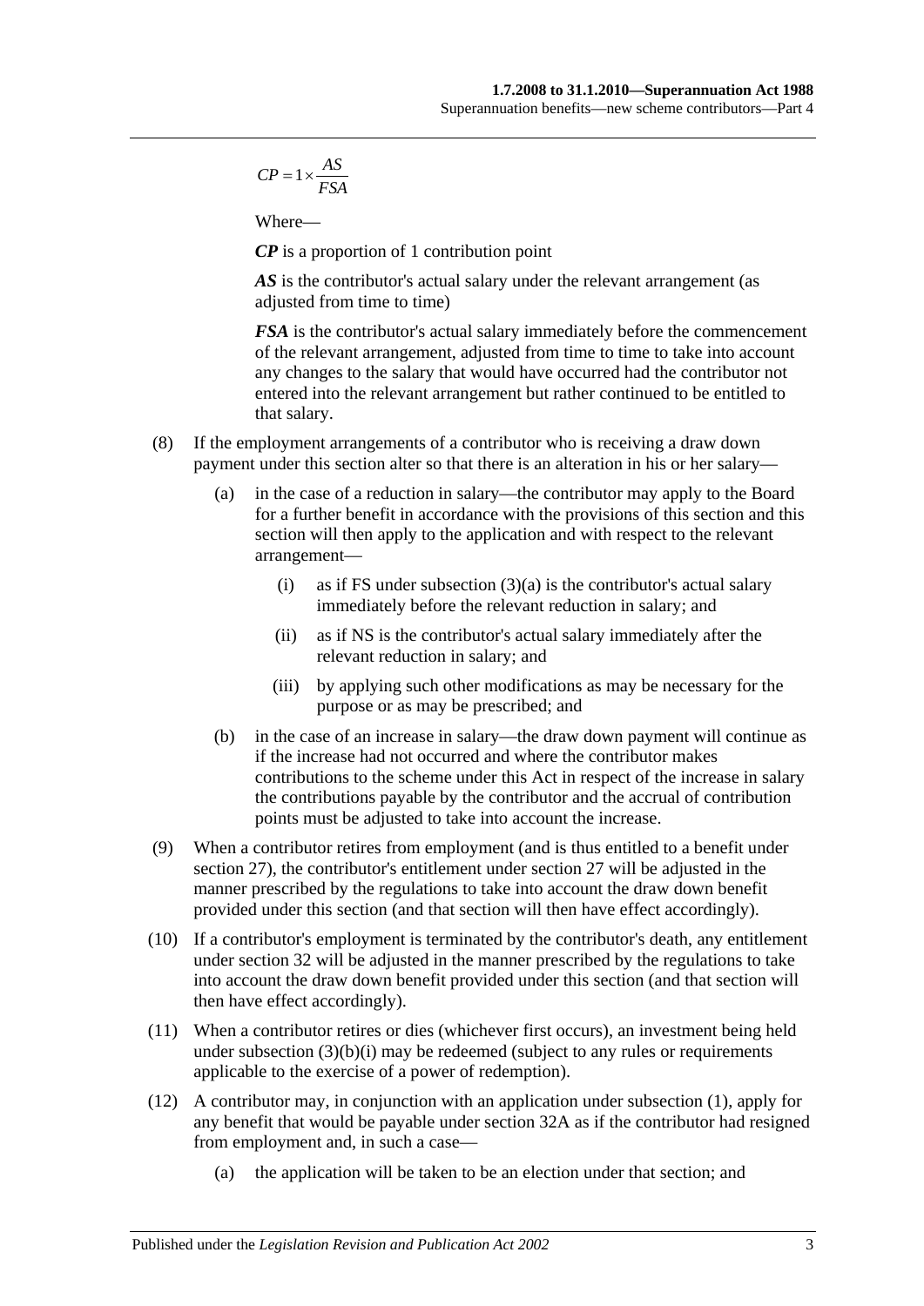$$CP = 1 \times \frac{AS}{FSA}$$

Where—

***CP*** is a proportion of 1 contribution point

***AS*** is the contributor's actual salary under the relevant arrangement (as adjusted from time to time)

***FSA*** is the contributor's actual salary immediately before the commencement of the relevant arrangement, adjusted from time to time to take into account any changes to the salary that would have occurred had the contributor not entered into the relevant arrangement but rather continued to be entitled to that salary.

(8) If the employment arrangements of a contributor who is receiving a draw down payment under this section alter so that there is an alteration in his or her salary—

(a) in the case of a reduction in salary—the contributor may apply to the Board for a further benefit in accordance with the provisions of this section and this section will then apply to the application and with respect to the relevant arrangement—

(i) as if FS under subsection (3)(a) is the contributor's actual salary immediately before the relevant reduction in salary; and

(ii) as if NS is the contributor's actual salary immediately after the relevant reduction in salary; and

(iii) by applying such other modifications as may be necessary for the purpose or as may be prescribed; and

(b) in the case of an increase in salary—the draw down payment will continue as if the increase had not occurred and where the contributor makes contributions to the scheme under this Act in respect of the increase in salary the contributions payable by the contributor and the accrual of contribution points must be adjusted to take into account the increase.

(9) When a contributor retires from employment (and is thus entitled to a benefit under section 27), the contributor's entitlement under section 27 will be adjusted in the manner prescribed by the regulations to take into account the draw down benefit provided under this section (and that section will then have effect accordingly).

(10) If a contributor's employment is terminated by the contributor's death, any entitlement under section 32 will be adjusted in the manner prescribed by the regulations to take into account the draw down benefit provided under this section (and that section will then have effect accordingly).

(11) When a contributor retires or dies (whichever first occurs), an investment being held under subsection (3)(b)(i) may be redeemed (subject to any rules or requirements applicable to the exercise of a power of redemption).

(12) A contributor may, in conjunction with an application under subsection (1), apply for any benefit that would be payable under section 32A as if the contributor had resigned from employment and, in such a case—

(a) the application will be taken to be an election under that section; and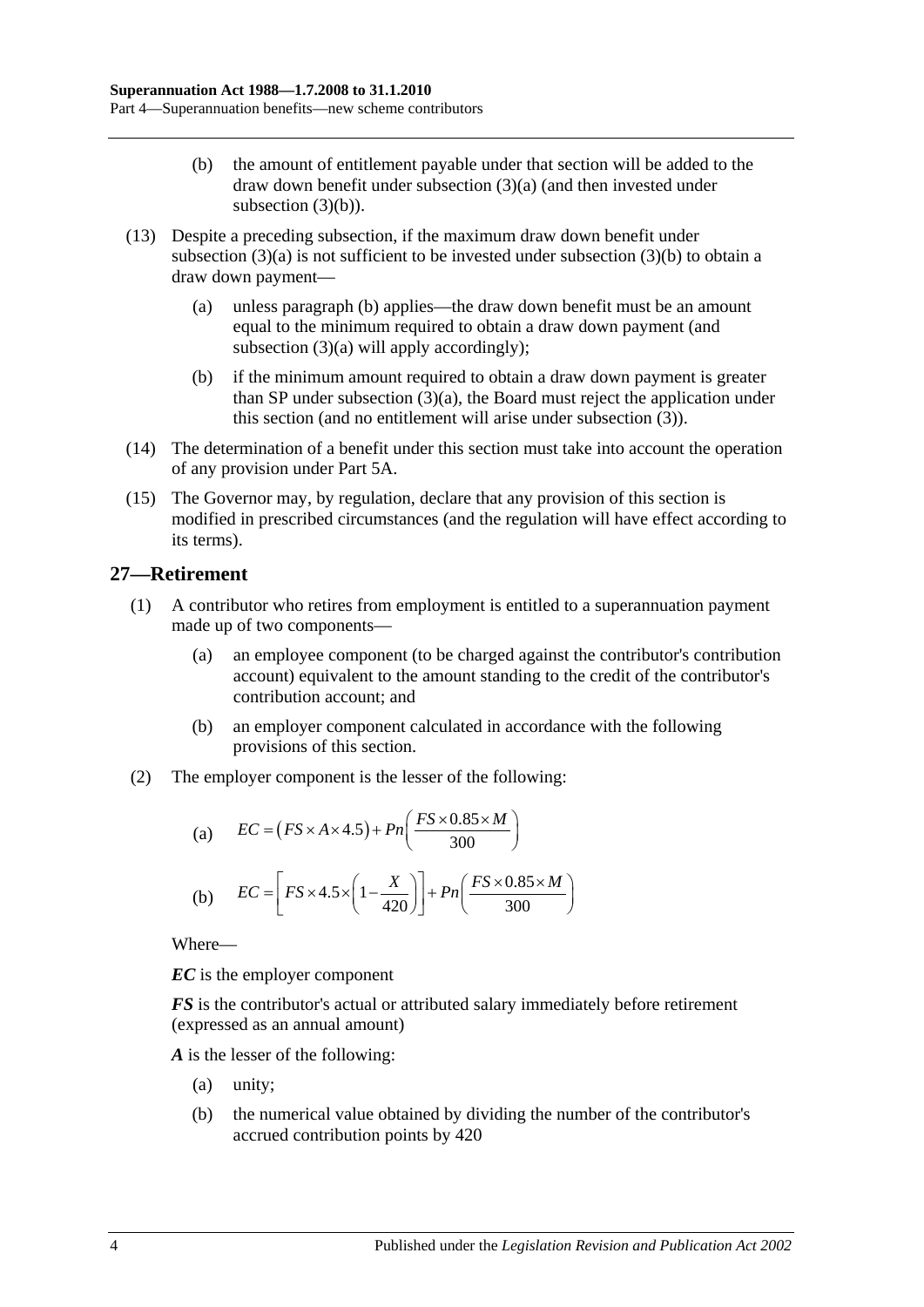(b) the amount of entitlement payable under that section will be added to the draw down benefit under subsection (3)(a) (and then invested under subsection (3)(b)).

(13) Despite a preceding subsection, if the maximum draw down benefit under subsection (3)(a) is not sufficient to be invested under subsection (3)(b) to obtain a draw down payment—

(a) unless paragraph (b) applies—the draw down benefit must be an amount equal to the minimum required to obtain a draw down payment (and subsection (3)(a) will apply accordingly);

(b) if the minimum amount required to obtain a draw down payment is greater than SP under subsection (3)(a), the Board must reject the application under this section (and no entitlement will arise under subsection (3)).

(14) The determination of a benefit under this section must take into account the operation of any provision under Part 5A.

(15) The Governor may, by regulation, declare that any provision of this section is modified in prescribed circumstances (and the regulation will have effect according to its terms).

## 27—Retirement

(1) A contributor who retires from employment is entitled to a superannuation payment made up of two components—

(a) an employee component (to be charged against the contributor's contribution account) equivalent to the amount standing to the credit of the contributor's contribution account; and

(b) an employer component calculated in accordance with the following provisions of this section.

(2) The employer component is the lesser of the following:

(a) $$EC = (FS \times A \times 4.5) + Pn\left(\frac{FS \times 0.85 \times M}{300}\right)$$

(b) $$EC = \left[FS \times 4.5 \times \left(1 - \frac{X}{420}\right)\right] + Pn\left(\frac{FS \times 0.85 \times M}{300}\right)$$

Where—

***EC*** is the employer component

***FS*** is the contributor's actual or attributed salary immediately before retirement (expressed as an annual amount)

***A*** is the lesser of the following:

(a) unity;

(b) the numerical value obtained by dividing the number of the contributor's accrued contribution points by 420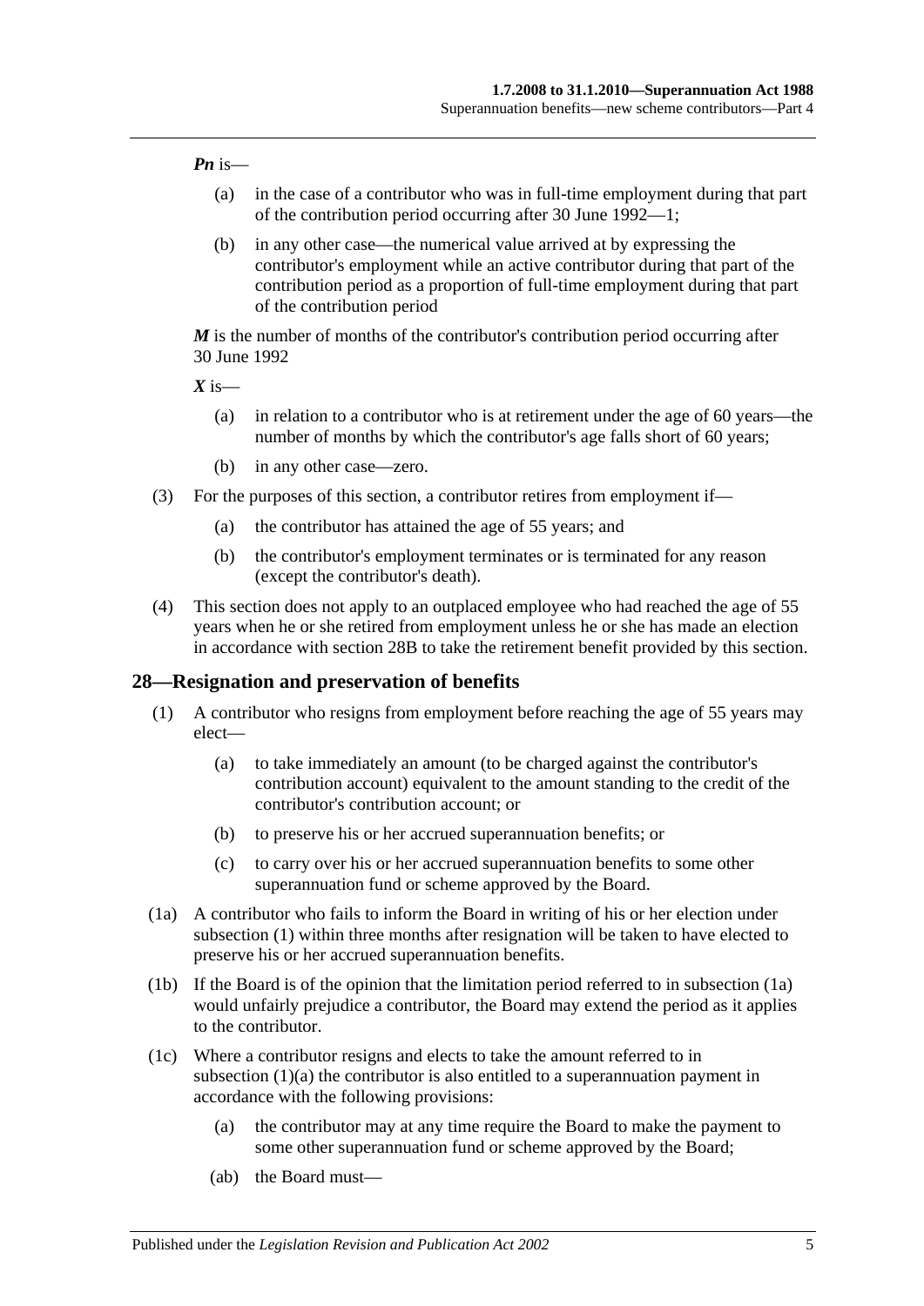$Pn$ is—

(a) in the case of a contributor who was in full-time employment during that part of the contribution period occurring after 30 June 1992—1;

(b) in any other case—the numerical value arrived at by expressing the contributor's employment while an active contributor during that part of the contribution period as a proportion of full-time employment during that part of the contribution period

$M$ is the number of months of the contributor's contribution period occurring after 30 June 1992

$X$ is—

(a) in relation to a contributor who is at retirement under the age of 60 years—the number of months by which the contributor's age falls short of 60 years;

(b) in any other case—zero.

(3) For the purposes of this section, a contributor retires from employment if—

(a) the contributor has attained the age of 55 years; and

(b) the contributor's employment terminates or is terminated for any reason (except the contributor's death).

(4) This section does not apply to an outplaced employee who had reached the age of 55 years when he or she retired from employment unless he or she has made an election in accordance with section 28B to take the retirement benefit provided by this section.

## 28—Resignation and preservation of benefits

(1) A contributor who resigns from employment before reaching the age of 55 years may elect—

(a) to take immediately an amount (to be charged against the contributor's contribution account) equivalent to the amount standing to the credit of the contributor's contribution account; or

(b) to preserve his or her accrued superannuation benefits; or

(c) to carry over his or her accrued superannuation benefits to some other superannuation fund or scheme approved by the Board.

(1a) A contributor who fails to inform the Board in writing of his or her election under subsection (1) within three months after resignation will be taken to have elected to preserve his or her accrued superannuation benefits.

(1b) If the Board is of the opinion that the limitation period referred to in subsection (1a) would unfairly prejudice a contributor, the Board may extend the period as it applies to the contributor.

(1c) Where a contributor resigns and elects to take the amount referred to in subsection (1)(a) the contributor is also entitled to a superannuation payment in accordance with the following provisions:

(a) the contributor may at any time require the Board to make the payment to some other superannuation fund or scheme approved by the Board;

(ab) the Board must—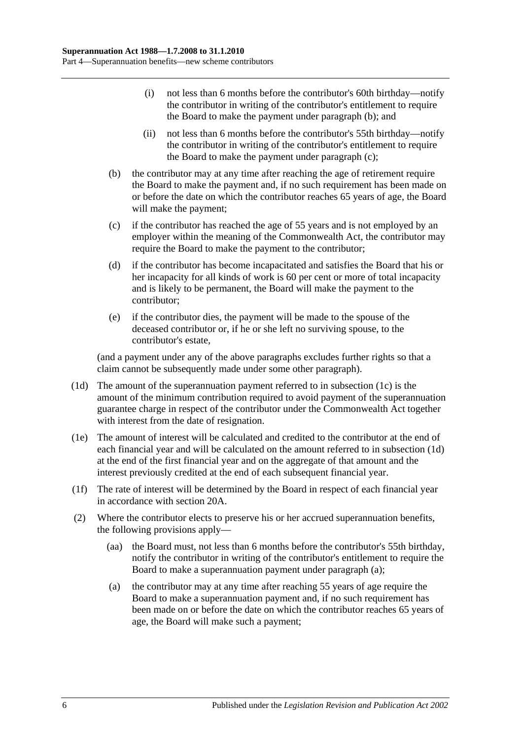(i) not less than 6 months before the contributor's 60th birthday—notify the contributor in writing of the contributor's entitlement to require the Board to make the payment under paragraph (b); and

(ii) not less than 6 months before the contributor's 55th birthday—notify the contributor in writing of the contributor's entitlement to require the Board to make the payment under paragraph (c);

(b) the contributor may at any time after reaching the age of retirement require the Board to make the payment and, if no such requirement has been made on or before the date on which the contributor reaches 65 years of age, the Board will make the payment;

(c) if the contributor has reached the age of 55 years and is not employed by an employer within the meaning of the Commonwealth Act, the contributor may require the Board to make the payment to the contributor;

(d) if the contributor has become incapacitated and satisfies the Board that his or her incapacity for all kinds of work is 60 per cent or more of total incapacity and is likely to be permanent, the Board will make the payment to the contributor;

(e) if the contributor dies, the payment will be made to the spouse of the deceased contributor or, if he or she left no surviving spouse, to the contributor's estate,

(and a payment under any of the above paragraphs excludes further rights so that a claim cannot be subsequently made under some other paragraph).

(1d) The amount of the superannuation payment referred to in subsection (1c) is the amount of the minimum contribution required to avoid payment of the superannuation guarantee charge in respect of the contributor under the Commonwealth Act together with interest from the date of resignation.

(1e) The amount of interest will be calculated and credited to the contributor at the end of each financial year and will be calculated on the amount referred to in subsection (1d) at the end of the first financial year and on the aggregate of that amount and the interest previously credited at the end of each subsequent financial year.

(1f) The rate of interest will be determined by the Board in respect of each financial year in accordance with section 20A.

(2) Where the contributor elects to preserve his or her accrued superannuation benefits, the following provisions apply—

(aa) the Board must, not less than 6 months before the contributor's 55th birthday, notify the contributor in writing of the contributor's entitlement to require the Board to make a superannuation payment under paragraph (a);

(a) the contributor may at any time after reaching 55 years of age require the Board to make a superannuation payment and, if no such requirement has been made on or before the date on which the contributor reaches 65 years of age, the Board will make such a payment;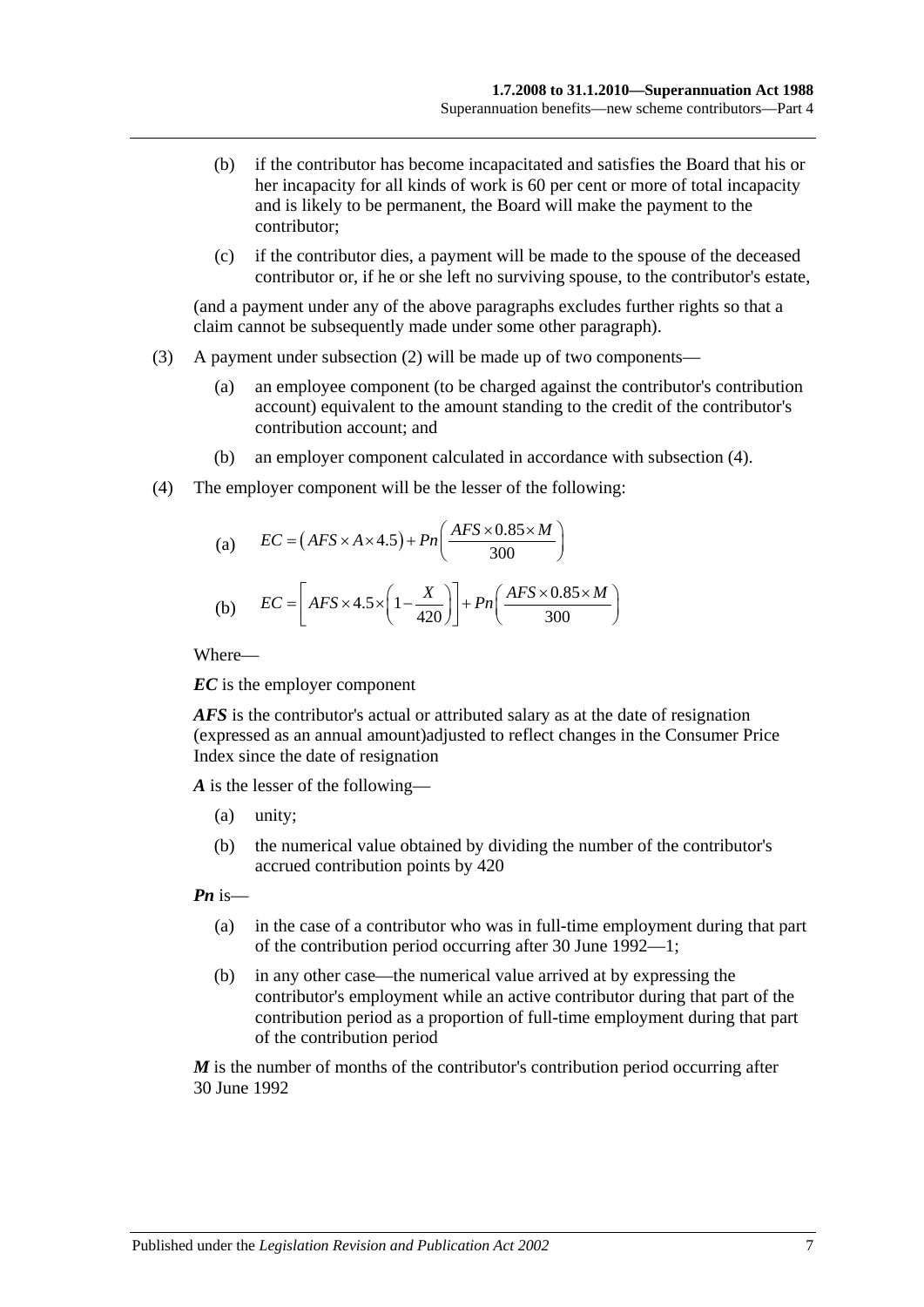(b) if the contributor has become incapacitated and satisfies the Board that his or her incapacity for all kinds of work is 60 per cent or more of total incapacity and is likely to be permanent, the Board will make the payment to the contributor;

(c) if the contributor dies, a payment will be made to the spouse of the deceased contributor or, if he or she left no surviving spouse, to the contributor's estate,

(and a payment under any of the above paragraphs excludes further rights so that a claim cannot be subsequently made under some other paragraph).

(3) A payment under subsection (2) will be made up of two components—

(a) an employee component (to be charged against the contributor's contribution account) equivalent to the amount standing to the credit of the contributor's contribution account; and

(b) an employer component calculated in accordance with subsection (4).

(4) The employer component will be the lesser of the following:

(a) $$EC = \left(AFS \times A \times 4.5\right) + Pn\left(\frac{AFS \times 0.85 \times M}{300}\right)$$

(b) $$EC = \left[AFS \times 4.5 \times \left(1 - \frac{X}{420}\right)\right] + Pn\left(\frac{AFS \times 0.85 \times M}{300}\right)$$

Where—

***EC*** is the employer component

***AFS*** is the contributor's actual or attributed salary as at the date of resignation (expressed as an annual amount)adjusted to reflect changes in the Consumer Price Index since the date of resignation

***A*** is the lesser of the following—

(a) unity;

(b) the numerical value obtained by dividing the number of the contributor's accrued contribution points by 420

***Pn*** is—

(a) in the case of a contributor who was in full-time employment during that part of the contribution period occurring after 30 June 1992—1;

(b) in any other case—the numerical value arrived at by expressing the contributor's employment while an active contributor during that part of the contribution period as a proportion of full-time employment during that part of the contribution period

***M*** is the number of months of the contributor's contribution period occurring after 30 June 1992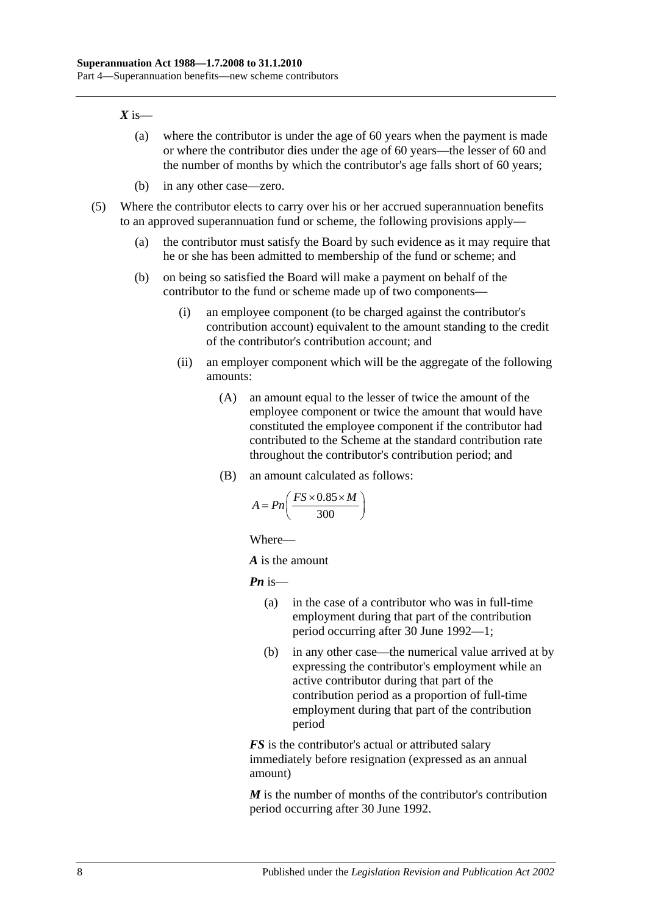***X*** is—

(a) where the contributor is under the age of 60 years when the payment is made or where the contributor dies under the age of 60 years—the lesser of 60 and the number of months by which the contributor's age falls short of 60 years;

(b) in any other case—zero.

(5) Where the contributor elects to carry over his or her accrued superannuation benefits to an approved superannuation fund or scheme, the following provisions apply—

(a) the contributor must satisfy the Board by such evidence as it may require that he or she has been admitted to membership of the fund or scheme; and

(b) on being so satisfied the Board will make a payment on behalf of the contributor to the fund or scheme made up of two components—

(i) an employee component (to be charged against the contributor's contribution account) equivalent to the amount standing to the credit of the contributor's contribution account; and

(ii) an employer component which will be the aggregate of the following amounts:

(A) an amount equal to the lesser of twice the amount of the employee component or twice the amount that would have constituted the employee component if the contributor had contributed to the Scheme at the standard contribution rate throughout the contributor's contribution period; and

(B) an amount calculated as follows:

$$A = Pn\left(\frac{FS \times 0.85 \times M}{300}\right)$$

Where—

***A*** is the amount

***Pn*** is—

(a) in the case of a contributor who was in full-time employment during that part of the contribution period occurring after 30 June 1992—1;

(b) in any other case—the numerical value arrived at by expressing the contributor's employment while an active contributor during that part of the contribution period as a proportion of full-time employment during that part of the contribution period

***FS*** is the contributor's actual or attributed salary immediately before resignation (expressed as an annual amount)

***M*** is the number of months of the contributor's contribution period occurring after 30 June 1992.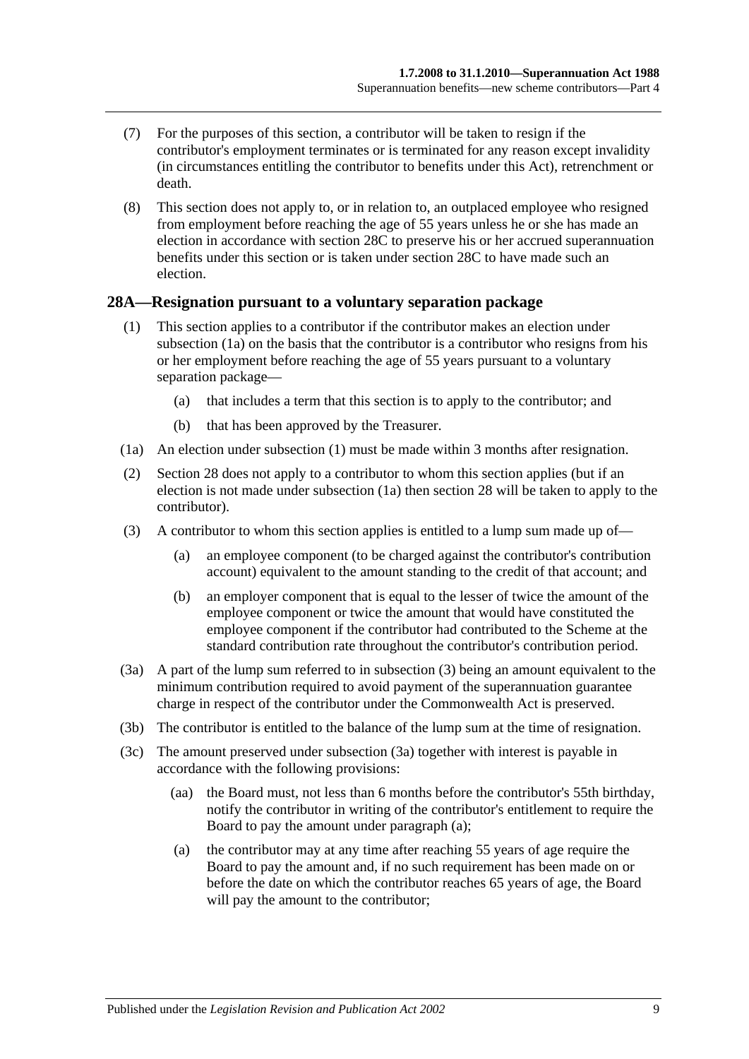(7) For the purposes of this section, a contributor will be taken to resign if the contributor's employment terminates or is terminated for any reason except invalidity (in circumstances entitling the contributor to benefits under this Act), retrenchment or death.

(8) This section does not apply to, or in relation to, an outplaced employee who resigned from employment before reaching the age of 55 years unless he or she has made an election in accordance with section 28C to preserve his or her accrued superannuation benefits under this section or is taken under section 28C to have made such an election.

## 28A—Resignation pursuant to a voluntary separation package

(1) This section applies to a contributor if the contributor makes an election under subsection (1a) on the basis that the contributor is a contributor who resigns from his or her employment before reaching the age of 55 years pursuant to a voluntary separation package—

(a) that includes a term that this section is to apply to the contributor; and

(b) that has been approved by the Treasurer.

(1a) An election under subsection (1) must be made within 3 months after resignation.

(2) Section 28 does not apply to a contributor to whom this section applies (but if an election is not made under subsection (1a) then section 28 will be taken to apply to the contributor).

(3) A contributor to whom this section applies is entitled to a lump sum made up of—

(a) an employee component (to be charged against the contributor's contribution account) equivalent to the amount standing to the credit of that account; and

(b) an employer component that is equal to the lesser of twice the amount of the employee component or twice the amount that would have constituted the employee component if the contributor had contributed to the Scheme at the standard contribution rate throughout the contributor's contribution period.

(3a) A part of the lump sum referred to in subsection (3) being an amount equivalent to the minimum contribution required to avoid payment of the superannuation guarantee charge in respect of the contributor under the Commonwealth Act is preserved.

(3b) The contributor is entitled to the balance of the lump sum at the time of resignation.

(3c) The amount preserved under subsection (3a) together with interest is payable in accordance with the following provisions:

(aa) the Board must, not less than 6 months before the contributor's 55th birthday, notify the contributor in writing of the contributor's entitlement to require the Board to pay the amount under paragraph (a);

(a) the contributor may at any time after reaching 55 years of age require the Board to pay the amount and, if no such requirement has been made on or before the date on which the contributor reaches 65 years of age, the Board will pay the amount to the contributor;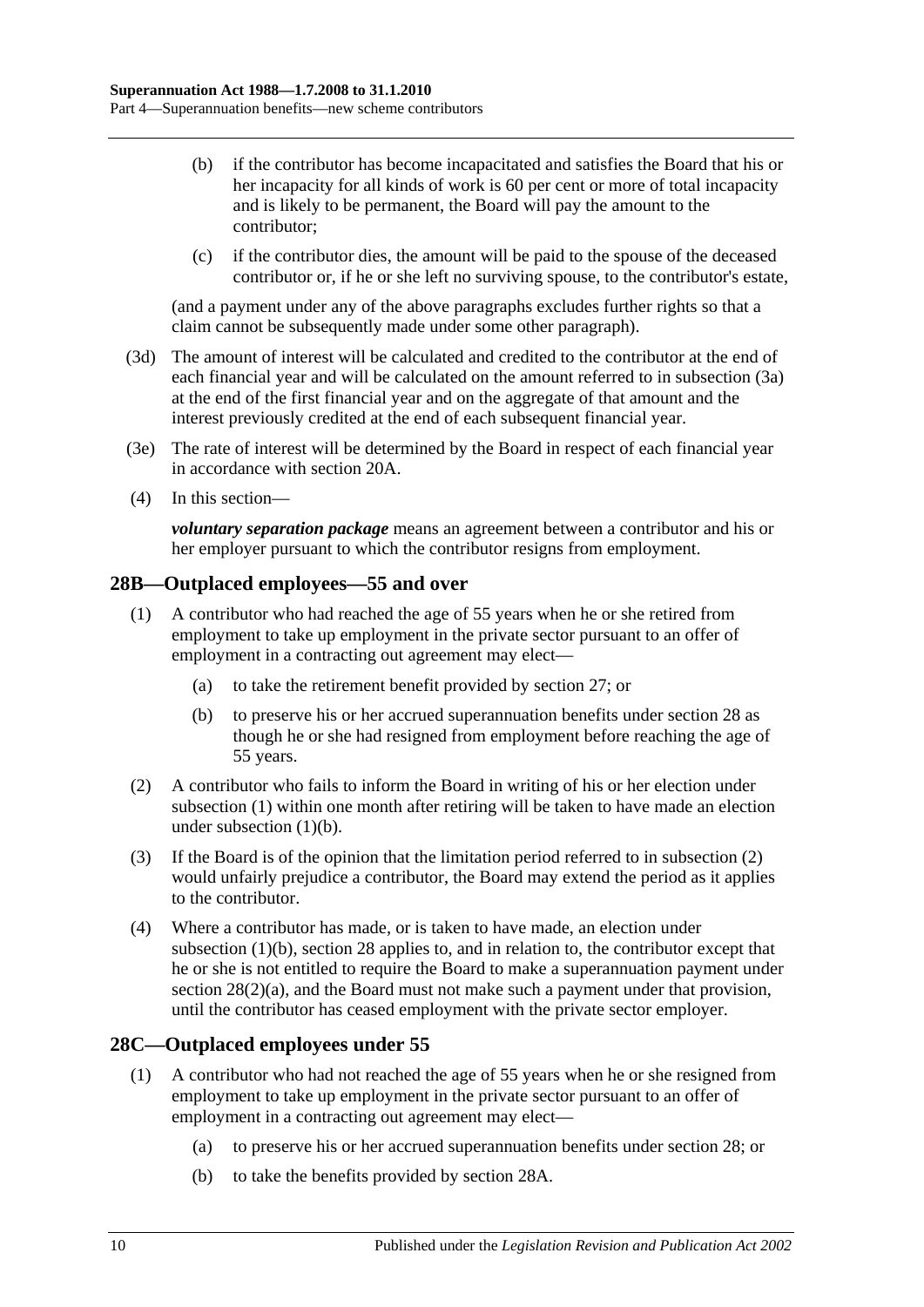(b) if the contributor has become incapacitated and satisfies the Board that his or her incapacity for all kinds of work is 60 per cent or more of total incapacity and is likely to be permanent, the Board will pay the amount to the contributor;

(c) if the contributor dies, the amount will be paid to the spouse of the deceased contributor or, if he or she left no surviving spouse, to the contributor's estate,

(and a payment under any of the above paragraphs excludes further rights so that a claim cannot be subsequently made under some other paragraph).

(3d) The amount of interest will be calculated and credited to the contributor at the end of each financial year and will be calculated on the amount referred to in subsection (3a) at the end of the first financial year and on the aggregate of that amount and the interest previously credited at the end of each subsequent financial year.

(3e) The rate of interest will be determined by the Board in respect of each financial year in accordance with section 20A.

(4) In this section—

***voluntary separation package*** means an agreement between a contributor and his or her employer pursuant to which the contributor resigns from employment.

## 28B—Outplaced employees—55 and over

(1) A contributor who had reached the age of 55 years when he or she retired from employment to take up employment in the private sector pursuant to an offer of employment in a contracting out agreement may elect—

(a) to take the retirement benefit provided by section 27; or

(b) to preserve his or her accrued superannuation benefits under section 28 as though he or she had resigned from employment before reaching the age of 55 years.

(2) A contributor who fails to inform the Board in writing of his or her election under subsection (1) within one month after retiring will be taken to have made an election under subsection (1)(b).

(3) If the Board is of the opinion that the limitation period referred to in subsection (2) would unfairly prejudice a contributor, the Board may extend the period as it applies to the contributor.

(4) Where a contributor has made, or is taken to have made, an election under subsection (1)(b), section 28 applies to, and in relation to, the contributor except that he or she is not entitled to require the Board to make a superannuation payment under section 28(2)(a), and the Board must not make such a payment under that provision, until the contributor has ceased employment with the private sector employer.

## 28C—Outplaced employees under 55

(1) A contributor who had not reached the age of 55 years when he or she resigned from employment to take up employment in the private sector pursuant to an offer of employment in a contracting out agreement may elect—

(a) to preserve his or her accrued superannuation benefits under section 28; or

(b) to take the benefits provided by section 28A.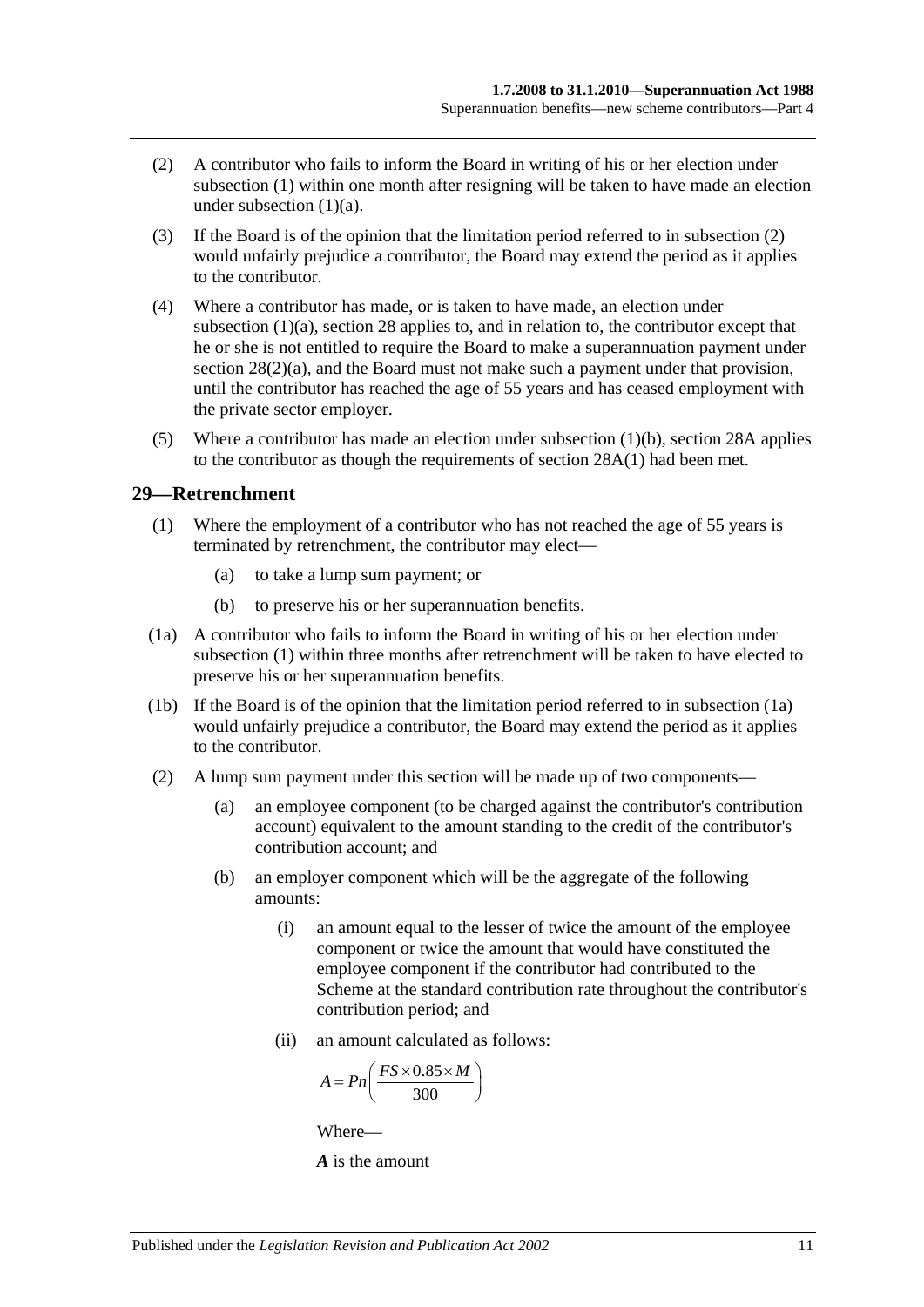(2) A contributor who fails to inform the Board in writing of his or her election under subsection (1) within one month after resigning will be taken to have made an election under subsection (1)(a).

(3) If the Board is of the opinion that the limitation period referred to in subsection (2) would unfairly prejudice a contributor, the Board may extend the period as it applies to the contributor.

(4) Where a contributor has made, or is taken to have made, an election under subsection (1)(a), section 28 applies to, and in relation to, the contributor except that he or she is not entitled to require the Board to make a superannuation payment under section 28(2)(a), and the Board must not make such a payment under that provision, until the contributor has reached the age of 55 years and has ceased employment with the private sector employer.

(5) Where a contributor has made an election under subsection (1)(b), section 28A applies to the contributor as though the requirements of section 28A(1) had been met.

## 29—Retrenchment

(1) Where the employment of a contributor who has not reached the age of 55 years is terminated by retrenchment, the contributor may elect—

- (a) to take a lump sum payment; or
- (b) to preserve his or her superannuation benefits.

(1a) A contributor who fails to inform the Board in writing of his or her election under subsection (1) within three months after retrenchment will be taken to have elected to preserve his or her superannuation benefits.

(1b) If the Board is of the opinion that the limitation period referred to in subsection (1a) would unfairly prejudice a contributor, the Board may extend the period as it applies to the contributor.

(2) A lump sum payment under this section will be made up of two components—

- (a) an employee component (to be charged against the contributor's contribution account) equivalent to the amount standing to the credit of the contributor's contribution account; and
- (b) an employer component which will be the aggregate of the following amounts:
  - (i) an amount equal to the lesser of twice the amount of the employee component or twice the amount that would have constituted the employee component if the contributor had contributed to the Scheme at the standard contribution rate throughout the contributor's contribution period; and
  - (ii) an amount calculated as follows:

$$A = Pn\left(\frac{FS \times 0.85 \times M}{300}\right)$$

Where—

***A*** is the amount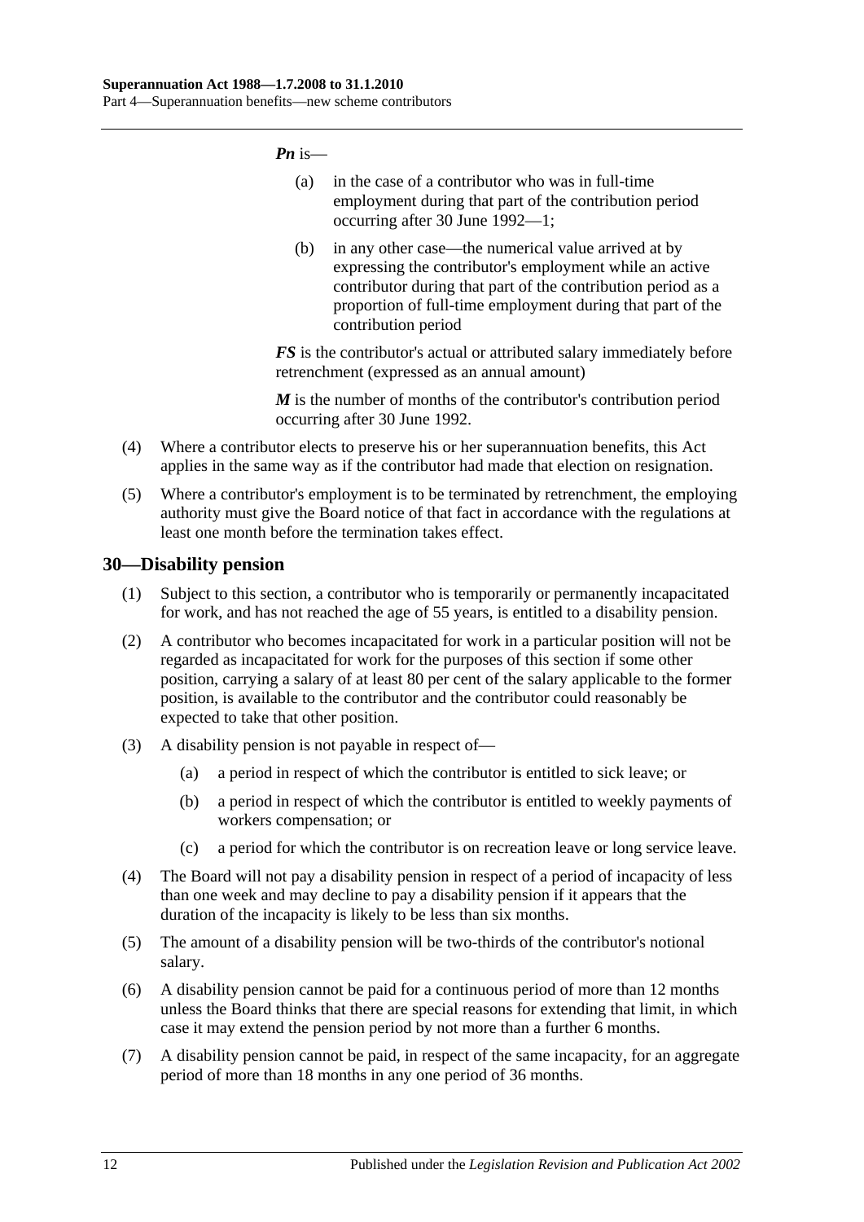***Pn*** is—

(a) in the case of a contributor who was in full-time employment during that part of the contribution period occurring after 30 June 1992—1;

(b) in any other case—the numerical value arrived at by expressing the contributor's employment while an active contributor during that part of the contribution period as a proportion of full-time employment during that part of the contribution period

***FS*** is the contributor's actual or attributed salary immediately before retrenchment (expressed as an annual amount)

***M*** is the number of months of the contributor's contribution period occurring after 30 June 1992.

(4) Where a contributor elects to preserve his or her superannuation benefits, this Act applies in the same way as if the contributor had made that election on resignation.

(5) Where a contributor's employment is to be terminated by retrenchment, the employing authority must give the Board notice of that fact in accordance with the regulations at least one month before the termination takes effect.

## 30—Disability pension

(1) Subject to this section, a contributor who is temporarily or permanently incapacitated for work, and has not reached the age of 55 years, is entitled to a disability pension.

(2) A contributor who becomes incapacitated for work in a particular position will not be regarded as incapacitated for work for the purposes of this section if some other position, carrying a salary of at least 80 per cent of the salary applicable to the former position, is available to the contributor and the contributor could reasonably be expected to take that other position.

(3) A disability pension is not payable in respect of—

(a) a period in respect of which the contributor is entitled to sick leave; or

(b) a period in respect of which the contributor is entitled to weekly payments of workers compensation; or

(c) a period for which the contributor is on recreation leave or long service leave.

(4) The Board will not pay a disability pension in respect of a period of incapacity of less than one week and may decline to pay a disability pension if it appears that the duration of the incapacity is likely to be less than six months.

(5) The amount of a disability pension will be two-thirds of the contributor's notional salary.

(6) A disability pension cannot be paid for a continuous period of more than 12 months unless the Board thinks that there are special reasons for extending that limit, in which case it may extend the pension period by not more than a further 6 months.

(7) A disability pension cannot be paid, in respect of the same incapacity, for an aggregate period of more than 18 months in any one period of 36 months.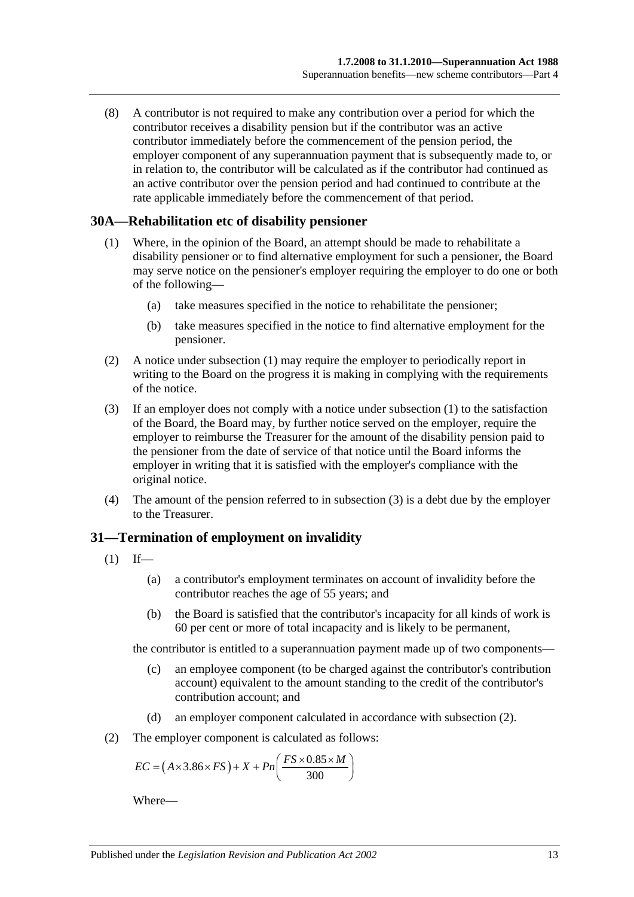(8) A contributor is not required to make any contribution over a period for which the contributor receives a disability pension but if the contributor was an active contributor immediately before the commencement of the pension period, the employer component of any superannuation payment that is subsequently made to, or in relation to, the contributor will be calculated as if the contributor had continued as an active contributor over the pension period and had continued to contribute at the rate applicable immediately before the commencement of that period.

## 30A—Rehabilitation etc of disability pensioner

(1) Where, in the opinion of the Board, an attempt should be made to rehabilitate a disability pensioner or to find alternative employment for such a pensioner, the Board may serve notice on the pensioner's employer requiring the employer to do one or both of the following—

(a) take measures specified in the notice to rehabilitate the pensioner;

(b) take measures specified in the notice to find alternative employment for the pensioner.

(2) A notice under subsection (1) may require the employer to periodically report in writing to the Board on the progress it is making in complying with the requirements of the notice.

(3) If an employer does not comply with a notice under subsection (1) to the satisfaction of the Board, the Board may, by further notice served on the employer, require the employer to reimburse the Treasurer for the amount of the disability pension paid to the pensioner from the date of service of that notice until the Board informs the employer in writing that it is satisfied with the employer's compliance with the original notice.

(4) The amount of the pension referred to in subsection (3) is a debt due by the employer to the Treasurer.

## 31—Termination of employment on invalidity

(1) If—

(a) a contributor's employment terminates on account of invalidity before the contributor reaches the age of 55 years; and

(b) the Board is satisfied that the contributor's incapacity for all kinds of work is 60 per cent or more of total incapacity and is likely to be permanent,

the contributor is entitled to a superannuation payment made up of two components—

(c) an employee component (to be charged against the contributor's contribution account) equivalent to the amount standing to the credit of the contributor's contribution account; and

(d) an employer component calculated in accordance with subsection (2).

(2) The employer component is calculated as follows:

$$EC = \left(A \times 3.86 \times FS\right) + X + Pn\left(\frac{FS \times 0.85 \times M}{300}\right)$$

Where—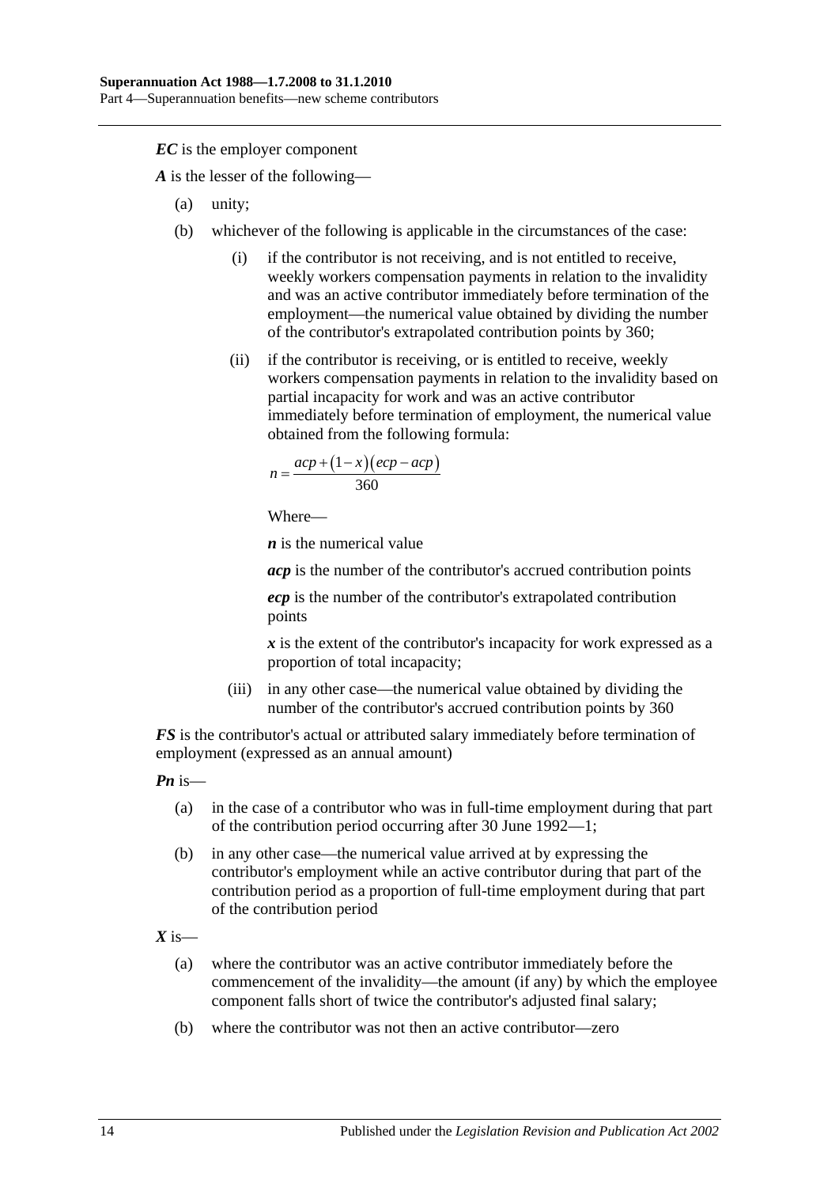***EC*** is the employer component

***A*** is the lesser of the following—

(a) unity;

(b) whichever of the following is applicable in the circumstances of the case:

(i) if the contributor is not receiving, and is not entitled to receive, weekly workers compensation payments in relation to the invalidity and was an active contributor immediately before termination of the employment—the numerical value obtained by dividing the number of the contributor's extrapolated contribution points by 360;

(ii) if the contributor is receiving, or is entitled to receive, weekly workers compensation payments in relation to the invalidity based on partial incapacity for work and was an active contributor immediately before termination of employment, the numerical value obtained from the following formula:

$$n = \frac{acp + (1 - x)(ecp - acp)}{360}$$

Where—

***n*** is the numerical value

***acp*** is the number of the contributor's accrued contribution points

***ecp*** is the number of the contributor's extrapolated contribution points

***x*** is the extent of the contributor's incapacity for work expressed as a proportion of total incapacity;

(iii) in any other case—the numerical value obtained by dividing the number of the contributor's accrued contribution points by 360

***FS*** is the contributor's actual or attributed salary immediately before termination of employment (expressed as an annual amount)

***Pn*** is—

(a) in the case of a contributor who was in full-time employment during that part of the contribution period occurring after 30 June 1992—1;

(b) in any other case—the numerical value arrived at by expressing the contributor's employment while an active contributor during that part of the contribution period as a proportion of full-time employment during that part of the contribution period

***X*** is—

(a) where the contributor was an active contributor immediately before the commencement of the invalidity—the amount (if any) by which the employee component falls short of twice the contributor's adjusted final salary;

(b) where the contributor was not then an active contributor—zero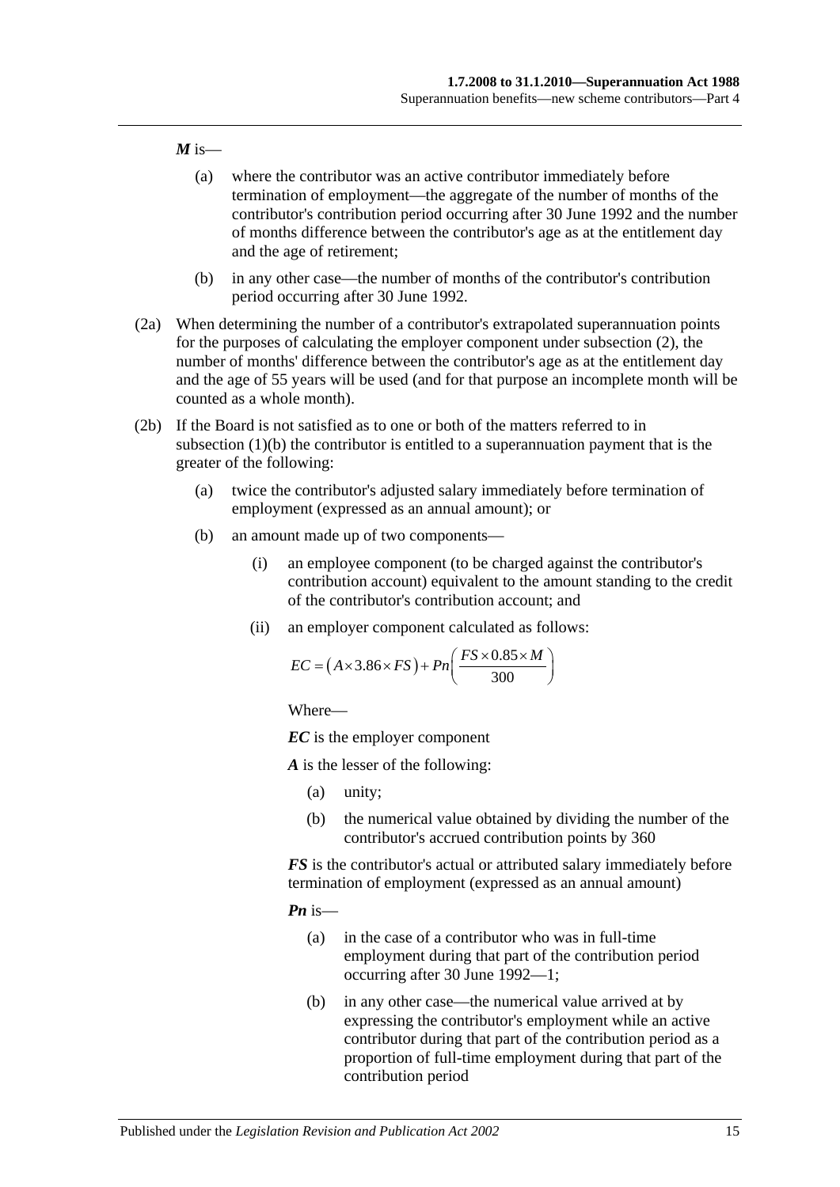***M*** is—

(a) where the contributor was an active contributor immediately before termination of employment—the aggregate of the number of months of the contributor's contribution period occurring after 30 June 1992 and the number of months difference between the contributor's age as at the entitlement day and the age of retirement;

(b) in any other case—the number of months of the contributor's contribution period occurring after 30 June 1992.

(2a) When determining the number of a contributor's extrapolated superannuation points for the purposes of calculating the employer component under subsection (2), the number of months' difference between the contributor's age as at the entitlement day and the age of 55 years will be used (and for that purpose an incomplete month will be counted as a whole month).

(2b) If the Board is not satisfied as to one or both of the matters referred to in subsection (1)(b) the contributor is entitled to a superannuation payment that is the greater of the following:

(a) twice the contributor's adjusted salary immediately before termination of employment (expressed as an annual amount); or

(b) an amount made up of two components—

(i) an employee component (to be charged against the contributor's contribution account) equivalent to the amount standing to the credit of the contributor's contribution account; and

(ii) an employer component calculated as follows:

$$EC = (A \times 3.86 \times FS) + Pn\left(\frac{FS \times 0.85 \times M}{300}\right)$$

Where—

***EC*** is the employer component

***A*** is the lesser of the following:

(a) unity;

(b) the numerical value obtained by dividing the number of the contributor's accrued contribution points by 360

***FS*** is the contributor's actual or attributed salary immediately before termination of employment (expressed as an annual amount)

***Pn*** is—

(a) in the case of a contributor who was in full-time employment during that part of the contribution period occurring after 30 June 1992—1;

(b) in any other case—the numerical value arrived at by expressing the contributor's employment while an active contributor during that part of the contribution period as a proportion of full-time employment during that part of the contribution period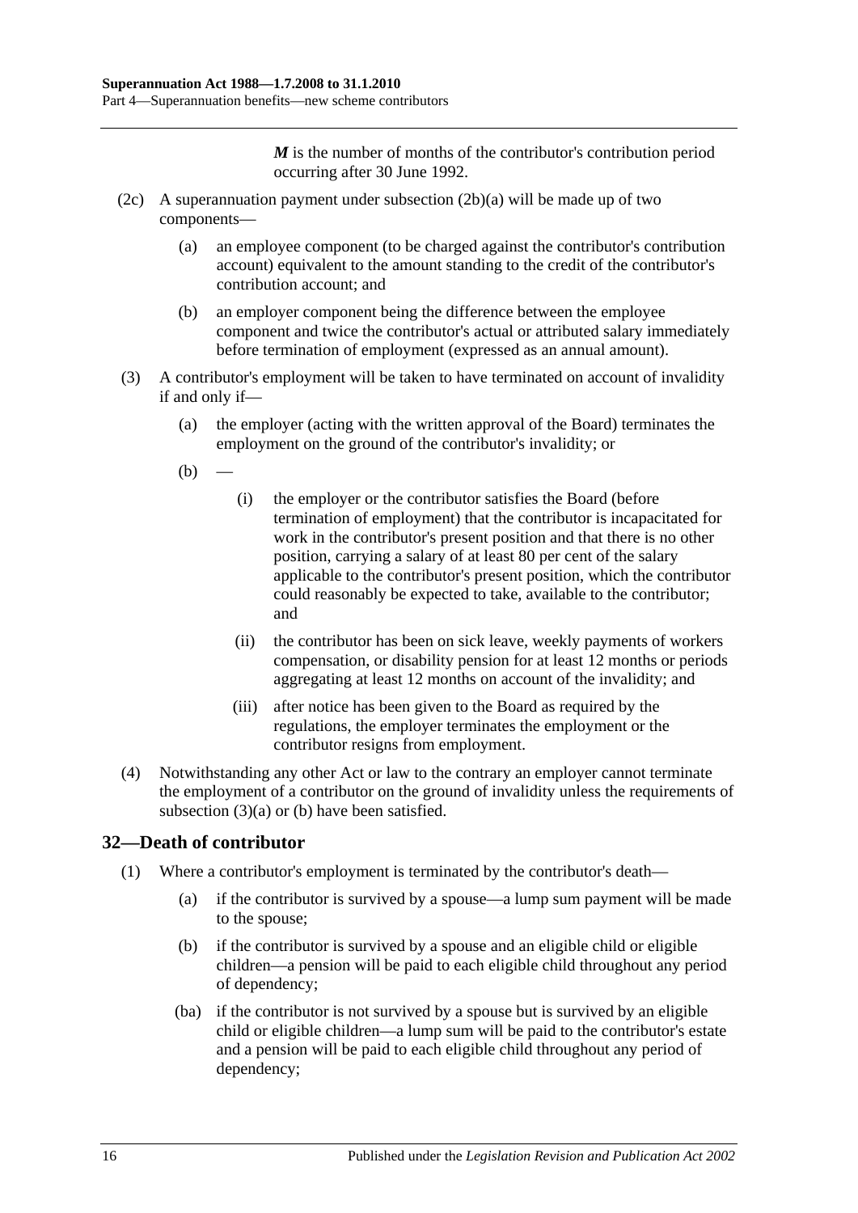***M*** is the number of months of the contributor's contribution period occurring after 30 June 1992.

(2c) A superannuation payment under subsection (2b)(a) will be made up of two components—

- (a) an employee component (to be charged against the contributor's contribution account) equivalent to the amount standing to the credit of the contributor's contribution account; and
- (b) an employer component being the difference between the employee component and twice the contributor's actual or attributed salary immediately before termination of employment (expressed as an annual amount).

(3) A contributor's employment will be taken to have terminated on account of invalidity if and only if—

- (a) the employer (acting with the written approval of the Board) terminates the employment on the ground of the contributor's invalidity; or
- (b) —
  - (i) the employer or the contributor satisfies the Board (before termination of employment) that the contributor is incapacitated for work in the contributor's present position and that there is no other position, carrying a salary of at least 80 per cent of the salary applicable to the contributor's present position, which the contributor could reasonably be expected to take, available to the contributor; and
  - (ii) the contributor has been on sick leave, weekly payments of workers compensation, or disability pension for at least 12 months or periods aggregating at least 12 months on account of the invalidity; and
  - (iii) after notice has been given to the Board as required by the regulations, the employer terminates the employment or the contributor resigns from employment.

(4) Notwithstanding any other Act or law to the contrary an employer cannot terminate the employment of a contributor on the ground of invalidity unless the requirements of subsection (3)(a) or (b) have been satisfied.

## 32—Death of contributor

(1) Where a contributor's employment is terminated by the contributor's death—

- (a) if the contributor is survived by a spouse—a lump sum payment will be made to the spouse;
- (b) if the contributor is survived by a spouse and an eligible child or eligible children—a pension will be paid to each eligible child throughout any period of dependency;
- (ba) if the contributor is not survived by a spouse but is survived by an eligible child or eligible children—a lump sum will be paid to the contributor's estate and a pension will be paid to each eligible child throughout any period of dependency;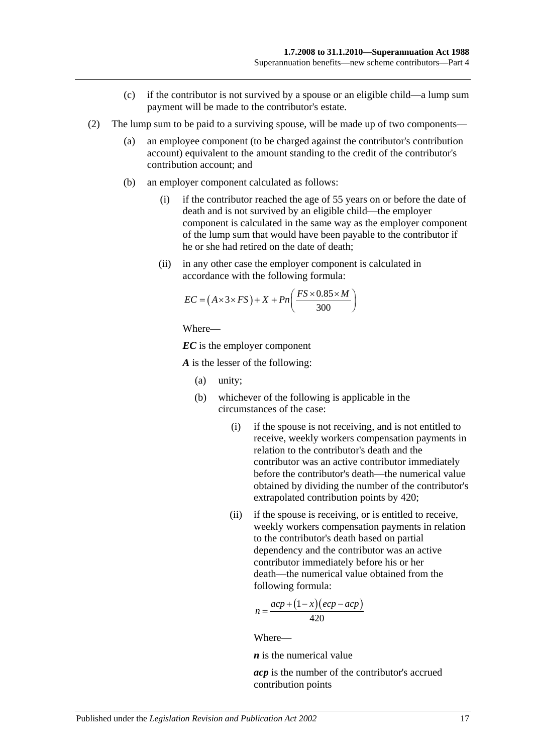(c) if the contributor is not survived by a spouse or an eligible child—a lump sum payment will be made to the contributor's estate.

(2) The lump sum to be paid to a surviving spouse, will be made up of two components—

(a) an employee component (to be charged against the contributor's contribution account) equivalent to the amount standing to the credit of the contributor's contribution account; and

(b) an employer component calculated as follows:

(i) if the contributor reached the age of 55 years on or before the date of death and is not survived by an eligible child—the employer component is calculated in the same way as the employer component of the lump sum that would have been payable to the contributor if he or she had retired on the date of death;

(ii) in any other case the employer component is calculated in accordance with the following formula:

$$EC = \left(A \times 3 \times FS\right) + X + Pn\left(\frac{FS \times 0.85 \times M}{300}\right)$$

Where—

***EC*** is the employer component

***A*** is the lesser of the following:

(a) unity;

(b) whichever of the following is applicable in the circumstances of the case:

(i) if the spouse is not receiving, and is not entitled to receive, weekly workers compensation payments in relation to the contributor's death and the contributor was an active contributor immediately before the contributor's death—the numerical value obtained by dividing the number of the contributor's extrapolated contribution points by 420;

(ii) if the spouse is receiving, or is entitled to receive, weekly workers compensation payments in relation to the contributor's death based on partial dependency and the contributor was an active contributor immediately before his or her death—the numerical value obtained from the following formula:

$$n = \frac{acp + \left(1 - x\right)\left(ecp - acp\right)}{420}$$

Where—

***n*** is the numerical value

***acp*** is the number of the contributor's accrued contribution points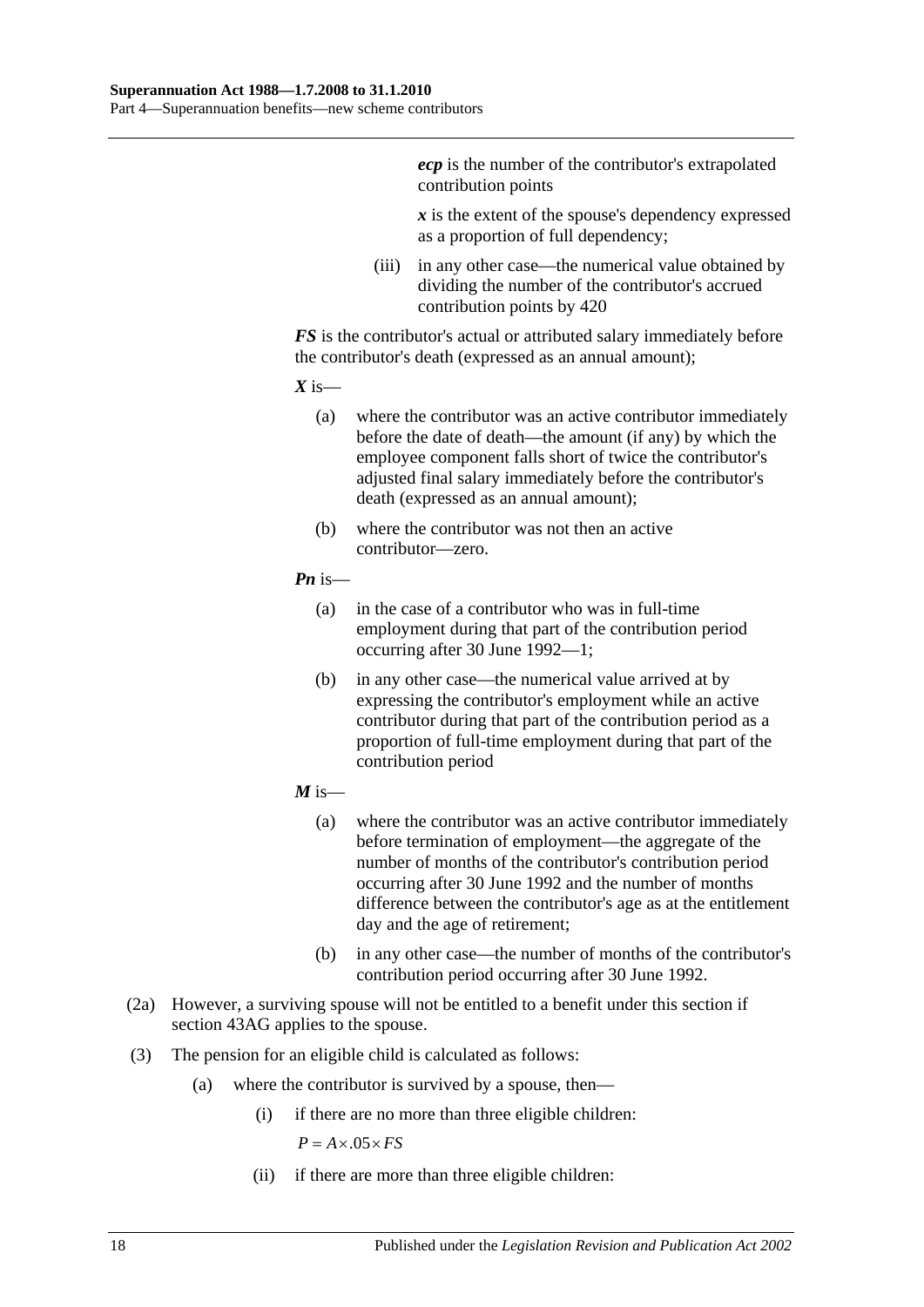***ecp*** is the number of the contributor's extrapolated contribution points

***x*** is the extent of the spouse's dependency expressed as a proportion of full dependency;

(iii) in any other case—the numerical value obtained by dividing the number of the contributor's accrued contribution points by 420

***FS*** is the contributor's actual or attributed salary immediately before the contributor's death (expressed as an annual amount);

***X*** is—

(a) where the contributor was an active contributor immediately before the date of death—the amount (if any) by which the employee component falls short of twice the contributor's adjusted final salary immediately before the contributor's death (expressed as an annual amount);

(b) where the contributor was not then an active contributor—zero.

***Pn*** is—

(a) in the case of a contributor who was in full-time employment during that part of the contribution period occurring after 30 June 1992—1;

(b) in any other case—the numerical value arrived at by expressing the contributor's employment while an active contributor during that part of the contribution period as a proportion of full-time employment during that part of the contribution period

***M*** is—

(a) where the contributor was an active contributor immediately before termination of employment—the aggregate of the number of months of the contributor's contribution period occurring after 30 June 1992 and the number of months difference between the contributor's age as at the entitlement day and the age of retirement;

(b) in any other case—the number of months of the contributor's contribution period occurring after 30 June 1992.

(2a) However, a surviving spouse will not be entitled to a benefit under this section if section 43AG applies to the spouse.

(3) The pension for an eligible child is calculated as follows:

(a) where the contributor is survived by a spouse, then—

(i) if there are no more than three eligible children:

$$P = A \times .05 \times FS$$

(ii) if there are more than three eligible children: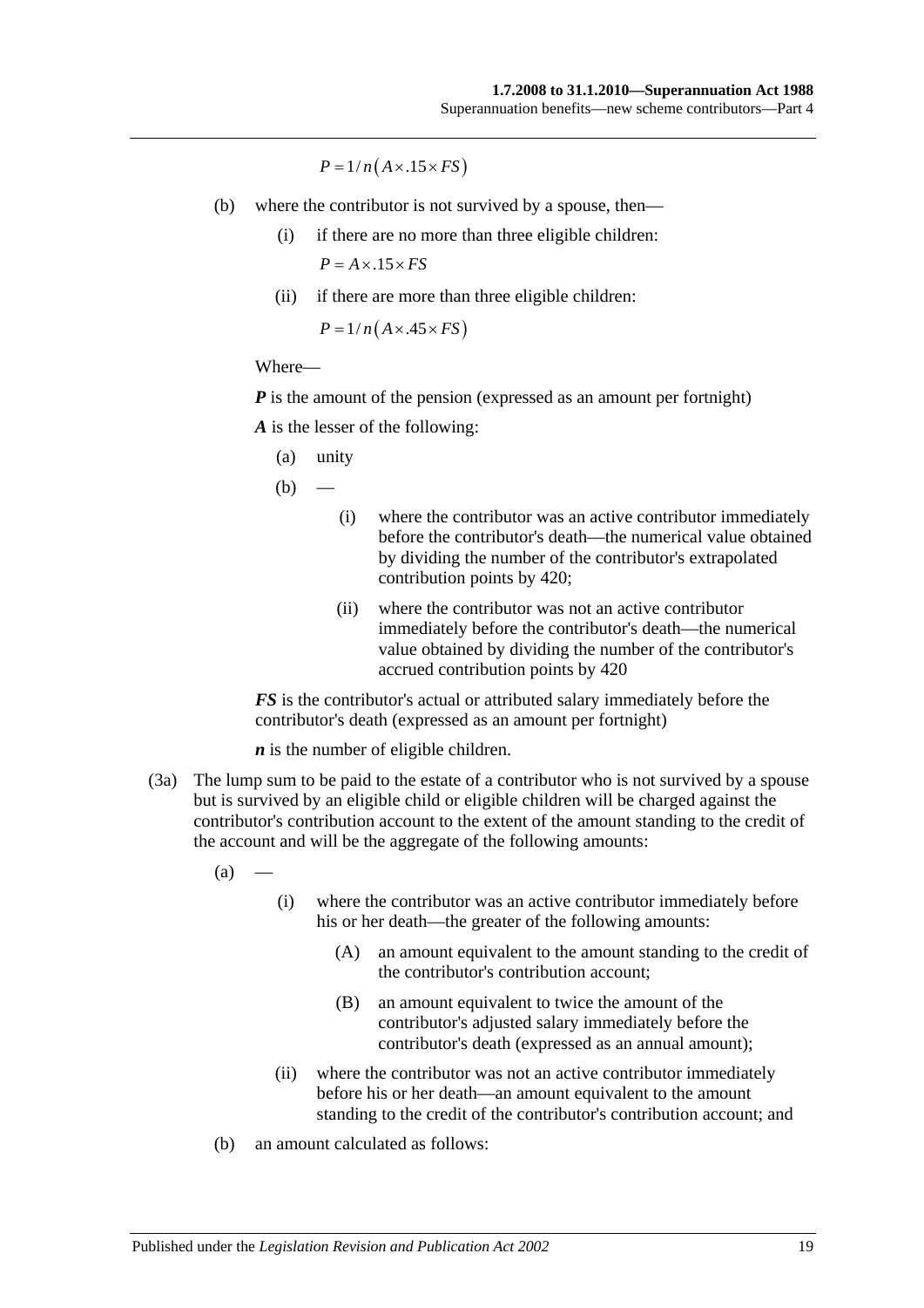$$P = 1/n\left(A \times .15 \times FS\right)$$

(b) where the contributor is not survived by a spouse, then—

(i) if there are no more than three eligible children:

$$P = A \times .15 \times FS$$

(ii) if there are more than three eligible children:

$$P = 1/n\left(A \times .45 \times FS\right)$$

Where—

***P*** is the amount of the pension (expressed as an amount per fortnight)

***A*** is the lesser of the following:

(a) unity

(b) —

(i) where the contributor was an active contributor immediately before the contributor's death—the numerical value obtained by dividing the number of the contributor's extrapolated contribution points by 420;

(ii) where the contributor was not an active contributor immediately before the contributor's death—the numerical value obtained by dividing the number of the contributor's accrued contribution points by 420

***FS*** is the contributor's actual or attributed salary immediately before the contributor's death (expressed as an amount per fortnight)

***n*** is the number of eligible children.

(3a) The lump sum to be paid to the estate of a contributor who is not survived by a spouse but is survived by an eligible child or eligible children will be charged against the contributor's contribution account to the extent of the amount standing to the credit of the account and will be the aggregate of the following amounts:

(a) —

(i) where the contributor was an active contributor immediately before his or her death—the greater of the following amounts:

(A) an amount equivalent to the amount standing to the credit of the contributor's contribution account;

(B) an amount equivalent to twice the amount of the contributor's adjusted salary immediately before the contributor's death (expressed as an annual amount);

(ii) where the contributor was not an active contributor immediately before his or her death—an amount equivalent to the amount standing to the credit of the contributor's contribution account; and

(b) an amount calculated as follows: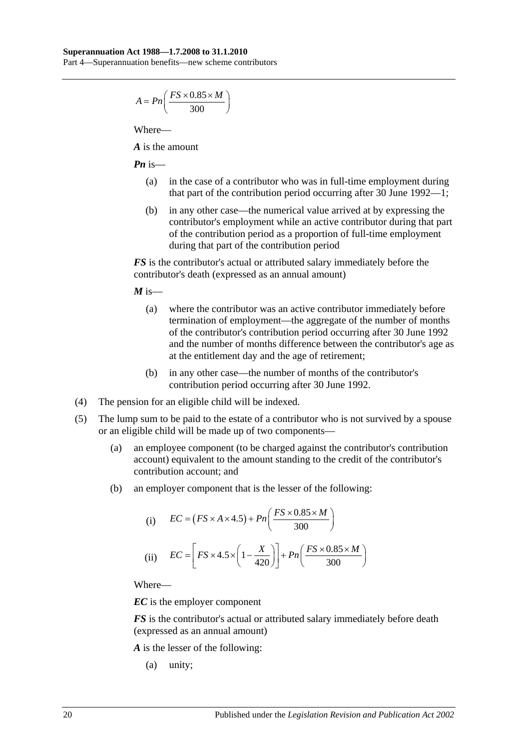$$A = Pn\left(\frac{FS \times 0.85 \times M}{300}\right)$$

Where—

***A*** is the amount

***Pn*** is—

(a) in the case of a contributor who was in full-time employment during that part of the contribution period occurring after 30 June 1992—1;

(b) in any other case—the numerical value arrived at by expressing the contributor's employment while an active contributor during that part of the contribution period as a proportion of full-time employment during that part of the contribution period

***FS*** is the contributor's actual or attributed salary immediately before the contributor's death (expressed as an annual amount)

***M*** is—

(a) where the contributor was an active contributor immediately before termination of employment—the aggregate of the number of months of the contributor's contribution period occurring after 30 June 1992 and the number of months difference between the contributor's age as at the entitlement day and the age of retirement;

(b) in any other case—the number of months of the contributor's contribution period occurring after 30 June 1992.

(4) The pension for an eligible child will be indexed.

(5) The lump sum to be paid to the estate of a contributor who is not survived by a spouse or an eligible child will be made up of two components—

(a) an employee component (to be charged against the contributor's contribution account) equivalent to the amount standing to the credit of the contributor's contribution account; and

(b) an employer component that is the lesser of the following:

(i) $$EC = \left(FS \times A \times 4.5\right) + Pn\left(\frac{FS \times 0.85 \times M}{300}\right)$$

(ii) $$EC = \left[FS \times 4.5 \times \left(1 - \frac{X}{420}\right)\right] + Pn\left(\frac{FS \times 0.85 \times M}{300}\right)$$

Where—

***EC*** is the employer component

***FS*** is the contributor's actual or attributed salary immediately before death (expressed as an annual amount)

***A*** is the lesser of the following:

(a) unity;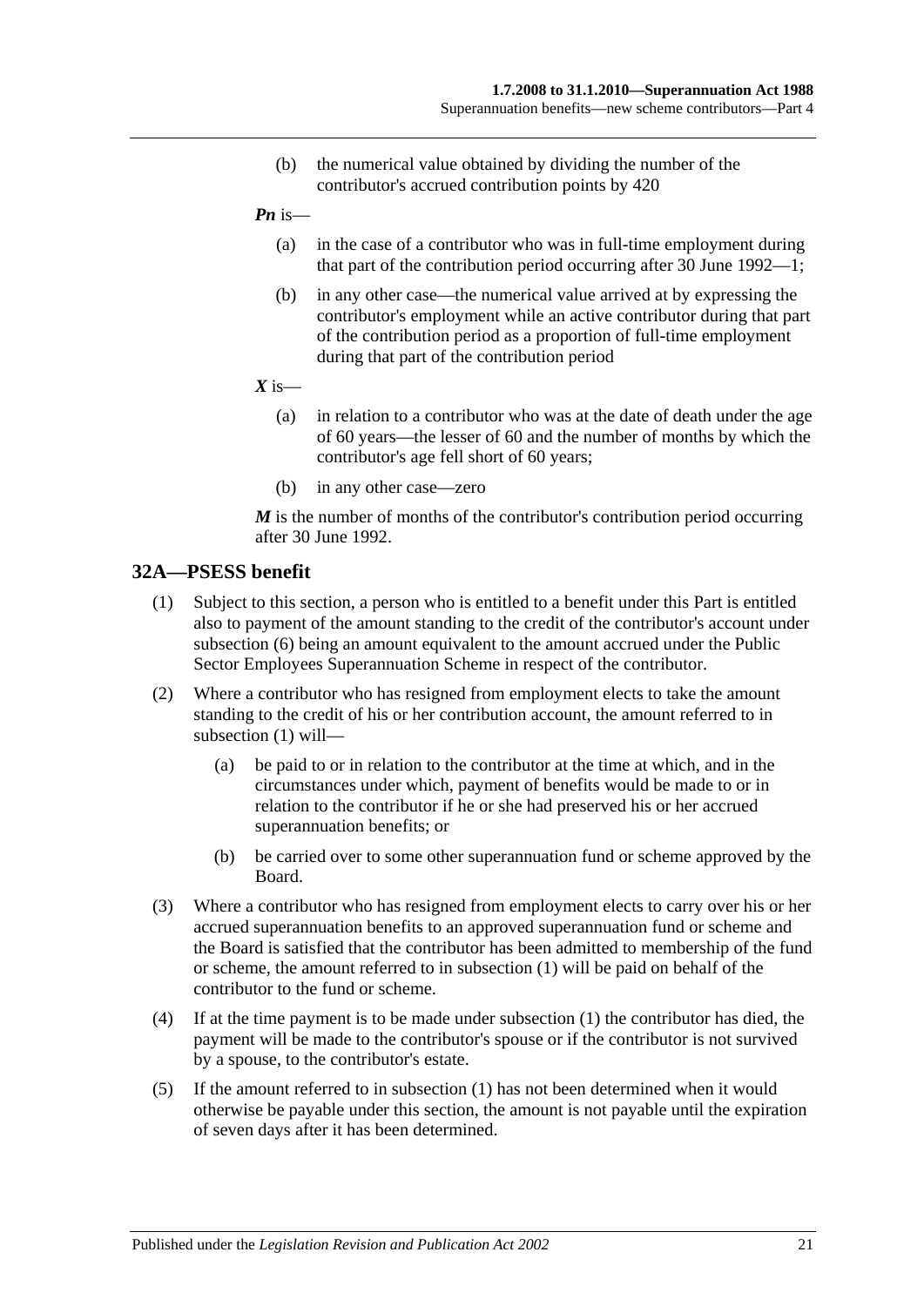(b) the numerical value obtained by dividing the number of the contributor's accrued contribution points by 420

***Pn*** is—

(a) in the case of a contributor who was in full-time employment during that part of the contribution period occurring after 30 June 1992—1;

(b) in any other case—the numerical value arrived at by expressing the contributor's employment while an active contributor during that part of the contribution period as a proportion of full-time employment during that part of the contribution period

***X*** is—

(a) in relation to a contributor who was at the date of death under the age of 60 years—the lesser of 60 and the number of months by which the contributor's age fell short of 60 years;

(b) in any other case—zero

***M*** is the number of months of the contributor's contribution period occurring after 30 June 1992.

## 32A—PSESS benefit

(1) Subject to this section, a person who is entitled to a benefit under this Part is entitled also to payment of the amount standing to the credit of the contributor's account under subsection (6) being an amount equivalent to the amount accrued under the Public Sector Employees Superannuation Scheme in respect of the contributor.

(2) Where a contributor who has resigned from employment elects to take the amount standing to the credit of his or her contribution account, the amount referred to in subsection (1) will—

(a) be paid to or in relation to the contributor at the time at which, and in the circumstances under which, payment of benefits would be made to or in relation to the contributor if he or she had preserved his or her accrued superannuation benefits; or

(b) be carried over to some other superannuation fund or scheme approved by the Board.

(3) Where a contributor who has resigned from employment elects to carry over his or her accrued superannuation benefits to an approved superannuation fund or scheme and the Board is satisfied that the contributor has been admitted to membership of the fund or scheme, the amount referred to in subsection (1) will be paid on behalf of the contributor to the fund or scheme.

(4) If at the time payment is to be made under subsection (1) the contributor has died, the payment will be made to the contributor's spouse or if the contributor is not survived by a spouse, to the contributor's estate.

(5) If the amount referred to in subsection (1) has not been determined when it would otherwise be payable under this section, the amount is not payable until the expiration of seven days after it has been determined.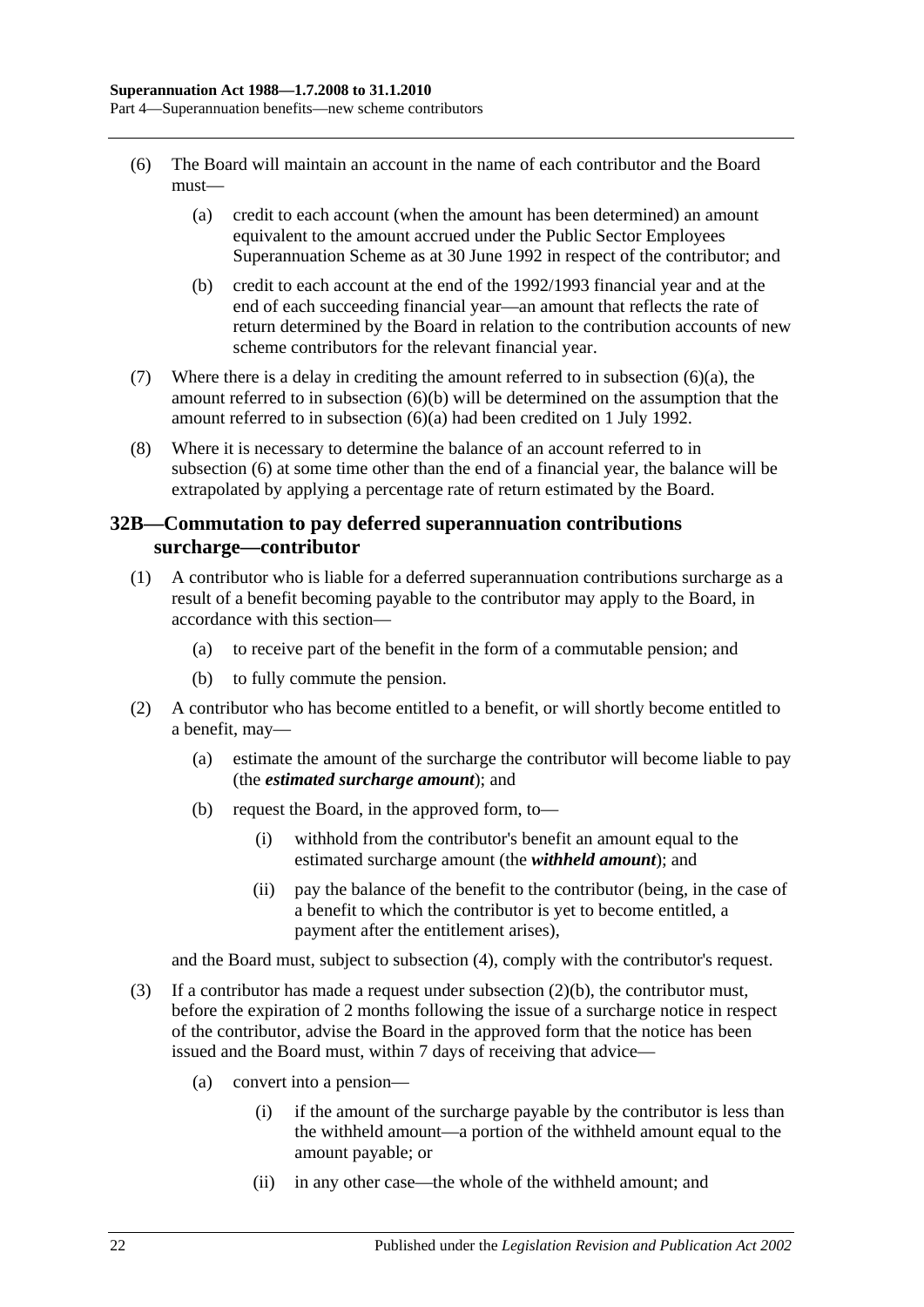(6) The Board will maintain an account in the name of each contributor and the Board must—

(a) credit to each account (when the amount has been determined) an amount equivalent to the amount accrued under the Public Sector Employees Superannuation Scheme as at 30 June 1992 in respect of the contributor; and

(b) credit to each account at the end of the 1992/1993 financial year and at the end of each succeeding financial year—an amount that reflects the rate of return determined by the Board in relation to the contribution accounts of new scheme contributors for the relevant financial year.

(7) Where there is a delay in crediting the amount referred to in subsection (6)(a), the amount referred to in subsection (6)(b) will be determined on the assumption that the amount referred to in subsection (6)(a) had been credited on 1 July 1992.

(8) Where it is necessary to determine the balance of an account referred to in subsection (6) at some time other than the end of a financial year, the balance will be extrapolated by applying a percentage rate of return estimated by the Board.

## 32B—Commutation to pay deferred superannuation contributions surcharge—contributor

(1) A contributor who is liable for a deferred superannuation contributions surcharge as a result of a benefit becoming payable to the contributor may apply to the Board, in accordance with this section—

(a) to receive part of the benefit in the form of a commutable pension; and

(b) to fully commute the pension.

(2) A contributor who has become entitled to a benefit, or will shortly become entitled to a benefit, may—

(a) estimate the amount of the surcharge the contributor will become liable to pay (the ***estimated surcharge amount***); and

(b) request the Board, in the approved form, to—

(i) withhold from the contributor's benefit an amount equal to the estimated surcharge amount (the ***withheld amount***); and

(ii) pay the balance of the benefit to the contributor (being, in the case of a benefit to which the contributor is yet to become entitled, a payment after the entitlement arises),

and the Board must, subject to subsection (4), comply with the contributor's request.

(3) If a contributor has made a request under subsection (2)(b), the contributor must, before the expiration of 2 months following the issue of a surcharge notice in respect of the contributor, advise the Board in the approved form that the notice has been issued and the Board must, within 7 days of receiving that advice—

(a) convert into a pension—

(i) if the amount of the surcharge payable by the contributor is less than the withheld amount—a portion of the withheld amount equal to the amount payable; or

(ii) in any other case—the whole of the withheld amount; and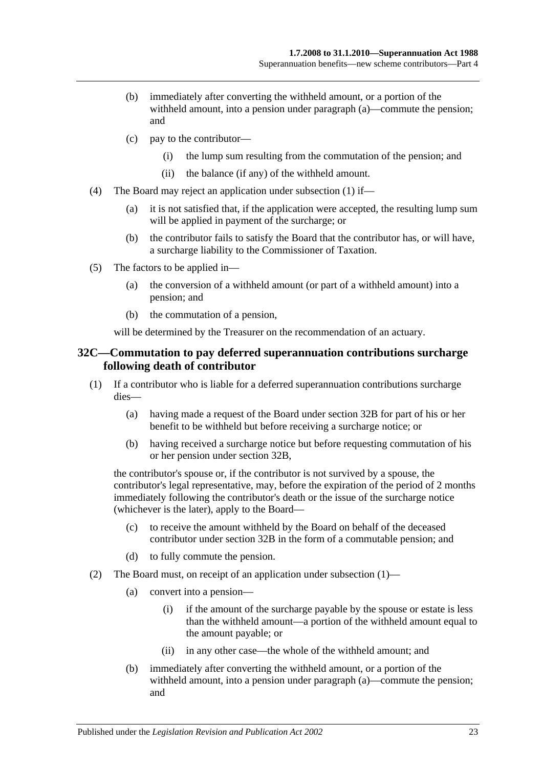(b) immediately after converting the withheld amount, or a portion of the withheld amount, into a pension under paragraph (a)—commute the pension; and

(c) pay to the contributor—

(i) the lump sum resulting from the commutation of the pension; and

(ii) the balance (if any) of the withheld amount.

(4) The Board may reject an application under subsection (1) if—

(a) it is not satisfied that, if the application were accepted, the resulting lump sum will be applied in payment of the surcharge; or

(b) the contributor fails to satisfy the Board that the contributor has, or will have, a surcharge liability to the Commissioner of Taxation.

(5) The factors to be applied in—

(a) the conversion of a withheld amount (or part of a withheld amount) into a pension; and

(b) the commutation of a pension,

will be determined by the Treasurer on the recommendation of an actuary.

## 32C—Commutation to pay deferred superannuation contributions surcharge following death of contributor

(1) If a contributor who is liable for a deferred superannuation contributions surcharge dies—

(a) having made a request of the Board under section 32B for part of his or her benefit to be withheld but before receiving a surcharge notice; or

(b) having received a surcharge notice but before requesting commutation of his or her pension under section 32B,

the contributor's spouse or, if the contributor is not survived by a spouse, the contributor's legal representative, may, before the expiration of the period of 2 months immediately following the contributor's death or the issue of the surcharge notice (whichever is the later), apply to the Board—

(c) to receive the amount withheld by the Board on behalf of the deceased contributor under section 32B in the form of a commutable pension; and

(d) to fully commute the pension.

(2) The Board must, on receipt of an application under subsection (1)—

(a) convert into a pension—

(i) if the amount of the surcharge payable by the spouse or estate is less than the withheld amount—a portion of the withheld amount equal to the amount payable; or

(ii) in any other case—the whole of the withheld amount; and

(b) immediately after converting the withheld amount, or a portion of the withheld amount, into a pension under paragraph (a)—commute the pension; and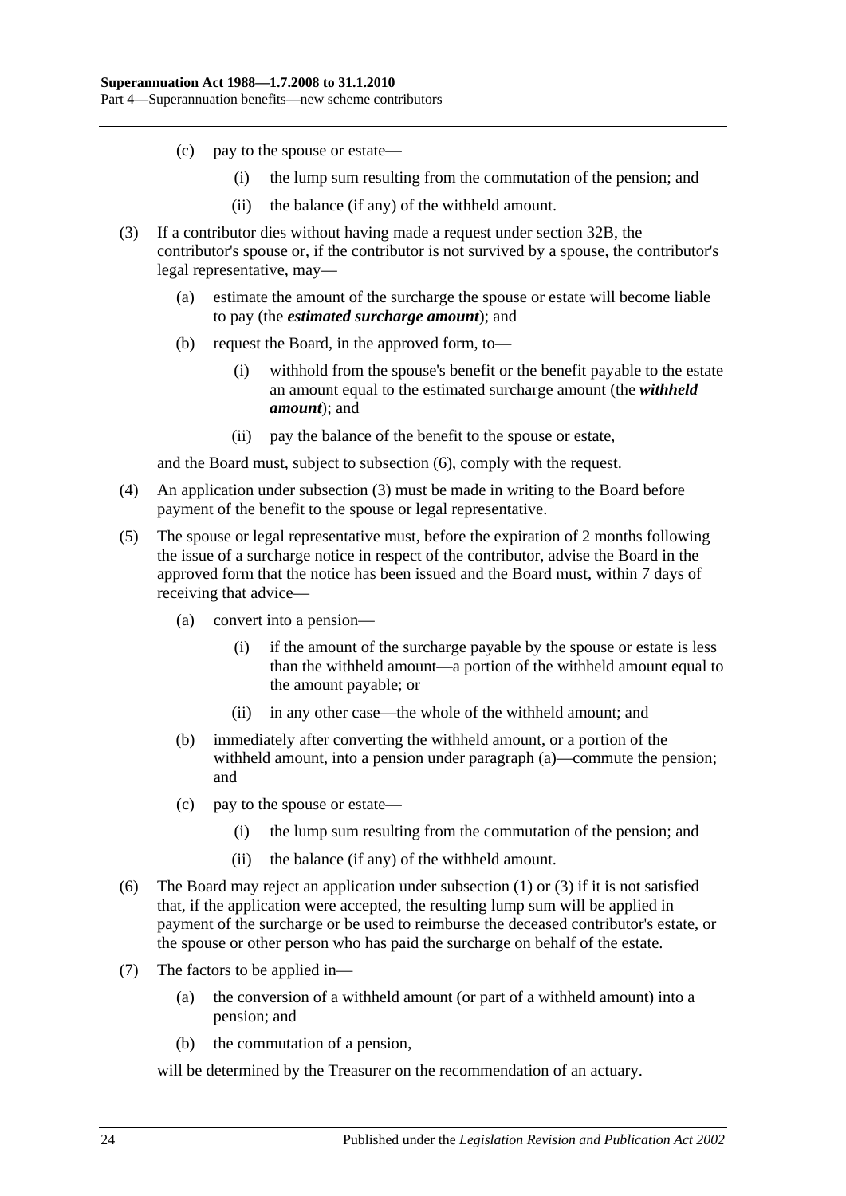(c) pay to the spouse or estate—

(i) the lump sum resulting from the commutation of the pension; and

(ii) the balance (if any) of the withheld amount.

(3) If a contributor dies without having made a request under section 32B, the contributor's spouse or, if the contributor is not survived by a spouse, the contributor's legal representative, may—

(a) estimate the amount of the surcharge the spouse or estate will become liable to pay (the ***estimated surcharge amount***); and

(b) request the Board, in the approved form, to—

(i) withhold from the spouse's benefit or the benefit payable to the estate an amount equal to the estimated surcharge amount (the ***withheld amount***); and

(ii) pay the balance of the benefit to the spouse or estate,

and the Board must, subject to subsection (6), comply with the request.

(4) An application under subsection (3) must be made in writing to the Board before payment of the benefit to the spouse or legal representative.

(5) The spouse or legal representative must, before the expiration of 2 months following the issue of a surcharge notice in respect of the contributor, advise the Board in the approved form that the notice has been issued and the Board must, within 7 days of receiving that advice—

(a) convert into a pension—

(i) if the amount of the surcharge payable by the spouse or estate is less than the withheld amount—a portion of the withheld amount equal to the amount payable; or

(ii) in any other case—the whole of the withheld amount; and

(b) immediately after converting the withheld amount, or a portion of the withheld amount, into a pension under paragraph (a)—commute the pension; and

(c) pay to the spouse or estate—

(i) the lump sum resulting from the commutation of the pension; and

(ii) the balance (if any) of the withheld amount.

(6) The Board may reject an application under subsection (1) or (3) if it is not satisfied that, if the application were accepted, the resulting lump sum will be applied in payment of the surcharge or be used to reimburse the deceased contributor's estate, or the spouse or other person who has paid the surcharge on behalf of the estate.

(7) The factors to be applied in—

(a) the conversion of a withheld amount (or part of a withheld amount) into a pension; and

(b) the commutation of a pension,

will be determined by the Treasurer on the recommendation of an actuary.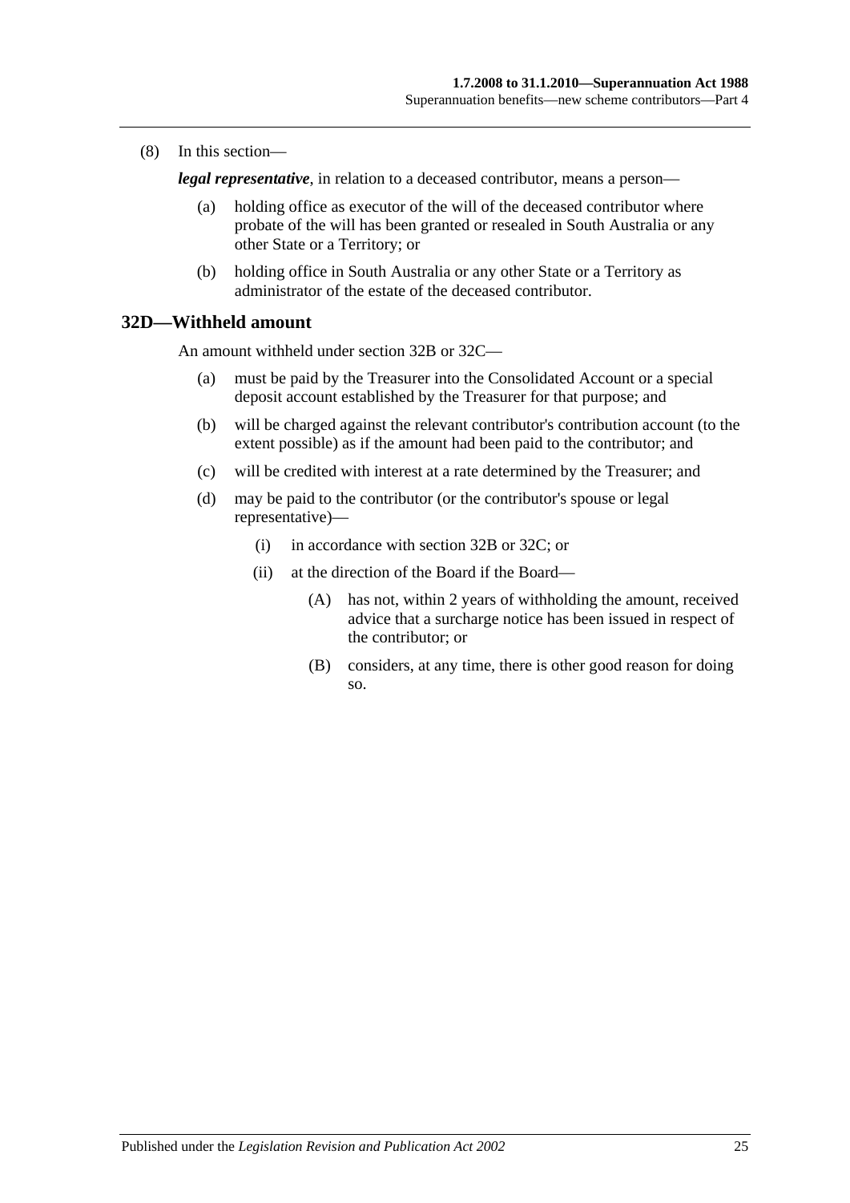(8) In this section—

***legal representative***, in relation to a deceased contributor, means a person—

(a) holding office as executor of the will of the deceased contributor where probate of the will has been granted or resealed in South Australia or any other State or a Territory; or

(b) holding office in South Australia or any other State or a Territory as administrator of the estate of the deceased contributor.

## 32D—Withheld amount

An amount withheld under section 32B or 32C—

(a) must be paid by the Treasurer into the Consolidated Account or a special deposit account established by the Treasurer for that purpose; and

(b) will be charged against the relevant contributor's contribution account (to the extent possible) as if the amount had been paid to the contributor; and

(c) will be credited with interest at a rate determined by the Treasurer; and

(d) may be paid to the contributor (or the contributor's spouse or legal representative)—

(i) in accordance with section 32B or 32C; or

(ii) at the direction of the Board if the Board—

(A) has not, within 2 years of withholding the amount, received advice that a surcharge notice has been issued in respect of the contributor; or

(B) considers, at any time, there is other good reason for doing so.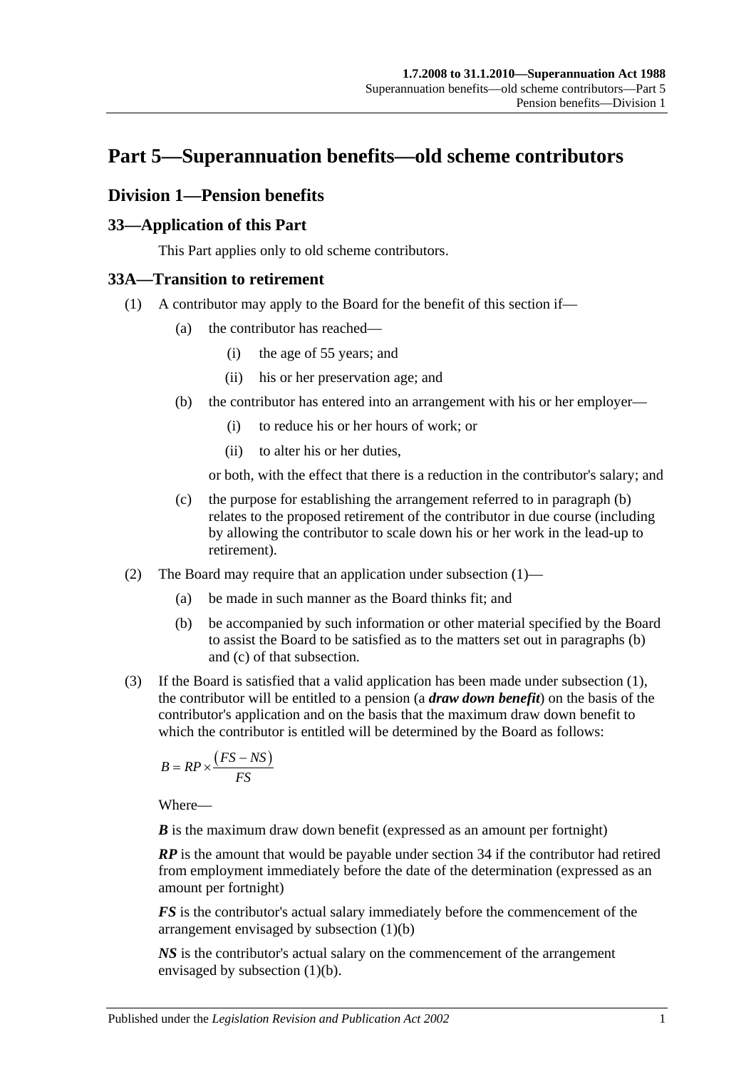# Part 5—Superannuation benefits—old scheme contributors

## Division 1—Pension benefits

### 33—Application of this Part

This Part applies only to old scheme contributors.

### 33A—Transition to retirement

(1) A contributor may apply to the Board for the benefit of this section if—

(a) the contributor has reached—

(i) the age of 55 years; and

(ii) his or her preservation age; and

(b) the contributor has entered into an arrangement with his or her employer—

(i) to reduce his or her hours of work; or

(ii) to alter his or her duties,

or both, with the effect that there is a reduction in the contributor's salary; and

(c) the purpose for establishing the arrangement referred to in paragraph (b) relates to the proposed retirement of the contributor in due course (including by allowing the contributor to scale down his or her work in the lead-up to retirement).

(2) The Board may require that an application under subsection (1)—

(a) be made in such manner as the Board thinks fit; and

(b) be accompanied by such information or other material specified by the Board to assist the Board to be satisfied as to the matters set out in paragraphs (b) and (c) of that subsection.

(3) If the Board is satisfied that a valid application has been made under subsection (1), the contributor will be entitled to a pension (a ***draw down benefit***) on the basis of the contributor's application and on the basis that the maximum draw down benefit to which the contributor is entitled will be determined by the Board as follows:

$$B = RP \times \frac{(FS - NS)}{FS}$$

Where—

***B*** is the maximum draw down benefit (expressed as an amount per fortnight)

***RP*** is the amount that would be payable under section 34 if the contributor had retired from employment immediately before the date of the determination (expressed as an amount per fortnight)

***FS*** is the contributor's actual salary immediately before the commencement of the arrangement envisaged by subsection (1)(b)

***NS*** is the contributor's actual salary on the commencement of the arrangement envisaged by subsection (1)(b).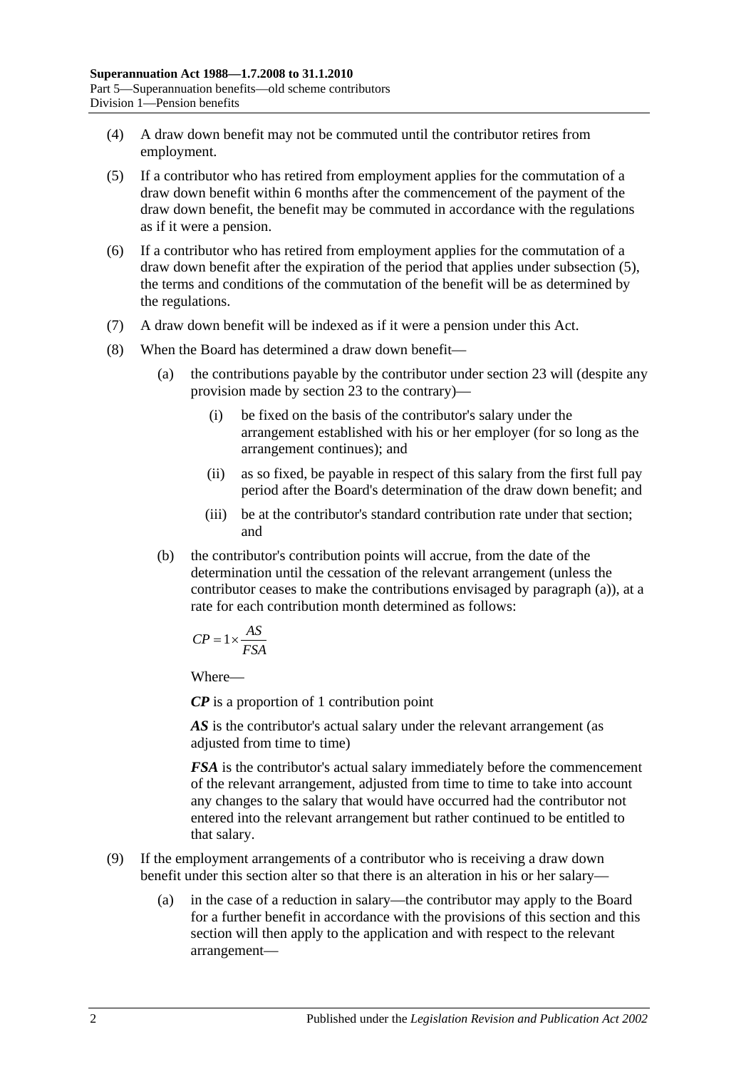(4) A draw down benefit may not be commuted until the contributor retires from employment.

(5) If a contributor who has retired from employment applies for the commutation of a draw down benefit within 6 months after the commencement of the payment of the draw down benefit, the benefit may be commuted in accordance with the regulations as if it were a pension.

(6) If a contributor who has retired from employment applies for the commutation of a draw down benefit after the expiration of the period that applies under subsection (5), the terms and conditions of the commutation of the benefit will be as determined by the regulations.

(7) A draw down benefit will be indexed as if it were a pension under this Act.

(8) When the Board has determined a draw down benefit—

(a) the contributions payable by the contributor under section 23 will (despite any provision made by section 23 to the contrary)—

(i) be fixed on the basis of the contributor's salary under the arrangement established with his or her employer (for so long as the arrangement continues); and

(ii) as so fixed, be payable in respect of this salary from the first full pay period after the Board's determination of the draw down benefit; and

(iii) be at the contributor's standard contribution rate under that section; and

(b) the contributor's contribution points will accrue, from the date of the determination until the cessation of the relevant arrangement (unless the contributor ceases to make the contributions envisaged by paragraph (a)), at a rate for each contribution month determined as follows:

$$CP = 1 \times \frac{AS}{FSA}$$

Where—

***CP*** is a proportion of 1 contribution point

***AS*** is the contributor's actual salary under the relevant arrangement (as adjusted from time to time)

***FSA*** is the contributor's actual salary immediately before the commencement of the relevant arrangement, adjusted from time to time to take into account any changes to the salary that would have occurred had the contributor not entered into the relevant arrangement but rather continued to be entitled to that salary.

(9) If the employment arrangements of a contributor who is receiving a draw down benefit under this section alter so that there is an alteration in his or her salary—

(a) in the case of a reduction in salary—the contributor may apply to the Board for a further benefit in accordance with the provisions of this section and this section will then apply to the application and with respect to the relevant arrangement—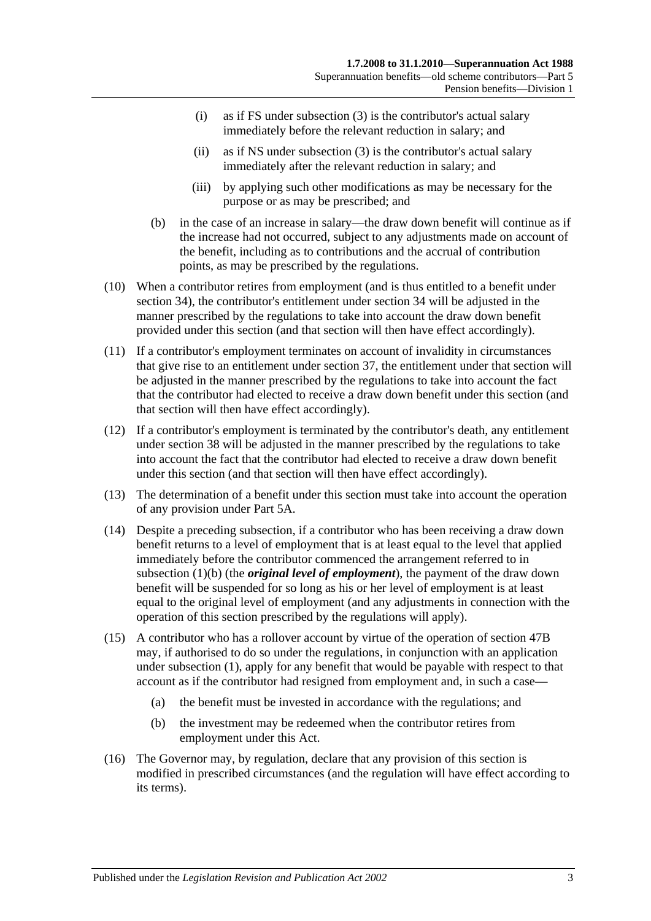(i) as if FS under subsection (3) is the contributor's actual salary immediately before the relevant reduction in salary; and

(ii) as if NS under subsection (3) is the contributor's actual salary immediately after the relevant reduction in salary; and

(iii) by applying such other modifications as may be necessary for the purpose or as may be prescribed; and

(b) in the case of an increase in salary—the draw down benefit will continue as if the increase had not occurred, subject to any adjustments made on account of the benefit, including as to contributions and the accrual of contribution points, as may be prescribed by the regulations.

(10) When a contributor retires from employment (and is thus entitled to a benefit under section 34), the contributor's entitlement under section 34 will be adjusted in the manner prescribed by the regulations to take into account the draw down benefit provided under this section (and that section will then have effect accordingly).

(11) If a contributor's employment terminates on account of invalidity in circumstances that give rise to an entitlement under section 37, the entitlement under that section will be adjusted in the manner prescribed by the regulations to take into account the fact that the contributor had elected to receive a draw down benefit under this section (and that section will then have effect accordingly).

(12) If a contributor's employment is terminated by the contributor's death, any entitlement under section 38 will be adjusted in the manner prescribed by the regulations to take into account the fact that the contributor had elected to receive a draw down benefit under this section (and that section will then have effect accordingly).

(13) The determination of a benefit under this section must take into account the operation of any provision under Part 5A.

(14) Despite a preceding subsection, if a contributor who has been receiving a draw down benefit returns to a level of employment that is at least equal to the level that applied immediately before the contributor commenced the arrangement referred to in subsection (1)(b) (the ***original level of employment***), the payment of the draw down benefit will be suspended for so long as his or her level of employment is at least equal to the original level of employment (and any adjustments in connection with the operation of this section prescribed by the regulations will apply).

(15) A contributor who has a rollover account by virtue of the operation of section 47B may, if authorised to do so under the regulations, in conjunction with an application under subsection (1), apply for any benefit that would be payable with respect to that account as if the contributor had resigned from employment and, in such a case—

(a) the benefit must be invested in accordance with the regulations; and

(b) the investment may be redeemed when the contributor retires from employment under this Act.

(16) The Governor may, by regulation, declare that any provision of this section is modified in prescribed circumstances (and the regulation will have effect according to its terms).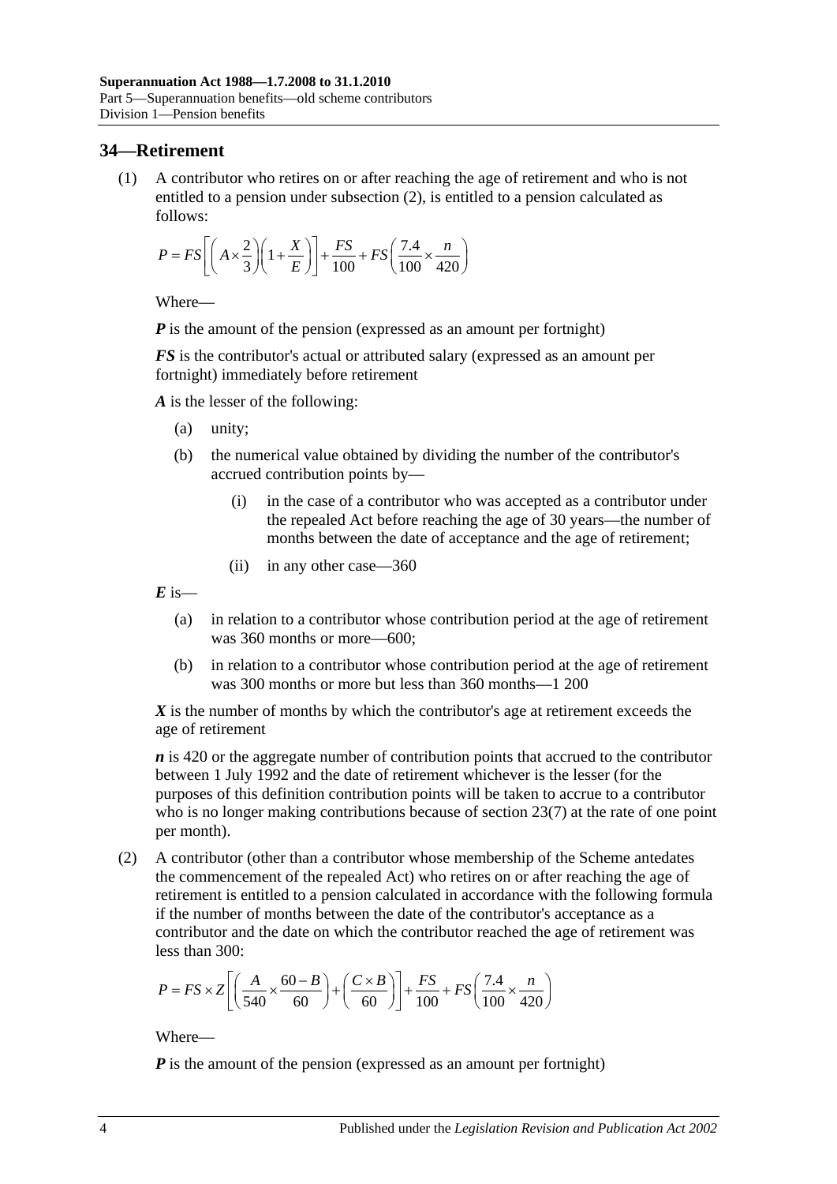## 34—Retirement

(1) A contributor who retires on or after reaching the age of retirement and who is not entitled to a pension under subsection (2), is entitled to a pension calculated as follows:

$$P = FS\left[\left(A \times \frac{2}{3}\right)\left(1 + \frac{X}{E}\right)\right] + \frac{FS}{100} + FS\left(\frac{7.4}{100} \times \frac{n}{420}\right)$$

Where—

***P*** is the amount of the pension (expressed as an amount per fortnight)

***FS*** is the contributor's actual or attributed salary (expressed as an amount per fortnight) immediately before retirement

***A*** is the lesser of the following:

- (a) unity;
- (b) the numerical value obtained by dividing the number of the contributor's accrued contribution points by—
  - (i) in the case of a contributor who was accepted as a contributor under the repealed Act before reaching the age of 30 years—the number of months between the date of acceptance and the age of retirement;
  - (ii) in any other case—360

***E*** is—

- (a) in relation to a contributor whose contribution period at the age of retirement was 360 months or more—600;
- (b) in relation to a contributor whose contribution period at the age of retirement was 300 months or more but less than 360 months—1 200

***X*** is the number of months by which the contributor's age at retirement exceeds the age of retirement

***n*** is 420 or the aggregate number of contribution points that accrued to the contributor between 1 July 1992 and the date of retirement whichever is the lesser (for the purposes of this definition contribution points will be taken to accrue to a contributor who is no longer making contributions because of section 23(7) at the rate of one point per month).

(2) A contributor (other than a contributor whose membership of the Scheme antedates the commencement of the repealed Act) who retires on or after reaching the age of retirement is entitled to a pension calculated in accordance with the following formula if the number of months between the date of the contributor's acceptance as a contributor and the date on which the contributor reached the age of retirement was less than 300:

$$P = FS \times Z\left[\left(\frac{A}{540} \times \frac{60 - B}{60}\right) + \left(\frac{C \times B}{60}\right)\right] + \frac{FS}{100} + FS\left(\frac{7.4}{100} \times \frac{n}{420}\right)$$

Where—

***P*** is the amount of the pension (expressed as an amount per fortnight)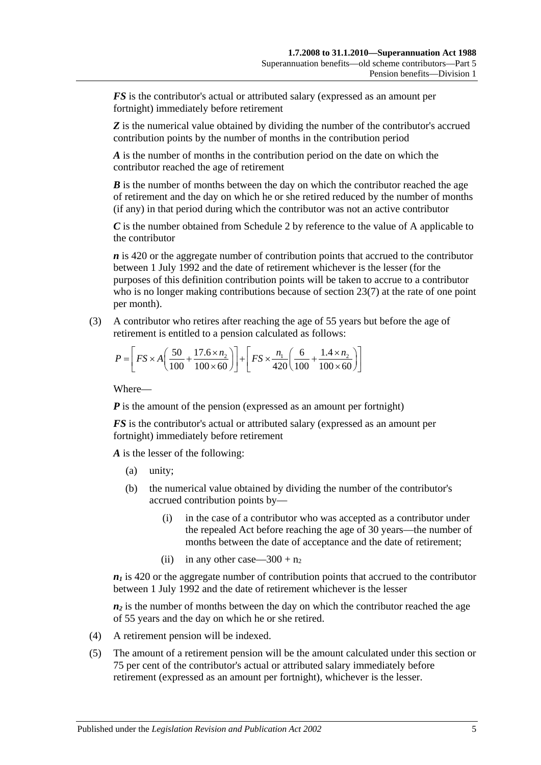***FS*** is the contributor's actual or attributed salary (expressed as an amount per fortnight) immediately before retirement

***Z*** is the numerical value obtained by dividing the number of the contributor's accrued contribution points by the number of months in the contribution period

***A*** is the number of months in the contribution period on the date on which the contributor reached the age of retirement

***B*** is the number of months between the day on which the contributor reached the age of retirement and the day on which he or she retired reduced by the number of months (if any) in that period during which the contributor was not an active contributor

***C*** is the number obtained from Schedule 2 by reference to the value of A applicable to the contributor

***n*** is 420 or the aggregate number of contribution points that accrued to the contributor between 1 July 1992 and the date of retirement whichever is the lesser (for the purposes of this definition contribution points will be taken to accrue to a contributor who is no longer making contributions because of section 23(7) at the rate of one point per month).

(3) A contributor who retires after reaching the age of 55 years but before the age of retirement is entitled to a pension calculated as follows:

$$P = \left[ FS \times A\left(\frac{50}{100} + \frac{17.6 \times n_2}{100 \times 60}\right)\right] + \left[ FS \times \frac{n_1}{420}\left(\frac{6}{100} + \frac{1.4 \times n_2}{100 \times 60}\right)\right]$$

Where—

***P*** is the amount of the pension (expressed as an amount per fortnight)

***FS*** is the contributor's actual or attributed salary (expressed as an amount per fortnight) immediately before retirement

***A*** is the lesser of the following:

(a) unity;

(b) the numerical value obtained by dividing the number of the contributor's accrued contribution points by—

(i) in the case of a contributor who was accepted as a contributor under the repealed Act before reaching the age of 30 years—the number of months between the date of acceptance and the date of retirement;

(ii) in any other case—$300 + n_2$

$n_1$ is 420 or the aggregate number of contribution points that accrued to the contributor between 1 July 1992 and the date of retirement whichever is the lesser

$n_2$ is the number of months between the day on which the contributor reached the age of 55 years and the day on which he or she retired.

(4) A retirement pension will be indexed.

(5) The amount of a retirement pension will be the amount calculated under this section or 75 per cent of the contributor's actual or attributed salary immediately before retirement (expressed as an amount per fortnight), whichever is the lesser.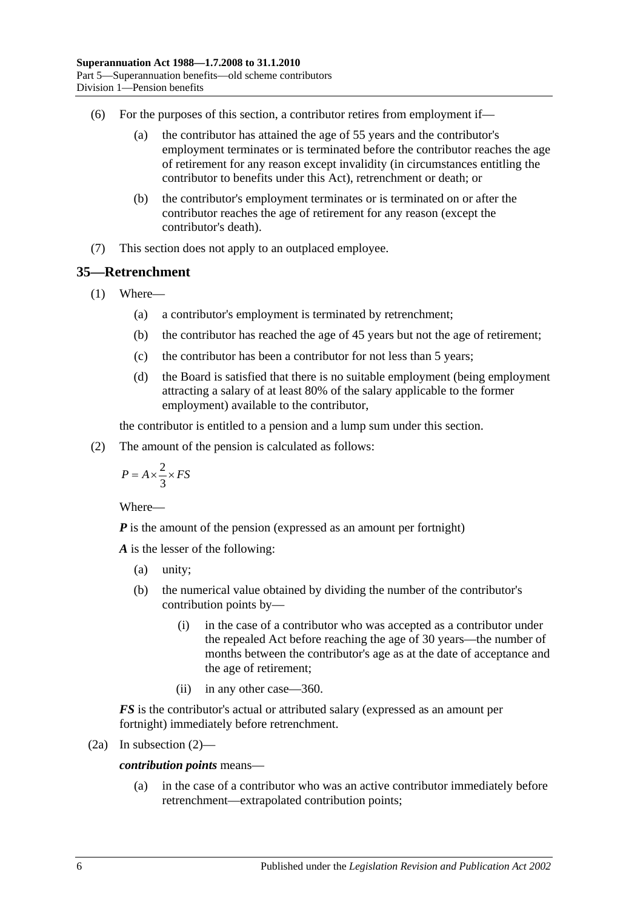(6) For the purposes of this section, a contributor retires from employment if—

  (a) the contributor has attained the age of 55 years and the contributor's employment terminates or is terminated before the contributor reaches the age of retirement for any reason except invalidity (in circumstances entitling the contributor to benefits under this Act), retrenchment or death; or

  (b) the contributor's employment terminates or is terminated on or after the contributor reaches the age of retirement for any reason (except the contributor's death).

(7) This section does not apply to an outplaced employee.

## 35—Retrenchment

(1) Where—

  (a) a contributor's employment is terminated by retrenchment;

  (b) the contributor has reached the age of 45 years but not the age of retirement;

  (c) the contributor has been a contributor for not less than 5 years;

  (d) the Board is satisfied that there is no suitable employment (being employment attracting a salary of at least 80% of the salary applicable to the former employment) available to the contributor,

the contributor is entitled to a pension and a lump sum under this section.

(2) The amount of the pension is calculated as follows:

$$P = A \times \frac{2}{3} \times FS$$

Where—

***P*** is the amount of the pension (expressed as an amount per fortnight)

***A*** is the lesser of the following:

  (a) unity;

  (b) the numerical value obtained by dividing the number of the contributor's contribution points by—

    (i) in the case of a contributor who was accepted as a contributor under the repealed Act before reaching the age of 30 years—the number of months between the contributor's age as at the date of acceptance and the age of retirement;

    (ii) in any other case—360.

***FS*** is the contributor's actual or attributed salary (expressed as an amount per fortnight) immediately before retrenchment.

(2a) In subsection (2)—

***contribution points*** means—

  (a) in the case of a contributor who was an active contributor immediately before retrenchment—extrapolated contribution points;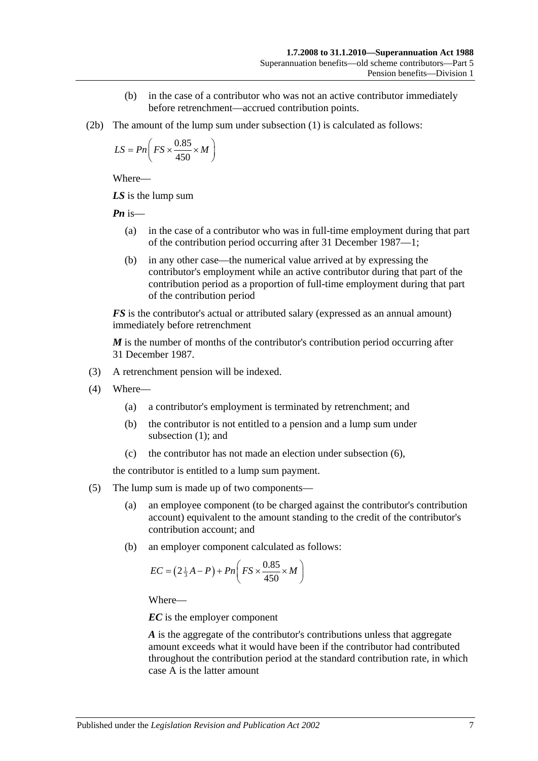(b) in the case of a contributor who was not an active contributor immediately before retrenchment—accrued contribution points.

(2b) The amount of the lump sum under subsection (1) is calculated as follows:

$$LS = Pn\left(FS \times \frac{0.85}{450} \times M\right)$$

Where—

***LS*** is the lump sum

***Pn*** is—

(a) in the case of a contributor who was in full-time employment during that part of the contribution period occurring after 31 December 1987—1;

(b) in any other case—the numerical value arrived at by expressing the contributor's employment while an active contributor during that part of the contribution period as a proportion of full-time employment during that part of the contribution period

***FS*** is the contributor's actual or attributed salary (expressed as an annual amount) immediately before retrenchment

***M*** is the number of months of the contributor's contribution period occurring after 31 December 1987.

(3) A retrenchment pension will be indexed.

(4) Where—

(a) a contributor's employment is terminated by retrenchment; and

(b) the contributor is not entitled to a pension and a lump sum under subsection (1); and

(c) the contributor has not made an election under subsection (6),

the contributor is entitled to a lump sum payment.

(5) The lump sum is made up of two components—

(a) an employee component (to be charged against the contributor's contribution account) equivalent to the amount standing to the credit of the contributor's contribution account; and

(b) an employer component calculated as follows:

$$EC = \left(2\tfrac{1}{3}A - P\right) + Pn\left(FS \times \frac{0.85}{450} \times M\right)$$

Where—

***EC*** is the employer component

***A*** is the aggregate of the contributor's contributions unless that aggregate amount exceeds what it would have been if the contributor had contributed throughout the contribution period at the standard contribution rate, in which case A is the latter amount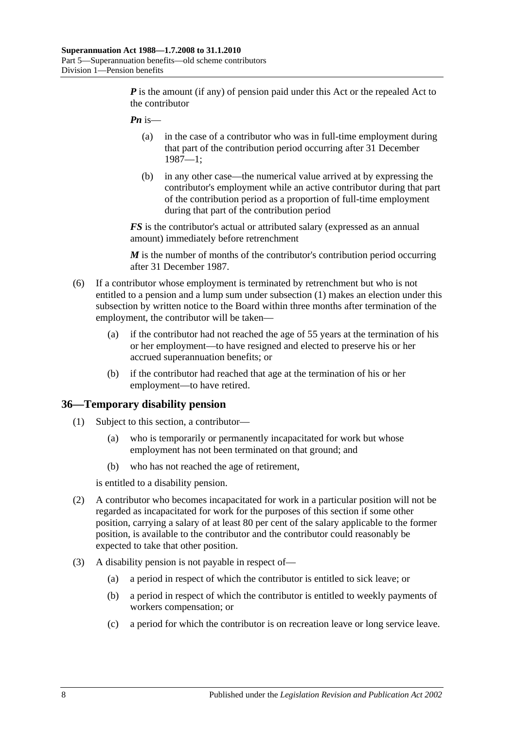***P*** is the amount (if any) of pension paid under this Act or the repealed Act to the contributor

***Pn*** is—

- (a) in the case of a contributor who was in full-time employment during that part of the contribution period occurring after 31 December 1987—1;
- (b) in any other case—the numerical value arrived at by expressing the contributor's employment while an active contributor during that part of the contribution period as a proportion of full-time employment during that part of the contribution period

***FS*** is the contributor's actual or attributed salary (expressed as an annual amount) immediately before retrenchment

***M*** is the number of months of the contributor's contribution period occurring after 31 December 1987.

(6) If a contributor whose employment is terminated by retrenchment but who is not entitled to a pension and a lump sum under subsection (1) makes an election under this subsection by written notice to the Board within three months after termination of the employment, the contributor will be taken—

- (a) if the contributor had not reached the age of 55 years at the termination of his or her employment—to have resigned and elected to preserve his or her accrued superannuation benefits; or
- (b) if the contributor had reached that age at the termination of his or her employment—to have retired.

## 36—Temporary disability pension

(1) Subject to this section, a contributor—

- (a) who is temporarily or permanently incapacitated for work but whose employment has not been terminated on that ground; and
- (b) who has not reached the age of retirement,

is entitled to a disability pension.

(2) A contributor who becomes incapacitated for work in a particular position will not be regarded as incapacitated for work for the purposes of this section if some other position, carrying a salary of at least 80 per cent of the salary applicable to the former position, is available to the contributor and the contributor could reasonably be expected to take that other position.

(3) A disability pension is not payable in respect of—

- (a) a period in respect of which the contributor is entitled to sick leave; or
- (b) a period in respect of which the contributor is entitled to weekly payments of workers compensation; or
- (c) a period for which the contributor is on recreation leave or long service leave.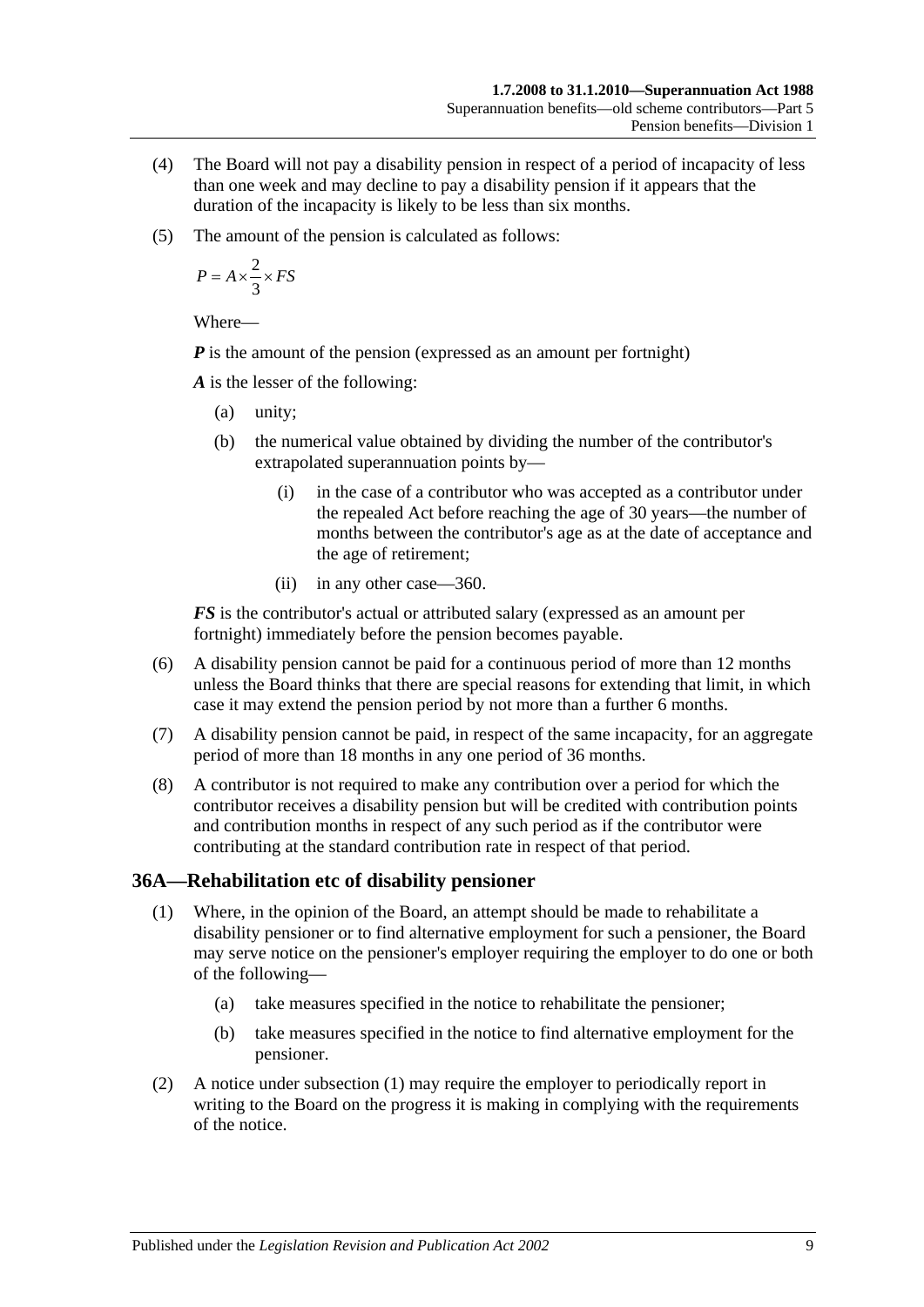(4) The Board will not pay a disability pension in respect of a period of incapacity of less than one week and may decline to pay a disability pension if it appears that the duration of the incapacity is likely to be less than six months.

(5) The amount of the pension is calculated as follows:

$$P = A \times \frac{2}{3} \times FS$$

Where—

***P*** is the amount of the pension (expressed as an amount per fortnight)

***A*** is the lesser of the following:

- (a) unity;
- (b) the numerical value obtained by dividing the number of the contributor's extrapolated superannuation points by—
    - (i) in the case of a contributor who was accepted as a contributor under the repealed Act before reaching the age of 30 years—the number of months between the contributor's age as at the date of acceptance and the age of retirement;
    - (ii) in any other case—360.

***FS*** is the contributor's actual or attributed salary (expressed as an amount per fortnight) immediately before the pension becomes payable.

(6) A disability pension cannot be paid for a continuous period of more than 12 months unless the Board thinks that there are special reasons for extending that limit, in which case it may extend the pension period by not more than a further 6 months.

(7) A disability pension cannot be paid, in respect of the same incapacity, for an aggregate period of more than 18 months in any one period of 36 months.

(8) A contributor is not required to make any contribution over a period for which the contributor receives a disability pension but will be credited with contribution points and contribution months in respect of any such period as if the contributor were contributing at the standard contribution rate in respect of that period.

## 36A—Rehabilitation etc of disability pensioner

(1) Where, in the opinion of the Board, an attempt should be made to rehabilitate a disability pensioner or to find alternative employment for such a pensioner, the Board may serve notice on the pensioner's employer requiring the employer to do one or both of the following—

- (a) take measures specified in the notice to rehabilitate the pensioner;
- (b) take measures specified in the notice to find alternative employment for the pensioner.

(2) A notice under subsection (1) may require the employer to periodically report in writing to the Board on the progress it is making in complying with the requirements of the notice.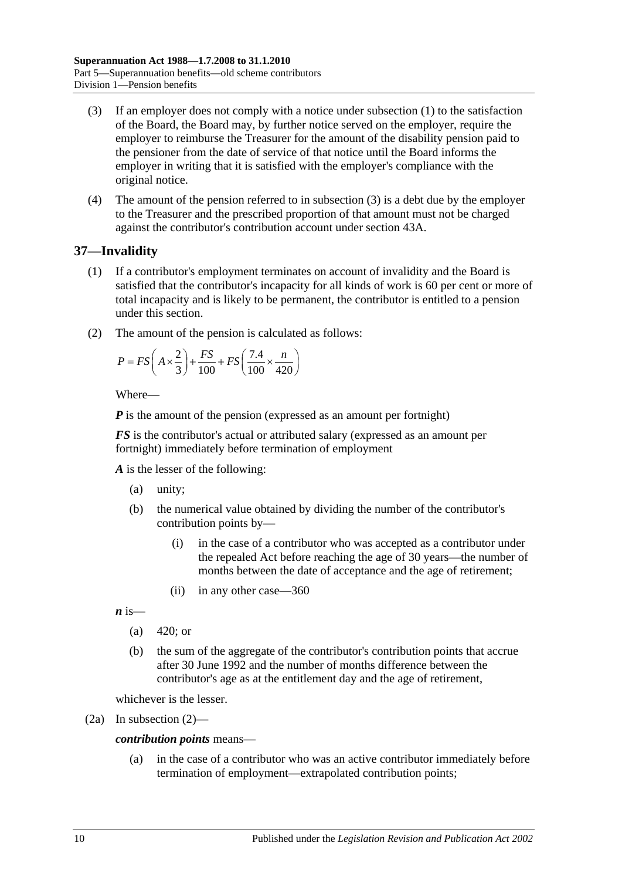(3) If an employer does not comply with a notice under subsection (1) to the satisfaction of the Board, the Board may, by further notice served on the employer, require the employer to reimburse the Treasurer for the amount of the disability pension paid to the pensioner from the date of service of that notice until the Board informs the employer in writing that it is satisfied with the employer's compliance with the original notice.

(4) The amount of the pension referred to in subsection (3) is a debt due by the employer to the Treasurer and the prescribed proportion of that amount must not be charged against the contributor's contribution account under section 43A.

## 37—Invalidity

(1) If a contributor's employment terminates on account of invalidity and the Board is satisfied that the contributor's incapacity for all kinds of work is 60 per cent or more of total incapacity and is likely to be permanent, the contributor is entitled to a pension under this section.

(2) The amount of the pension is calculated as follows:

$$P = FS\left(A \times \frac{2}{3}\right) + \frac{FS}{100} + FS\left(\frac{7.4}{100} \times \frac{n}{420}\right)$$

Where—

***P*** is the amount of the pension (expressed as an amount per fortnight)

***FS*** is the contributor's actual or attributed salary (expressed as an amount per fortnight) immediately before termination of employment

***A*** is the lesser of the following:

(a) unity;

(b) the numerical value obtained by dividing the number of the contributor's contribution points by—

(i) in the case of a contributor who was accepted as a contributor under the repealed Act before reaching the age of 30 years—the number of months between the date of acceptance and the age of retirement;

(ii) in any other case—360

***n*** is—

(a) 420; or

(b) the sum of the aggregate of the contributor's contribution points that accrue after 30 June 1992 and the number of months difference between the contributor's age as at the entitlement day and the age of retirement,

whichever is the lesser.

(2a) In subsection (2)—

***contribution points*** means—

(a) in the case of a contributor who was an active contributor immediately before termination of employment—extrapolated contribution points;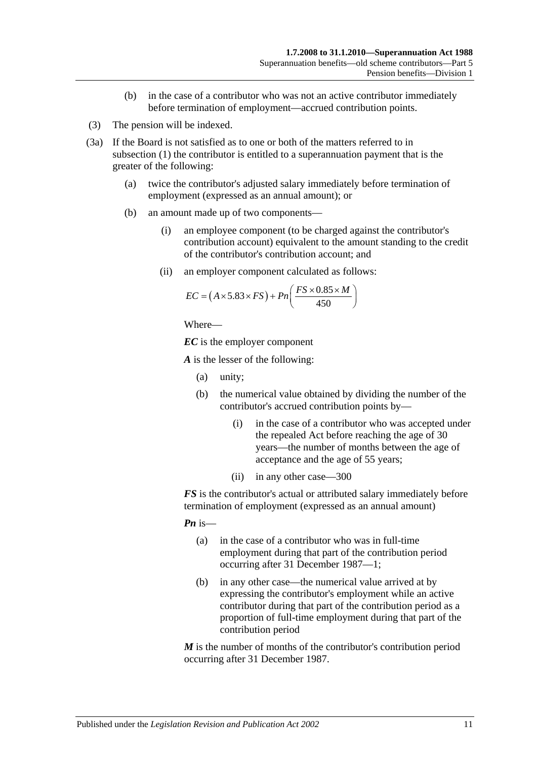(b) in the case of a contributor who was not an active contributor immediately before termination of employment—accrued contribution points.

(3) The pension will be indexed.

(3a) If the Board is not satisfied as to one or both of the matters referred to in subsection (1) the contributor is entitled to a superannuation payment that is the greater of the following:

(a) twice the contributor's adjusted salary immediately before termination of employment (expressed as an annual amount); or

(b) an amount made up of two components—

(i) an employee component (to be charged against the contributor's contribution account) equivalent to the amount standing to the credit of the contributor's contribution account; and

(ii) an employer component calculated as follows:

$$EC = \left(A \times 5.83 \times FS\right) + Pn\left(\frac{FS \times 0.85 \times M}{450}\right)$$

Where—

***EC*** is the employer component

***A*** is the lesser of the following:

(a) unity;

(b) the numerical value obtained by dividing the number of the contributor's accrued contribution points by—

(i) in the case of a contributor who was accepted under the repealed Act before reaching the age of 30 years—the number of months between the age of acceptance and the age of 55 years;

(ii) in any other case—300

***FS*** is the contributor's actual or attributed salary immediately before termination of employment (expressed as an annual amount)

***Pn*** is—

(a) in the case of a contributor who was in full-time employment during that part of the contribution period occurring after 31 December 1987—1;

(b) in any other case—the numerical value arrived at by expressing the contributor's employment while an active contributor during that part of the contribution period as a proportion of full-time employment during that part of the contribution period

***M*** is the number of months of the contributor's contribution period occurring after 31 December 1987.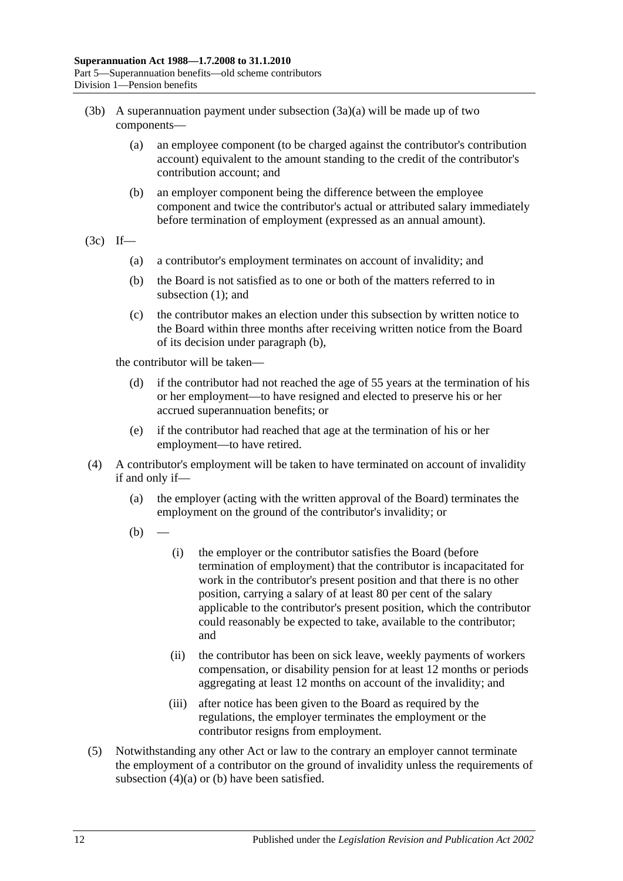(3b) A superannuation payment under subsection (3a)(a) will be made up of two components—

(a) an employee component (to be charged against the contributor's contribution account) equivalent to the amount standing to the credit of the contributor's contribution account; and

(b) an employer component being the difference between the employee component and twice the contributor's actual or attributed salary immediately before termination of employment (expressed as an annual amount).

(3c) If—

(a) a contributor's employment terminates on account of invalidity; and

(b) the Board is not satisfied as to one or both of the matters referred to in subsection (1); and

(c) the contributor makes an election under this subsection by written notice to the Board within three months after receiving written notice from the Board of its decision under paragraph (b),

the contributor will be taken—

(d) if the contributor had not reached the age of 55 years at the termination of his or her employment—to have resigned and elected to preserve his or her accrued superannuation benefits; or

(e) if the contributor had reached that age at the termination of his or her employment—to have retired.

(4) A contributor's employment will be taken to have terminated on account of invalidity if and only if—

(a) the employer (acting with the written approval of the Board) terminates the employment on the ground of the contributor's invalidity; or

(b) —

(i) the employer or the contributor satisfies the Board (before termination of employment) that the contributor is incapacitated for work in the contributor's present position and that there is no other position, carrying a salary of at least 80 per cent of the salary applicable to the contributor's present position, which the contributor could reasonably be expected to take, available to the contributor; and

(ii) the contributor has been on sick leave, weekly payments of workers compensation, or disability pension for at least 12 months or periods aggregating at least 12 months on account of the invalidity; and

(iii) after notice has been given to the Board as required by the regulations, the employer terminates the employment or the contributor resigns from employment.

(5) Notwithstanding any other Act or law to the contrary an employer cannot terminate the employment of a contributor on the ground of invalidity unless the requirements of subsection (4)(a) or (b) have been satisfied.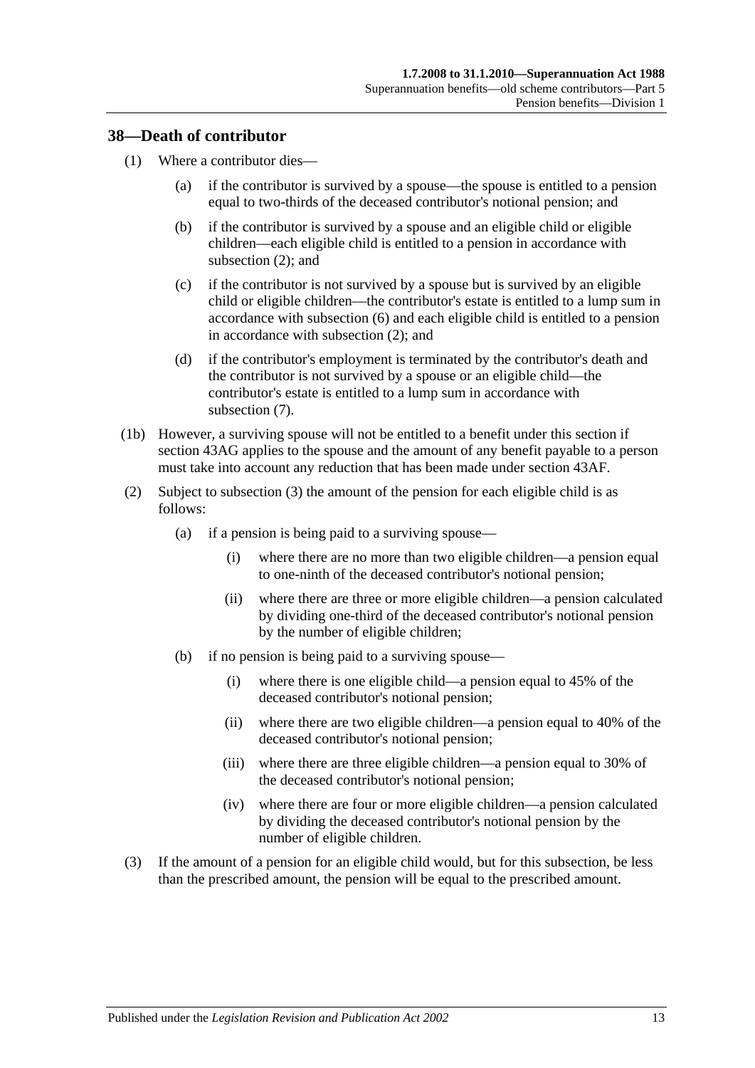## 38—Death of contributor

(1) Where a contributor dies—

(a) if the contributor is survived by a spouse—the spouse is entitled to a pension equal to two-thirds of the deceased contributor's notional pension; and

(b) if the contributor is survived by a spouse and an eligible child or eligible children—each eligible child is entitled to a pension in accordance with subsection (2); and

(c) if the contributor is not survived by a spouse but is survived by an eligible child or eligible children—the contributor's estate is entitled to a lump sum in accordance with subsection (6) and each eligible child is entitled to a pension in accordance with subsection (2); and

(d) if the contributor's employment is terminated by the contributor's death and the contributor is not survived by a spouse or an eligible child—the contributor's estate is entitled to a lump sum in accordance with subsection (7).

(1b) However, a surviving spouse will not be entitled to a benefit under this section if section 43AG applies to the spouse and the amount of any benefit payable to a person must take into account any reduction that has been made under section 43AF.

(2) Subject to subsection (3) the amount of the pension for each eligible child is as follows:

(a) if a pension is being paid to a surviving spouse—

(i) where there are no more than two eligible children—a pension equal to one-ninth of the deceased contributor's notional pension;

(ii) where there are three or more eligible children—a pension calculated by dividing one-third of the deceased contributor's notional pension by the number of eligible children;

(b) if no pension is being paid to a surviving spouse—

(i) where there is one eligible child—a pension equal to 45% of the deceased contributor's notional pension;

(ii) where there are two eligible children—a pension equal to 40% of the deceased contributor's notional pension;

(iii) where there are three eligible children—a pension equal to 30% of the deceased contributor's notional pension;

(iv) where there are four or more eligible children—a pension calculated by dividing the deceased contributor's notional pension by the number of eligible children.

(3) If the amount of a pension for an eligible child would, but for this subsection, be less than the prescribed amount, the pension will be equal to the prescribed amount.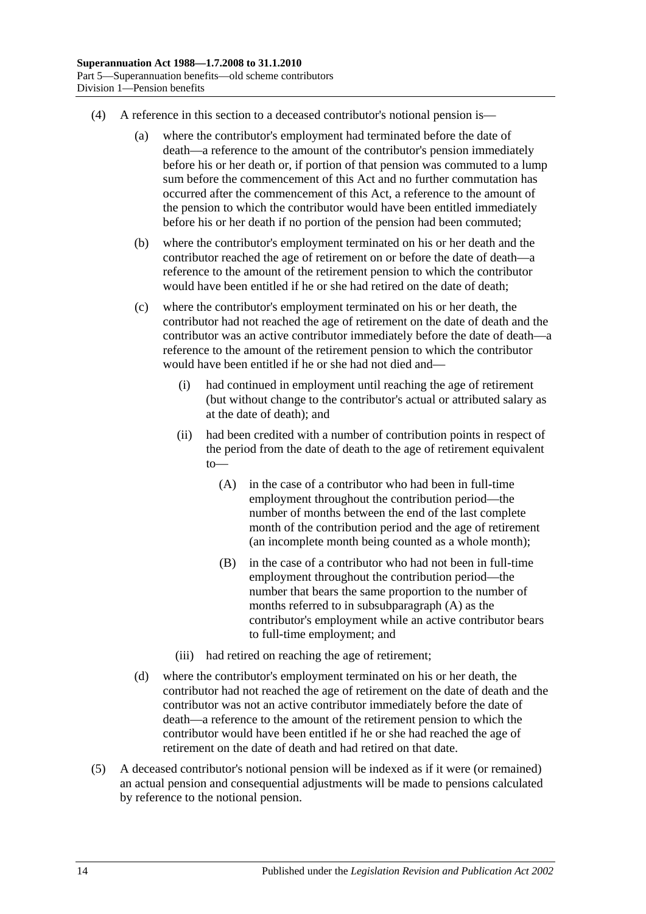(4) A reference in this section to a deceased contributor's notional pension is—

(a) where the contributor's employment had terminated before the date of death—a reference to the amount of the contributor's pension immediately before his or her death or, if portion of that pension was commuted to a lump sum before the commencement of this Act and no further commutation has occurred after the commencement of this Act, a reference to the amount of the pension to which the contributor would have been entitled immediately before his or her death if no portion of the pension had been commuted;

(b) where the contributor's employment terminated on his or her death and the contributor reached the age of retirement on or before the date of death—a reference to the amount of the retirement pension to which the contributor would have been entitled if he or she had retired on the date of death;

(c) where the contributor's employment terminated on his or her death, the contributor had not reached the age of retirement on the date of death and the contributor was an active contributor immediately before the date of death—a reference to the amount of the retirement pension to which the contributor would have been entitled if he or she had not died and—

(i) had continued in employment until reaching the age of retirement (but without change to the contributor's actual or attributed salary as at the date of death); and

(ii) had been credited with a number of contribution points in respect of the period from the date of death to the age of retirement equivalent to—

(A) in the case of a contributor who had been in full-time employment throughout the contribution period—the number of months between the end of the last complete month of the contribution period and the age of retirement (an incomplete month being counted as a whole month);

(B) in the case of a contributor who had not been in full-time employment throughout the contribution period—the number that bears the same proportion to the number of months referred to in subsubparagraph (A) as the contributor's employment while an active contributor bears to full-time employment; and

(iii) had retired on reaching the age of retirement;

(d) where the contributor's employment terminated on his or her death, the contributor had not reached the age of retirement on the date of death and the contributor was not an active contributor immediately before the date of death—a reference to the amount of the retirement pension to which the contributor would have been entitled if he or she had reached the age of retirement on the date of death and had retired on that date.

(5) A deceased contributor's notional pension will be indexed as if it were (or remained) an actual pension and consequential adjustments will be made to pensions calculated by reference to the notional pension.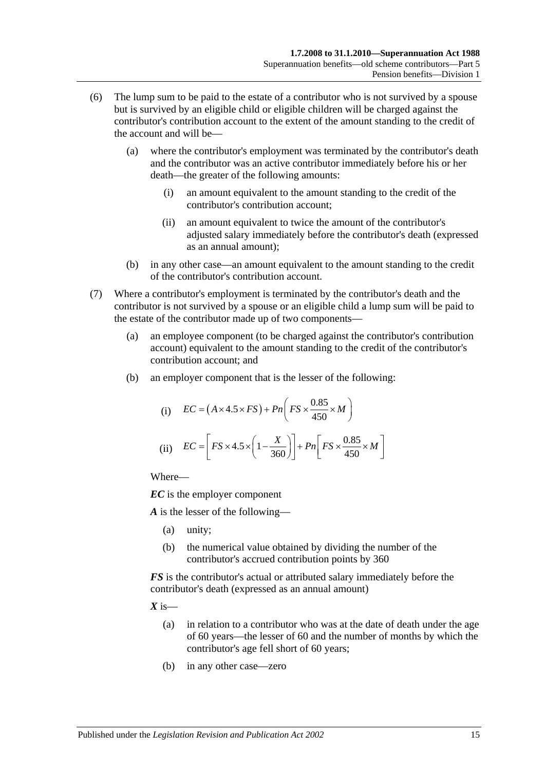(6) The lump sum to be paid to the estate of a contributor who is not survived by a spouse but is survived by an eligible child or eligible children will be charged against the contributor's contribution account to the extent of the amount standing to the credit of the account and will be—

(a) where the contributor's employment was terminated by the contributor's death and the contributor was an active contributor immediately before his or her death—the greater of the following amounts:

(i) an amount equivalent to the amount standing to the credit of the contributor's contribution account;

(ii) an amount equivalent to twice the amount of the contributor's adjusted salary immediately before the contributor's death (expressed as an annual amount);

(b) in any other case—an amount equivalent to the amount standing to the credit of the contributor's contribution account.

(7) Where a contributor's employment is terminated by the contributor's death and the contributor is not survived by a spouse or an eligible child a lump sum will be paid to the estate of the contributor made up of two components—

(a) an employee component (to be charged against the contributor's contribution account) equivalent to the amount standing to the credit of the contributor's contribution account; and

(b) an employer component that is the lesser of the following:

(i) $EC = \left(A \times 4.5 \times FS\right) + Pn\left(FS \times \frac{0.85}{450} \times M\right)$

(ii) $EC = \left[FS \times 4.5 \times \left(1 - \frac{X}{360}\right)\right] + Pn\left[FS \times \frac{0.85}{450} \times M\right]$

Where—

***EC*** is the employer component

***A*** is the lesser of the following—

(a) unity;

(b) the numerical value obtained by dividing the number of the contributor's accrued contribution points by 360

***FS*** is the contributor's actual or attributed salary immediately before the contributor's death (expressed as an annual amount)

***X*** is—

(a) in relation to a contributor who was at the date of death under the age of 60 years—the lesser of 60 and the number of months by which the contributor's age fell short of 60 years;

(b) in any other case—zero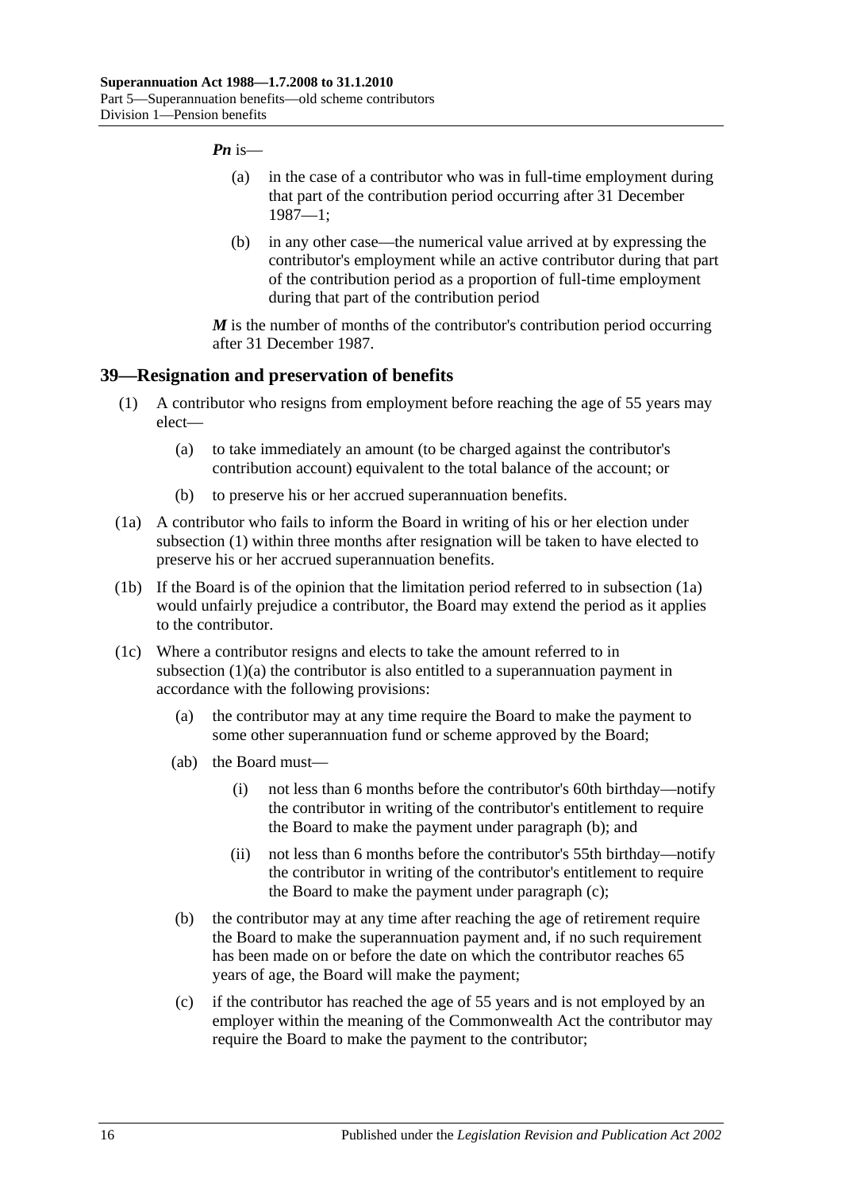***Pn*** is—

(a) in the case of a contributor who was in full-time employment during that part of the contribution period occurring after 31 December 1987—1;

(b) in any other case—the numerical value arrived at by expressing the contributor's employment while an active contributor during that part of the contribution period as a proportion of full-time employment during that part of the contribution period

***M*** is the number of months of the contributor's contribution period occurring after 31 December 1987.

## 39—Resignation and preservation of benefits

(1) A contributor who resigns from employment before reaching the age of 55 years may elect—

(a) to take immediately an amount (to be charged against the contributor's contribution account) equivalent to the total balance of the account; or

(b) to preserve his or her accrued superannuation benefits.

(1a) A contributor who fails to inform the Board in writing of his or her election under subsection (1) within three months after resignation will be taken to have elected to preserve his or her accrued superannuation benefits.

(1b) If the Board is of the opinion that the limitation period referred to in subsection (1a) would unfairly prejudice a contributor, the Board may extend the period as it applies to the contributor.

(1c) Where a contributor resigns and elects to take the amount referred to in subsection (1)(a) the contributor is also entitled to a superannuation payment in accordance with the following provisions:

(a) the contributor may at any time require the Board to make the payment to some other superannuation fund or scheme approved by the Board;

(ab) the Board must—

(i) not less than 6 months before the contributor's 60th birthday—notify the contributor in writing of the contributor's entitlement to require the Board to make the payment under paragraph (b); and

(ii) not less than 6 months before the contributor's 55th birthday—notify the contributor in writing of the contributor's entitlement to require the Board to make the payment under paragraph (c);

(b) the contributor may at any time after reaching the age of retirement require the Board to make the superannuation payment and, if no such requirement has been made on or before the date on which the contributor reaches 65 years of age, the Board will make the payment;

(c) if the contributor has reached the age of 55 years and is not employed by an employer within the meaning of the Commonwealth Act the contributor may require the Board to make the payment to the contributor;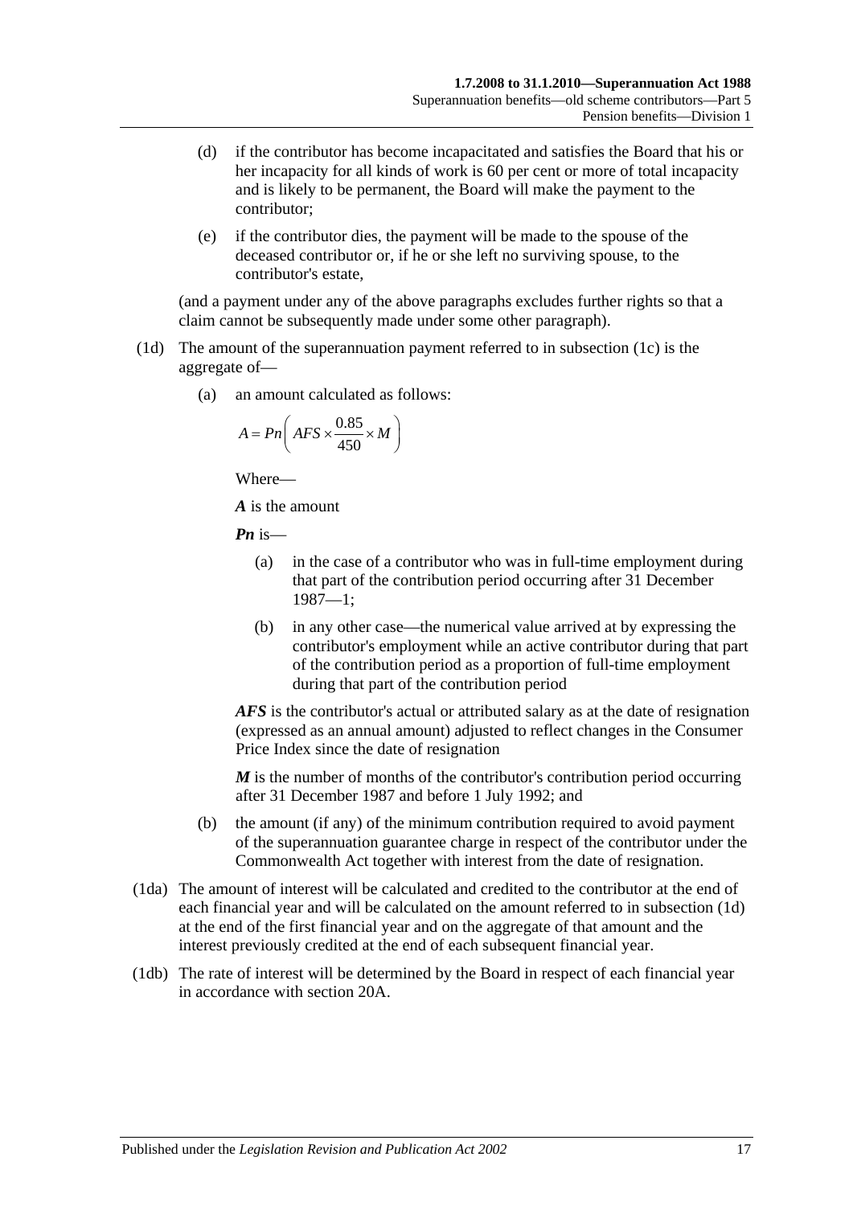(d) if the contributor has become incapacitated and satisfies the Board that his or her incapacity for all kinds of work is 60 per cent or more of total incapacity and is likely to be permanent, the Board will make the payment to the contributor;

(e) if the contributor dies, the payment will be made to the spouse of the deceased contributor or, if he or she left no surviving spouse, to the contributor's estate,

(and a payment under any of the above paragraphs excludes further rights so that a claim cannot be subsequently made under some other paragraph).

(1d) The amount of the superannuation payment referred to in subsection (1c) is the aggregate of—

(a) an amount calculated as follows:

$$A = Pn\left(AFS \times \frac{0.85}{450} \times M\right)$$

Where—

***A*** is the amount

***Pn*** is—

(a) in the case of a contributor who was in full-time employment during that part of the contribution period occurring after 31 December 1987—1;

(b) in any other case—the numerical value arrived at by expressing the contributor's employment while an active contributor during that part of the contribution period as a proportion of full-time employment during that part of the contribution period

***AFS*** is the contributor's actual or attributed salary as at the date of resignation (expressed as an annual amount) adjusted to reflect changes in the Consumer Price Index since the date of resignation

***M*** is the number of months of the contributor's contribution period occurring after 31 December 1987 and before 1 July 1992; and

(b) the amount (if any) of the minimum contribution required to avoid payment of the superannuation guarantee charge in respect of the contributor under the Commonwealth Act together with interest from the date of resignation.

(1da) The amount of interest will be calculated and credited to the contributor at the end of each financial year and will be calculated on the amount referred to in subsection (1d) at the end of the first financial year and on the aggregate of that amount and the interest previously credited at the end of each subsequent financial year.

(1db) The rate of interest will be determined by the Board in respect of each financial year in accordance with section 20A.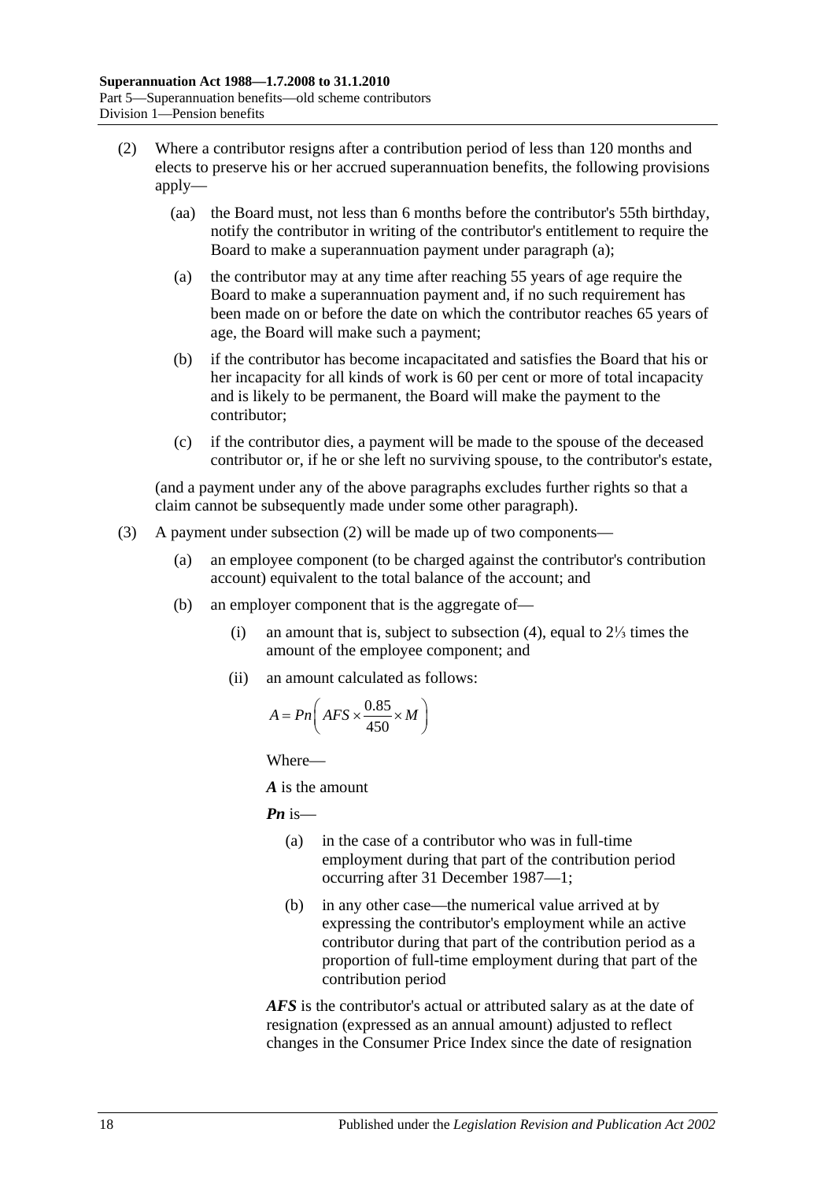(2) Where a contributor resigns after a contribution period of less than 120 months and elects to preserve his or her accrued superannuation benefits, the following provisions apply—

(aa) the Board must, not less than 6 months before the contributor's 55th birthday, notify the contributor in writing of the contributor's entitlement to require the Board to make a superannuation payment under paragraph (a);

(a) the contributor may at any time after reaching 55 years of age require the Board to make a superannuation payment and, if no such requirement has been made on or before the date on which the contributor reaches 65 years of age, the Board will make such a payment;

(b) if the contributor has become incapacitated and satisfies the Board that his or her incapacity for all kinds of work is 60 per cent or more of total incapacity and is likely to be permanent, the Board will make the payment to the contributor;

(c) if the contributor dies, a payment will be made to the spouse of the deceased contributor or, if he or she left no surviving spouse, to the contributor's estate,

(and a payment under any of the above paragraphs excludes further rights so that a claim cannot be subsequently made under some other paragraph).

(3) A payment under subsection (2) will be made up of two components—

(a) an employee component (to be charged against the contributor's contribution account) equivalent to the total balance of the account; and

(b) an employer component that is the aggregate of—

(i) an amount that is, subject to subsection (4), equal to 2⅓ times the amount of the employee component; and

(ii) an amount calculated as follows:

$$A = Pn\left( AFS \times \frac{0.85}{450} \times M \right)$$

Where—

***A*** is the amount

***Pn*** is—

(a) in the case of a contributor who was in full-time employment during that part of the contribution period occurring after 31 December 1987—1;

(b) in any other case—the numerical value arrived at by expressing the contributor's employment while an active contributor during that part of the contribution period as a proportion of full-time employment during that part of the contribution period

***AFS*** is the contributor's actual or attributed salary as at the date of resignation (expressed as an annual amount) adjusted to reflect changes in the Consumer Price Index since the date of resignation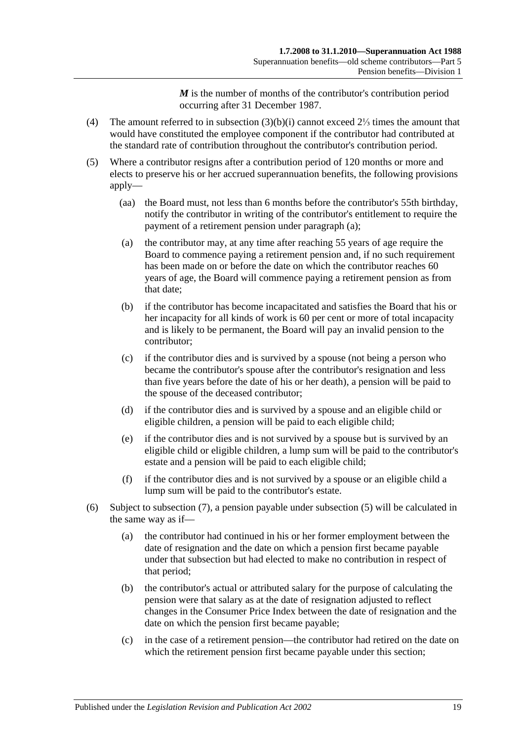***M*** is the number of months of the contributor's contribution period occurring after 31 December 1987.

(4) The amount referred to in subsection (3)(b)(i) cannot exceed 2⅓ times the amount that would have constituted the employee component if the contributor had contributed at the standard rate of contribution throughout the contributor's contribution period.

(5) Where a contributor resigns after a contribution period of 120 months or more and elects to preserve his or her accrued superannuation benefits, the following provisions apply—

(aa) the Board must, not less than 6 months before the contributor's 55th birthday, notify the contributor in writing of the contributor's entitlement to require the payment of a retirement pension under paragraph (a);

(a) the contributor may, at any time after reaching 55 years of age require the Board to commence paying a retirement pension and, if no such requirement has been made on or before the date on which the contributor reaches 60 years of age, the Board will commence paying a retirement pension as from that date;

(b) if the contributor has become incapacitated and satisfies the Board that his or her incapacity for all kinds of work is 60 per cent or more of total incapacity and is likely to be permanent, the Board will pay an invalid pension to the contributor;

(c) if the contributor dies and is survived by a spouse (not being a person who became the contributor's spouse after the contributor's resignation and less than five years before the date of his or her death), a pension will be paid to the spouse of the deceased contributor;

(d) if the contributor dies and is survived by a spouse and an eligible child or eligible children, a pension will be paid to each eligible child;

(e) if the contributor dies and is not survived by a spouse but is survived by an eligible child or eligible children, a lump sum will be paid to the contributor's estate and a pension will be paid to each eligible child;

(f) if the contributor dies and is not survived by a spouse or an eligible child a lump sum will be paid to the contributor's estate.

(6) Subject to subsection (7), a pension payable under subsection (5) will be calculated in the same way as if—

(a) the contributor had continued in his or her former employment between the date of resignation and the date on which a pension first became payable under that subsection but had elected to make no contribution in respect of that period;

(b) the contributor's actual or attributed salary for the purpose of calculating the pension were that salary as at the date of resignation adjusted to reflect changes in the Consumer Price Index between the date of resignation and the date on which the pension first became payable;

(c) in the case of a retirement pension—the contributor had retired on the date on which the retirement pension first became payable under this section;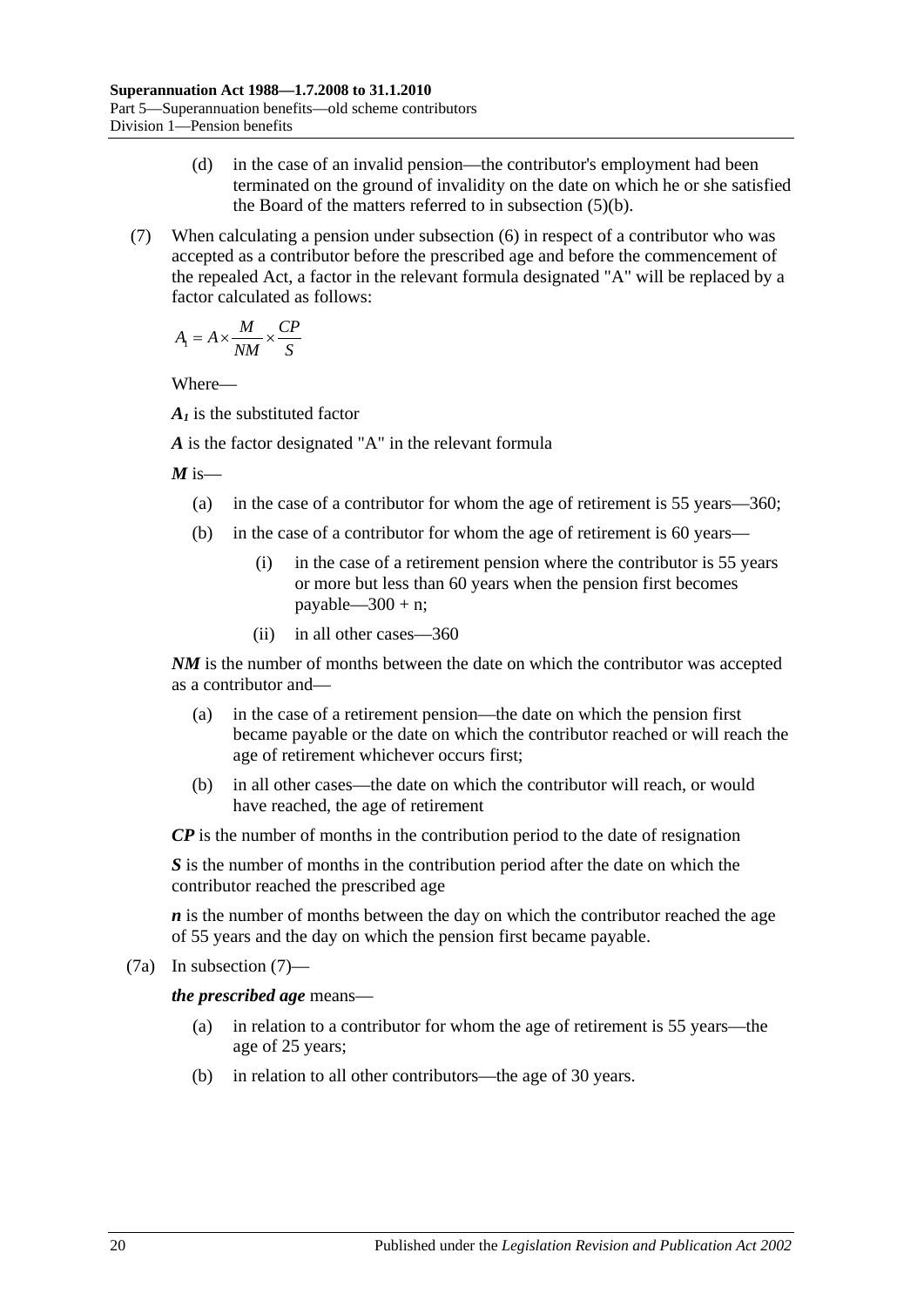(d) in the case of an invalid pension—the contributor's employment had been terminated on the ground of invalidity on the date on which he or she satisfied the Board of the matters referred to in subsection (5)(b).

(7) When calculating a pension under subsection (6) in respect of a contributor who was accepted as a contributor before the prescribed age and before the commencement of the repealed Act, a factor in the relevant formula designated "A" will be replaced by a factor calculated as follows:

$$A_1 = A \times \frac{M}{NM} \times \frac{CP}{S}$$

Where—

***$A_1$*** is the substituted factor

***A*** is the factor designated "A" in the relevant formula

***M*** is—

(a) in the case of a contributor for whom the age of retirement is 55 years—360;

(b) in the case of a contributor for whom the age of retirement is 60 years—

(i) in the case of a retirement pension where the contributor is 55 years or more but less than 60 years when the pension first becomes payable—300 + n;

(ii) in all other cases—360

***NM*** is the number of months between the date on which the contributor was accepted as a contributor and—

(a) in the case of a retirement pension—the date on which the pension first became payable or the date on which the contributor reached or will reach the age of retirement whichever occurs first;

(b) in all other cases—the date on which the contributor will reach, or would have reached, the age of retirement

***CP*** is the number of months in the contribution period to the date of resignation

***S*** is the number of months in the contribution period after the date on which the contributor reached the prescribed age

***n*** is the number of months between the day on which the contributor reached the age of 55 years and the day on which the pension first became payable.

(7a) In subsection (7)—

***the prescribed age*** means—

(a) in relation to a contributor for whom the age of retirement is 55 years—the age of 25 years;

(b) in relation to all other contributors—the age of 30 years.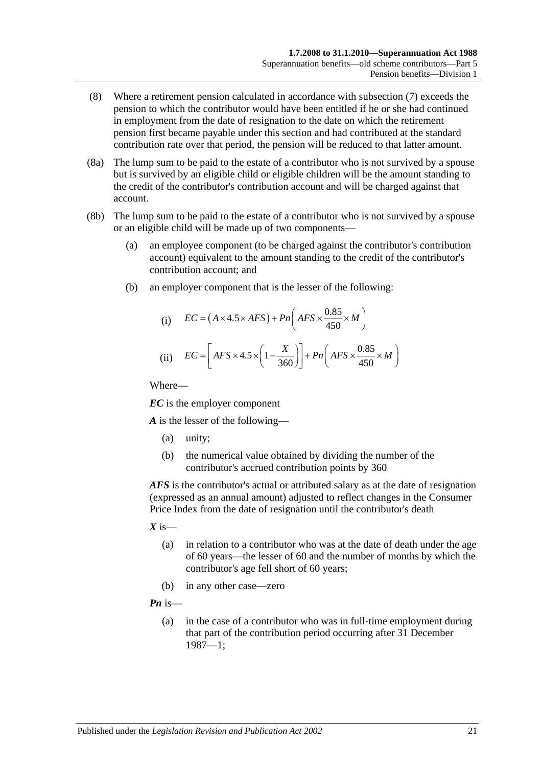(8) Where a retirement pension calculated in accordance with subsection (7) exceeds the pension to which the contributor would have been entitled if he or she had continued in employment from the date of resignation to the date on which the retirement pension first became payable under this section and had contributed at the standard contribution rate over that period, the pension will be reduced to that latter amount.

(8a) The lump sum to be paid to the estate of a contributor who is not survived by a spouse but is survived by an eligible child or eligible children will be the amount standing to the credit of the contributor's contribution account and will be charged against that account.

(8b) The lump sum to be paid to the estate of a contributor who is not survived by a spouse or an eligible child will be made up of two components—

(a) an employee component (to be charged against the contributor's contribution account) equivalent to the amount standing to the credit of the contributor's contribution account; and

(b) an employer component that is the lesser of the following:

(i) $EC = \left(A \times 4.5 \times AFS\right) + Pn\left(AFS \times \dfrac{0.85}{450} \times M\right)$

(ii) $EC = \left[AFS \times 4.5 \times \left(1 - \dfrac{X}{360}\right)\right] + Pn\left(AFS \times \dfrac{0.85}{450} \times M\right)$

Where—

***EC*** is the employer component

***A*** is the lesser of the following—

(a) unity;

(b) the numerical value obtained by dividing the number of the contributor's accrued contribution points by 360

***AFS*** is the contributor's actual or attributed salary as at the date of resignation (expressed as an annual amount) adjusted to reflect changes in the Consumer Price Index from the date of resignation until the contributor's death

***X*** is—

(a) in relation to a contributor who was at the date of death under the age of 60 years—the lesser of 60 and the number of months by which the contributor's age fell short of 60 years;

(b) in any other case—zero

***Pn*** is—

(a) in the case of a contributor who was in full-time employment during that part of the contribution period occurring after 31 December 1987—1;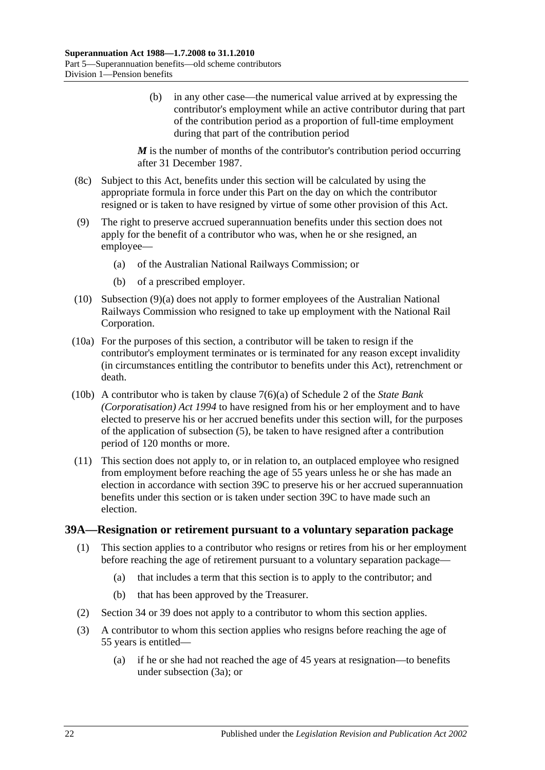(b) in any other case—the numerical value arrived at by expressing the contributor's employment while an active contributor during that part of the contribution period as a proportion of full-time employment during that part of the contribution period

***M*** is the number of months of the contributor's contribution period occurring after 31 December 1987.

(8c) Subject to this Act, benefits under this section will be calculated by using the appropriate formula in force under this Part on the day on which the contributor resigned or is taken to have resigned by virtue of some other provision of this Act.

(9) The right to preserve accrued superannuation benefits under this section does not apply for the benefit of a contributor who was, when he or she resigned, an employee—

(a) of the Australian National Railways Commission; or

(b) of a prescribed employer.

(10) Subsection (9)(a) does not apply to former employees of the Australian National Railways Commission who resigned to take up employment with the National Rail Corporation.

(10a) For the purposes of this section, a contributor will be taken to resign if the contributor's employment terminates or is terminated for any reason except invalidity (in circumstances entitling the contributor to benefits under this Act), retrenchment or death.

(10b) A contributor who is taken by clause 7(6)(a) of Schedule 2 of the *State Bank (Corporatisation) Act 1994* to have resigned from his or her employment and to have elected to preserve his or her accrued benefits under this section will, for the purposes of the application of subsection (5), be taken to have resigned after a contribution period of 120 months or more.

(11) This section does not apply to, or in relation to, an outplaced employee who resigned from employment before reaching the age of 55 years unless he or she has made an election in accordance with section 39C to preserve his or her accrued superannuation benefits under this section or is taken under section 39C to have made such an election.

## 39A—Resignation or retirement pursuant to a voluntary separation package

(1) This section applies to a contributor who resigns or retires from his or her employment before reaching the age of retirement pursuant to a voluntary separation package—

(a) that includes a term that this section is to apply to the contributor; and

(b) that has been approved by the Treasurer.

(2) Section 34 or 39 does not apply to a contributor to whom this section applies.

(3) A contributor to whom this section applies who resigns before reaching the age of 55 years is entitled—

(a) if he or she had not reached the age of 45 years at resignation—to benefits under subsection (3a); or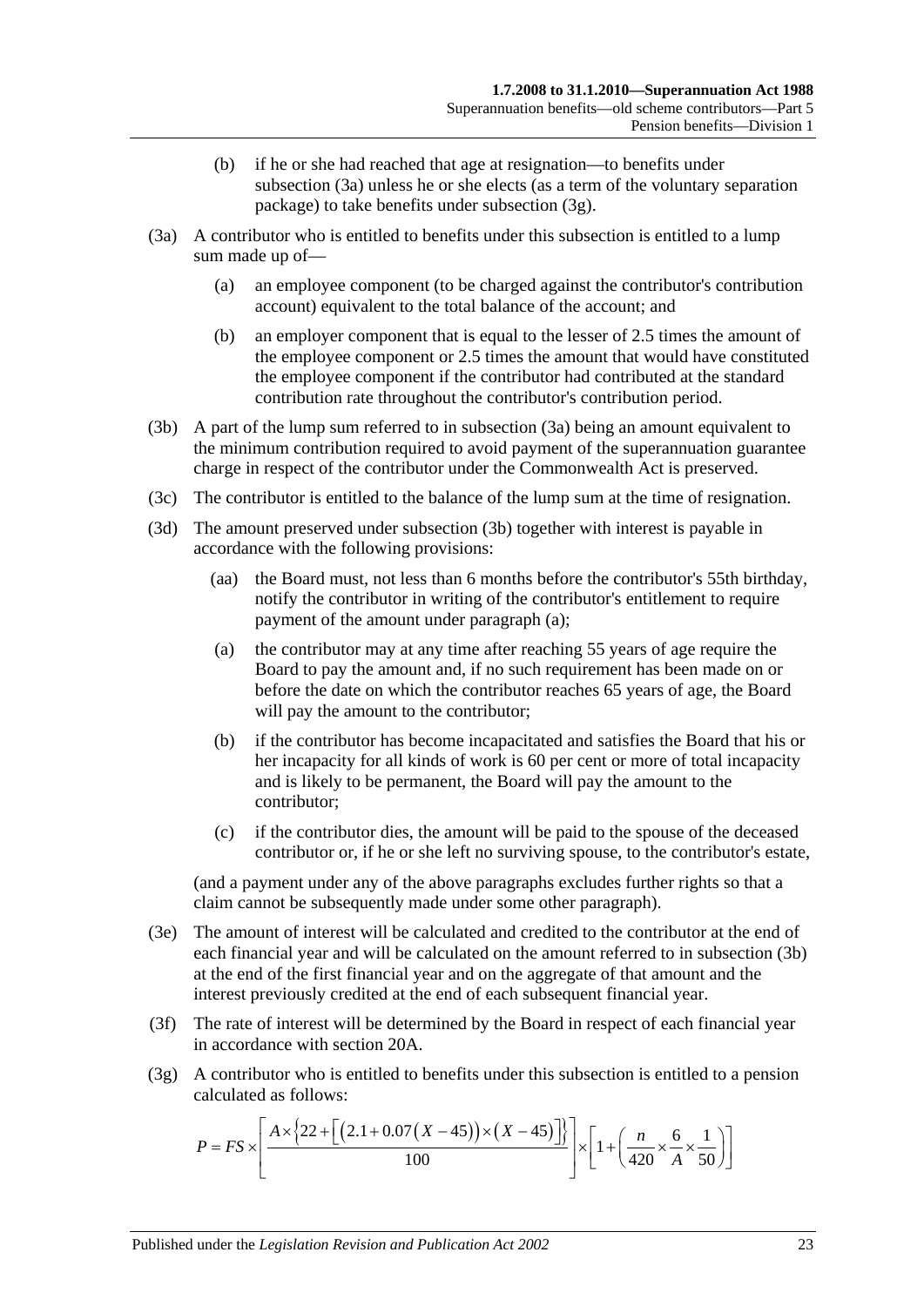(b) if he or she had reached that age at resignation—to benefits under subsection (3a) unless he or she elects (as a term of the voluntary separation package) to take benefits under subsection (3g).

(3a) A contributor who is entitled to benefits under this subsection is entitled to a lump sum made up of—

(a) an employee component (to be charged against the contributor's contribution account) equivalent to the total balance of the account; and

(b) an employer component that is equal to the lesser of 2.5 times the amount of the employee component or 2.5 times the amount that would have constituted the employee component if the contributor had contributed at the standard contribution rate throughout the contributor's contribution period.

(3b) A part of the lump sum referred to in subsection (3a) being an amount equivalent to the minimum contribution required to avoid payment of the superannuation guarantee charge in respect of the contributor under the Commonwealth Act is preserved.

(3c) The contributor is entitled to the balance of the lump sum at the time of resignation.

(3d) The amount preserved under subsection (3b) together with interest is payable in accordance with the following provisions:

(aa) the Board must, not less than 6 months before the contributor's 55th birthday, notify the contributor in writing of the contributor's entitlement to require payment of the amount under paragraph (a);

(a) the contributor may at any time after reaching 55 years of age require the Board to pay the amount and, if no such requirement has been made on or before the date on which the contributor reaches 65 years of age, the Board will pay the amount to the contributor;

(b) if the contributor has become incapacitated and satisfies the Board that his or her incapacity for all kinds of work is 60 per cent or more of total incapacity and is likely to be permanent, the Board will pay the amount to the contributor;

(c) if the contributor dies, the amount will be paid to the spouse of the deceased contributor or, if he or she left no surviving spouse, to the contributor's estate,

(and a payment under any of the above paragraphs excludes further rights so that a claim cannot be subsequently made under some other paragraph).

(3e) The amount of interest will be calculated and credited to the contributor at the end of each financial year and will be calculated on the amount referred to in subsection (3b) at the end of the first financial year and on the aggregate of that amount and the interest previously credited at the end of each subsequent financial year.

(3f) The rate of interest will be determined by the Board in respect of each financial year in accordance with section 20A.

(3g) A contributor who is entitled to benefits under this subsection is entitled to a pension calculated as follows:

$$P = FS \times \left[ \frac{A \times \left\{ 22 + \left[ \left( 2.1 + 0.07\left( X - 45 \right) \right) \times \left( X - 45 \right) \right] \right\}}{100} \right] \times \left[ 1 + \left( \frac{n}{420} \times \frac{6}{A} \times \frac{1}{50} \right) \right]$$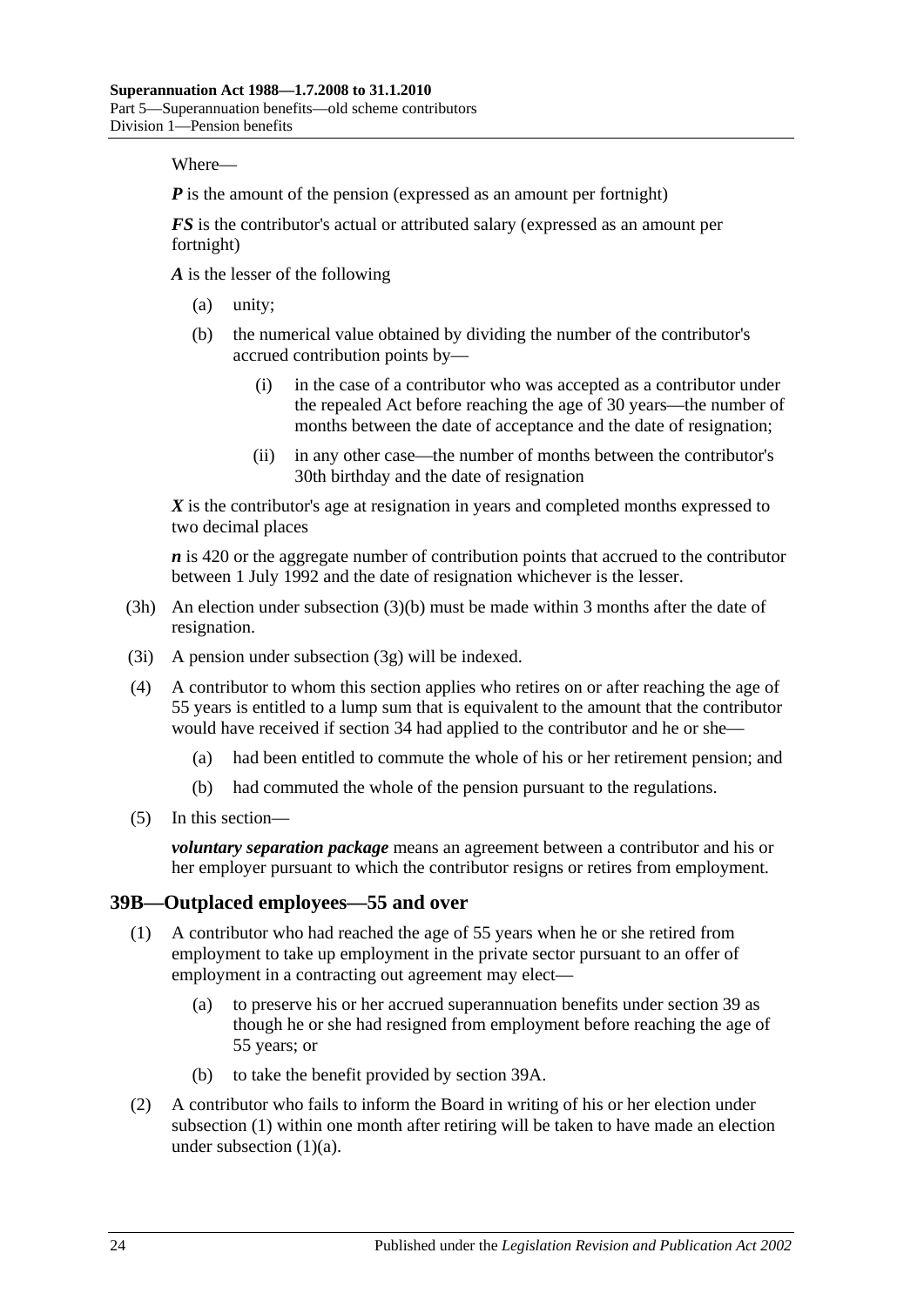Where—

***P*** is the amount of the pension (expressed as an amount per fortnight)

***FS*** is the contributor's actual or attributed salary (expressed as an amount per fortnight)

***A*** is the lesser of the following

- (a) unity;
- (b) the numerical value obtained by dividing the number of the contributor's accrued contribution points by—
  - (i) in the case of a contributor who was accepted as a contributor under the repealed Act before reaching the age of 30 years—the number of months between the date of acceptance and the date of resignation;
  - (ii) in any other case—the number of months between the contributor's 30th birthday and the date of resignation

***X*** is the contributor's age at resignation in years and completed months expressed to two decimal places

***n*** is 420 or the aggregate number of contribution points that accrued to the contributor between 1 July 1992 and the date of resignation whichever is the lesser.

(3h) An election under subsection (3)(b) must be made within 3 months after the date of resignation.

(3i) A pension under subsection (3g) will be indexed.

(4) A contributor to whom this section applies who retires on or after reaching the age of 55 years is entitled to a lump sum that is equivalent to the amount that the contributor would have received if section 34 had applied to the contributor and he or she—

- (a) had been entitled to commute the whole of his or her retirement pension; and
- (b) had commuted the whole of the pension pursuant to the regulations.

(5) In this section—

***voluntary separation package*** means an agreement between a contributor and his or her employer pursuant to which the contributor resigns or retires from employment.

## 39B—Outplaced employees—55 and over

(1) A contributor who had reached the age of 55 years when he or she retired from employment to take up employment in the private sector pursuant to an offer of employment in a contracting out agreement may elect—

- (a) to preserve his or her accrued superannuation benefits under section 39 as though he or she had resigned from employment before reaching the age of 55 years; or
- (b) to take the benefit provided by section 39A.

(2) A contributor who fails to inform the Board in writing of his or her election under subsection (1) within one month after retiring will be taken to have made an election under subsection (1)(a).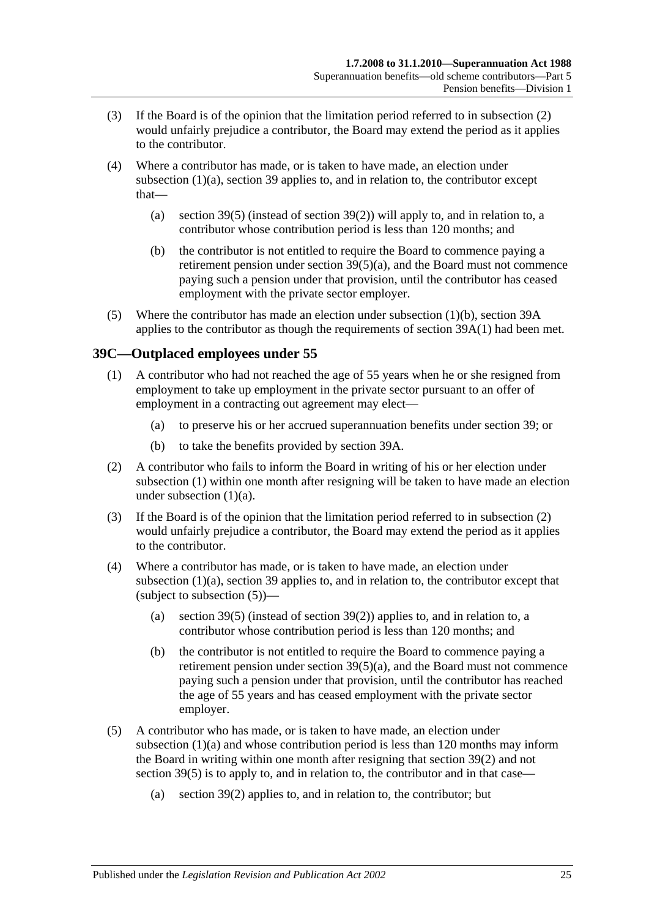(3) If the Board is of the opinion that the limitation period referred to in subsection (2) would unfairly prejudice a contributor, the Board may extend the period as it applies to the contributor.

(4) Where a contributor has made, or is taken to have made, an election under subsection (1)(a), section 39 applies to, and in relation to, the contributor except that—

(a) section 39(5) (instead of section 39(2)) will apply to, and in relation to, a contributor whose contribution period is less than 120 months; and

(b) the contributor is not entitled to require the Board to commence paying a retirement pension under section 39(5)(a), and the Board must not commence paying such a pension under that provision, until the contributor has ceased employment with the private sector employer.

(5) Where the contributor has made an election under subsection (1)(b), section 39A applies to the contributor as though the requirements of section 39A(1) had been met.

## 39C—Outplaced employees under 55

(1) A contributor who had not reached the age of 55 years when he or she resigned from employment to take up employment in the private sector pursuant to an offer of employment in a contracting out agreement may elect—

(a) to preserve his or her accrued superannuation benefits under section 39; or

(b) to take the benefits provided by section 39A.

(2) A contributor who fails to inform the Board in writing of his or her election under subsection (1) within one month after resigning will be taken to have made an election under subsection (1)(a).

(3) If the Board is of the opinion that the limitation period referred to in subsection (2) would unfairly prejudice a contributor, the Board may extend the period as it applies to the contributor.

(4) Where a contributor has made, or is taken to have made, an election under subsection (1)(a), section 39 applies to, and in relation to, the contributor except that (subject to subsection (5))—

(a) section 39(5) (instead of section 39(2)) applies to, and in relation to, a contributor whose contribution period is less than 120 months; and

(b) the contributor is not entitled to require the Board to commence paying a retirement pension under section 39(5)(a), and the Board must not commence paying such a pension under that provision, until the contributor has reached the age of 55 years and has ceased employment with the private sector employer.

(5) A contributor who has made, or is taken to have made, an election under subsection (1)(a) and whose contribution period is less than 120 months may inform the Board in writing within one month after resigning that section 39(2) and not section 39(5) is to apply to, and in relation to, the contributor and in that case—

(a) section 39(2) applies to, and in relation to, the contributor; but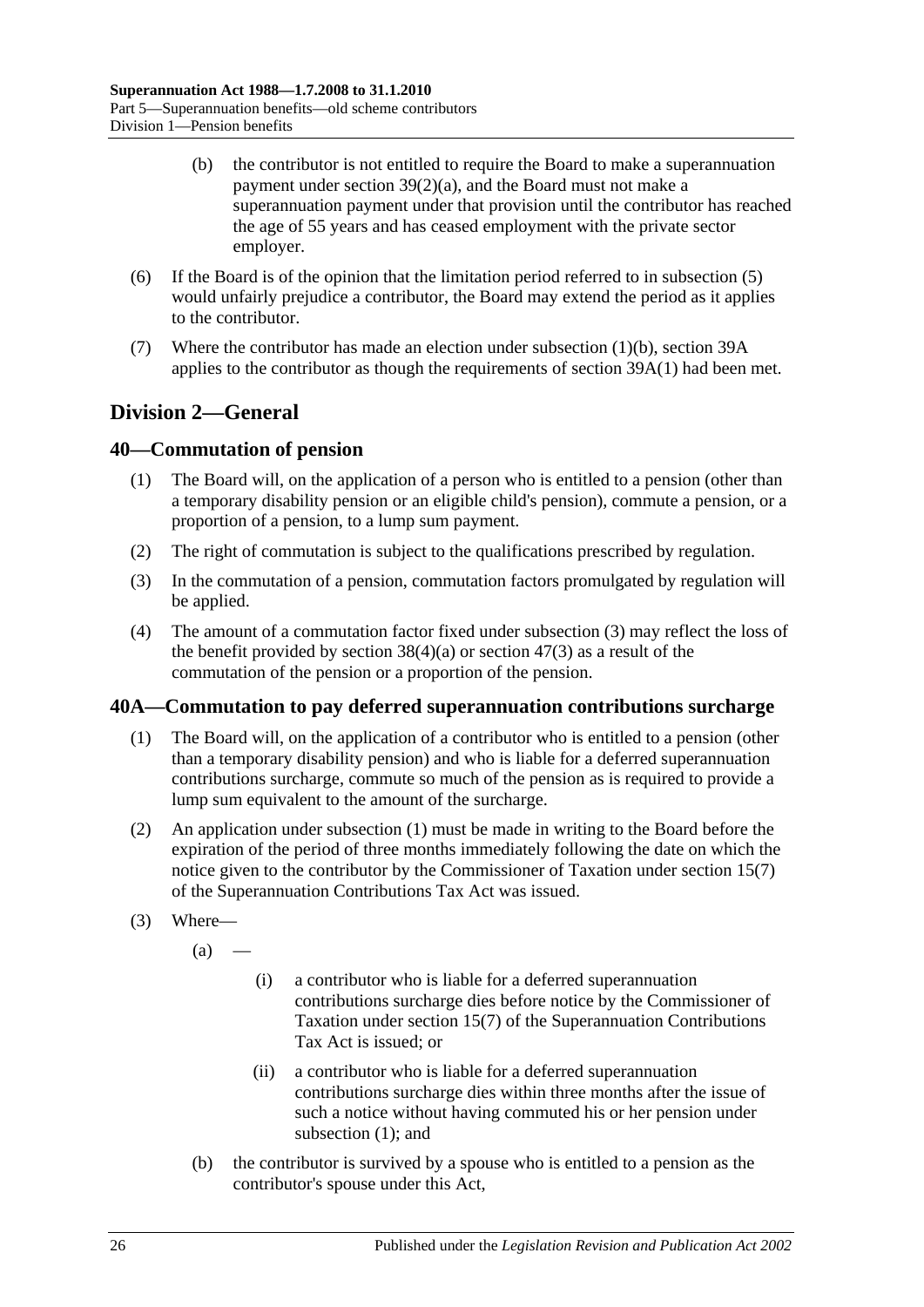(b) the contributor is not entitled to require the Board to make a superannuation payment under section 39(2)(a), and the Board must not make a superannuation payment under that provision until the contributor has reached the age of 55 years and has ceased employment with the private sector employer.

(6) If the Board is of the opinion that the limitation period referred to in subsection (5) would unfairly prejudice a contributor, the Board may extend the period as it applies to the contributor.

(7) Where the contributor has made an election under subsection (1)(b), section 39A applies to the contributor as though the requirements of section 39A(1) had been met.

## Division 2—General

### 40—Commutation of pension

(1) The Board will, on the application of a person who is entitled to a pension (other than a temporary disability pension or an eligible child's pension), commute a pension, or a proportion of a pension, to a lump sum payment.

(2) The right of commutation is subject to the qualifications prescribed by regulation.

(3) In the commutation of a pension, commutation factors promulgated by regulation will be applied.

(4) The amount of a commutation factor fixed under subsection (3) may reflect the loss of the benefit provided by section 38(4)(a) or section 47(3) as a result of the commutation of the pension or a proportion of the pension.

### 40A—Commutation to pay deferred superannuation contributions surcharge

(1) The Board will, on the application of a contributor who is entitled to a pension (other than a temporary disability pension) and who is liable for a deferred superannuation contributions surcharge, commute so much of the pension as is required to provide a lump sum equivalent to the amount of the surcharge.

(2) An application under subsection (1) must be made in writing to the Board before the expiration of the period of three months immediately following the date on which the notice given to the contributor by the Commissioner of Taxation under section 15(7) of the Superannuation Contributions Tax Act was issued.

(3) Where—

(a) —

(i) a contributor who is liable for a deferred superannuation contributions surcharge dies before notice by the Commissioner of Taxation under section 15(7) of the Superannuation Contributions Tax Act is issued; or

(ii) a contributor who is liable for a deferred superannuation contributions surcharge dies within three months after the issue of such a notice without having commuted his or her pension under subsection (1); and

(b) the contributor is survived by a spouse who is entitled to a pension as the contributor's spouse under this Act,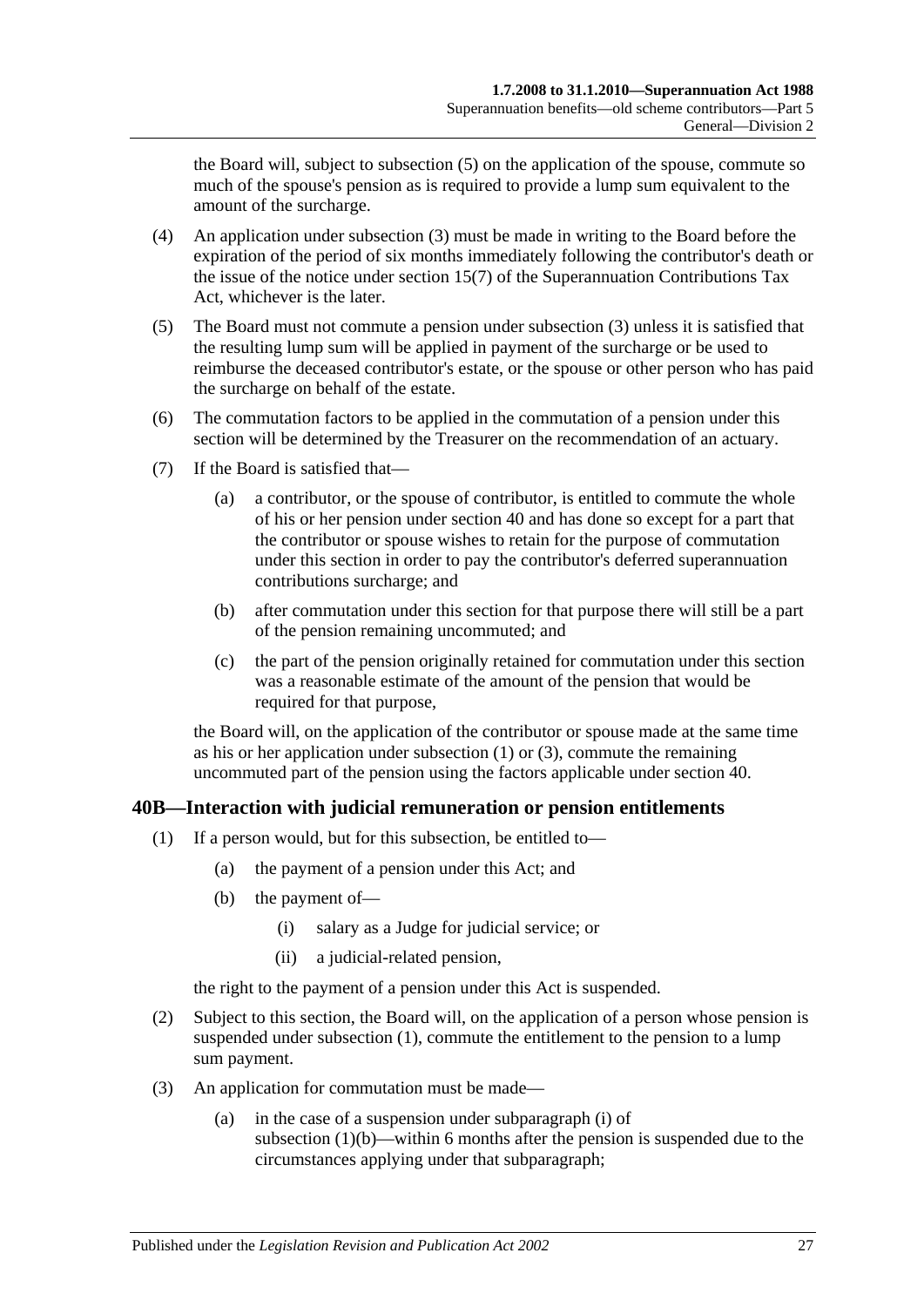the Board will, subject to subsection (5) on the application of the spouse, commute so much of the spouse's pension as is required to provide a lump sum equivalent to the amount of the surcharge.

(4) An application under subsection (3) must be made in writing to the Board before the expiration of the period of six months immediately following the contributor's death or the issue of the notice under section 15(7) of the Superannuation Contributions Tax Act, whichever is the later.

(5) The Board must not commute a pension under subsection (3) unless it is satisfied that the resulting lump sum will be applied in payment of the surcharge or be used to reimburse the deceased contributor's estate, or the spouse or other person who has paid the surcharge on behalf of the estate.

(6) The commutation factors to be applied in the commutation of a pension under this section will be determined by the Treasurer on the recommendation of an actuary.

(7) If the Board is satisfied that—

- (a) a contributor, or the spouse of contributor, is entitled to commute the whole of his or her pension under section 40 and has done so except for a part that the contributor or spouse wishes to retain for the purpose of commutation under this section in order to pay the contributor's deferred superannuation contributions surcharge; and
- (b) after commutation under this section for that purpose there will still be a part of the pension remaining uncommuted; and
- (c) the part of the pension originally retained for commutation under this section was a reasonable estimate of the amount of the pension that would be required for that purpose,

the Board will, on the application of the contributor or spouse made at the same time as his or her application under subsection (1) or (3), commute the remaining uncommuted part of the pension using the factors applicable under section 40.

## 40B—Interaction with judicial remuneration or pension entitlements

(1) If a person would, but for this subsection, be entitled to—

- (a) the payment of a pension under this Act; and
- (b) the payment of—
  - (i) salary as a Judge for judicial service; or
  - (ii) a judicial-related pension,

the right to the payment of a pension under this Act is suspended.

(2) Subject to this section, the Board will, on the application of a person whose pension is suspended under subsection (1), commute the entitlement to the pension to a lump sum payment.

(3) An application for commutation must be made—

- (a) in the case of a suspension under subparagraph (i) of subsection (1)(b)—within 6 months after the pension is suspended due to the circumstances applying under that subparagraph;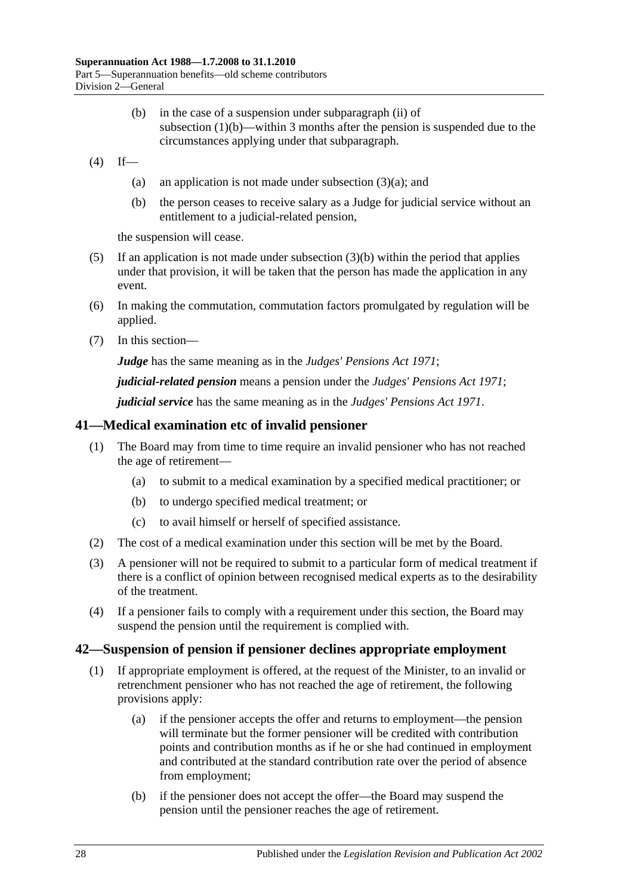(b) in the case of a suspension under subparagraph (ii) of subsection (1)(b)—within 3 months after the pension is suspended due to the circumstances applying under that subparagraph.

(4) If—

(a) an application is not made under subsection (3)(a); and

(b) the person ceases to receive salary as a Judge for judicial service without an entitlement to a judicial-related pension,

the suspension will cease.

(5) If an application is not made under subsection (3)(b) within the period that applies under that provision, it will be taken that the person has made the application in any event.

(6) In making the commutation, commutation factors promulgated by regulation will be applied.

(7) In this section—

***Judge*** has the same meaning as in the *Judges' Pensions Act 1971*;

***judicial-related pension*** means a pension under the *Judges' Pensions Act 1971*;

***judicial service*** has the same meaning as in the *Judges' Pensions Act 1971*.

## 41—Medical examination etc of invalid pensioner

(1) The Board may from time to time require an invalid pensioner who has not reached the age of retirement—

(a) to submit to a medical examination by a specified medical practitioner; or

(b) to undergo specified medical treatment; or

(c) to avail himself or herself of specified assistance.

(2) The cost of a medical examination under this section will be met by the Board.

(3) A pensioner will not be required to submit to a particular form of medical treatment if there is a conflict of opinion between recognised medical experts as to the desirability of the treatment.

(4) If a pensioner fails to comply with a requirement under this section, the Board may suspend the pension until the requirement is complied with.

## 42—Suspension of pension if pensioner declines appropriate employment

(1) If appropriate employment is offered, at the request of the Minister, to an invalid or retrenchment pensioner who has not reached the age of retirement, the following provisions apply:

(a) if the pensioner accepts the offer and returns to employment—the pension will terminate but the former pensioner will be credited with contribution points and contribution months as if he or she had continued in employment and contributed at the standard contribution rate over the period of absence from employment;

(b) if the pensioner does not accept the offer—the Board may suspend the pension until the pensioner reaches the age of retirement.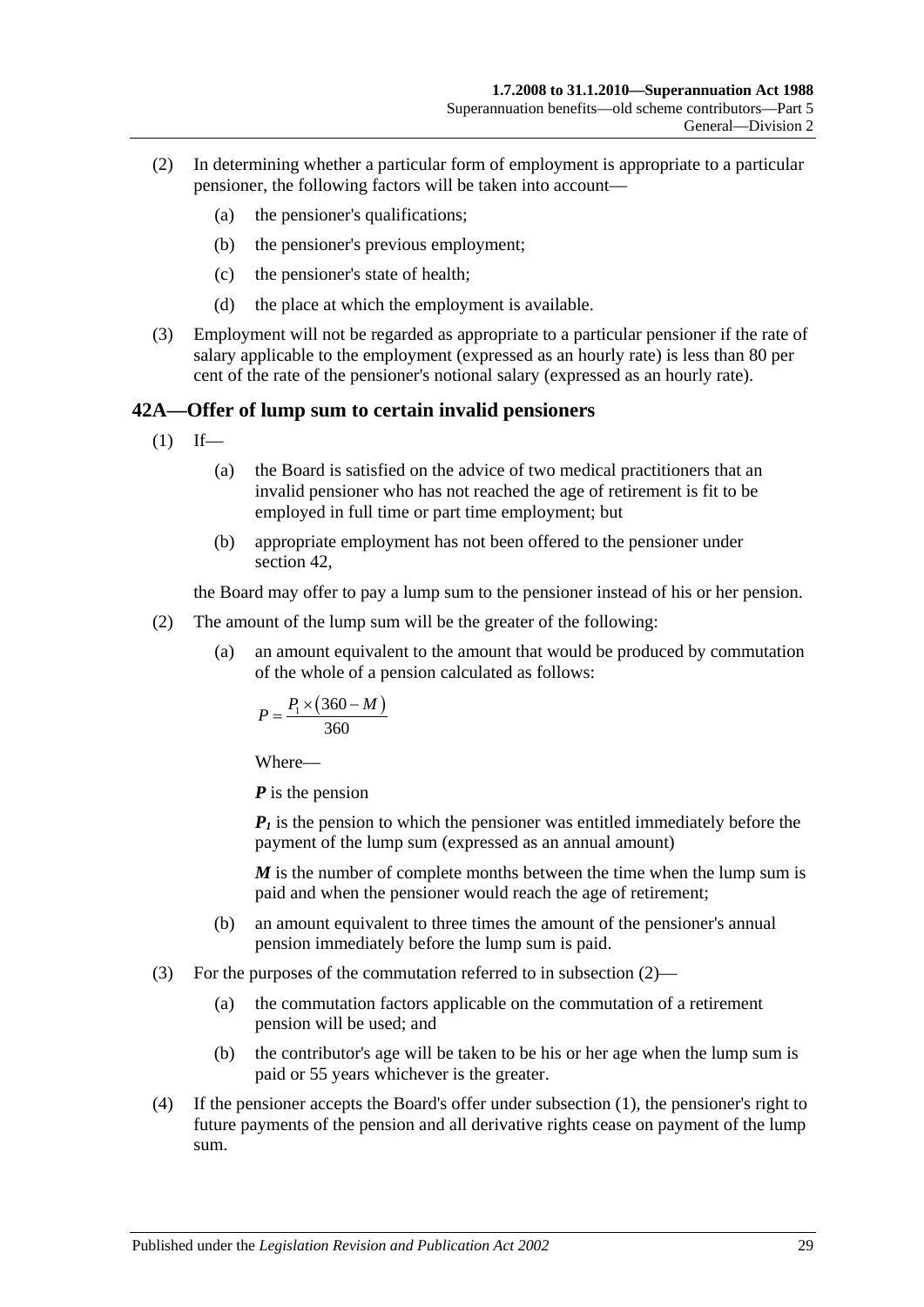(2) In determining whether a particular form of employment is appropriate to a particular pensioner, the following factors will be taken into account—

(a) the pensioner's qualifications;

(b) the pensioner's previous employment;

(c) the pensioner's state of health;

(d) the place at which the employment is available.

(3) Employment will not be regarded as appropriate to a particular pensioner if the rate of salary applicable to the employment (expressed as an hourly rate) is less than 80 per cent of the rate of the pensioner's notional salary (expressed as an hourly rate).

## 42A—Offer of lump sum to certain invalid pensioners

(1) If—

(a) the Board is satisfied on the advice of two medical practitioners that an invalid pensioner who has not reached the age of retirement is fit to be employed in full time or part time employment; but

(b) appropriate employment has not been offered to the pensioner under section 42,

the Board may offer to pay a lump sum to the pensioner instead of his or her pension.

(2) The amount of the lump sum will be the greater of the following:

(a) an amount equivalent to the amount that would be produced by commutation of the whole of a pension calculated as follows:

$$P = \frac{P_1 \times (360 - M)}{360}$$

Where—

***P*** is the pension

***$P_1$*** is the pension to which the pensioner was entitled immediately before the payment of the lump sum (expressed as an annual amount)

***M*** is the number of complete months between the time when the lump sum is paid and when the pensioner would reach the age of retirement;

(b) an amount equivalent to three times the amount of the pensioner's annual pension immediately before the lump sum is paid.

(3) For the purposes of the commutation referred to in subsection (2)—

(a) the commutation factors applicable on the commutation of a retirement pension will be used; and

(b) the contributor's age will be taken to be his or her age when the lump sum is paid or 55 years whichever is the greater.

(4) If the pensioner accepts the Board's offer under subsection (1), the pensioner's right to future payments of the pension and all derivative rights cease on payment of the lump sum.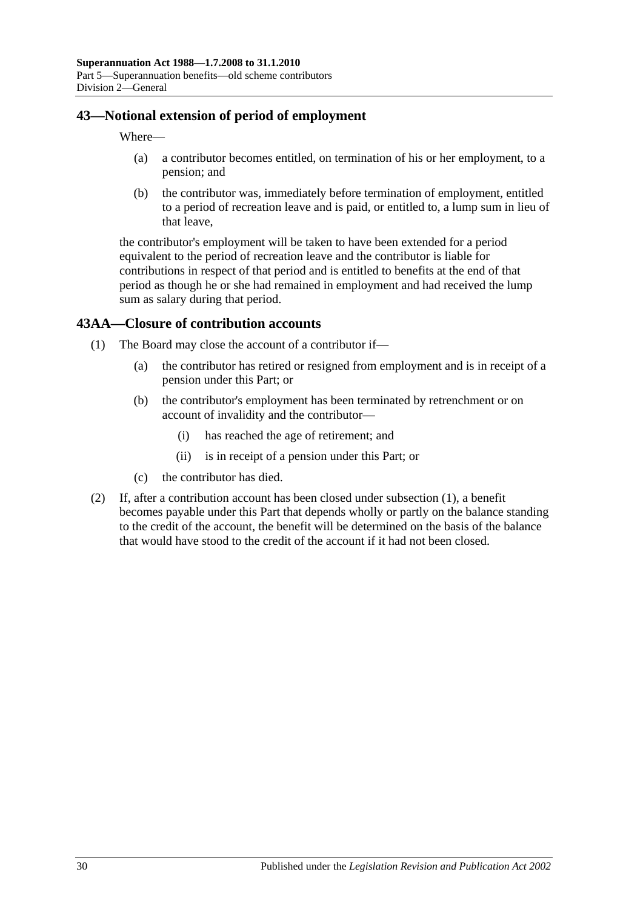## 43—Notional extension of period of employment

Where—

(a) a contributor becomes entitled, on termination of his or her employment, to a pension; and

(b) the contributor was, immediately before termination of employment, entitled to a period of recreation leave and is paid, or entitled to, a lump sum in lieu of that leave,

the contributor's employment will be taken to have been extended for a period equivalent to the period of recreation leave and the contributor is liable for contributions in respect of that period and is entitled to benefits at the end of that period as though he or she had remained in employment and had received the lump sum as salary during that period.

## 43AA—Closure of contribution accounts

(1) The Board may close the account of a contributor if—

(a) the contributor has retired or resigned from employment and is in receipt of a pension under this Part; or

(b) the contributor's employment has been terminated by retrenchment or on account of invalidity and the contributor—

(i) has reached the age of retirement; and

(ii) is in receipt of a pension under this Part; or

(c) the contributor has died.

(2) If, after a contribution account has been closed under subsection (1), a benefit becomes payable under this Part that depends wholly or partly on the balance standing to the credit of the account, the benefit will be determined on the basis of the balance that would have stood to the credit of the account if it had not been closed.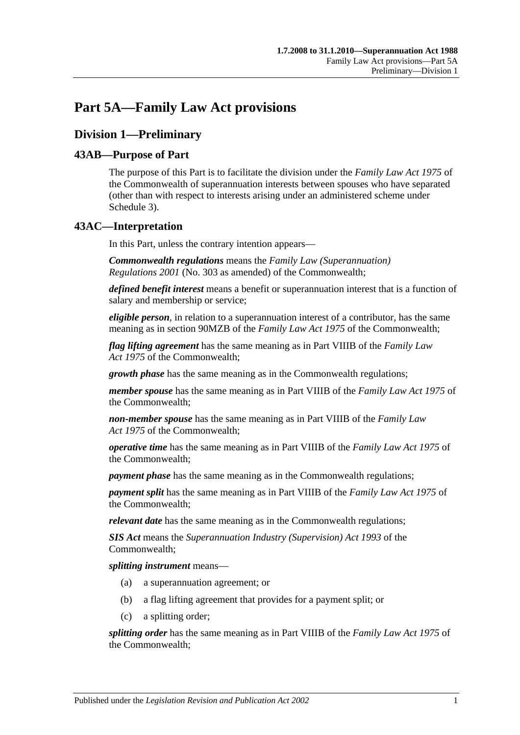# Part 5A—Family Law Act provisions

## Division 1—Preliminary

### 43AB—Purpose of Part

The purpose of this Part is to facilitate the division under the *Family Law Act 1975* of the Commonwealth of superannuation interests between spouses who have separated (other than with respect to interests arising under an administered scheme under Schedule 3).

### 43AC—Interpretation

In this Part, unless the contrary intention appears—

***Commonwealth regulations*** means the *Family Law (Superannuation) Regulations 2001* (No. 303 as amended) of the Commonwealth;

***defined benefit interest*** means a benefit or superannuation interest that is a function of salary and membership or service;

***eligible person***, in relation to a superannuation interest of a contributor, has the same meaning as in section 90MZB of the *Family Law Act 1975* of the Commonwealth;

***flag lifting agreement*** has the same meaning as in Part VIIIB of the *Family Law Act 1975* of the Commonwealth;

***growth phase*** has the same meaning as in the Commonwealth regulations;

***member spouse*** has the same meaning as in Part VIIIB of the *Family Law Act 1975* of the Commonwealth;

***non-member spouse*** has the same meaning as in Part VIIIB of the *Family Law Act 1975* of the Commonwealth;

***operative time*** has the same meaning as in Part VIIIB of the *Family Law Act 1975* of the Commonwealth;

***payment phase*** has the same meaning as in the Commonwealth regulations;

***payment split*** has the same meaning as in Part VIIIB of the *Family Law Act 1975* of the Commonwealth;

***relevant date*** has the same meaning as in the Commonwealth regulations;

***SIS Act*** means the *Superannuation Industry (Supervision) Act 1993* of the Commonwealth;

***splitting instrument*** means—

(a) a superannuation agreement; or

(b) a flag lifting agreement that provides for a payment split; or

(c) a splitting order;

***splitting order*** has the same meaning as in Part VIIIB of the *Family Law Act 1975* of the Commonwealth;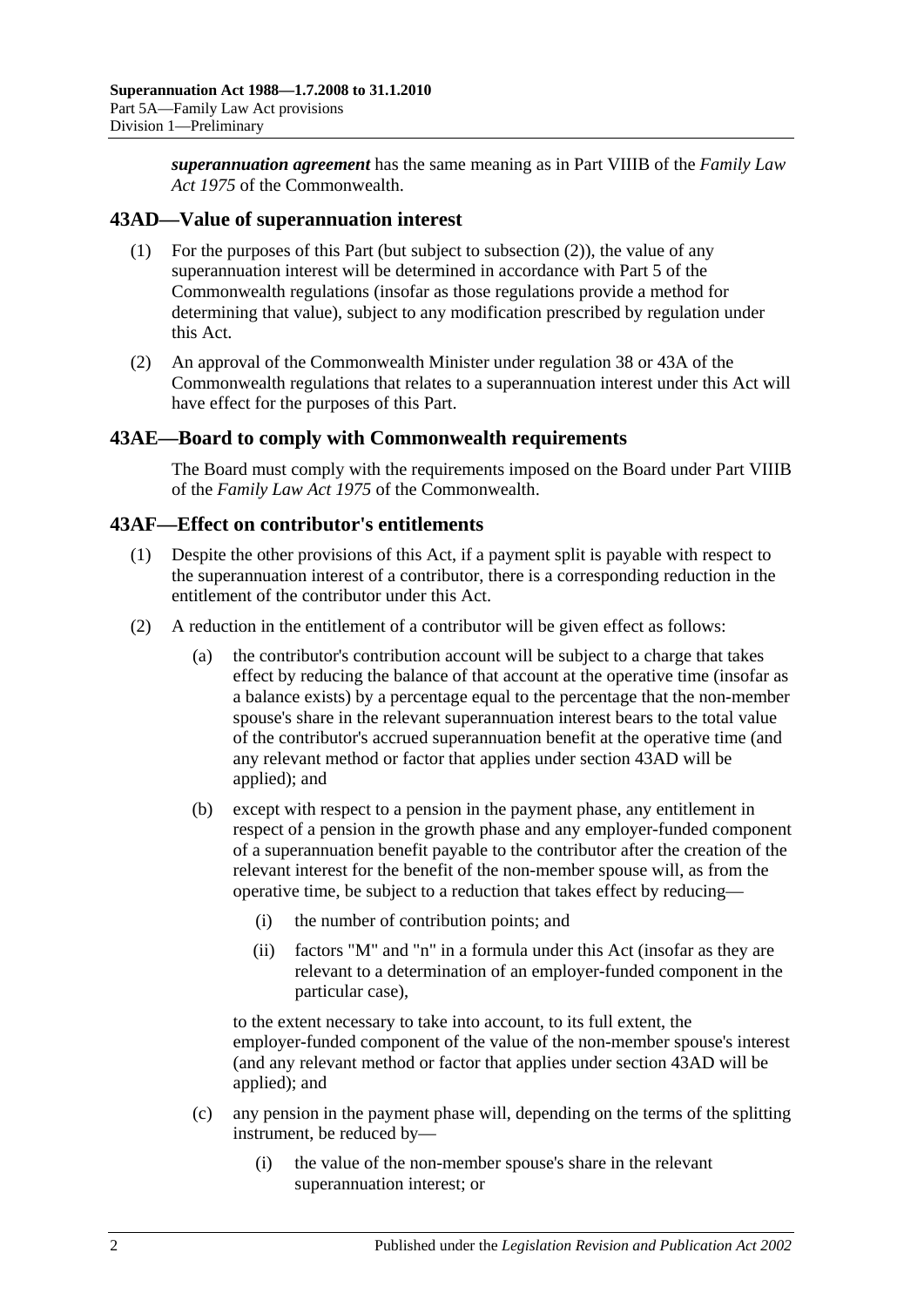***superannuation agreement*** has the same meaning as in Part VIIIB of the *Family Law Act 1975* of the Commonwealth.

## 43AD—Value of superannuation interest

(1) For the purposes of this Part (but subject to subsection (2)), the value of any superannuation interest will be determined in accordance with Part 5 of the Commonwealth regulations (insofar as those regulations provide a method for determining that value), subject to any modification prescribed by regulation under this Act.

(2) An approval of the Commonwealth Minister under regulation 38 or 43A of the Commonwealth regulations that relates to a superannuation interest under this Act will have effect for the purposes of this Part.

## 43AE—Board to comply with Commonwealth requirements

The Board must comply with the requirements imposed on the Board under Part VIIIB of the *Family Law Act 1975* of the Commonwealth.

## 43AF—Effect on contributor's entitlements

(1) Despite the other provisions of this Act, if a payment split is payable with respect to the superannuation interest of a contributor, there is a corresponding reduction in the entitlement of the contributor under this Act.

(2) A reduction in the entitlement of a contributor will be given effect as follows:

(a) the contributor's contribution account will be subject to a charge that takes effect by reducing the balance of that account at the operative time (insofar as a balance exists) by a percentage equal to the percentage that the non-member spouse's share in the relevant superannuation interest bears to the total value of the contributor's accrued superannuation benefit at the operative time (and any relevant method or factor that applies under section 43AD will be applied); and

(b) except with respect to a pension in the payment phase, any entitlement in respect of a pension in the growth phase and any employer-funded component of a superannuation benefit payable to the contributor after the creation of the relevant interest for the benefit of the non-member spouse will, as from the operative time, be subject to a reduction that takes effect by reducing—

(i) the number of contribution points; and

(ii) factors "M" and "n" in a formula under this Act (insofar as they are relevant to a determination of an employer-funded component in the particular case),

to the extent necessary to take into account, to its full extent, the employer-funded component of the value of the non-member spouse's interest (and any relevant method or factor that applies under section 43AD will be applied); and

(c) any pension in the payment phase will, depending on the terms of the splitting instrument, be reduced by—

(i) the value of the non-member spouse's share in the relevant superannuation interest; or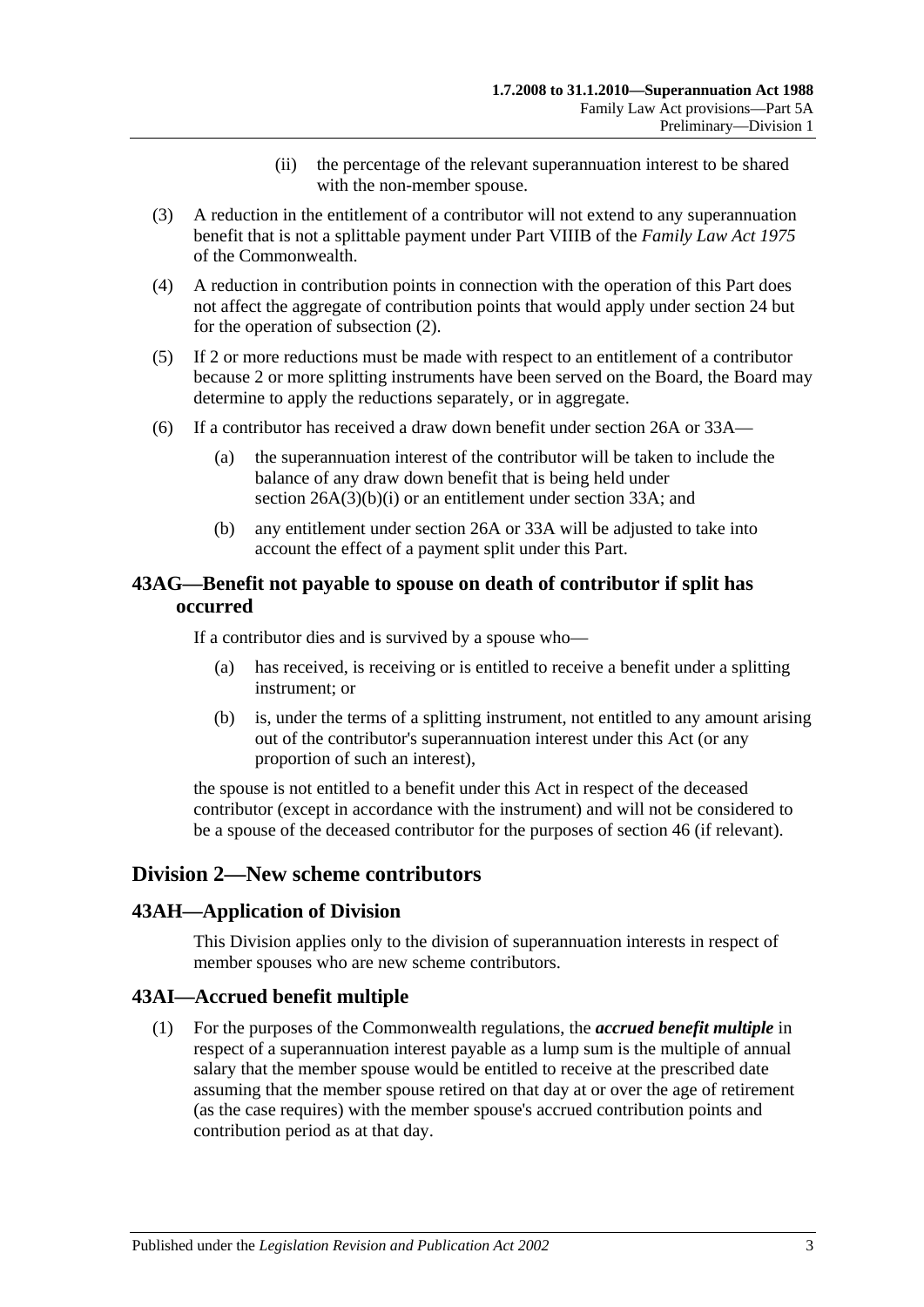(ii) the percentage of the relevant superannuation interest to be shared with the non-member spouse.

(3) A reduction in the entitlement of a contributor will not extend to any superannuation benefit that is not a splittable payment under Part VIIIB of the *Family Law Act 1975* of the Commonwealth.

(4) A reduction in contribution points in connection with the operation of this Part does not affect the aggregate of contribution points that would apply under section 24 but for the operation of subsection (2).

(5) If 2 or more reductions must be made with respect to an entitlement of a contributor because 2 or more splitting instruments have been served on the Board, the Board may determine to apply the reductions separately, or in aggregate.

(6) If a contributor has received a draw down benefit under section 26A or 33A—

(a) the superannuation interest of the contributor will be taken to include the balance of any draw down benefit that is being held under section 26A(3)(b)(i) or an entitlement under section 33A; and

(b) any entitlement under section 26A or 33A will be adjusted to take into account the effect of a payment split under this Part.

## 43AG—Benefit not payable to spouse on death of contributor if split has occurred

If a contributor dies and is survived by a spouse who—

(a) has received, is receiving or is entitled to receive a benefit under a splitting instrument; or

(b) is, under the terms of a splitting instrument, not entitled to any amount arising out of the contributor's superannuation interest under this Act (or any proportion of such an interest),

the spouse is not entitled to a benefit under this Act in respect of the deceased contributor (except in accordance with the instrument) and will not be considered to be a spouse of the deceased contributor for the purposes of section 46 (if relevant).

# Division 2—New scheme contributors

## 43AH—Application of Division

This Division applies only to the division of superannuation interests in respect of member spouses who are new scheme contributors.

## 43AI—Accrued benefit multiple

(1) For the purposes of the Commonwealth regulations, the ***accrued benefit multiple*** in respect of a superannuation interest payable as a lump sum is the multiple of annual salary that the member spouse would be entitled to receive at the prescribed date assuming that the member spouse retired on that day at or over the age of retirement (as the case requires) with the member spouse's accrued contribution points and contribution period as at that day.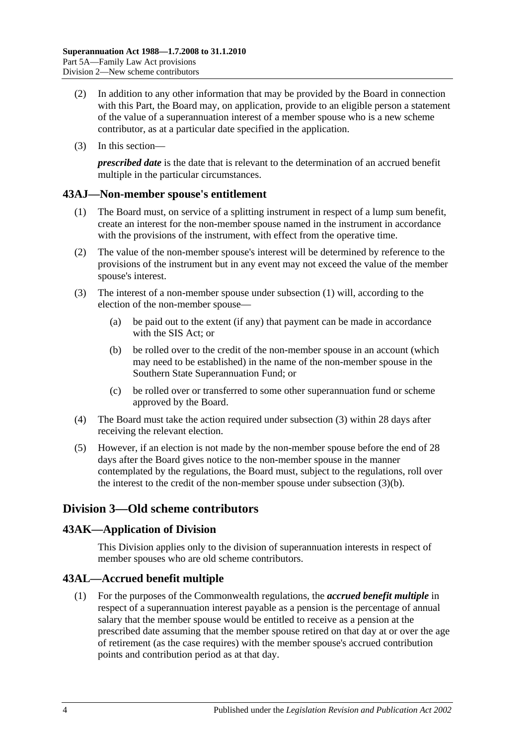(2) In addition to any other information that may be provided by the Board in connection with this Part, the Board may, on application, provide to an eligible person a statement of the value of a superannuation interest of a member spouse who is a new scheme contributor, as at a particular date specified in the application.

(3) In this section—

***prescribed date*** is the date that is relevant to the determination of an accrued benefit multiple in the particular circumstances.

## 43AJ—Non-member spouse's entitlement

(1) The Board must, on service of a splitting instrument in respect of a lump sum benefit, create an interest for the non-member spouse named in the instrument in accordance with the provisions of the instrument, with effect from the operative time.

(2) The value of the non-member spouse's interest will be determined by reference to the provisions of the instrument but in any event may not exceed the value of the member spouse's interest.

(3) The interest of a non-member spouse under subsection (1) will, according to the election of the non-member spouse—

(a) be paid out to the extent (if any) that payment can be made in accordance with the SIS Act; or

(b) be rolled over to the credit of the non-member spouse in an account (which may need to be established) in the name of the non-member spouse in the Southern State Superannuation Fund; or

(c) be rolled over or transferred to some other superannuation fund or scheme approved by the Board.

(4) The Board must take the action required under subsection (3) within 28 days after receiving the relevant election.

(5) However, if an election is not made by the non-member spouse before the end of 28 days after the Board gives notice to the non-member spouse in the manner contemplated by the regulations, the Board must, subject to the regulations, roll over the interest to the credit of the non-member spouse under subsection (3)(b).

# Division 3—Old scheme contributors

## 43AK—Application of Division

This Division applies only to the division of superannuation interests in respect of member spouses who are old scheme contributors.

## 43AL—Accrued benefit multiple

(1) For the purposes of the Commonwealth regulations, the ***accrued benefit multiple*** in respect of a superannuation interest payable as a pension is the percentage of annual salary that the member spouse would be entitled to receive as a pension at the prescribed date assuming that the member spouse retired on that day at or over the age of retirement (as the case requires) with the member spouse's accrued contribution points and contribution period as at that day.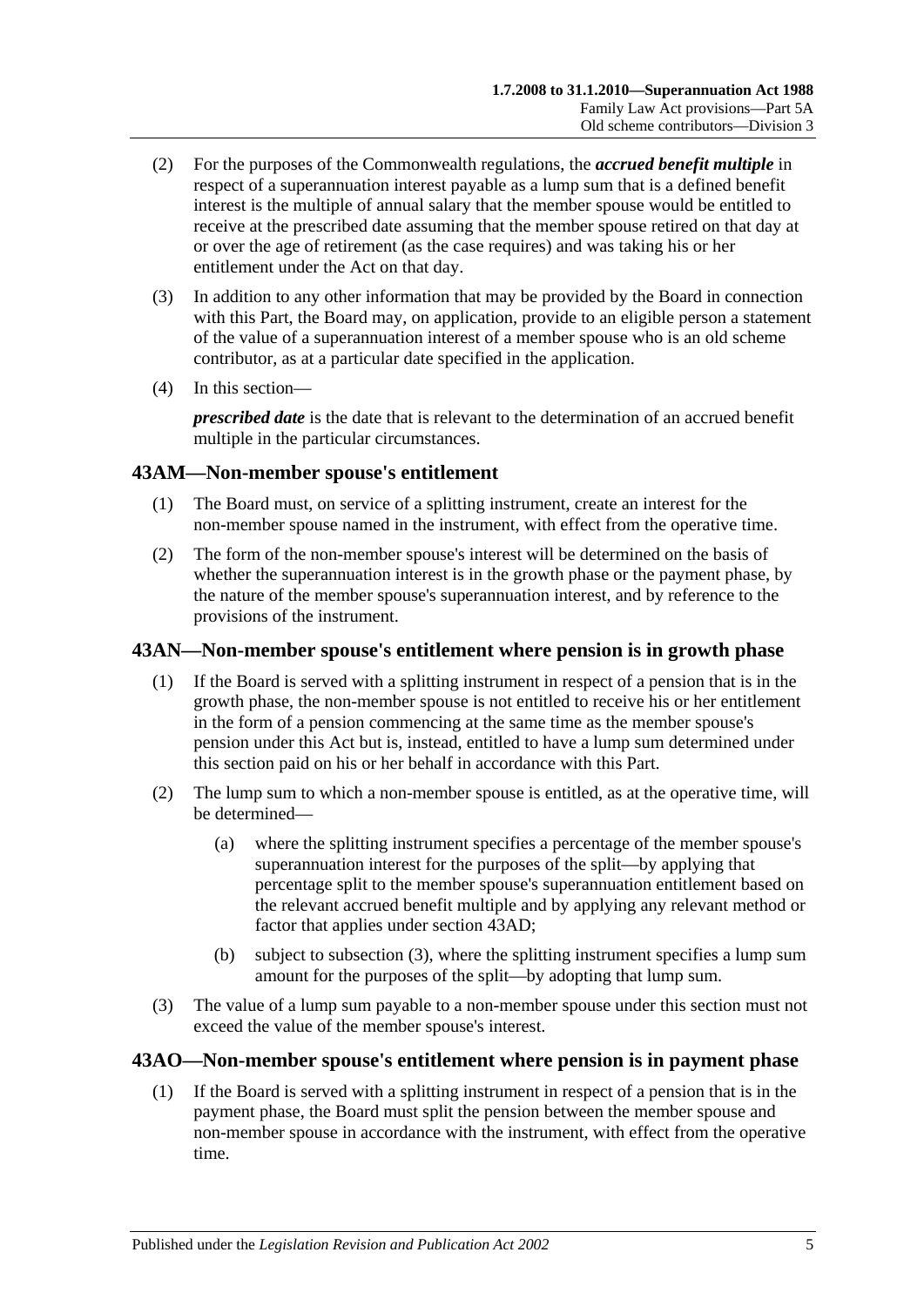(2) For the purposes of the Commonwealth regulations, the ***accrued benefit multiple*** in respect of a superannuation interest payable as a lump sum that is a defined benefit interest is the multiple of annual salary that the member spouse would be entitled to receive at the prescribed date assuming that the member spouse retired on that day at or over the age of retirement (as the case requires) and was taking his or her entitlement under the Act on that day.

(3) In addition to any other information that may be provided by the Board in connection with this Part, the Board may, on application, provide to an eligible person a statement of the value of a superannuation interest of a member spouse who is an old scheme contributor, as at a particular date specified in the application.

(4) In this section—

***prescribed date*** is the date that is relevant to the determination of an accrued benefit multiple in the particular circumstances.

## 43AM—Non-member spouse's entitlement

(1) The Board must, on service of a splitting instrument, create an interest for the non-member spouse named in the instrument, with effect from the operative time.

(2) The form of the non-member spouse's interest will be determined on the basis of whether the superannuation interest is in the growth phase or the payment phase, by the nature of the member spouse's superannuation interest, and by reference to the provisions of the instrument.

## 43AN—Non-member spouse's entitlement where pension is in growth phase

(1) If the Board is served with a splitting instrument in respect of a pension that is in the growth phase, the non-member spouse is not entitled to receive his or her entitlement in the form of a pension commencing at the same time as the member spouse's pension under this Act but is, instead, entitled to have a lump sum determined under this section paid on his or her behalf in accordance with this Part.

(2) The lump sum to which a non-member spouse is entitled, as at the operative time, will be determined—

  (a) where the splitting instrument specifies a percentage of the member spouse's superannuation interest for the purposes of the split—by applying that percentage split to the member spouse's superannuation entitlement based on the relevant accrued benefit multiple and by applying any relevant method or factor that applies under section 43AD;

  (b) subject to subsection (3), where the splitting instrument specifies a lump sum amount for the purposes of the split—by adopting that lump sum.

(3) The value of a lump sum payable to a non-member spouse under this section must not exceed the value of the member spouse's interest.

## 43AO—Non-member spouse's entitlement where pension is in payment phase

(1) If the Board is served with a splitting instrument in respect of a pension that is in the payment phase, the Board must split the pension between the member spouse and non-member spouse in accordance with the instrument, with effect from the operative time.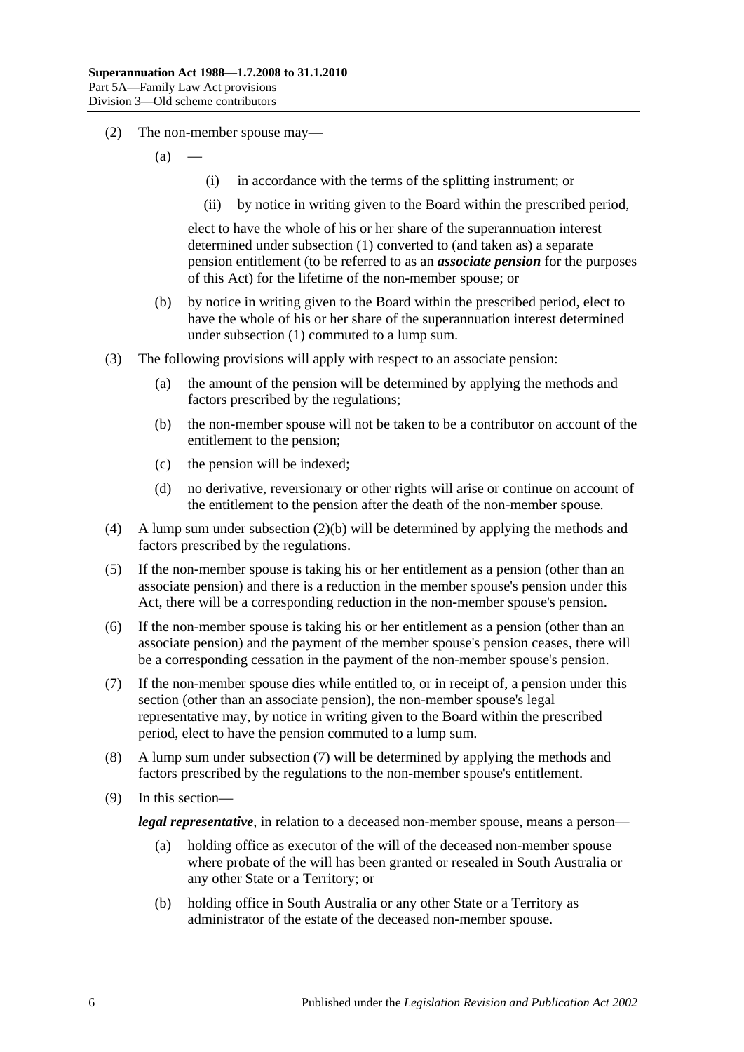(2) The non-member spouse may—

(a) —

(i) in accordance with the terms of the splitting instrument; or

(ii) by notice in writing given to the Board within the prescribed period,

elect to have the whole of his or her share of the superannuation interest determined under subsection (1) converted to (and taken as) a separate pension entitlement (to be referred to as an ***associate pension*** for the purposes of this Act) for the lifetime of the non-member spouse; or

(b) by notice in writing given to the Board within the prescribed period, elect to have the whole of his or her share of the superannuation interest determined under subsection (1) commuted to a lump sum.

(3) The following provisions will apply with respect to an associate pension:

(a) the amount of the pension will be determined by applying the methods and factors prescribed by the regulations;

(b) the non-member spouse will not be taken to be a contributor on account of the entitlement to the pension;

(c) the pension will be indexed;

(d) no derivative, reversionary or other rights will arise or continue on account of the entitlement to the pension after the death of the non-member spouse.

(4) A lump sum under subsection (2)(b) will be determined by applying the methods and factors prescribed by the regulations.

(5) If the non-member spouse is taking his or her entitlement as a pension (other than an associate pension) and there is a reduction in the member spouse's pension under this Act, there will be a corresponding reduction in the non-member spouse's pension.

(6) If the non-member spouse is taking his or her entitlement as a pension (other than an associate pension) and the payment of the member spouse's pension ceases, there will be a corresponding cessation in the payment of the non-member spouse's pension.

(7) If the non-member spouse dies while entitled to, or in receipt of, a pension under this section (other than an associate pension), the non-member spouse's legal representative may, by notice in writing given to the Board within the prescribed period, elect to have the pension commuted to a lump sum.

(8) A lump sum under subsection (7) will be determined by applying the methods and factors prescribed by the regulations to the non-member spouse's entitlement.

(9) In this section—

***legal representative***, in relation to a deceased non-member spouse, means a person—

(a) holding office as executor of the will of the deceased non-member spouse where probate of the will has been granted or resealed in South Australia or any other State or a Territory; or

(b) holding office in South Australia or any other State or a Territory as administrator of the estate of the deceased non-member spouse.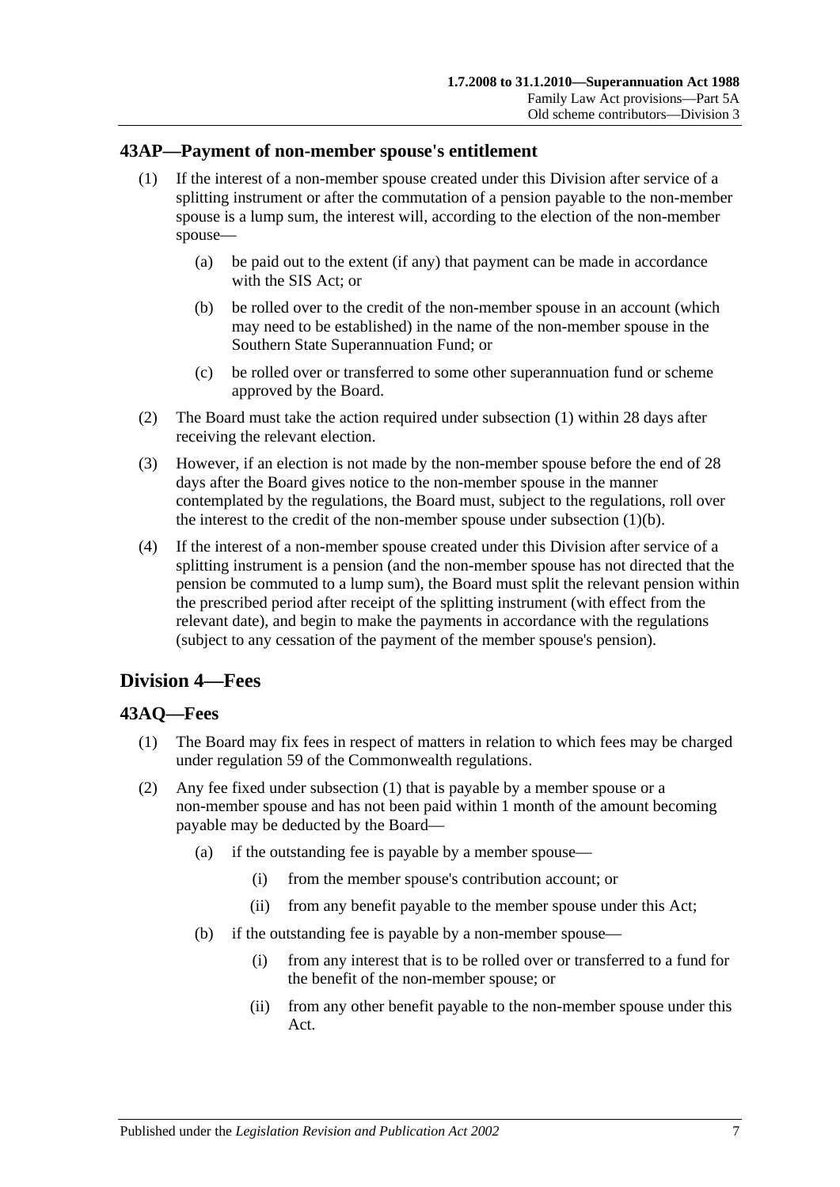## 43AP—Payment of non-member spouse's entitlement

(1) If the interest of a non-member spouse created under this Division after service of a splitting instrument or after the commutation of a pension payable to the non-member spouse is a lump sum, the interest will, according to the election of the non-member spouse—

(a) be paid out to the extent (if any) that payment can be made in accordance with the SIS Act; or

(b) be rolled over to the credit of the non-member spouse in an account (which may need to be established) in the name of the non-member spouse in the Southern State Superannuation Fund; or

(c) be rolled over or transferred to some other superannuation fund or scheme approved by the Board.

(2) The Board must take the action required under subsection (1) within 28 days after receiving the relevant election.

(3) However, if an election is not made by the non-member spouse before the end of 28 days after the Board gives notice to the non-member spouse in the manner contemplated by the regulations, the Board must, subject to the regulations, roll over the interest to the credit of the non-member spouse under subsection (1)(b).

(4) If the interest of a non-member spouse created under this Division after service of a splitting instrument is a pension (and the non-member spouse has not directed that the pension be commuted to a lump sum), the Board must split the relevant pension within the prescribed period after receipt of the splitting instrument (with effect from the relevant date), and begin to make the payments in accordance with the regulations (subject to any cessation of the payment of the member spouse's pension).

# Division 4—Fees

## 43AQ—Fees

(1) The Board may fix fees in respect of matters in relation to which fees may be charged under regulation 59 of the Commonwealth regulations.

(2) Any fee fixed under subsection (1) that is payable by a member spouse or a non-member spouse and has not been paid within 1 month of the amount becoming payable may be deducted by the Board—

(a) if the outstanding fee is payable by a member spouse—

(i) from the member spouse's contribution account; or

(ii) from any benefit payable to the member spouse under this Act;

(b) if the outstanding fee is payable by a non-member spouse—

(i) from any interest that is to be rolled over or transferred to a fund for the benefit of the non-member spouse; or

(ii) from any other benefit payable to the non-member spouse under this Act.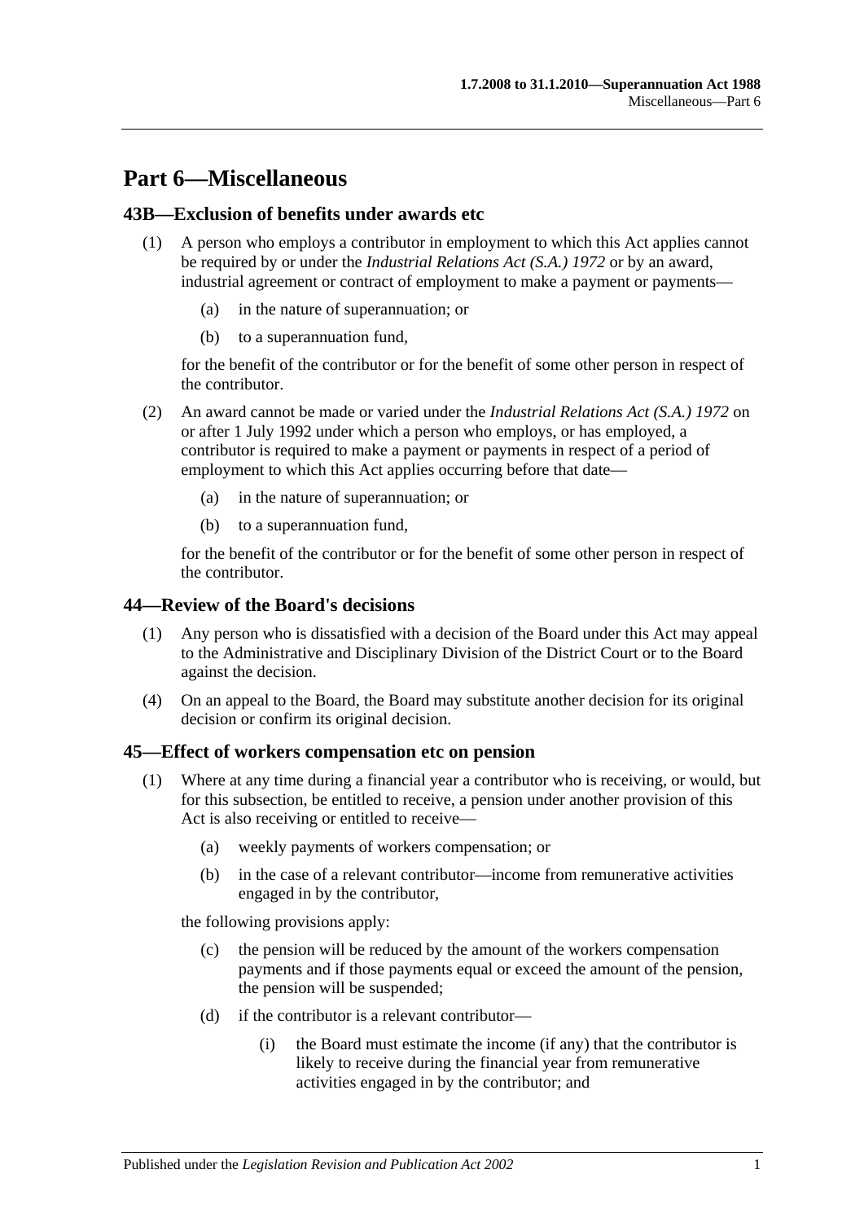# Part 6—Miscellaneous

## 43B—Exclusion of benefits under awards etc

(1) A person who employs a contributor in employment to which this Act applies cannot be required by or under the *Industrial Relations Act (S.A.) 1972* or by an award, industrial agreement or contract of employment to make a payment or payments—

(a) in the nature of superannuation; or

(b) to a superannuation fund,

for the benefit of the contributor or for the benefit of some other person in respect of the contributor.

(2) An award cannot be made or varied under the *Industrial Relations Act (S.A.) 1972* on or after 1 July 1992 under which a person who employs, or has employed, a contributor is required to make a payment or payments in respect of a period of employment to which this Act applies occurring before that date—

(a) in the nature of superannuation; or

(b) to a superannuation fund,

for the benefit of the contributor or for the benefit of some other person in respect of the contributor.

## 44—Review of the Board's decisions

(1) Any person who is dissatisfied with a decision of the Board under this Act may appeal to the Administrative and Disciplinary Division of the District Court or to the Board against the decision.

(4) On an appeal to the Board, the Board may substitute another decision for its original decision or confirm its original decision.

## 45—Effect of workers compensation etc on pension

(1) Where at any time during a financial year a contributor who is receiving, or would, but for this subsection, be entitled to receive, a pension under another provision of this Act is also receiving or entitled to receive—

(a) weekly payments of workers compensation; or

(b) in the case of a relevant contributor—income from remunerative activities engaged in by the contributor,

the following provisions apply:

(c) the pension will be reduced by the amount of the workers compensation payments and if those payments equal or exceed the amount of the pension, the pension will be suspended;

(d) if the contributor is a relevant contributor—

(i) the Board must estimate the income (if any) that the contributor is likely to receive during the financial year from remunerative activities engaged in by the contributor; and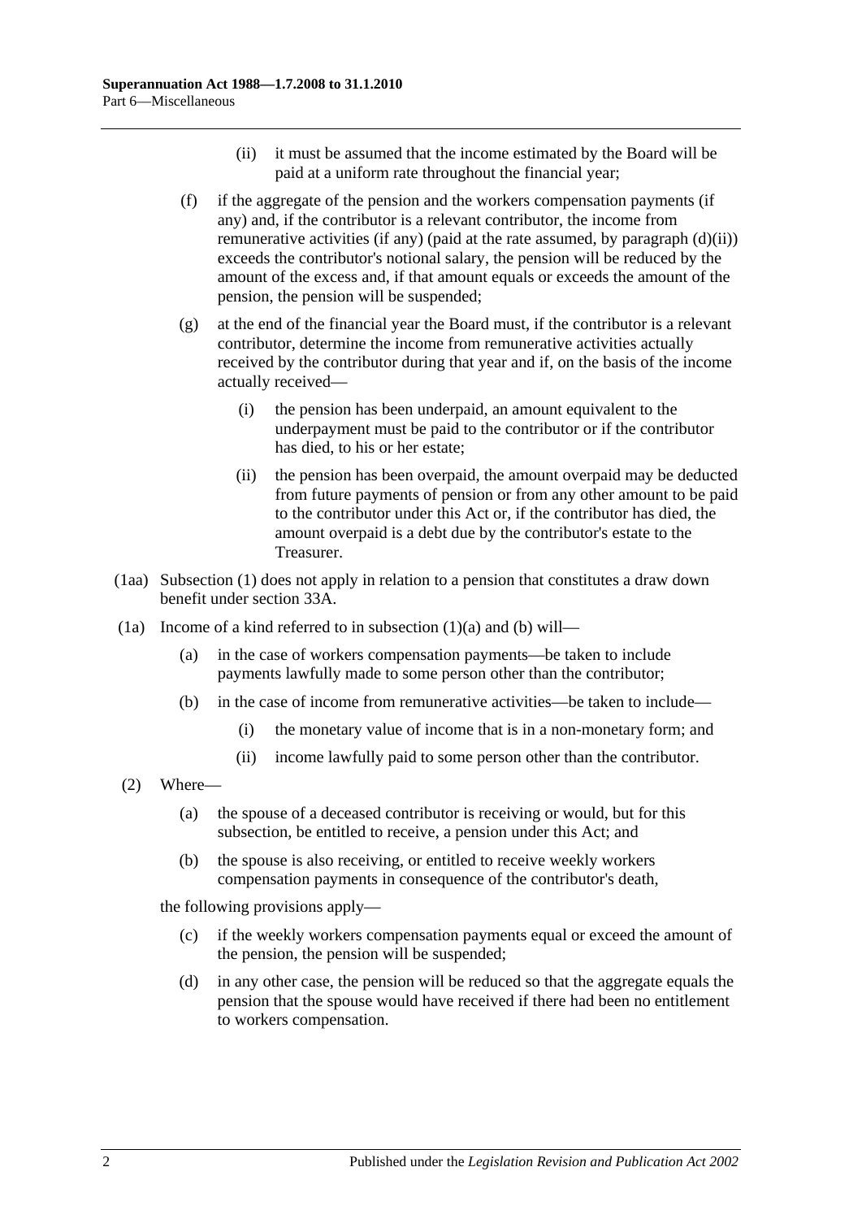(ii) it must be assumed that the income estimated by the Board will be paid at a uniform rate throughout the financial year;

(f) if the aggregate of the pension and the workers compensation payments (if any) and, if the contributor is a relevant contributor, the income from remunerative activities (if any) (paid at the rate assumed, by paragraph (d)(ii)) exceeds the contributor's notional salary, the pension will be reduced by the amount of the excess and, if that amount equals or exceeds the amount of the pension, the pension will be suspended;

(g) at the end of the financial year the Board must, if the contributor is a relevant contributor, determine the income from remunerative activities actually received by the contributor during that year and if, on the basis of the income actually received—

(i) the pension has been underpaid, an amount equivalent to the underpayment must be paid to the contributor or if the contributor has died, to his or her estate;

(ii) the pension has been overpaid, the amount overpaid may be deducted from future payments of pension or from any other amount to be paid to the contributor under this Act or, if the contributor has died, the amount overpaid is a debt due by the contributor's estate to the Treasurer.

(1aa) Subsection (1) does not apply in relation to a pension that constitutes a draw down benefit under section 33A.

(1a) Income of a kind referred to in subsection (1)(a) and (b) will—

(a) in the case of workers compensation payments—be taken to include payments lawfully made to some person other than the contributor;

(b) in the case of income from remunerative activities—be taken to include—

(i) the monetary value of income that is in a non-monetary form; and

(ii) income lawfully paid to some person other than the contributor.

(2) Where—

(a) the spouse of a deceased contributor is receiving or would, but for this subsection, be entitled to receive, a pension under this Act; and

(b) the spouse is also receiving, or entitled to receive weekly workers compensation payments in consequence of the contributor's death,

the following provisions apply—

(c) if the weekly workers compensation payments equal or exceed the amount of the pension, the pension will be suspended;

(d) in any other case, the pension will be reduced so that the aggregate equals the pension that the spouse would have received if there had been no entitlement to workers compensation.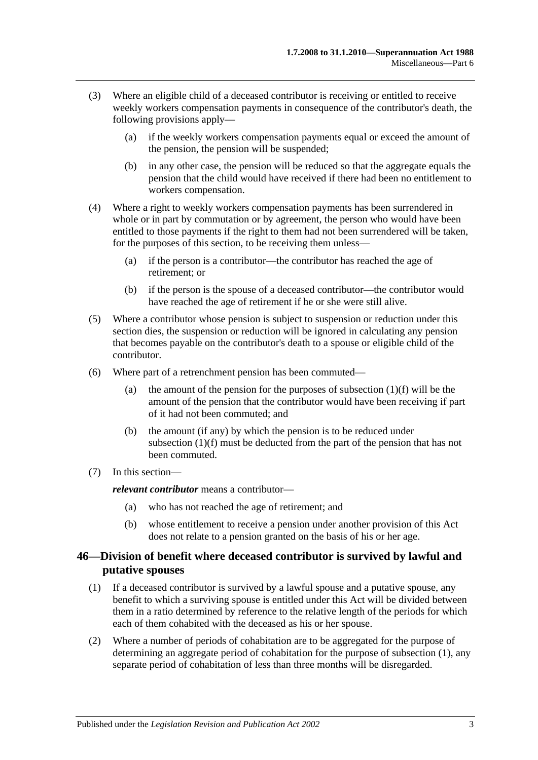(3) Where an eligible child of a deceased contributor is receiving or entitled to receive weekly workers compensation payments in consequence of the contributor's death, the following provisions apply—

(a) if the weekly workers compensation payments equal or exceed the amount of the pension, the pension will be suspended;

(b) in any other case, the pension will be reduced so that the aggregate equals the pension that the child would have received if there had been no entitlement to workers compensation.

(4) Where a right to weekly workers compensation payments has been surrendered in whole or in part by commutation or by agreement, the person who would have been entitled to those payments if the right to them had not been surrendered will be taken, for the purposes of this section, to be receiving them unless—

(a) if the person is a contributor—the contributor has reached the age of retirement; or

(b) if the person is the spouse of a deceased contributor—the contributor would have reached the age of retirement if he or she were still alive.

(5) Where a contributor whose pension is subject to suspension or reduction under this section dies, the suspension or reduction will be ignored in calculating any pension that becomes payable on the contributor's death to a spouse or eligible child of the contributor.

(6) Where part of a retrenchment pension has been commuted—

(a) the amount of the pension for the purposes of subsection (1)(f) will be the amount of the pension that the contributor would have been receiving if part of it had not been commuted; and

(b) the amount (if any) by which the pension is to be reduced under subsection (1)(f) must be deducted from the part of the pension that has not been commuted.

(7) In this section—

***relevant contributor*** means a contributor—

(a) who has not reached the age of retirement; and

(b) whose entitlement to receive a pension under another provision of this Act does not relate to a pension granted on the basis of his or her age.

## 46—Division of benefit where deceased contributor is survived by lawful and putative spouses

(1) If a deceased contributor is survived by a lawful spouse and a putative spouse, any benefit to which a surviving spouse is entitled under this Act will be divided between them in a ratio determined by reference to the relative length of the periods for which each of them cohabited with the deceased as his or her spouse.

(2) Where a number of periods of cohabitation are to be aggregated for the purpose of determining an aggregate period of cohabitation for the purpose of subsection (1), any separate period of cohabitation of less than three months will be disregarded.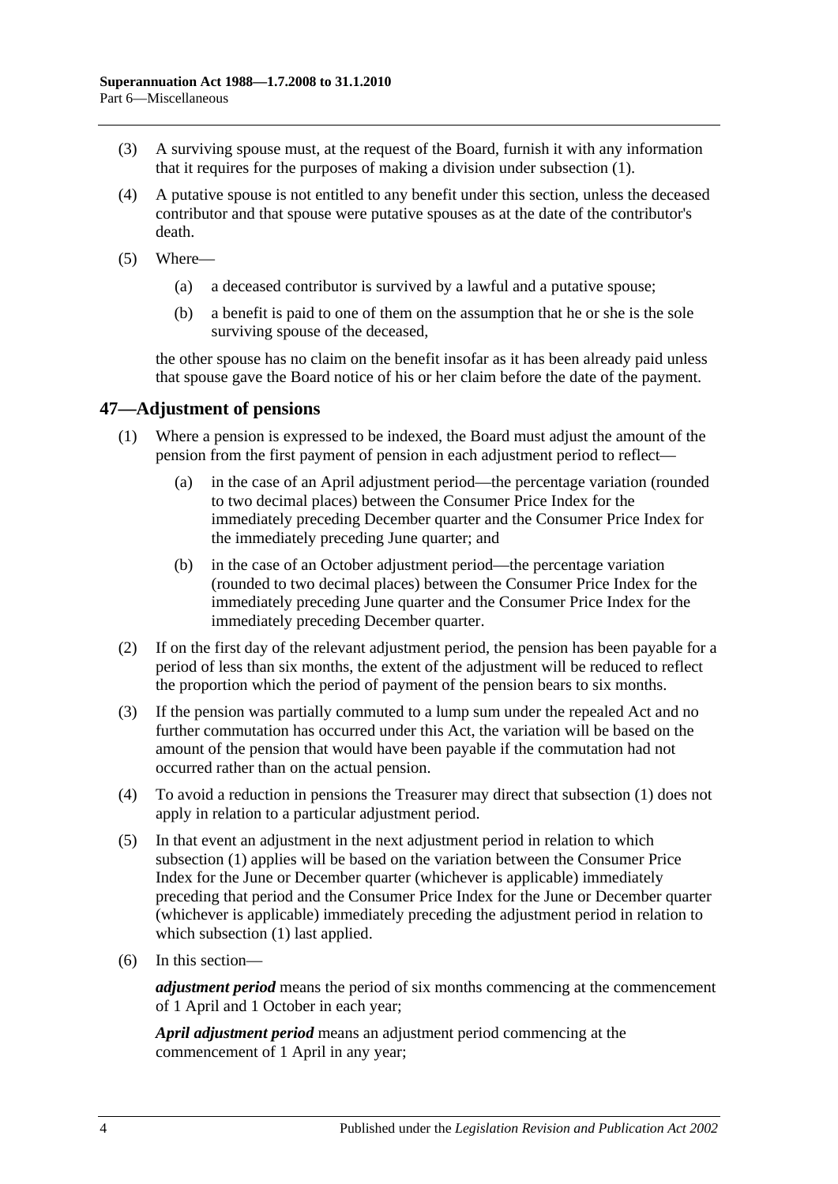(3) A surviving spouse must, at the request of the Board, furnish it with any information that it requires for the purposes of making a division under subsection (1).

(4) A putative spouse is not entitled to any benefit under this section, unless the deceased contributor and that spouse were putative spouses as at the date of the contributor's death.

(5) Where—

(a) a deceased contributor is survived by a lawful and a putative spouse;

(b) a benefit is paid to one of them on the assumption that he or she is the sole surviving spouse of the deceased,

the other spouse has no claim on the benefit insofar as it has been already paid unless that spouse gave the Board notice of his or her claim before the date of the payment.

## 47—Adjustment of pensions

(1) Where a pension is expressed to be indexed, the Board must adjust the amount of the pension from the first payment of pension in each adjustment period to reflect—

(a) in the case of an April adjustment period—the percentage variation (rounded to two decimal places) between the Consumer Price Index for the immediately preceding December quarter and the Consumer Price Index for the immediately preceding June quarter; and

(b) in the case of an October adjustment period—the percentage variation (rounded to two decimal places) between the Consumer Price Index for the immediately preceding June quarter and the Consumer Price Index for the immediately preceding December quarter.

(2) If on the first day of the relevant adjustment period, the pension has been payable for a period of less than six months, the extent of the adjustment will be reduced to reflect the proportion which the period of payment of the pension bears to six months.

(3) If the pension was partially commuted to a lump sum under the repealed Act and no further commutation has occurred under this Act, the variation will be based on the amount of the pension that would have been payable if the commutation had not occurred rather than on the actual pension.

(4) To avoid a reduction in pensions the Treasurer may direct that subsection (1) does not apply in relation to a particular adjustment period.

(5) In that event an adjustment in the next adjustment period in relation to which subsection (1) applies will be based on the variation between the Consumer Price Index for the June or December quarter (whichever is applicable) immediately preceding that period and the Consumer Price Index for the June or December quarter (whichever is applicable) immediately preceding the adjustment period in relation to which subsection (1) last applied.

(6) In this section—

***adjustment period*** means the period of six months commencing at the commencement of 1 April and 1 October in each year;

***April adjustment period*** means an adjustment period commencing at the commencement of 1 April in any year;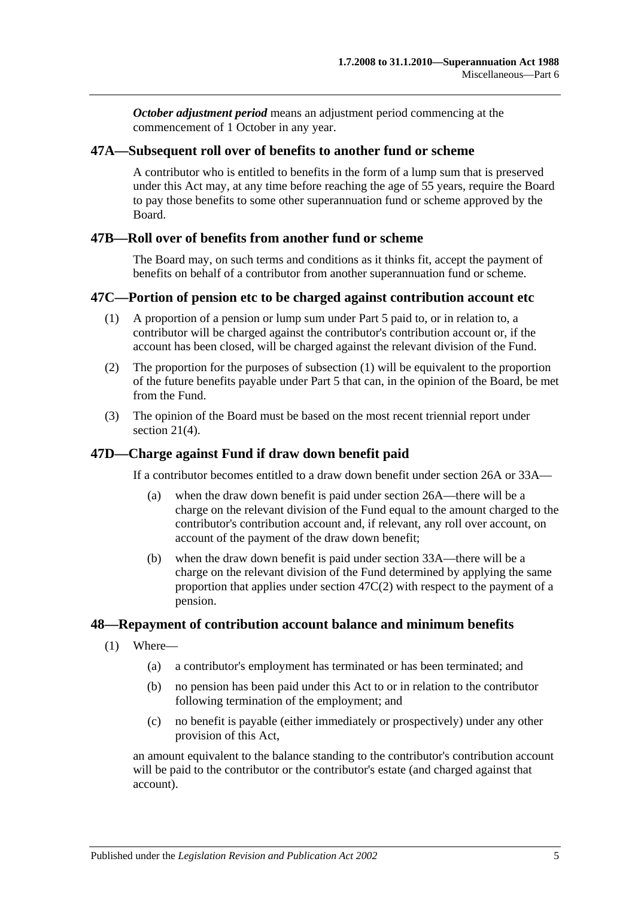***October adjustment period*** means an adjustment period commencing at the commencement of 1 October in any year.

## 47A—Subsequent roll over of benefits to another fund or scheme

A contributor who is entitled to benefits in the form of a lump sum that is preserved under this Act may, at any time before reaching the age of 55 years, require the Board to pay those benefits to some other superannuation fund or scheme approved by the Board.

## 47B—Roll over of benefits from another fund or scheme

The Board may, on such terms and conditions as it thinks fit, accept the payment of benefits on behalf of a contributor from another superannuation fund or scheme.

## 47C—Portion of pension etc to be charged against contribution account etc

(1) A proportion of a pension or lump sum under Part 5 paid to, or in relation to, a contributor will be charged against the contributor's contribution account or, if the account has been closed, will be charged against the relevant division of the Fund.

(2) The proportion for the purposes of subsection (1) will be equivalent to the proportion of the future benefits payable under Part 5 that can, in the opinion of the Board, be met from the Fund.

(3) The opinion of the Board must be based on the most recent triennial report under section 21(4).

## 47D—Charge against Fund if draw down benefit paid

If a contributor becomes entitled to a draw down benefit under section 26A or 33A—

(a) when the draw down benefit is paid under section 26A—there will be a charge on the relevant division of the Fund equal to the amount charged to the contributor's contribution account and, if relevant, any roll over account, on account of the payment of the draw down benefit;

(b) when the draw down benefit is paid under section 33A—there will be a charge on the relevant division of the Fund determined by applying the same proportion that applies under section 47C(2) with respect to the payment of a pension.

## 48—Repayment of contribution account balance and minimum benefits

(1) Where—

(a) a contributor's employment has terminated or has been terminated; and

(b) no pension has been paid under this Act to or in relation to the contributor following termination of the employment; and

(c) no benefit is payable (either immediately or prospectively) under any other provision of this Act,

an amount equivalent to the balance standing to the contributor's contribution account will be paid to the contributor or the contributor's estate (and charged against that account).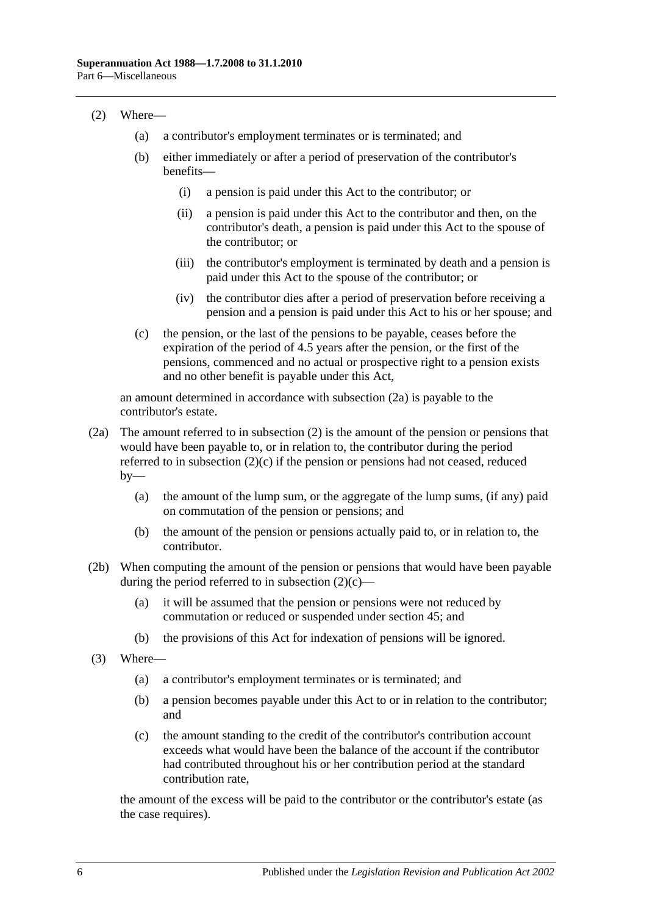(2) Where—

(a) a contributor's employment terminates or is terminated; and

(b) either immediately or after a period of preservation of the contributor's benefits—

(i) a pension is paid under this Act to the contributor; or

(ii) a pension is paid under this Act to the contributor and then, on the contributor's death, a pension is paid under this Act to the spouse of the contributor; or

(iii) the contributor's employment is terminated by death and a pension is paid under this Act to the spouse of the contributor; or

(iv) the contributor dies after a period of preservation before receiving a pension and a pension is paid under this Act to his or her spouse; and

(c) the pension, or the last of the pensions to be payable, ceases before the expiration of the period of 4.5 years after the pension, or the first of the pensions, commenced and no actual or prospective right to a pension exists and no other benefit is payable under this Act,

an amount determined in accordance with subsection (2a) is payable to the contributor's estate.

(2a) The amount referred to in subsection (2) is the amount of the pension or pensions that would have been payable to, or in relation to, the contributor during the period referred to in subsection (2)(c) if the pension or pensions had not ceased, reduced by—

(a) the amount of the lump sum, or the aggregate of the lump sums, (if any) paid on commutation of the pension or pensions; and

(b) the amount of the pension or pensions actually paid to, or in relation to, the contributor.

(2b) When computing the amount of the pension or pensions that would have been payable during the period referred to in subsection (2)(c)—

(a) it will be assumed that the pension or pensions were not reduced by commutation or reduced or suspended under section 45; and

(b) the provisions of this Act for indexation of pensions will be ignored.

(3) Where—

(a) a contributor's employment terminates or is terminated; and

(b) a pension becomes payable under this Act to or in relation to the contributor; and

(c) the amount standing to the credit of the contributor's contribution account exceeds what would have been the balance of the account if the contributor had contributed throughout his or her contribution period at the standard contribution rate,

the amount of the excess will be paid to the contributor or the contributor's estate (as the case requires).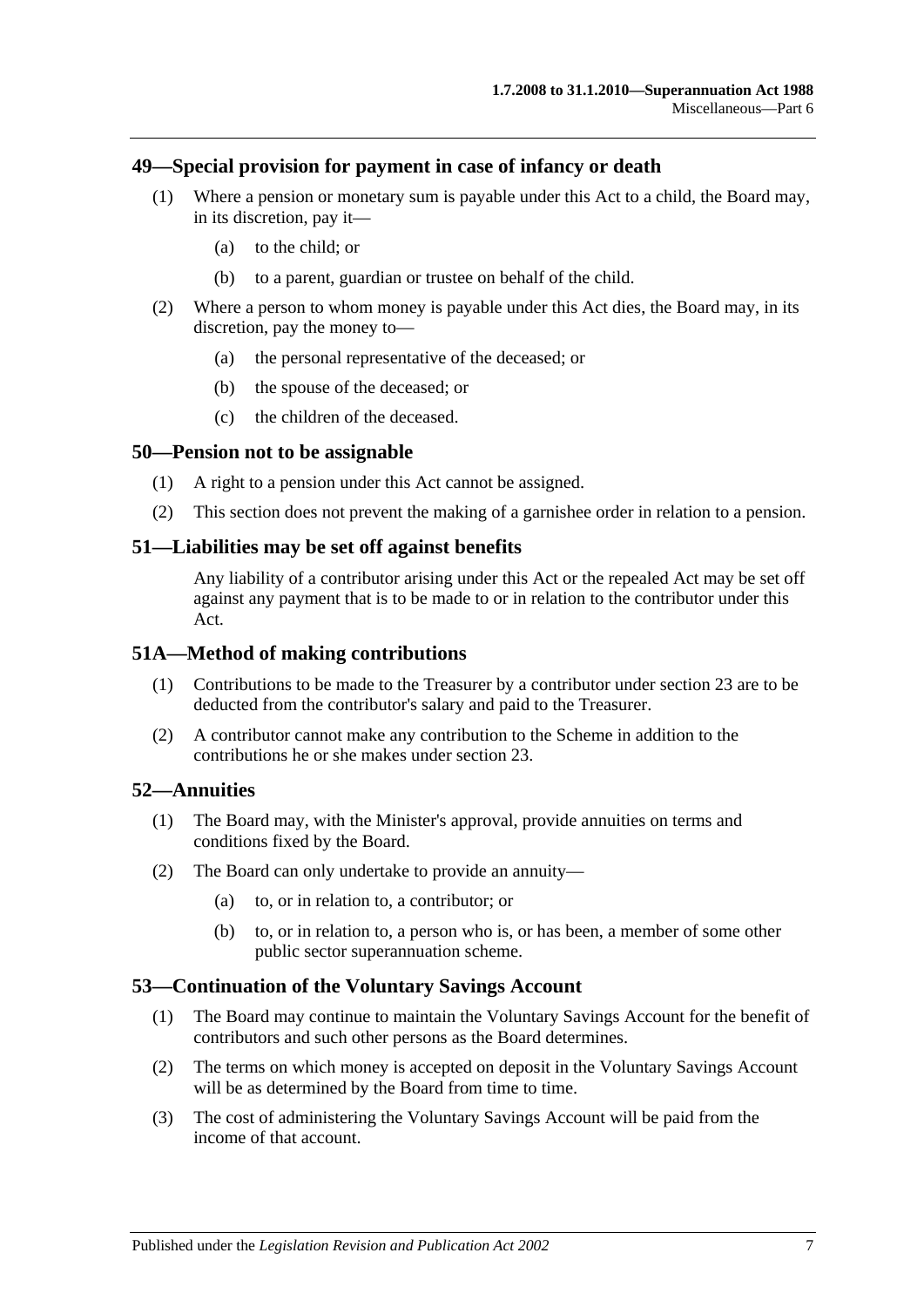## 49—Special provision for payment in case of infancy or death

(1) Where a pension or monetary sum is payable under this Act to a child, the Board may, in its discretion, pay it—

(a) to the child; or

(b) to a parent, guardian or trustee on behalf of the child.

(2) Where a person to whom money is payable under this Act dies, the Board may, in its discretion, pay the money to—

(a) the personal representative of the deceased; or

(b) the spouse of the deceased; or

(c) the children of the deceased.

## 50—Pension not to be assignable

(1) A right to a pension under this Act cannot be assigned.

(2) This section does not prevent the making of a garnishee order in relation to a pension.

## 51—Liabilities may be set off against benefits

Any liability of a contributor arising under this Act or the repealed Act may be set off against any payment that is to be made to or in relation to the contributor under this Act.

## 51A—Method of making contributions

(1) Contributions to be made to the Treasurer by a contributor under section 23 are to be deducted from the contributor's salary and paid to the Treasurer.

(2) A contributor cannot make any contribution to the Scheme in addition to the contributions he or she makes under section 23.

## 52—Annuities

(1) The Board may, with the Minister's approval, provide annuities on terms and conditions fixed by the Board.

(2) The Board can only undertake to provide an annuity—

(a) to, or in relation to, a contributor; or

(b) to, or in relation to, a person who is, or has been, a member of some other public sector superannuation scheme.

## 53—Continuation of the Voluntary Savings Account

(1) The Board may continue to maintain the Voluntary Savings Account for the benefit of contributors and such other persons as the Board determines.

(2) The terms on which money is accepted on deposit in the Voluntary Savings Account will be as determined by the Board from time to time.

(3) The cost of administering the Voluntary Savings Account will be paid from the income of that account.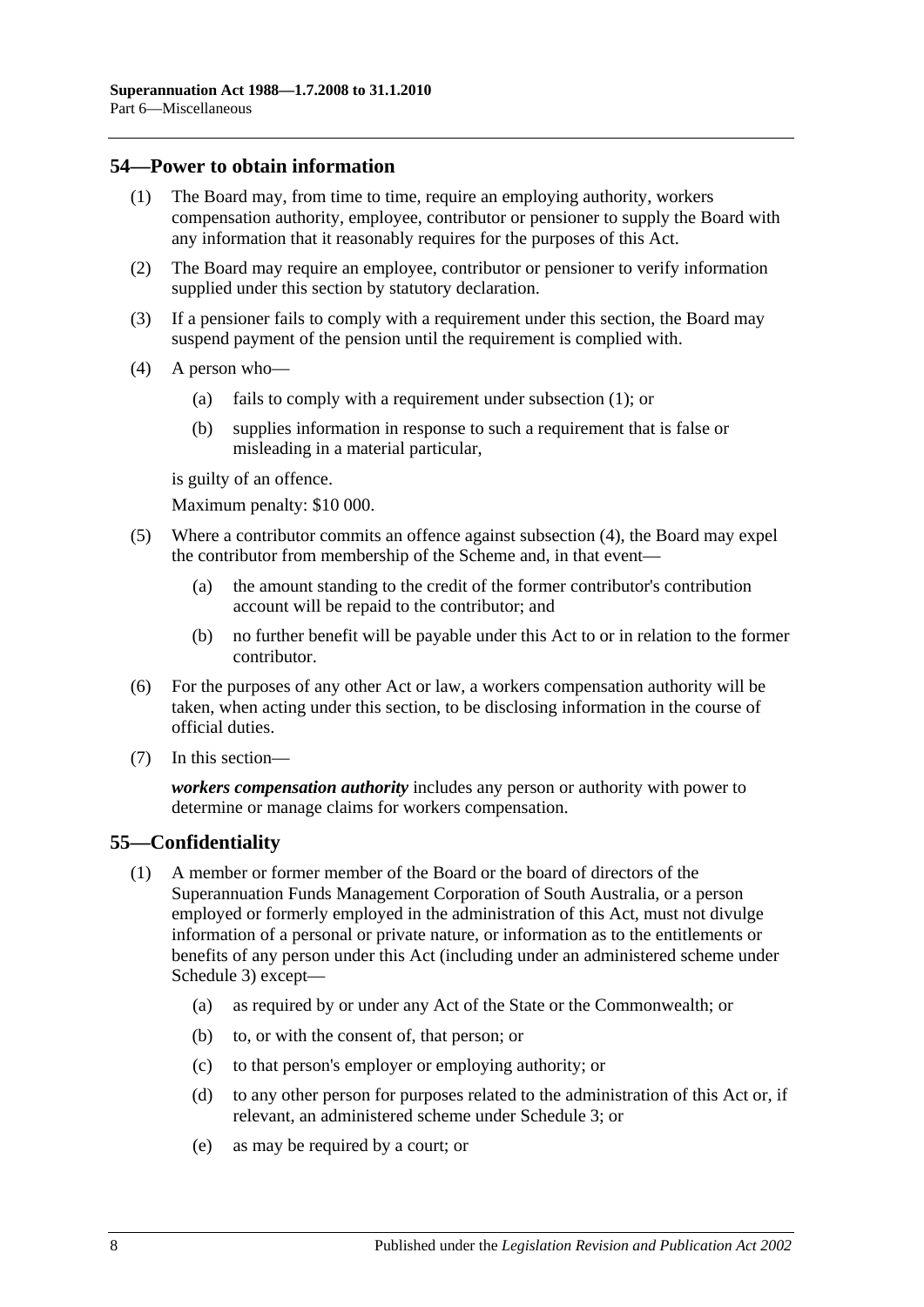## 54—Power to obtain information

(1) The Board may, from time to time, require an employing authority, workers compensation authority, employee, contributor or pensioner to supply the Board with any information that it reasonably requires for the purposes of this Act.

(2) The Board may require an employee, contributor or pensioner to verify information supplied under this section by statutory declaration.

(3) If a pensioner fails to comply with a requirement under this section, the Board may suspend payment of the pension until the requirement is complied with.

(4) A person who—

(a) fails to comply with a requirement under subsection (1); or

(b) supplies information in response to such a requirement that is false or misleading in a material particular,

is guilty of an offence.

Maximum penalty: $10 000.

(5) Where a contributor commits an offence against subsection (4), the Board may expel the contributor from membership of the Scheme and, in that event—

(a) the amount standing to the credit of the former contributor's contribution account will be repaid to the contributor; and

(b) no further benefit will be payable under this Act to or in relation to the former contributor.

(6) For the purposes of any other Act or law, a workers compensation authority will be taken, when acting under this section, to be disclosing information in the course of official duties.

(7) In this section—

***workers compensation authority*** includes any person or authority with power to determine or manage claims for workers compensation.

## 55—Confidentiality

(1) A member or former member of the Board or the board of directors of the Superannuation Funds Management Corporation of South Australia, or a person employed or formerly employed in the administration of this Act, must not divulge information of a personal or private nature, or information as to the entitlements or benefits of any person under this Act (including under an administered scheme under Schedule 3) except—

(a) as required by or under any Act of the State or the Commonwealth; or

(b) to, or with the consent of, that person; or

(c) to that person's employer or employing authority; or

(d) to any other person for purposes related to the administration of this Act or, if relevant, an administered scheme under Schedule 3; or

(e) as may be required by a court; or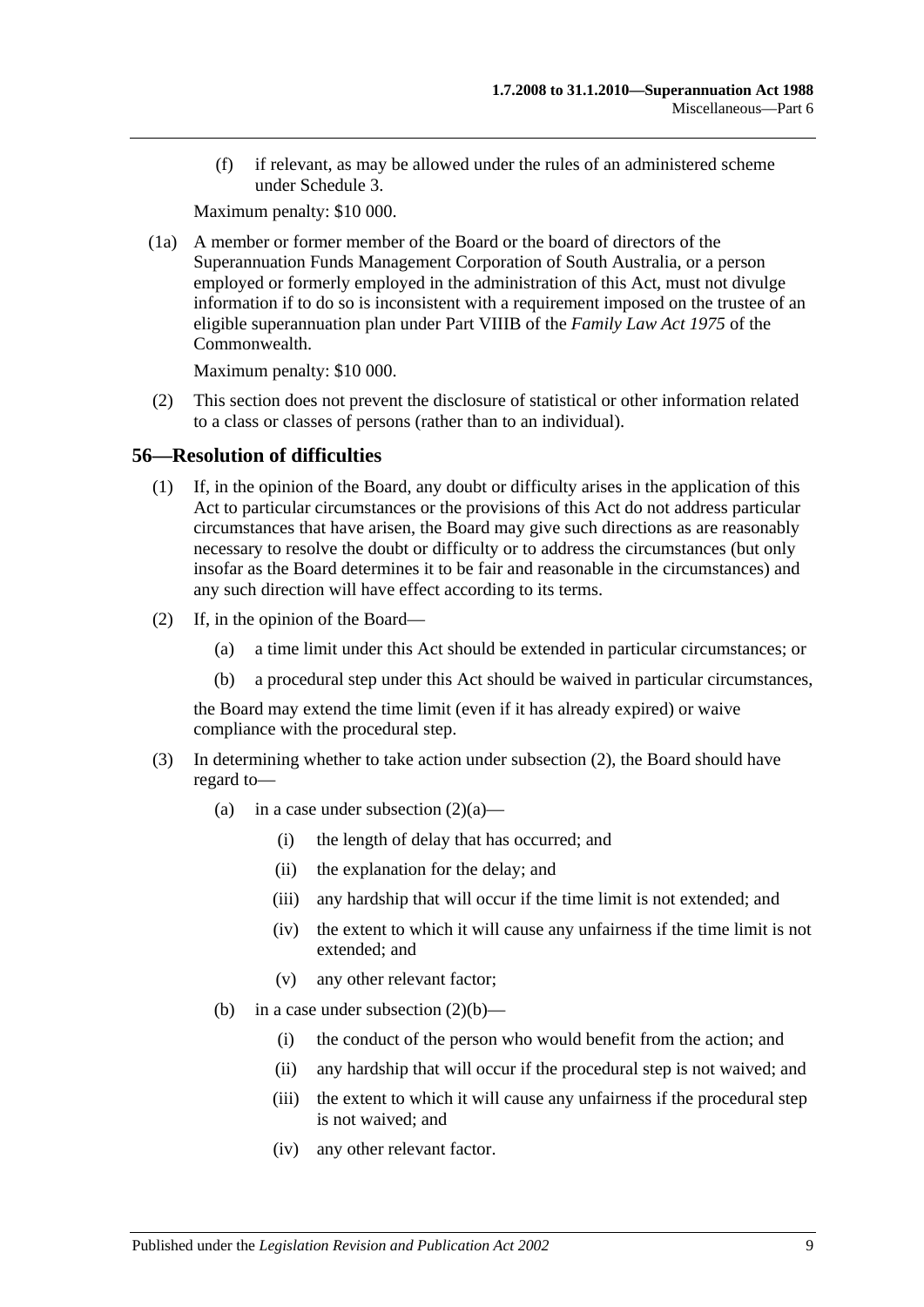(f) if relevant, as may be allowed under the rules of an administered scheme under Schedule 3.

Maximum penalty: $10 000.

(1a) A member or former member of the Board or the board of directors of the Superannuation Funds Management Corporation of South Australia, or a person employed or formerly employed in the administration of this Act, must not divulge information if to do so is inconsistent with a requirement imposed on the trustee of an eligible superannuation plan under Part VIIIB of the *Family Law Act 1975* of the Commonwealth.

Maximum penalty: $10 000.

(2) This section does not prevent the disclosure of statistical or other information related to a class or classes of persons (rather than to an individual).

## 56—Resolution of difficulties

(1) If, in the opinion of the Board, any doubt or difficulty arises in the application of this Act to particular circumstances or the provisions of this Act do not address particular circumstances that have arisen, the Board may give such directions as are reasonably necessary to resolve the doubt or difficulty or to address the circumstances (but only insofar as the Board determines it to be fair and reasonable in the circumstances) and any such direction will have effect according to its terms.

(2) If, in the opinion of the Board—

(a) a time limit under this Act should be extended in particular circumstances; or

(b) a procedural step under this Act should be waived in particular circumstances,

the Board may extend the time limit (even if it has already expired) or waive compliance with the procedural step.

(3) In determining whether to take action under subsection (2), the Board should have regard to—

(a) in a case under subsection (2)(a)—

(i) the length of delay that has occurred; and

(ii) the explanation for the delay; and

(iii) any hardship that will occur if the time limit is not extended; and

(iv) the extent to which it will cause any unfairness if the time limit is not extended; and

(v) any other relevant factor;

(b) in a case under subsection (2)(b)—

(i) the conduct of the person who would benefit from the action; and

(ii) any hardship that will occur if the procedural step is not waived; and

(iii) the extent to which it will cause any unfairness if the procedural step is not waived; and

(iv) any other relevant factor.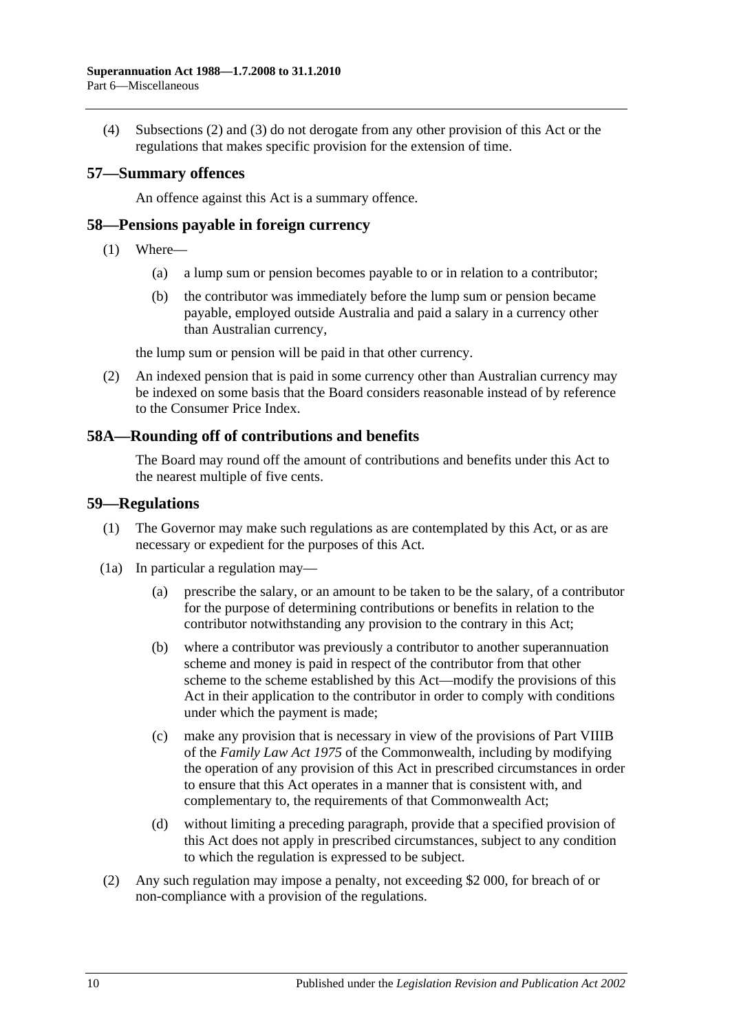(4) Subsections (2) and (3) do not derogate from any other provision of this Act or the regulations that makes specific provision for the extension of time.

## 57—Summary offences

An offence against this Act is a summary offence.

## 58—Pensions payable in foreign currency

(1) Where—

(a) a lump sum or pension becomes payable to or in relation to a contributor;

(b) the contributor was immediately before the lump sum or pension became payable, employed outside Australia and paid a salary in a currency other than Australian currency,

the lump sum or pension will be paid in that other currency.

(2) An indexed pension that is paid in some currency other than Australian currency may be indexed on some basis that the Board considers reasonable instead of by reference to the Consumer Price Index.

## 58A—Rounding off of contributions and benefits

The Board may round off the amount of contributions and benefits under this Act to the nearest multiple of five cents.

## 59—Regulations

(1) The Governor may make such regulations as are contemplated by this Act, or as are necessary or expedient for the purposes of this Act.

(1a) In particular a regulation may—

(a) prescribe the salary, or an amount to be taken to be the salary, of a contributor for the purpose of determining contributions or benefits in relation to the contributor notwithstanding any provision to the contrary in this Act;

(b) where a contributor was previously a contributor to another superannuation scheme and money is paid in respect of the contributor from that other scheme to the scheme established by this Act—modify the provisions of this Act in their application to the contributor in order to comply with conditions under which the payment is made;

(c) make any provision that is necessary in view of the provisions of Part VIIIB of the *Family Law Act 1975* of the Commonwealth, including by modifying the operation of any provision of this Act in prescribed circumstances in order to ensure that this Act operates in a manner that is consistent with, and complementary to, the requirements of that Commonwealth Act;

(d) without limiting a preceding paragraph, provide that a specified provision of this Act does not apply in prescribed circumstances, subject to any condition to which the regulation is expressed to be subject.

(2) Any such regulation may impose a penalty, not exceeding $2 000, for breach of or non-compliance with a provision of the regulations.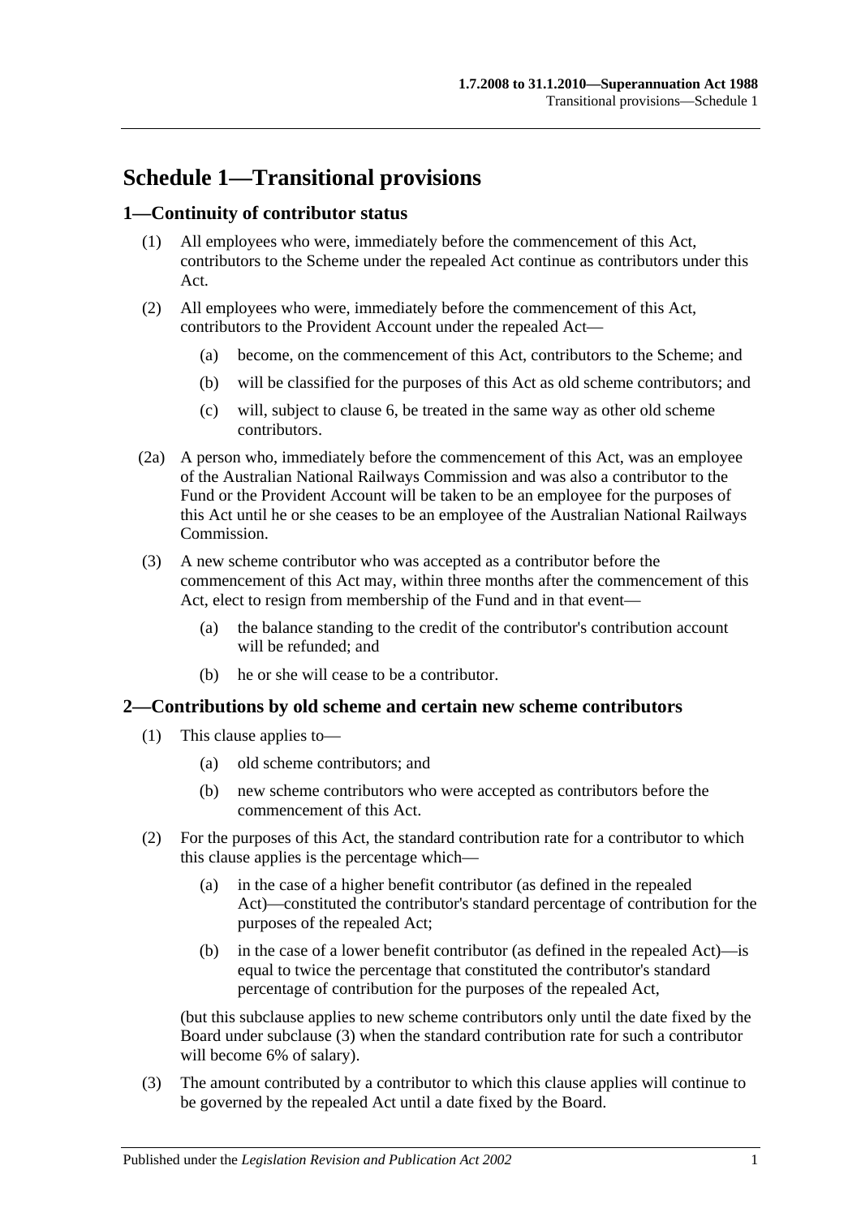# Schedule 1—Transitional provisions

## 1—Continuity of contributor status

(1) All employees who were, immediately before the commencement of this Act, contributors to the Scheme under the repealed Act continue as contributors under this Act.

(2) All employees who were, immediately before the commencement of this Act, contributors to the Provident Account under the repealed Act—

(a) become, on the commencement of this Act, contributors to the Scheme; and

(b) will be classified for the purposes of this Act as old scheme contributors; and

(c) will, subject to clause 6, be treated in the same way as other old scheme contributors.

(2a) A person who, immediately before the commencement of this Act, was an employee of the Australian National Railways Commission and was also a contributor to the Fund or the Provident Account will be taken to be an employee for the purposes of this Act until he or she ceases to be an employee of the Australian National Railways Commission.

(3) A new scheme contributor who was accepted as a contributor before the commencement of this Act may, within three months after the commencement of this Act, elect to resign from membership of the Fund and in that event—

(a) the balance standing to the credit of the contributor's contribution account will be refunded; and

(b) he or she will cease to be a contributor.

## 2—Contributions by old scheme and certain new scheme contributors

(1) This clause applies to—

(a) old scheme contributors; and

(b) new scheme contributors who were accepted as contributors before the commencement of this Act.

(2) For the purposes of this Act, the standard contribution rate for a contributor to which this clause applies is the percentage which—

(a) in the case of a higher benefit contributor (as defined in the repealed Act)—constituted the contributor's standard percentage of contribution for the purposes of the repealed Act;

(b) in the case of a lower benefit contributor (as defined in the repealed Act)—is equal to twice the percentage that constituted the contributor's standard percentage of contribution for the purposes of the repealed Act,

(but this subclause applies to new scheme contributors only until the date fixed by the Board under subclause (3) when the standard contribution rate for such a contributor will become 6% of salary).

(3) The amount contributed by a contributor to which this clause applies will continue to be governed by the repealed Act until a date fixed by the Board.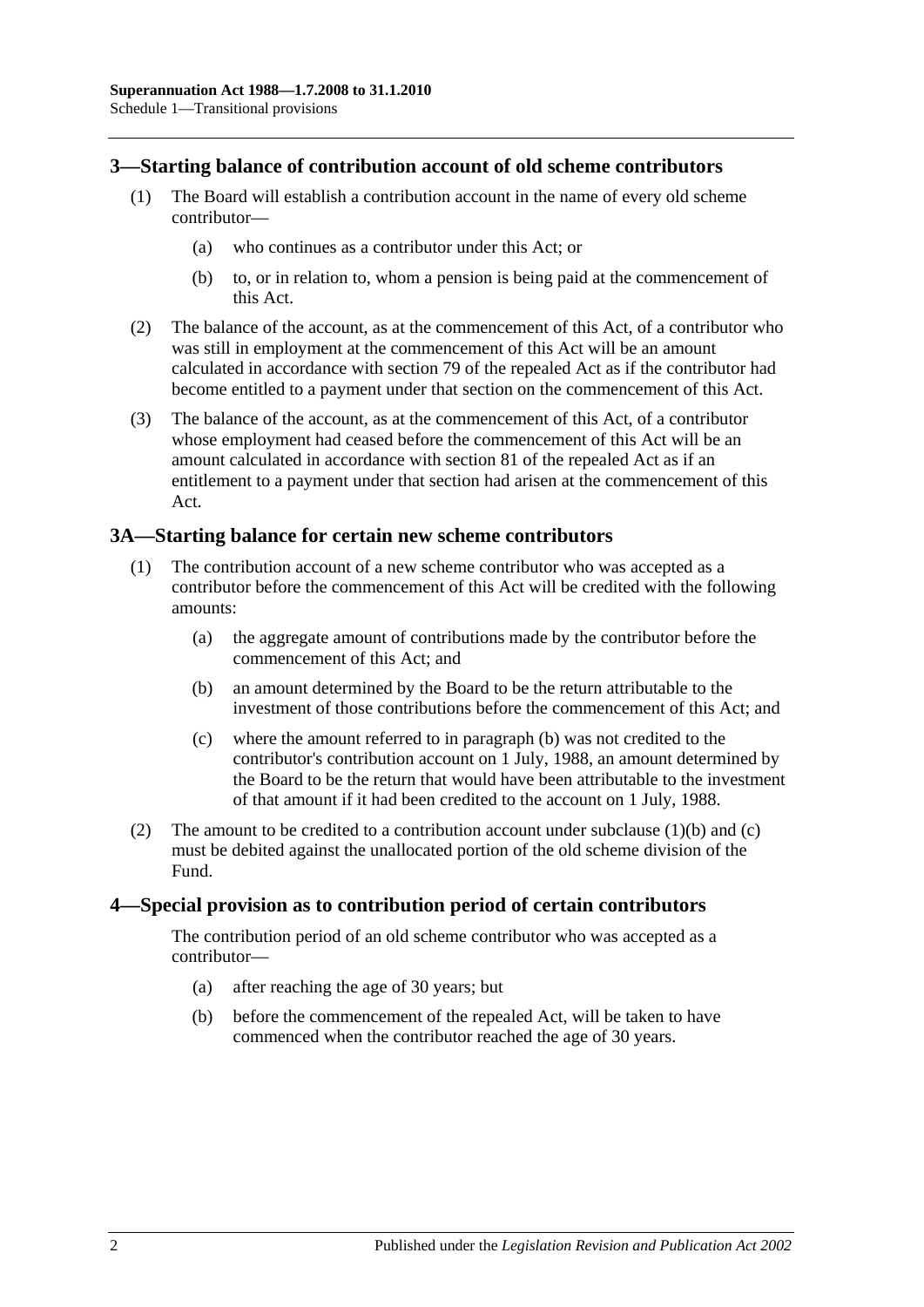## 3—Starting balance of contribution account of old scheme contributors

(1) The Board will establish a contribution account in the name of every old scheme contributor—

(a) who continues as a contributor under this Act; or

(b) to, or in relation to, whom a pension is being paid at the commencement of this Act.

(2) The balance of the account, as at the commencement of this Act, of a contributor who was still in employment at the commencement of this Act will be an amount calculated in accordance with section 79 of the repealed Act as if the contributor had become entitled to a payment under that section on the commencement of this Act.

(3) The balance of the account, as at the commencement of this Act, of a contributor whose employment had ceased before the commencement of this Act will be an amount calculated in accordance with section 81 of the repealed Act as if an entitlement to a payment under that section had arisen at the commencement of this Act.

## 3A—Starting balance for certain new scheme contributors

(1) The contribution account of a new scheme contributor who was accepted as a contributor before the commencement of this Act will be credited with the following amounts:

(a) the aggregate amount of contributions made by the contributor before the commencement of this Act; and

(b) an amount determined by the Board to be the return attributable to the investment of those contributions before the commencement of this Act; and

(c) where the amount referred to in paragraph (b) was not credited to the contributor's contribution account on 1 July, 1988, an amount determined by the Board to be the return that would have been attributable to the investment of that amount if it had been credited to the account on 1 July, 1988.

(2) The amount to be credited to a contribution account under subclause (1)(b) and (c) must be debited against the unallocated portion of the old scheme division of the Fund.

## 4—Special provision as to contribution period of certain contributors

The contribution period of an old scheme contributor who was accepted as a contributor—

(a) after reaching the age of 30 years; but

(b) before the commencement of the repealed Act, will be taken to have commenced when the contributor reached the age of 30 years.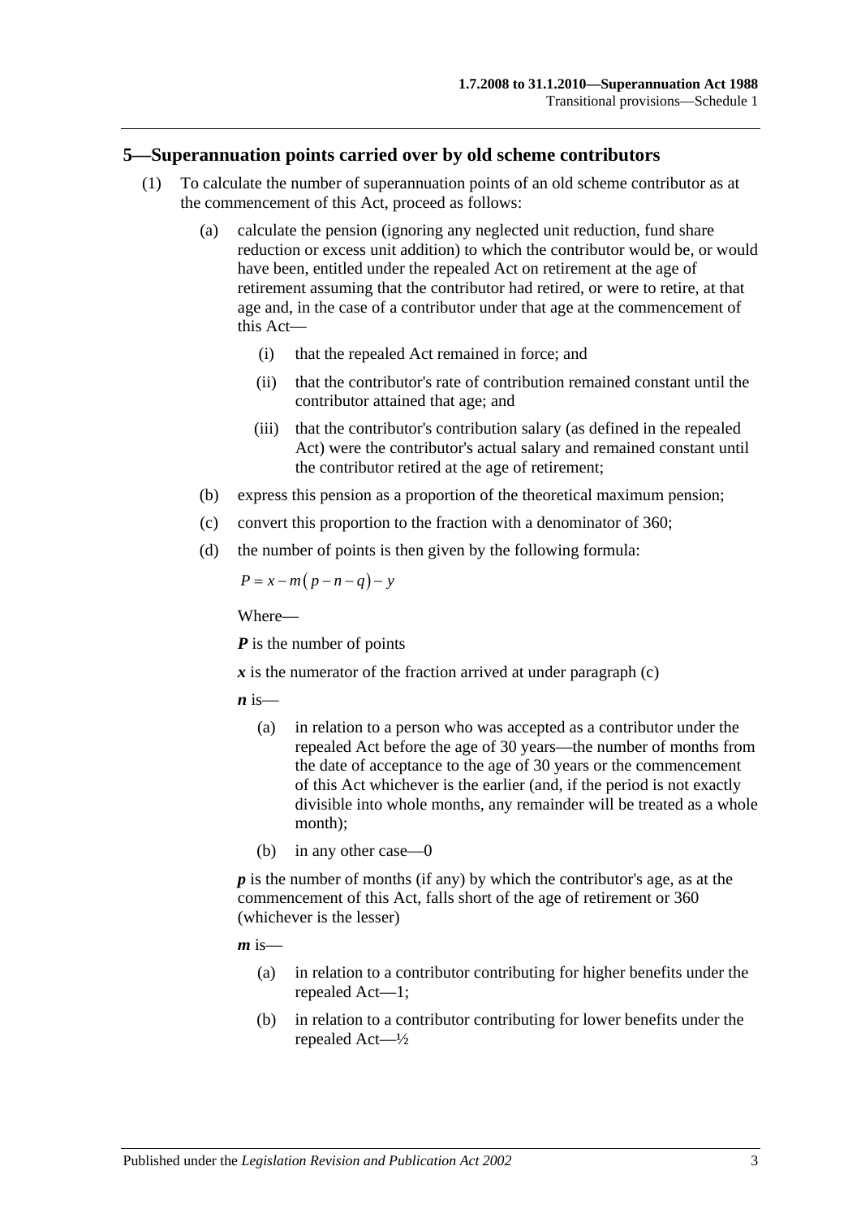## 5—Superannuation points carried over by old scheme contributors

(1) To calculate the number of superannuation points of an old scheme contributor as at the commencement of this Act, proceed as follows:

(a) calculate the pension (ignoring any neglected unit reduction, fund share reduction or excess unit addition) to which the contributor would be, or would have been, entitled under the repealed Act on retirement at the age of retirement assuming that the contributor had retired, or were to retire, at that age and, in the case of a contributor under that age at the commencement of this Act—

(i) that the repealed Act remained in force; and

(ii) that the contributor's rate of contribution remained constant until the contributor attained that age; and

(iii) that the contributor's contribution salary (as defined in the repealed Act) were the contributor's actual salary and remained constant until the contributor retired at the age of retirement;

(b) express this pension as a proportion of the theoretical maximum pension;

(c) convert this proportion to the fraction with a denominator of 360;

(d) the number of points is then given by the following formula:

$$P = x - m(p - n - q) - y$$

Where—

***P*** is the number of points

***x*** is the numerator of the fraction arrived at under paragraph (c)

***n*** is—

(a) in relation to a person who was accepted as a contributor under the repealed Act before the age of 30 years—the number of months from the date of acceptance to the age of 30 years or the commencement of this Act whichever is the earlier (and, if the period is not exactly divisible into whole months, any remainder will be treated as a whole month);

(b) in any other case—0

***p*** is the number of months (if any) by which the contributor's age, as at the commencement of this Act, falls short of the age of retirement or 360 (whichever is the lesser)

***m*** is—

(a) in relation to a contributor contributing for higher benefits under the repealed Act—1;

(b) in relation to a contributor contributing for lower benefits under the repealed Act—½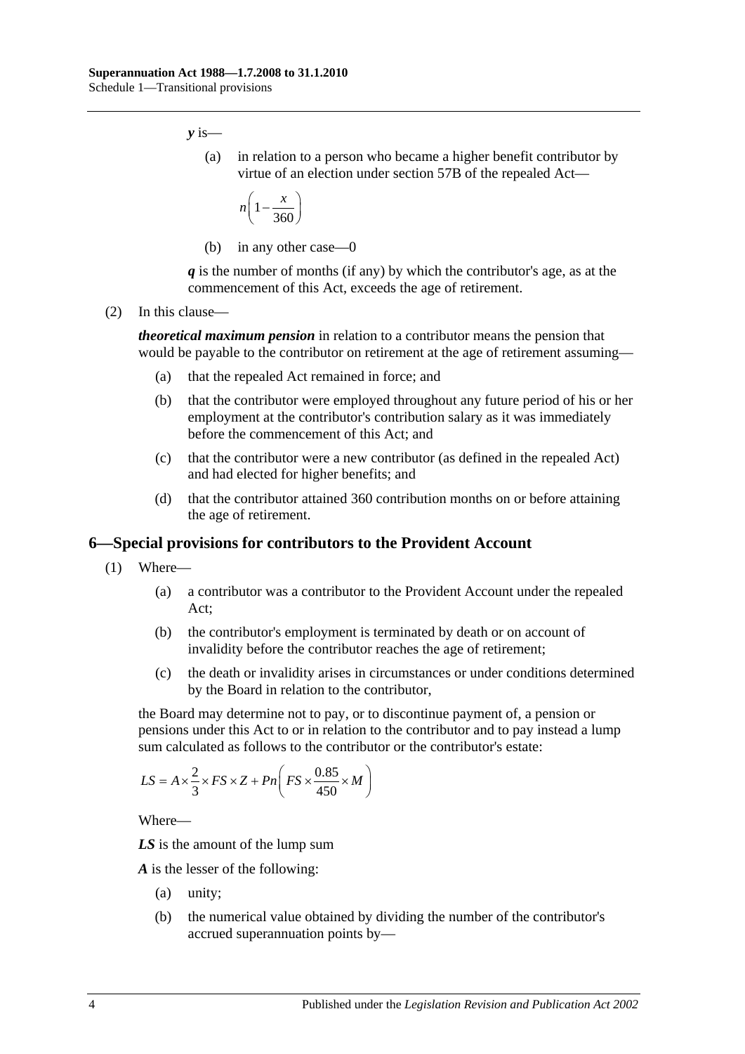***y*** is—

(a) in relation to a person who became a higher benefit contributor by virtue of an election under section 57B of the repealed Act—

$$n\left(1-\frac{x}{360}\right)$$

(b) in any other case—0

***q*** is the number of months (if any) by which the contributor's age, as at the commencement of this Act, exceeds the age of retirement.

(2) In this clause—

***theoretical maximum pension*** in relation to a contributor means the pension that would be payable to the contributor on retirement at the age of retirement assuming—

(a) that the repealed Act remained in force; and

(b) that the contributor were employed throughout any future period of his or her employment at the contributor's contribution salary as it was immediately before the commencement of this Act; and

(c) that the contributor were a new contributor (as defined in the repealed Act) and had elected for higher benefits; and

(d) that the contributor attained 360 contribution months on or before attaining the age of retirement.

## 6—Special provisions for contributors to the Provident Account

(1) Where—

(a) a contributor was a contributor to the Provident Account under the repealed Act;

(b) the contributor's employment is terminated by death or on account of invalidity before the contributor reaches the age of retirement;

(c) the death or invalidity arises in circumstances or under conditions determined by the Board in relation to the contributor,

the Board may determine not to pay, or to discontinue payment of, a pension or pensions under this Act to or in relation to the contributor and to pay instead a lump sum calculated as follows to the contributor or the contributor's estate:

$$LS = A \times \frac{2}{3} \times FS \times Z + Pn\left(FS \times \frac{0.85}{450} \times M\right)$$

Where—

***LS*** is the amount of the lump sum

***A*** is the lesser of the following:

(a) unity;

(b) the numerical value obtained by dividing the number of the contributor's accrued superannuation points by—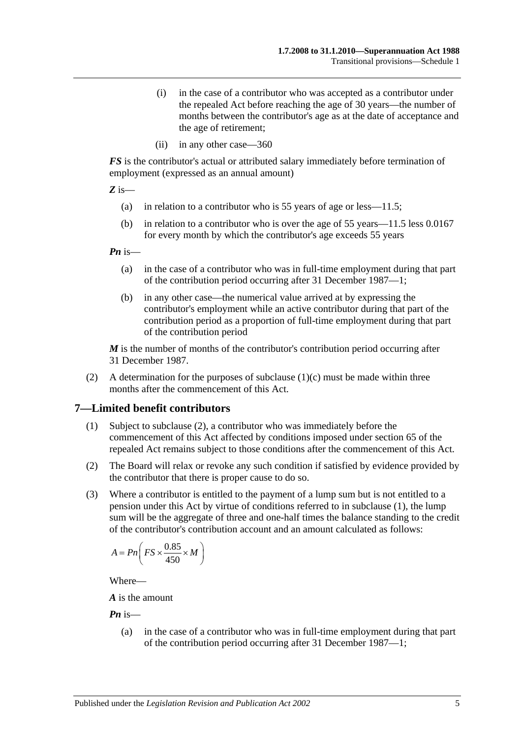(i) in the case of a contributor who was accepted as a contributor under the repealed Act before reaching the age of 30 years—the number of months between the contributor's age as at the date of acceptance and the age of retirement;

(ii) in any other case—360

***FS*** is the contributor's actual or attributed salary immediately before termination of employment (expressed as an annual amount)

***Z*** is—

(a) in relation to a contributor who is 55 years of age or less—11.5;

(b) in relation to a contributor who is over the age of 55 years—11.5 less 0.0167 for every month by which the contributor's age exceeds 55 years

***Pn*** is—

(a) in the case of a contributor who was in full-time employment during that part of the contribution period occurring after 31 December 1987—1;

(b) in any other case—the numerical value arrived at by expressing the contributor's employment while an active contributor during that part of the contribution period as a proportion of full-time employment during that part of the contribution period

***M*** is the number of months of the contributor's contribution period occurring after 31 December 1987.

(2) A determination for the purposes of subclause (1)(c) must be made within three months after the commencement of this Act.

## 7—Limited benefit contributors

(1) Subject to subclause (2), a contributor who was immediately before the commencement of this Act affected by conditions imposed under section 65 of the repealed Act remains subject to those conditions after the commencement of this Act.

(2) The Board will relax or revoke any such condition if satisfied by evidence provided by the contributor that there is proper cause to do so.

(3) Where a contributor is entitled to the payment of a lump sum but is not entitled to a pension under this Act by virtue of conditions referred to in subclause (1), the lump sum will be the aggregate of three and one-half times the balance standing to the credit of the contributor's contribution account and an amount calculated as follows:

$$A = Pn\left(FS \times \frac{0.85}{450} \times M\right)$$

Where—

***A*** is the amount

***Pn*** is—

(a) in the case of a contributor who was in full-time employment during that part of the contribution period occurring after 31 December 1987—1;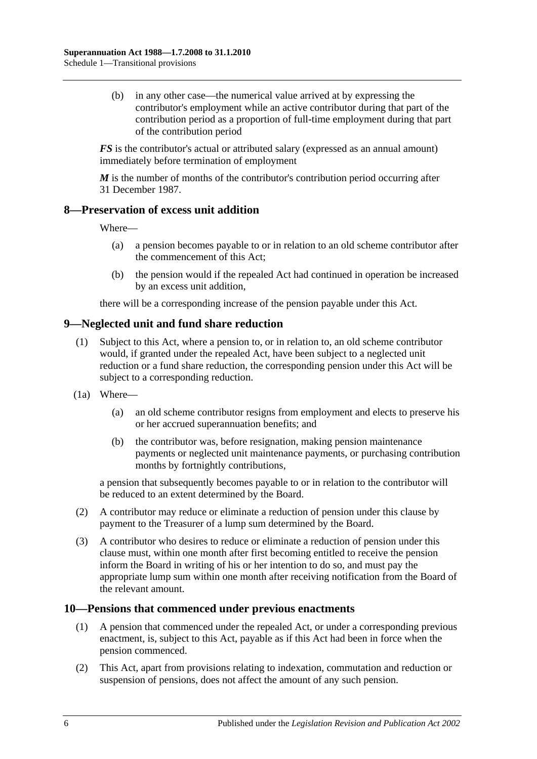(b) in any other case—the numerical value arrived at by expressing the contributor's employment while an active contributor during that part of the contribution period as a proportion of full-time employment during that part of the contribution period

***FS*** is the contributor's actual or attributed salary (expressed as an annual amount) immediately before termination of employment

***M*** is the number of months of the contributor's contribution period occurring after 31 December 1987.

## 8—Preservation of excess unit addition

Where—

(a) a pension becomes payable to or in relation to an old scheme contributor after the commencement of this Act;

(b) the pension would if the repealed Act had continued in operation be increased by an excess unit addition,

there will be a corresponding increase of the pension payable under this Act.

## 9—Neglected unit and fund share reduction

(1) Subject to this Act, where a pension to, or in relation to, an old scheme contributor would, if granted under the repealed Act, have been subject to a neglected unit reduction or a fund share reduction, the corresponding pension under this Act will be subject to a corresponding reduction.

(1a) Where—

(a) an old scheme contributor resigns from employment and elects to preserve his or her accrued superannuation benefits; and

(b) the contributor was, before resignation, making pension maintenance payments or neglected unit maintenance payments, or purchasing contribution months by fortnightly contributions,

a pension that subsequently becomes payable to or in relation to the contributor will be reduced to an extent determined by the Board.

(2) A contributor may reduce or eliminate a reduction of pension under this clause by payment to the Treasurer of a lump sum determined by the Board.

(3) A contributor who desires to reduce or eliminate a reduction of pension under this clause must, within one month after first becoming entitled to receive the pension inform the Board in writing of his or her intention to do so, and must pay the appropriate lump sum within one month after receiving notification from the Board of the relevant amount.

## 10—Pensions that commenced under previous enactments

(1) A pension that commenced under the repealed Act, or under a corresponding previous enactment, is, subject to this Act, payable as if this Act had been in force when the pension commenced.

(2) This Act, apart from provisions relating to indexation, commutation and reduction or suspension of pensions, does not affect the amount of any such pension.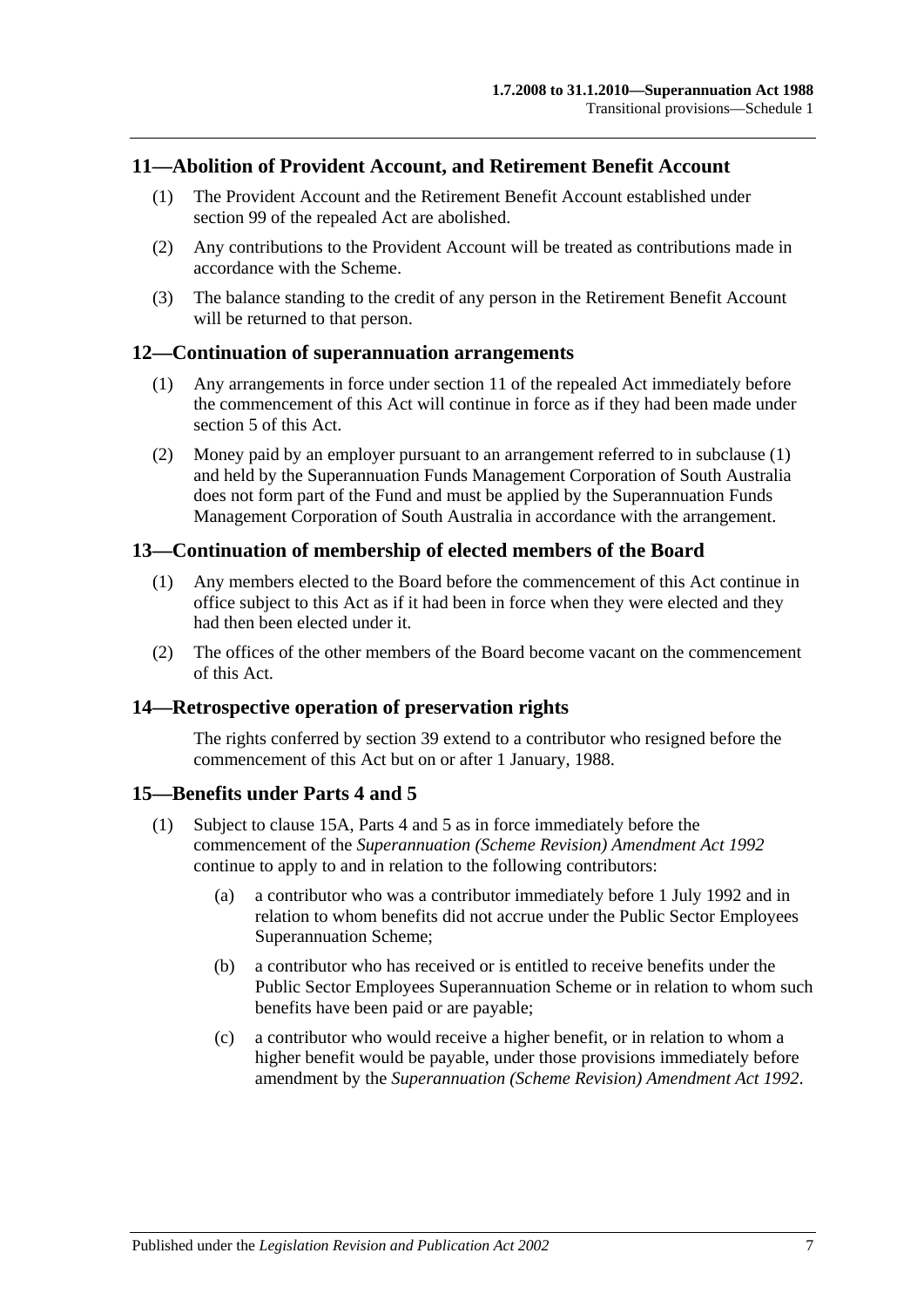## 11—Abolition of Provident Account, and Retirement Benefit Account

(1) The Provident Account and the Retirement Benefit Account established under section 99 of the repealed Act are abolished.

(2) Any contributions to the Provident Account will be treated as contributions made in accordance with the Scheme.

(3) The balance standing to the credit of any person in the Retirement Benefit Account will be returned to that person.

## 12—Continuation of superannuation arrangements

(1) Any arrangements in force under section 11 of the repealed Act immediately before the commencement of this Act will continue in force as if they had been made under section 5 of this Act.

(2) Money paid by an employer pursuant to an arrangement referred to in subclause (1) and held by the Superannuation Funds Management Corporation of South Australia does not form part of the Fund and must be applied by the Superannuation Funds Management Corporation of South Australia in accordance with the arrangement.

## 13—Continuation of membership of elected members of the Board

(1) Any members elected to the Board before the commencement of this Act continue in office subject to this Act as if it had been in force when they were elected and they had then been elected under it.

(2) The offices of the other members of the Board become vacant on the commencement of this Act.

## 14—Retrospective operation of preservation rights

The rights conferred by section 39 extend to a contributor who resigned before the commencement of this Act but on or after 1 January, 1988.

## 15—Benefits under Parts 4 and 5

(1) Subject to clause 15A, Parts 4 and 5 as in force immediately before the commencement of the *Superannuation (Scheme Revision) Amendment Act 1992* continue to apply to and in relation to the following contributors:

(a) a contributor who was a contributor immediately before 1 July 1992 and in relation to whom benefits did not accrue under the Public Sector Employees Superannuation Scheme;

(b) a contributor who has received or is entitled to receive benefits under the Public Sector Employees Superannuation Scheme or in relation to whom such benefits have been paid or are payable;

(c) a contributor who would receive a higher benefit, or in relation to whom a higher benefit would be payable, under those provisions immediately before amendment by the *Superannuation (Scheme Revision) Amendment Act 1992*.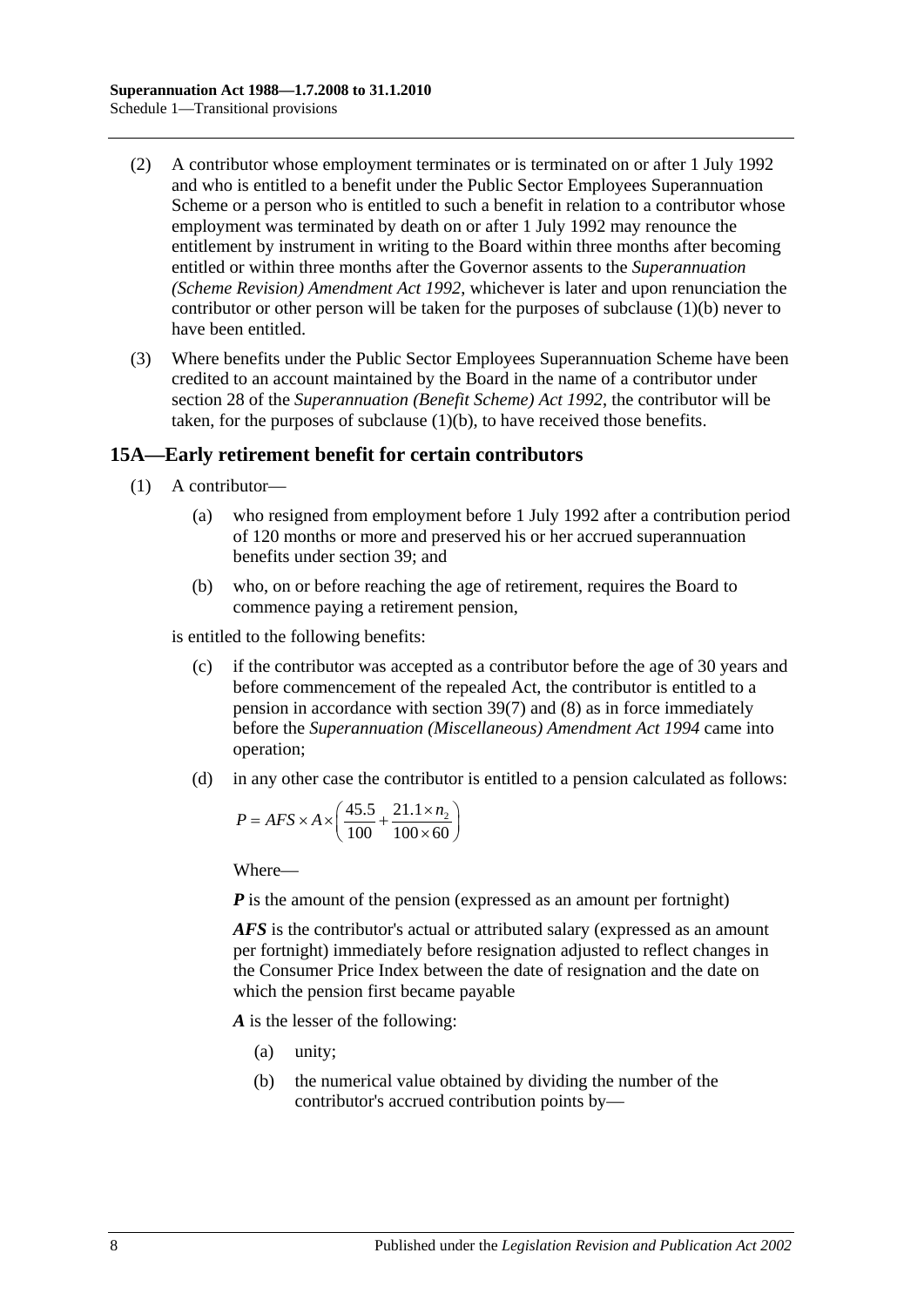(2) A contributor whose employment terminates or is terminated on or after 1 July 1992 and who is entitled to a benefit under the Public Sector Employees Superannuation Scheme or a person who is entitled to such a benefit in relation to a contributor whose employment was terminated by death on or after 1 July 1992 may renounce the entitlement by instrument in writing to the Board within three months after becoming entitled or within three months after the Governor assents to the *Superannuation (Scheme Revision) Amendment Act 1992*, whichever is later and upon renunciation the contributor or other person will be taken for the purposes of subclause (1)(b) never to have been entitled.

(3) Where benefits under the Public Sector Employees Superannuation Scheme have been credited to an account maintained by the Board in the name of a contributor under section 28 of the *Superannuation (Benefit Scheme) Act 1992*, the contributor will be taken, for the purposes of subclause (1)(b), to have received those benefits.

## 15A—Early retirement benefit for certain contributors

(1) A contributor—

(a) who resigned from employment before 1 July 1992 after a contribution period of 120 months or more and preserved his or her accrued superannuation benefits under section 39; and

(b) who, on or before reaching the age of retirement, requires the Board to commence paying a retirement pension,

is entitled to the following benefits:

(c) if the contributor was accepted as a contributor before the age of 30 years and before commencement of the repealed Act, the contributor is entitled to a pension in accordance with section 39(7) and (8) as in force immediately before the *Superannuation (Miscellaneous) Amendment Act 1994* came into operation;

(d) in any other case the contributor is entitled to a pension calculated as follows:

$$P = AFS \times A \times \left( \frac{45.5}{100} + \frac{21.1 \times n_2}{100 \times 60} \right)$$

Where—

***P*** is the amount of the pension (expressed as an amount per fortnight)

***AFS*** is the contributor's actual or attributed salary (expressed as an amount per fortnight) immediately before resignation adjusted to reflect changes in the Consumer Price Index between the date of resignation and the date on which the pension first became payable

***A*** is the lesser of the following:

(a) unity;

(b) the numerical value obtained by dividing the number of the contributor's accrued contribution points by—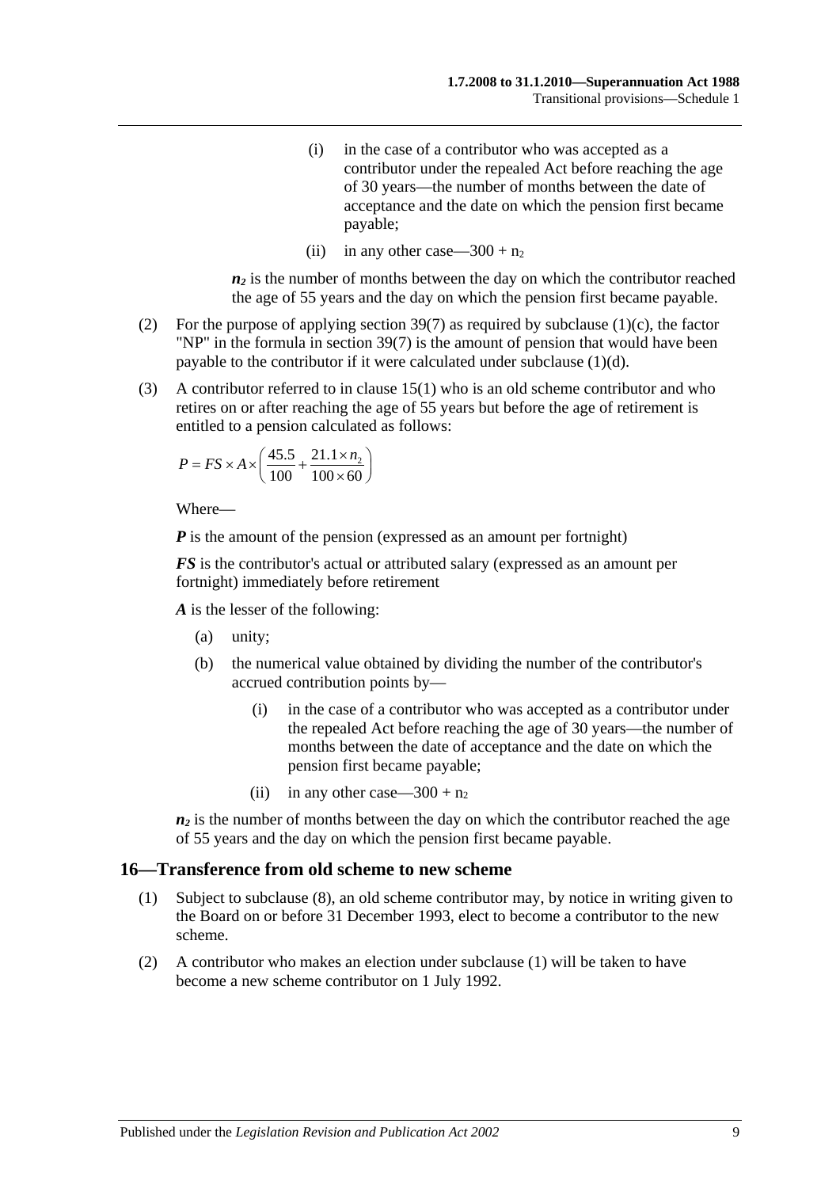(i) in the case of a contributor who was accepted as a contributor under the repealed Act before reaching the age of 30 years—the number of months between the date of acceptance and the date on which the pension first became payable;

(ii) in any other case—$300 + n_2$

***$n_2$*** is the number of months between the day on which the contributor reached the age of 55 years and the day on which the pension first became payable.

(2) For the purpose of applying section 39(7) as required by subclause (1)(c), the factor "NP" in the formula in section 39(7) is the amount of pension that would have been payable to the contributor if it were calculated under subclause (1)(d).

(3) A contributor referred to in clause 15(1) who is an old scheme contributor and who retires on or after reaching the age of 55 years but before the age of retirement is entitled to a pension calculated as follows:

$$P = FS \times A \times \left( \frac{45.5}{100} + \frac{21.1 \times n_2}{100 \times 60} \right)$$

Where—

***P*** is the amount of the pension (expressed as an amount per fortnight)

***FS*** is the contributor's actual or attributed salary (expressed as an amount per fortnight) immediately before retirement

***A*** is the lesser of the following:

(a) unity;

(b) the numerical value obtained by dividing the number of the contributor's accrued contribution points by—

(i) in the case of a contributor who was accepted as a contributor under the repealed Act before reaching the age of 30 years—the number of months between the date of acceptance and the date on which the pension first became payable;

(ii) in any other case—$300 + n_2$

***$n_2$*** is the number of months between the day on which the contributor reached the age of 55 years and the day on which the pension first became payable.

## 16—Transference from old scheme to new scheme

(1) Subject to subclause (8), an old scheme contributor may, by notice in writing given to the Board on or before 31 December 1993, elect to become a contributor to the new scheme.

(2) A contributor who makes an election under subclause (1) will be taken to have become a new scheme contributor on 1 July 1992.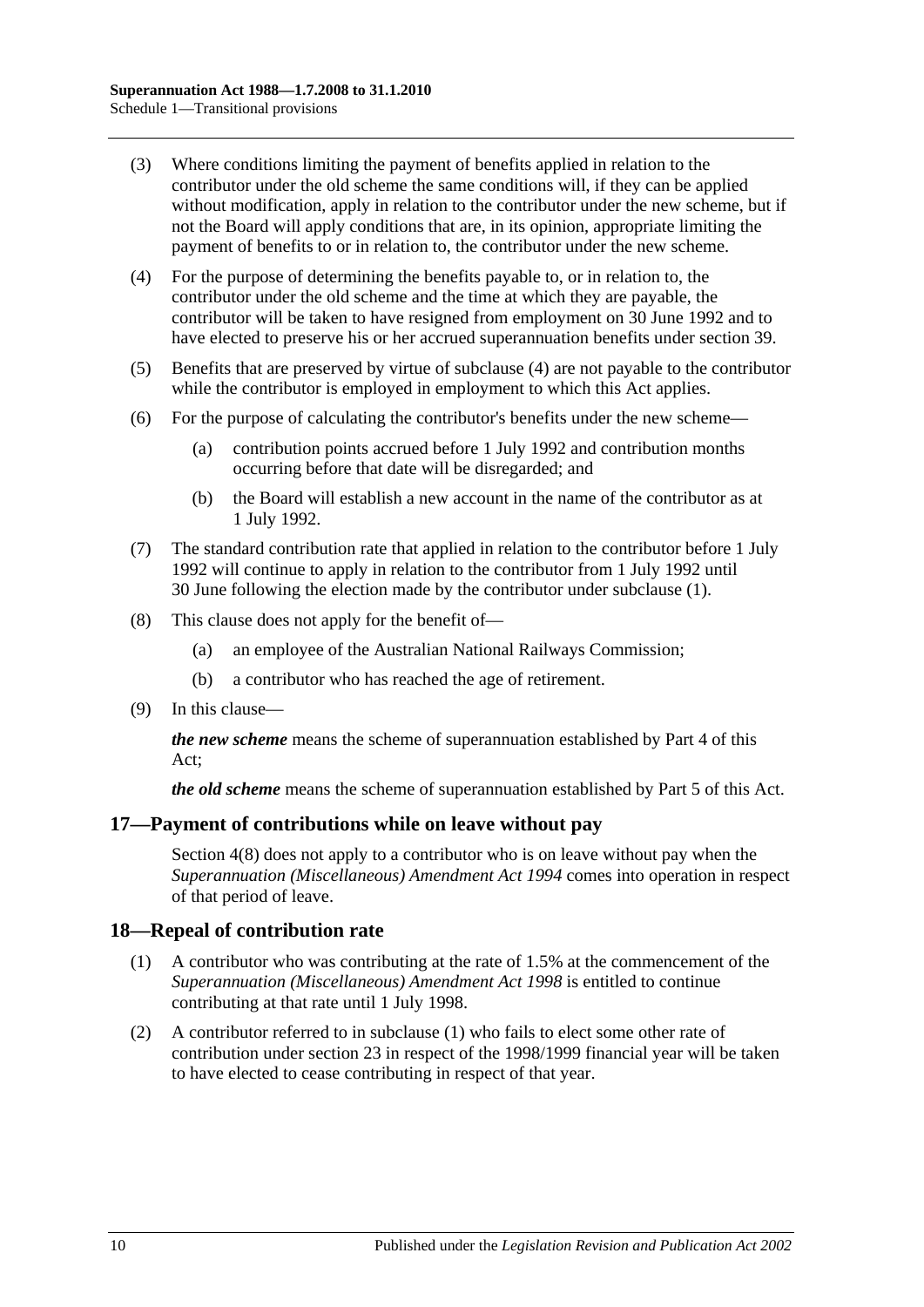(3) Where conditions limiting the payment of benefits applied in relation to the contributor under the old scheme the same conditions will, if they can be applied without modification, apply in relation to the contributor under the new scheme, but if not the Board will apply conditions that are, in its opinion, appropriate limiting the payment of benefits to or in relation to, the contributor under the new scheme.

(4) For the purpose of determining the benefits payable to, or in relation to, the contributor under the old scheme and the time at which they are payable, the contributor will be taken to have resigned from employment on 30 June 1992 and to have elected to preserve his or her accrued superannuation benefits under section 39.

(5) Benefits that are preserved by virtue of subclause (4) are not payable to the contributor while the contributor is employed in employment to which this Act applies.

(6) For the purpose of calculating the contributor's benefits under the new scheme—

(a) contribution points accrued before 1 July 1992 and contribution months occurring before that date will be disregarded; and

(b) the Board will establish a new account in the name of the contributor as at 1 July 1992.

(7) The standard contribution rate that applied in relation to the contributor before 1 July 1992 will continue to apply in relation to the contributor from 1 July 1992 until 30 June following the election made by the contributor under subclause (1).

(8) This clause does not apply for the benefit of—

(a) an employee of the Australian National Railways Commission;

(b) a contributor who has reached the age of retirement.

(9) In this clause—

***the new scheme*** means the scheme of superannuation established by Part 4 of this Act;

***the old scheme*** means the scheme of superannuation established by Part 5 of this Act.

## 17—Payment of contributions while on leave without pay

Section 4(8) does not apply to a contributor who is on leave without pay when the *Superannuation (Miscellaneous) Amendment Act 1994* comes into operation in respect of that period of leave.

## 18—Repeal of contribution rate

(1) A contributor who was contributing at the rate of 1.5% at the commencement of the *Superannuation (Miscellaneous) Amendment Act 1998* is entitled to continue contributing at that rate until 1 July 1998.

(2) A contributor referred to in subclause (1) who fails to elect some other rate of contribution under section 23 in respect of the 1998/1999 financial year will be taken to have elected to cease contributing in respect of that year.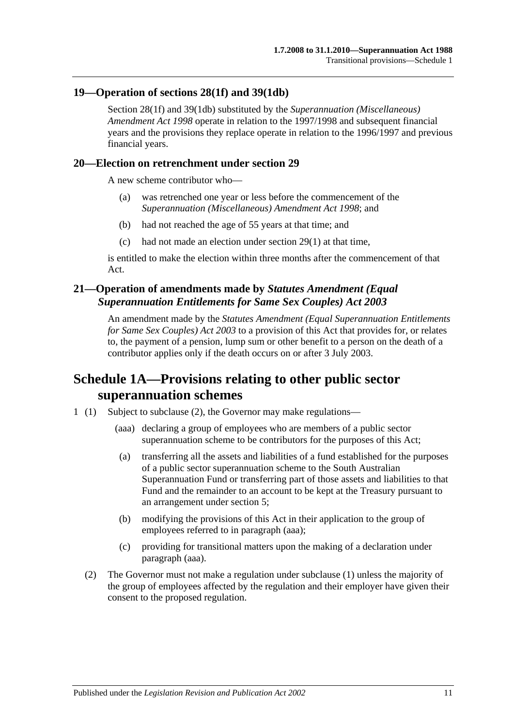## 19—Operation of sections 28(1f) and 39(1db)

Section 28(1f) and 39(1db) substituted by the *Superannuation (Miscellaneous) Amendment Act 1998* operate in relation to the 1997/1998 and subsequent financial years and the provisions they replace operate in relation to the 1996/1997 and previous financial years.

## 20—Election on retrenchment under section 29

A new scheme contributor who—

(a) was retrenched one year or less before the commencement of the *Superannuation (Miscellaneous) Amendment Act 1998*; and

(b) had not reached the age of 55 years at that time; and

(c) had not made an election under section 29(1) at that time,

is entitled to make the election within three months after the commencement of that Act.

## 21—Operation of amendments made by *Statutes Amendment (Equal Superannuation Entitlements for Same Sex Couples) Act 2003*

An amendment made by the *Statutes Amendment (Equal Superannuation Entitlements for Same Sex Couples) Act 2003* to a provision of this Act that provides for, or relates to, the payment of a pension, lump sum or other benefit to a person on the death of a contributor applies only if the death occurs on or after 3 July 2003.

# Schedule 1A—Provisions relating to other public sector superannuation schemes

1 (1) Subject to subclause (2), the Governor may make regulations—

(aaa) declaring a group of employees who are members of a public sector superannuation scheme to be contributors for the purposes of this Act;

(a) transferring all the assets and liabilities of a fund established for the purposes of a public sector superannuation scheme to the South Australian Superannuation Fund or transferring part of those assets and liabilities to that Fund and the remainder to an account to be kept at the Treasury pursuant to an arrangement under section 5;

(b) modifying the provisions of this Act in their application to the group of employees referred to in paragraph (aaa);

(c) providing for transitional matters upon the making of a declaration under paragraph (aaa).

(2) The Governor must not make a regulation under subclause (1) unless the majority of the group of employees affected by the regulation and their employer have given their consent to the proposed regulation.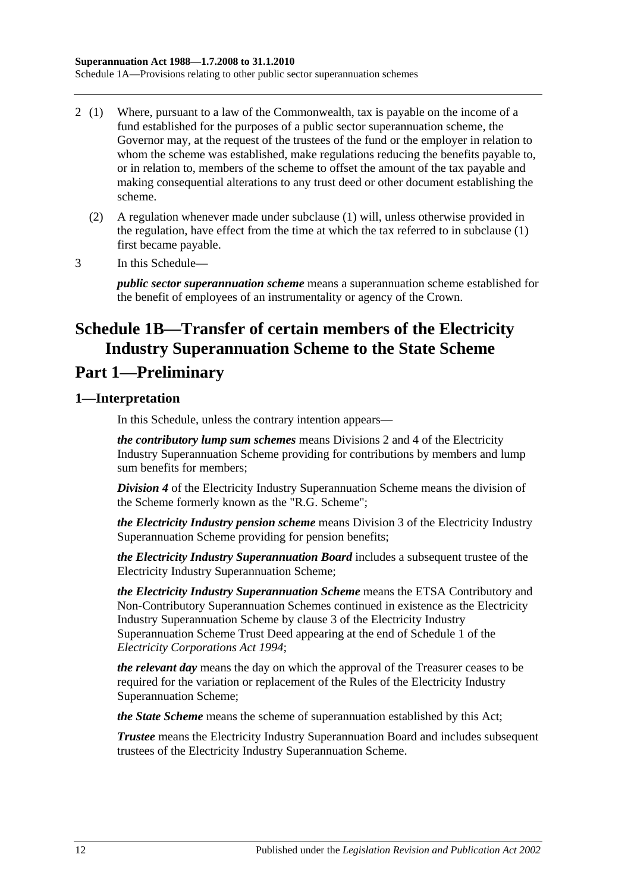2 (1) Where, pursuant to a law of the Commonwealth, tax is payable on the income of a fund established for the purposes of a public sector superannuation scheme, the Governor may, at the request of the trustees of the fund or the employer in relation to whom the scheme was established, make regulations reducing the benefits payable to, or in relation to, members of the scheme to offset the amount of the tax payable and making consequential alterations to any trust deed or other document establishing the scheme.

(2) A regulation whenever made under subclause (1) will, unless otherwise provided in the regulation, have effect from the time at which the tax referred to in subclause (1) first became payable.

3 In this Schedule—

***public sector superannuation scheme*** means a superannuation scheme established for the benefit of employees of an instrumentality or agency of the Crown.

# Schedule 1B—Transfer of certain members of the Electricity Industry Superannuation Scheme to the State Scheme

## Part 1—Preliminary

### 1—Interpretation

In this Schedule, unless the contrary intention appears—

***the contributory lump sum schemes*** means Divisions 2 and 4 of the Electricity Industry Superannuation Scheme providing for contributions by members and lump sum benefits for members;

***Division 4*** of the Electricity Industry Superannuation Scheme means the division of the Scheme formerly known as the "R.G. Scheme";

***the Electricity Industry pension scheme*** means Division 3 of the Electricity Industry Superannuation Scheme providing for pension benefits;

***the Electricity Industry Superannuation Board*** includes a subsequent trustee of the Electricity Industry Superannuation Scheme;

***the Electricity Industry Superannuation Scheme*** means the ETSA Contributory and Non-Contributory Superannuation Schemes continued in existence as the Electricity Industry Superannuation Scheme by clause 3 of the Electricity Industry Superannuation Scheme Trust Deed appearing at the end of Schedule 1 of the *Electricity Corporations Act 1994*;

***the relevant day*** means the day on which the approval of the Treasurer ceases to be required for the variation or replacement of the Rules of the Electricity Industry Superannuation Scheme;

***the State Scheme*** means the scheme of superannuation established by this Act;

***Trustee*** means the Electricity Industry Superannuation Board and includes subsequent trustees of the Electricity Industry Superannuation Scheme.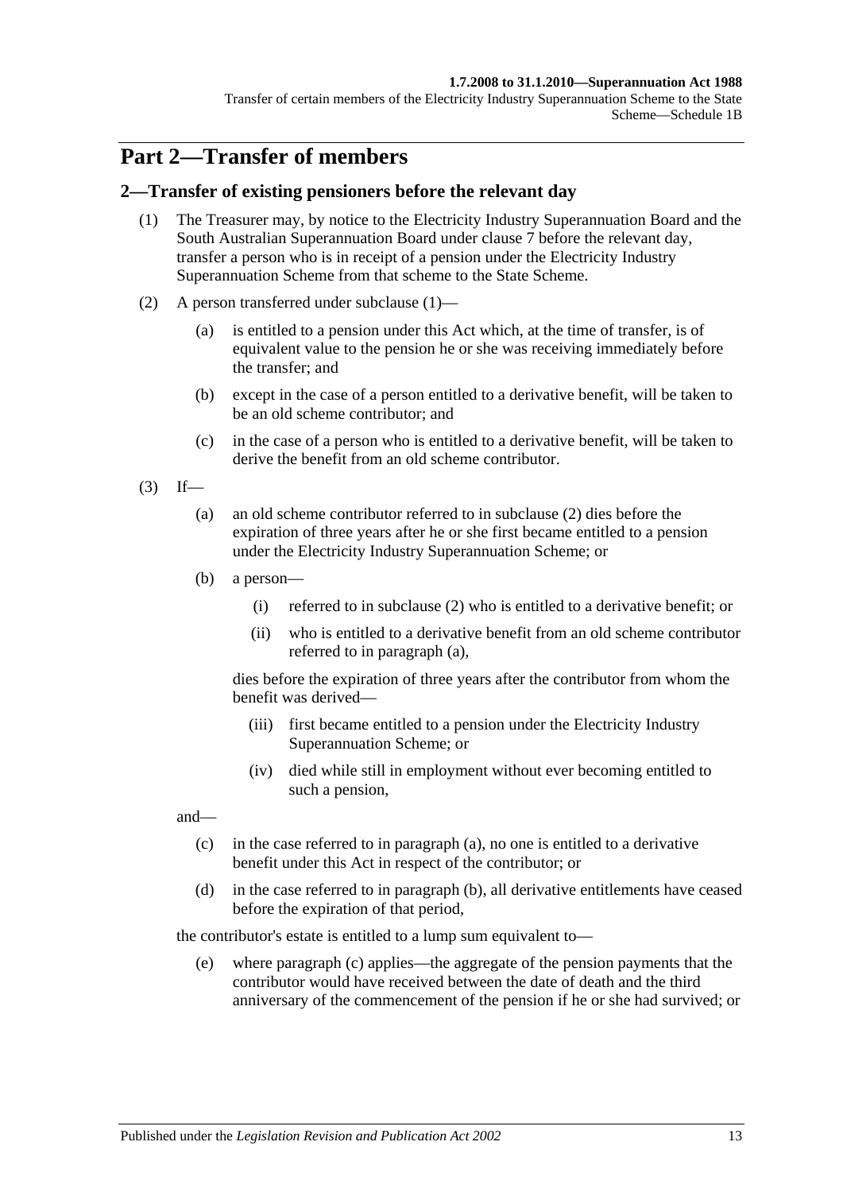# Part 2—Transfer of members

## 2—Transfer of existing pensioners before the relevant day

(1) The Treasurer may, by notice to the Electricity Industry Superannuation Board and the South Australian Superannuation Board under clause 7 before the relevant day, transfer a person who is in receipt of a pension under the Electricity Industry Superannuation Scheme from that scheme to the State Scheme.

(2) A person transferred under subclause (1)—

(a) is entitled to a pension under this Act which, at the time of transfer, is of equivalent value to the pension he or she was receiving immediately before the transfer; and

(b) except in the case of a person entitled to a derivative benefit, will be taken to be an old scheme contributor; and

(c) in the case of a person who is entitled to a derivative benefit, will be taken to derive the benefit from an old scheme contributor.

(3) If—

(a) an old scheme contributor referred to in subclause (2) dies before the expiration of three years after he or she first became entitled to a pension under the Electricity Industry Superannuation Scheme; or

(b) a person—

(i) referred to in subclause (2) who is entitled to a derivative benefit; or

(ii) who is entitled to a derivative benefit from an old scheme contributor referred to in paragraph (a),

dies before the expiration of three years after the contributor from whom the benefit was derived—

(iii) first became entitled to a pension under the Electricity Industry Superannuation Scheme; or

(iv) died while still in employment without ever becoming entitled to such a pension,

and—

(c) in the case referred to in paragraph (a), no one is entitled to a derivative benefit under this Act in respect of the contributor; or

(d) in the case referred to in paragraph (b), all derivative entitlements have ceased before the expiration of that period,

the contributor's estate is entitled to a lump sum equivalent to—

(e) where paragraph (c) applies—the aggregate of the pension payments that the contributor would have received between the date of death and the third anniversary of the commencement of the pension if he or she had survived; or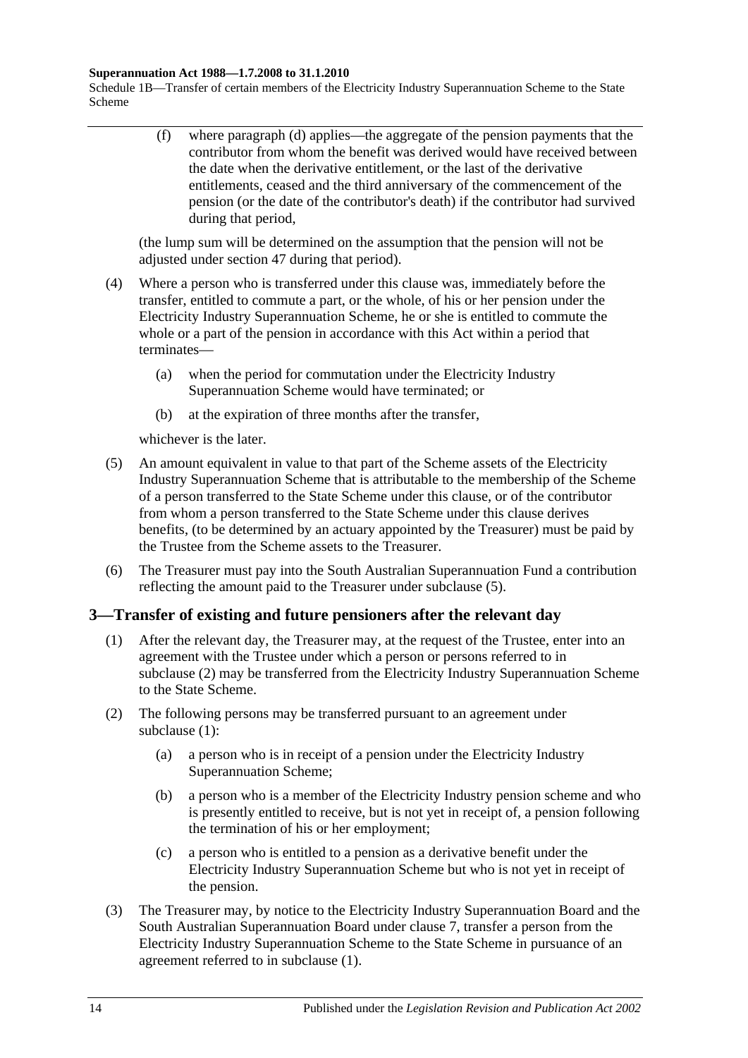(f) where paragraph (d) applies—the aggregate of the pension payments that the contributor from whom the benefit was derived would have received between the date when the derivative entitlement, or the last of the derivative entitlements, ceased and the third anniversary of the commencement of the pension (or the date of the contributor's death) if the contributor had survived during that period,

(the lump sum will be determined on the assumption that the pension will not be adjusted under section 47 during that period).

(4) Where a person who is transferred under this clause was, immediately before the transfer, entitled to commute a part, or the whole, of his or her pension under the Electricity Industry Superannuation Scheme, he or she is entitled to commute the whole or a part of the pension in accordance with this Act within a period that terminates—

(a) when the period for commutation under the Electricity Industry Superannuation Scheme would have terminated; or

(b) at the expiration of three months after the transfer,

whichever is the later.

(5) An amount equivalent in value to that part of the Scheme assets of the Electricity Industry Superannuation Scheme that is attributable to the membership of the Scheme of a person transferred to the State Scheme under this clause, or of the contributor from whom a person transferred to the State Scheme under this clause derives benefits, (to be determined by an actuary appointed by the Treasurer) must be paid by the Trustee from the Scheme assets to the Treasurer.

(6) The Treasurer must pay into the South Australian Superannuation Fund a contribution reflecting the amount paid to the Treasurer under subclause (5).

## 3—Transfer of existing and future pensioners after the relevant day

(1) After the relevant day, the Treasurer may, at the request of the Trustee, enter into an agreement with the Trustee under which a person or persons referred to in subclause (2) may be transferred from the Electricity Industry Superannuation Scheme to the State Scheme.

(2) The following persons may be transferred pursuant to an agreement under subclause (1):

(a) a person who is in receipt of a pension under the Electricity Industry Superannuation Scheme;

(b) a person who is a member of the Electricity Industry pension scheme and who is presently entitled to receive, but is not yet in receipt of, a pension following the termination of his or her employment;

(c) a person who is entitled to a pension as a derivative benefit under the Electricity Industry Superannuation Scheme but who is not yet in receipt of the pension.

(3) The Treasurer may, by notice to the Electricity Industry Superannuation Board and the South Australian Superannuation Board under clause 7, transfer a person from the Electricity Industry Superannuation Scheme to the State Scheme in pursuance of an agreement referred to in subclause (1).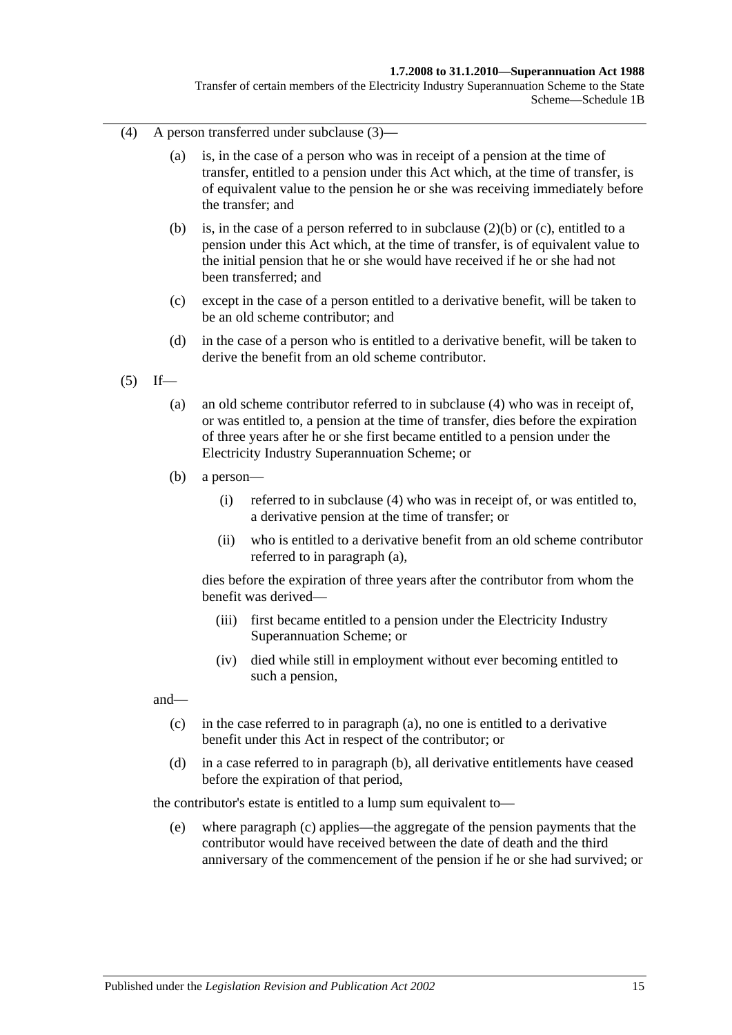(4) A person transferred under subclause (3)—

(a) is, in the case of a person who was in receipt of a pension at the time of transfer, entitled to a pension under this Act which, at the time of transfer, is of equivalent value to the pension he or she was receiving immediately before the transfer; and

(b) is, in the case of a person referred to in subclause (2)(b) or (c), entitled to a pension under this Act which, at the time of transfer, is of equivalent value to the initial pension that he or she would have received if he or she had not been transferred; and

(c) except in the case of a person entitled to a derivative benefit, will be taken to be an old scheme contributor; and

(d) in the case of a person who is entitled to a derivative benefit, will be taken to derive the benefit from an old scheme contributor.

(5) If—

(a) an old scheme contributor referred to in subclause (4) who was in receipt of, or was entitled to, a pension at the time of transfer, dies before the expiration of three years after he or she first became entitled to a pension under the Electricity Industry Superannuation Scheme; or

(b) a person—

(i) referred to in subclause (4) who was in receipt of, or was entitled to, a derivative pension at the time of transfer; or

(ii) who is entitled to a derivative benefit from an old scheme contributor referred to in paragraph (a),

dies before the expiration of three years after the contributor from whom the benefit was derived—

(iii) first became entitled to a pension under the Electricity Industry Superannuation Scheme; or

(iv) died while still in employment without ever becoming entitled to such a pension,

and—

(c) in the case referred to in paragraph (a), no one is entitled to a derivative benefit under this Act in respect of the contributor; or

(d) in a case referred to in paragraph (b), all derivative entitlements have ceased before the expiration of that period,

the contributor's estate is entitled to a lump sum equivalent to—

(e) where paragraph (c) applies—the aggregate of the pension payments that the contributor would have received between the date of death and the third anniversary of the commencement of the pension if he or she had survived; or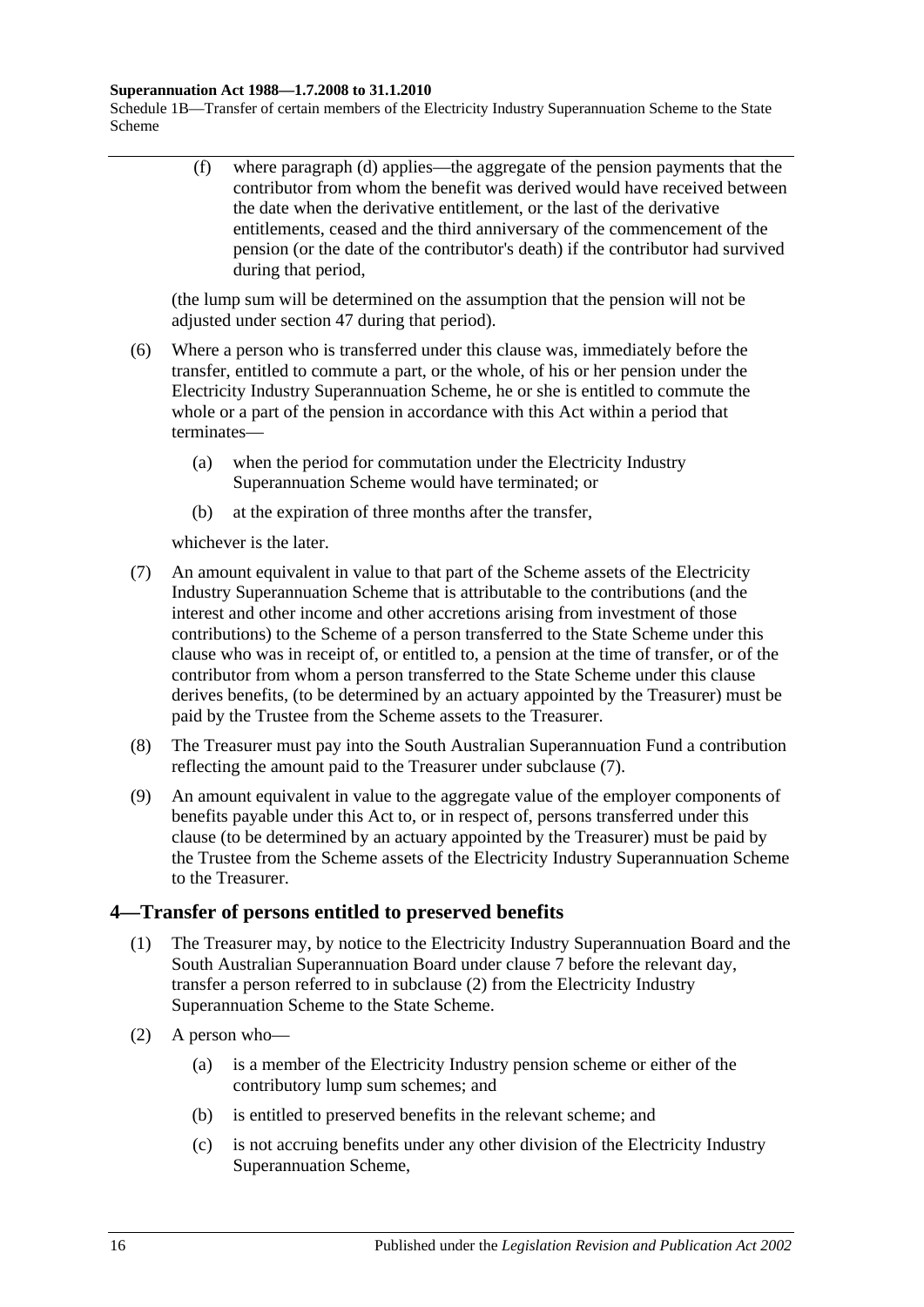(f) where paragraph (d) applies—the aggregate of the pension payments that the contributor from whom the benefit was derived would have received between the date when the derivative entitlement, or the last of the derivative entitlements, ceased and the third anniversary of the commencement of the pension (or the date of the contributor's death) if the contributor had survived during that period,

(the lump sum will be determined on the assumption that the pension will not be adjusted under section 47 during that period).

(6) Where a person who is transferred under this clause was, immediately before the transfer, entitled to commute a part, or the whole, of his or her pension under the Electricity Industry Superannuation Scheme, he or she is entitled to commute the whole or a part of the pension in accordance with this Act within a period that terminates—

(a) when the period for commutation under the Electricity Industry Superannuation Scheme would have terminated; or

(b) at the expiration of three months after the transfer,

whichever is the later.

(7) An amount equivalent in value to that part of the Scheme assets of the Electricity Industry Superannuation Scheme that is attributable to the contributions (and the interest and other income and other accretions arising from investment of those contributions) to the Scheme of a person transferred to the State Scheme under this clause who was in receipt of, or entitled to, a pension at the time of transfer, or of the contributor from whom a person transferred to the State Scheme under this clause derives benefits, (to be determined by an actuary appointed by the Treasurer) must be paid by the Trustee from the Scheme assets to the Treasurer.

(8) The Treasurer must pay into the South Australian Superannuation Fund a contribution reflecting the amount paid to the Treasurer under subclause (7).

(9) An amount equivalent in value to the aggregate value of the employer components of benefits payable under this Act to, or in respect of, persons transferred under this clause (to be determined by an actuary appointed by the Treasurer) must be paid by the Trustee from the Scheme assets of the Electricity Industry Superannuation Scheme to the Treasurer.

## 4—Transfer of persons entitled to preserved benefits

(1) The Treasurer may, by notice to the Electricity Industry Superannuation Board and the South Australian Superannuation Board under clause 7 before the relevant day, transfer a person referred to in subclause (2) from the Electricity Industry Superannuation Scheme to the State Scheme.

(2) A person who—

(a) is a member of the Electricity Industry pension scheme or either of the contributory lump sum schemes; and

(b) is entitled to preserved benefits in the relevant scheme; and

(c) is not accruing benefits under any other division of the Electricity Industry Superannuation Scheme,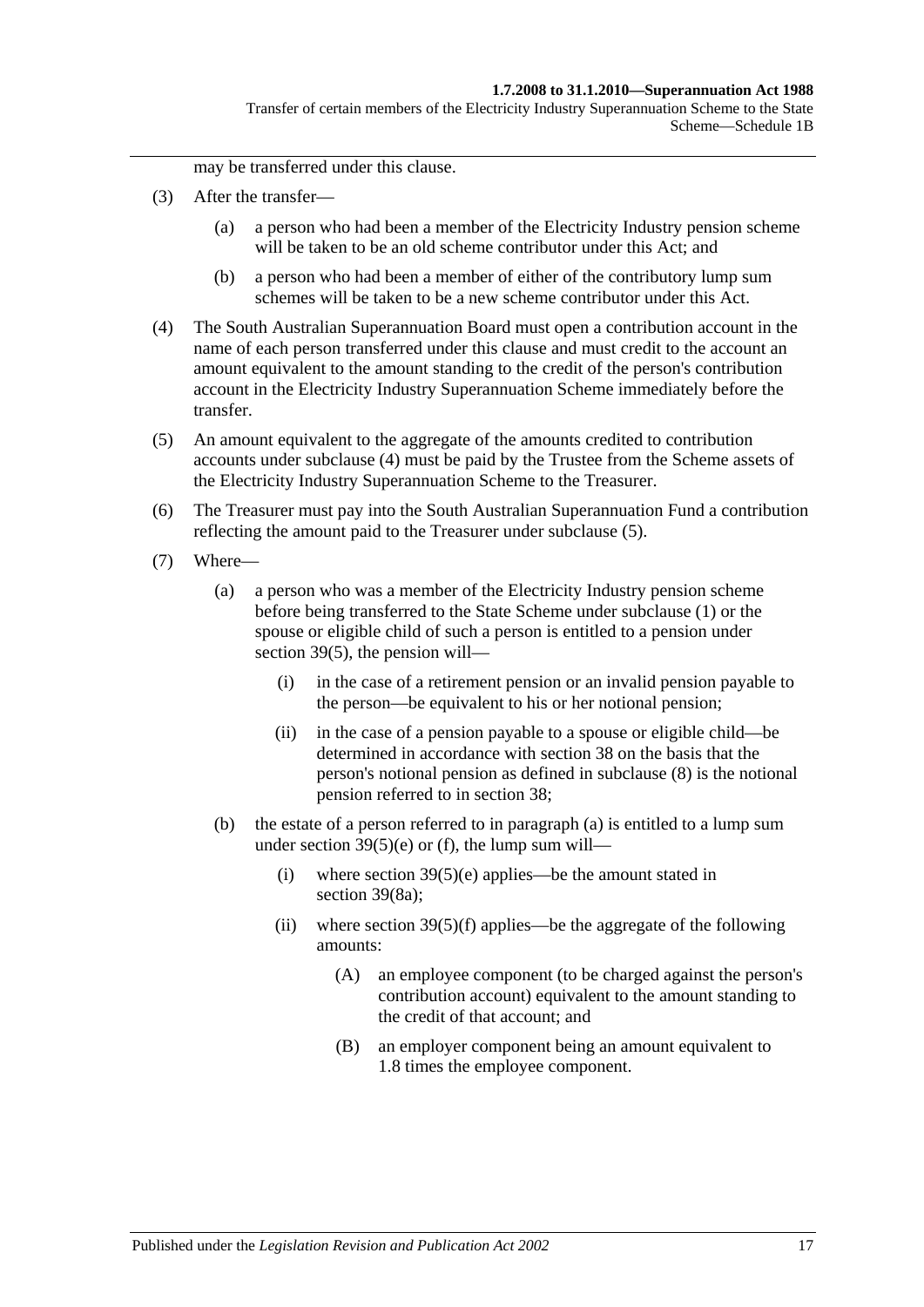may be transferred under this clause.

(3) After the transfer—

(a) a person who had been a member of the Electricity Industry pension scheme will be taken to be an old scheme contributor under this Act; and

(b) a person who had been a member of either of the contributory lump sum schemes will be taken to be a new scheme contributor under this Act.

(4) The South Australian Superannuation Board must open a contribution account in the name of each person transferred under this clause and must credit to the account an amount equivalent to the amount standing to the credit of the person's contribution account in the Electricity Industry Superannuation Scheme immediately before the transfer.

(5) An amount equivalent to the aggregate of the amounts credited to contribution accounts under subclause (4) must be paid by the Trustee from the Scheme assets of the Electricity Industry Superannuation Scheme to the Treasurer.

(6) The Treasurer must pay into the South Australian Superannuation Fund a contribution reflecting the amount paid to the Treasurer under subclause (5).

(7) Where—

(a) a person who was a member of the Electricity Industry pension scheme before being transferred to the State Scheme under subclause (1) or the spouse or eligible child of such a person is entitled to a pension under section 39(5), the pension will—

(i) in the case of a retirement pension or an invalid pension payable to the person—be equivalent to his or her notional pension;

(ii) in the case of a pension payable to a spouse or eligible child—be determined in accordance with section 38 on the basis that the person's notional pension as defined in subclause (8) is the notional pension referred to in section 38;

(b) the estate of a person referred to in paragraph (a) is entitled to a lump sum under section 39(5)(e) or (f), the lump sum will—

(i) where section 39(5)(e) applies—be the amount stated in section 39(8a);

(ii) where section 39(5)(f) applies—be the aggregate of the following amounts:

(A) an employee component (to be charged against the person's contribution account) equivalent to the amount standing to the credit of that account; and

(B) an employer component being an amount equivalent to 1.8 times the employee component.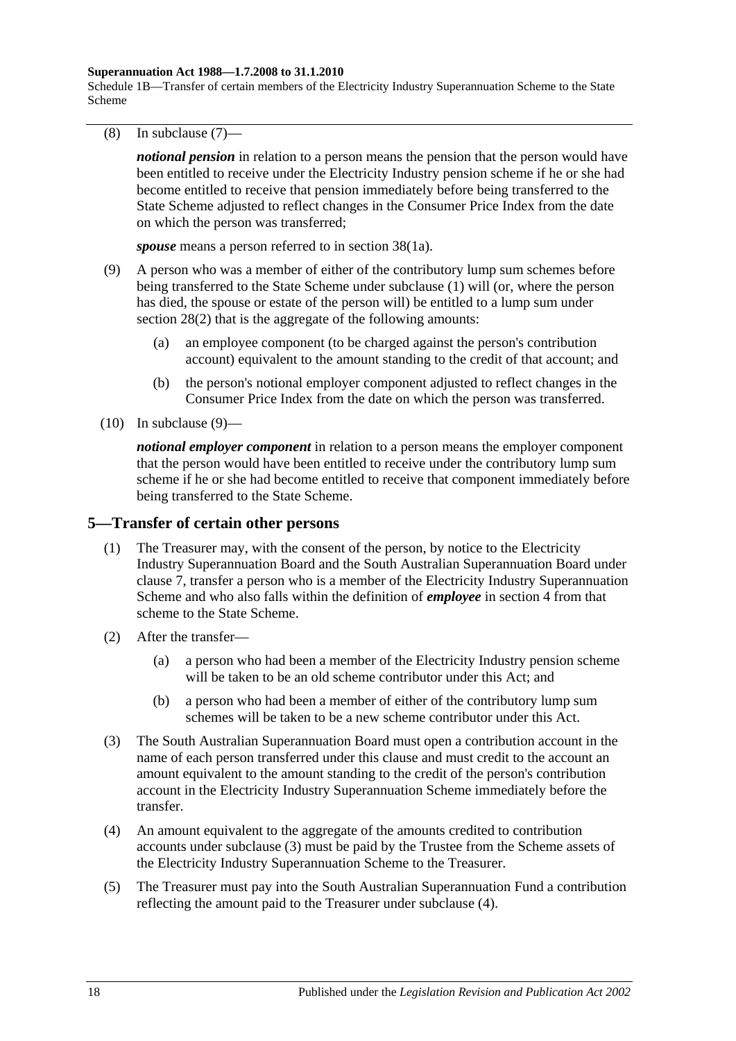(8) In subclause (7)—

***notional pension*** in relation to a person means the pension that the person would have been entitled to receive under the Electricity Industry pension scheme if he or she had become entitled to receive that pension immediately before being transferred to the State Scheme adjusted to reflect changes in the Consumer Price Index from the date on which the person was transferred;

***spouse*** means a person referred to in section 38(1a).

(9) A person who was a member of either of the contributory lump sum schemes before being transferred to the State Scheme under subclause (1) will (or, where the person has died, the spouse or estate of the person will) be entitled to a lump sum under section 28(2) that is the aggregate of the following amounts:

(a) an employee component (to be charged against the person's contribution account) equivalent to the amount standing to the credit of that account; and

(b) the person's notional employer component adjusted to reflect changes in the Consumer Price Index from the date on which the person was transferred.

(10) In subclause (9)—

***notional employer component*** in relation to a person means the employer component that the person would have been entitled to receive under the contributory lump sum scheme if he or she had become entitled to receive that component immediately before being transferred to the State Scheme.

## 5—Transfer of certain other persons

(1) The Treasurer may, with the consent of the person, by notice to the Electricity Industry Superannuation Board and the South Australian Superannuation Board under clause 7, transfer a person who is a member of the Electricity Industry Superannuation Scheme and who also falls within the definition of ***employee*** in section 4 from that scheme to the State Scheme.

(2) After the transfer—

(a) a person who had been a member of the Electricity Industry pension scheme will be taken to be an old scheme contributor under this Act; and

(b) a person who had been a member of either of the contributory lump sum schemes will be taken to be a new scheme contributor under this Act.

(3) The South Australian Superannuation Board must open a contribution account in the name of each person transferred under this clause and must credit to the account an amount equivalent to the amount standing to the credit of the person's contribution account in the Electricity Industry Superannuation Scheme immediately before the transfer.

(4) An amount equivalent to the aggregate of the amounts credited to contribution accounts under subclause (3) must be paid by the Trustee from the Scheme assets of the Electricity Industry Superannuation Scheme to the Treasurer.

(5) The Treasurer must pay into the South Australian Superannuation Fund a contribution reflecting the amount paid to the Treasurer under subclause (4).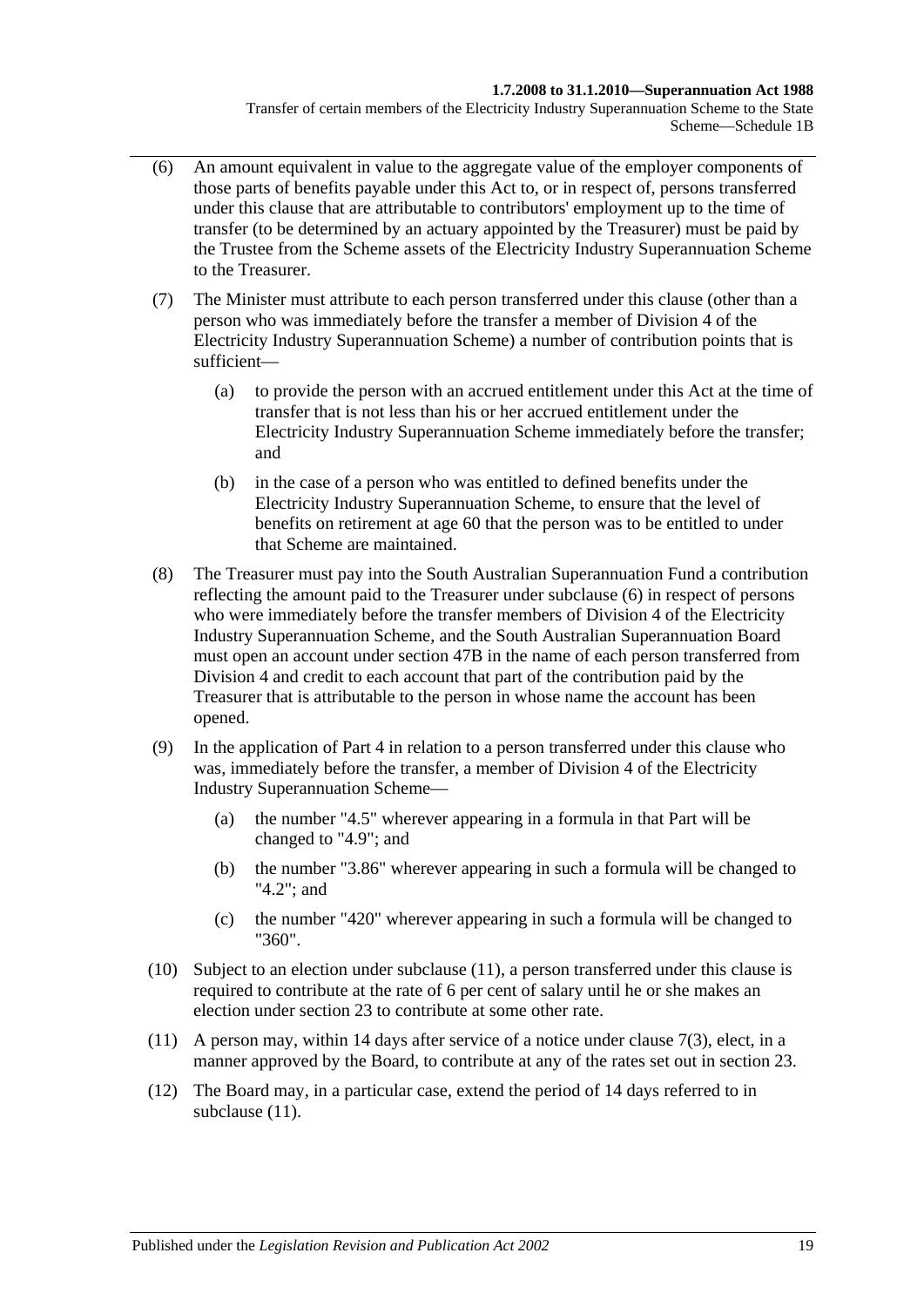(6) An amount equivalent in value to the aggregate value of the employer components of those parts of benefits payable under this Act to, or in respect of, persons transferred under this clause that are attributable to contributors' employment up to the time of transfer (to be determined by an actuary appointed by the Treasurer) must be paid by the Trustee from the Scheme assets of the Electricity Industry Superannuation Scheme to the Treasurer.

(7) The Minister must attribute to each person transferred under this clause (other than a person who was immediately before the transfer a member of Division 4 of the Electricity Industry Superannuation Scheme) a number of contribution points that is sufficient—

(a) to provide the person with an accrued entitlement under this Act at the time of transfer that is not less than his or her accrued entitlement under the Electricity Industry Superannuation Scheme immediately before the transfer; and

(b) in the case of a person who was entitled to defined benefits under the Electricity Industry Superannuation Scheme, to ensure that the level of benefits on retirement at age 60 that the person was to be entitled to under that Scheme are maintained.

(8) The Treasurer must pay into the South Australian Superannuation Fund a contribution reflecting the amount paid to the Treasurer under subclause (6) in respect of persons who were immediately before the transfer members of Division 4 of the Electricity Industry Superannuation Scheme, and the South Australian Superannuation Board must open an account under section 47B in the name of each person transferred from Division 4 and credit to each account that part of the contribution paid by the Treasurer that is attributable to the person in whose name the account has been opened.

(9) In the application of Part 4 in relation to a person transferred under this clause who was, immediately before the transfer, a member of Division 4 of the Electricity Industry Superannuation Scheme—

(a) the number "4.5" wherever appearing in a formula in that Part will be changed to "4.9"; and

(b) the number "3.86" wherever appearing in such a formula will be changed to "4.2"; and

(c) the number "420" wherever appearing in such a formula will be changed to "360".

(10) Subject to an election under subclause (11), a person transferred under this clause is required to contribute at the rate of 6 per cent of salary until he or she makes an election under section 23 to contribute at some other rate.

(11) A person may, within 14 days after service of a notice under clause 7(3), elect, in a manner approved by the Board, to contribute at any of the rates set out in section 23.

(12) The Board may, in a particular case, extend the period of 14 days referred to in subclause (11).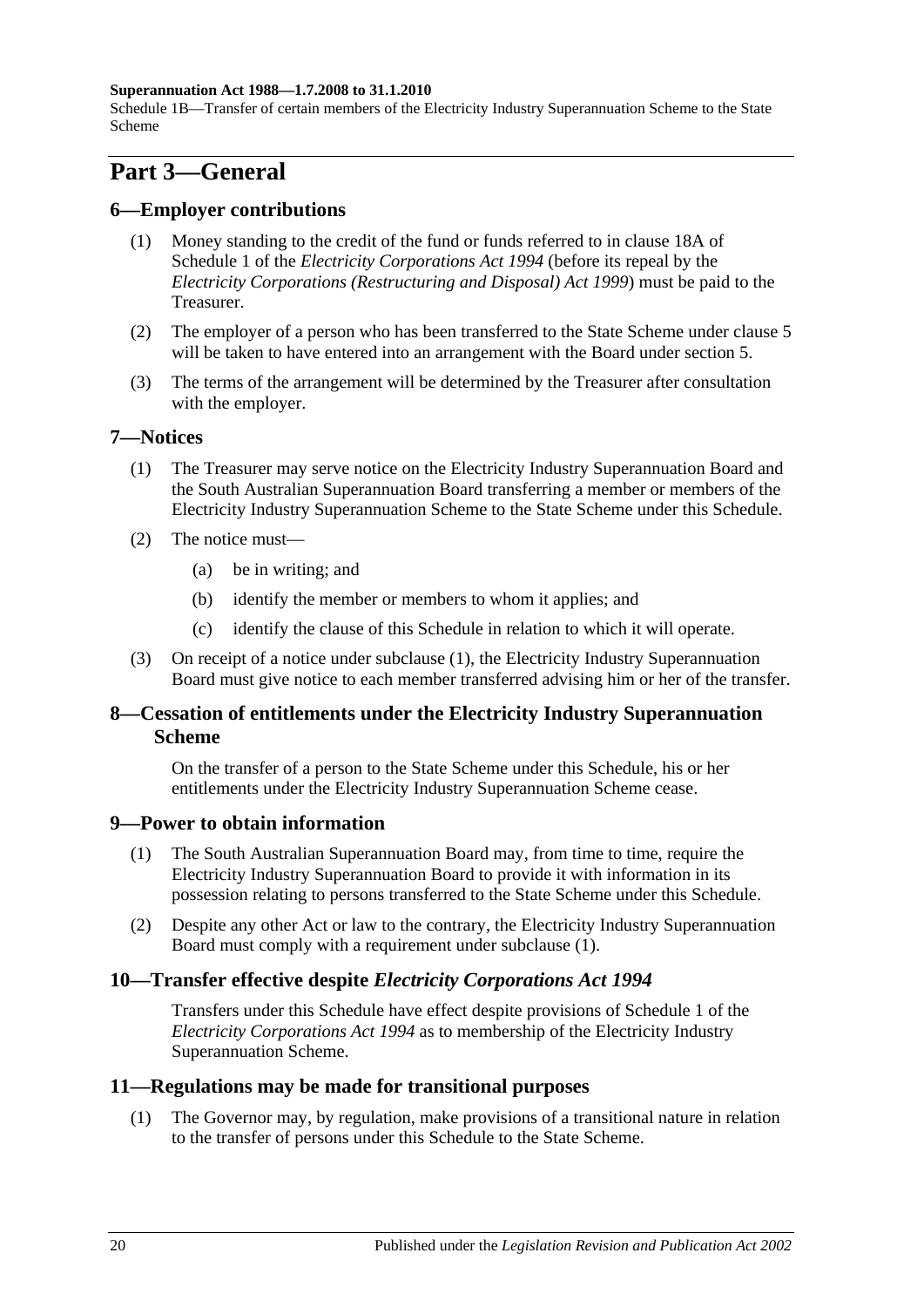# Part 3—General

## 6—Employer contributions

(1) Money standing to the credit of the fund or funds referred to in clause 18A of Schedule 1 of the *Electricity Corporations Act 1994* (before its repeal by the *Electricity Corporations (Restructuring and Disposal) Act 1999*) must be paid to the Treasurer.

(2) The employer of a person who has been transferred to the State Scheme under clause 5 will be taken to have entered into an arrangement with the Board under section 5.

(3) The terms of the arrangement will be determined by the Treasurer after consultation with the employer.

## 7—Notices

(1) The Treasurer may serve notice on the Electricity Industry Superannuation Board and the South Australian Superannuation Board transferring a member or members of the Electricity Industry Superannuation Scheme to the State Scheme under this Schedule.

(2) The notice must—

- (a) be in writing; and
- (b) identify the member or members to whom it applies; and
- (c) identify the clause of this Schedule in relation to which it will operate.

(3) On receipt of a notice under subclause (1), the Electricity Industry Superannuation Board must give notice to each member transferred advising him or her of the transfer.

## 8—Cessation of entitlements under the Electricity Industry Superannuation Scheme

On the transfer of a person to the State Scheme under this Schedule, his or her entitlements under the Electricity Industry Superannuation Scheme cease.

## 9—Power to obtain information

(1) The South Australian Superannuation Board may, from time to time, require the Electricity Industry Superannuation Board to provide it with information in its possession relating to persons transferred to the State Scheme under this Schedule.

(2) Despite any other Act or law to the contrary, the Electricity Industry Superannuation Board must comply with a requirement under subclause (1).

## 10—Transfer effective despite *Electricity Corporations Act 1994*

Transfers under this Schedule have effect despite provisions of Schedule 1 of the *Electricity Corporations Act 1994* as to membership of the Electricity Industry Superannuation Scheme.

## 11—Regulations may be made for transitional purposes

(1) The Governor may, by regulation, make provisions of a transitional nature in relation to the transfer of persons under this Schedule to the State Scheme.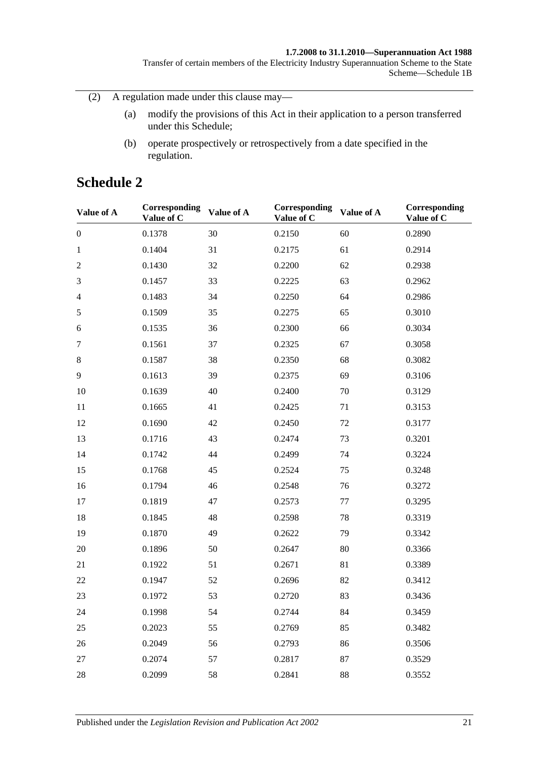(2) A regulation made under this clause may—

(a) modify the provisions of this Act in their application to a person transferred under this Schedule;

(b) operate prospectively or retrospectively from a date specified in the regulation.

## Schedule 2

| Value of A | Corresponding Value of C | Value of A | Corresponding Value of C | Value of A | Corresponding Value of C |
|---|---|---|---|---|---|
| 0 | 0.1378 | 30 | 0.2150 | 60 | 0.2890 |
| 1 | 0.1404 | 31 | 0.2175 | 61 | 0.2914 |
| 2 | 0.1430 | 32 | 0.2200 | 62 | 0.2938 |
| 3 | 0.1457 | 33 | 0.2225 | 63 | 0.2962 |
| 4 | 0.1483 | 34 | 0.2250 | 64 | 0.2986 |
| 5 | 0.1509 | 35 | 0.2275 | 65 | 0.3010 |
| 6 | 0.1535 | 36 | 0.2300 | 66 | 0.3034 |
| 7 | 0.1561 | 37 | 0.2325 | 67 | 0.3058 |
| 8 | 0.1587 | 38 | 0.2350 | 68 | 0.3082 |
| 9 | 0.1613 | 39 | 0.2375 | 69 | 0.3106 |
| 10 | 0.1639 | 40 | 0.2400 | 70 | 0.3129 |
| 11 | 0.1665 | 41 | 0.2425 | 71 | 0.3153 |
| 12 | 0.1690 | 42 | 0.2450 | 72 | 0.3177 |
| 13 | 0.1716 | 43 | 0.2474 | 73 | 0.3201 |
| 14 | 0.1742 | 44 | 0.2499 | 74 | 0.3224 |
| 15 | 0.1768 | 45 | 0.2524 | 75 | 0.3248 |
| 16 | 0.1794 | 46 | 0.2548 | 76 | 0.3272 |
| 17 | 0.1819 | 47 | 0.2573 | 77 | 0.3295 |
| 18 | 0.1845 | 48 | 0.2598 | 78 | 0.3319 |
| 19 | 0.1870 | 49 | 0.2622 | 79 | 0.3342 |
| 20 | 0.1896 | 50 | 0.2647 | 80 | 0.3366 |
| 21 | 0.1922 | 51 | 0.2671 | 81 | 0.3389 |
| 22 | 0.1947 | 52 | 0.2696 | 82 | 0.3412 |
| 23 | 0.1972 | 53 | 0.2720 | 83 | 0.3436 |
| 24 | 0.1998 | 54 | 0.2744 | 84 | 0.3459 |
| 25 | 0.2023 | 55 | 0.2769 | 85 | 0.3482 |
| 26 | 0.2049 | 56 | 0.2793 | 86 | 0.3506 |
| 27 | 0.2074 | 57 | 0.2817 | 87 | 0.3529 |
| 28 | 0.2099 | 58 | 0.2841 | 88 | 0.3552 |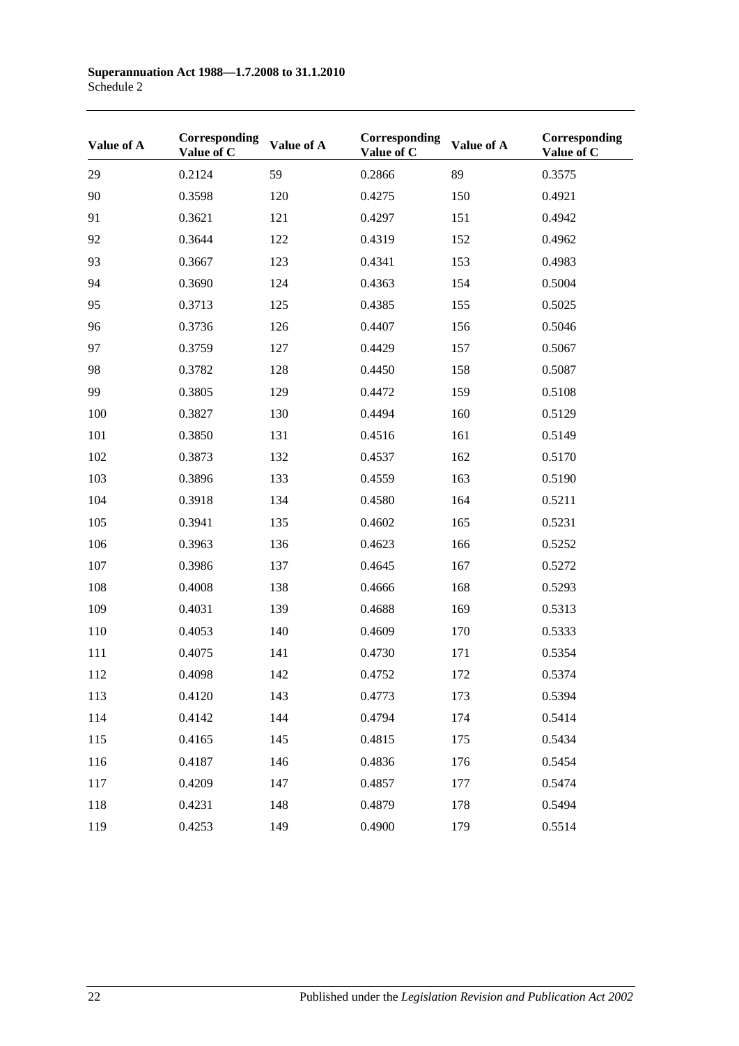| Value of A | Corresponding Value of C | Value of A | Corresponding Value of C | Value of A | Corresponding Value of C |
|---|---|---|---|---|---|
| 29 | 0.2124 | 59 | 0.2866 | 89 | 0.3575 |
| 90 | 0.3598 | 120 | 0.4275 | 150 | 0.4921 |
| 91 | 0.3621 | 121 | 0.4297 | 151 | 0.4942 |
| 92 | 0.3644 | 122 | 0.4319 | 152 | 0.4962 |
| 93 | 0.3667 | 123 | 0.4341 | 153 | 0.4983 |
| 94 | 0.3690 | 124 | 0.4363 | 154 | 0.5004 |
| 95 | 0.3713 | 125 | 0.4385 | 155 | 0.5025 |
| 96 | 0.3736 | 126 | 0.4407 | 156 | 0.5046 |
| 97 | 0.3759 | 127 | 0.4429 | 157 | 0.5067 |
| 98 | 0.3782 | 128 | 0.4450 | 158 | 0.5087 |
| 99 | 0.3805 | 129 | 0.4472 | 159 | 0.5108 |
| 100 | 0.3827 | 130 | 0.4494 | 160 | 0.5129 |
| 101 | 0.3850 | 131 | 0.4516 | 161 | 0.5149 |
| 102 | 0.3873 | 132 | 0.4537 | 162 | 0.5170 |
| 103 | 0.3896 | 133 | 0.4559 | 163 | 0.5190 |
| 104 | 0.3918 | 134 | 0.4580 | 164 | 0.5211 |
| 105 | 0.3941 | 135 | 0.4602 | 165 | 0.5231 |
| 106 | 0.3963 | 136 | 0.4623 | 166 | 0.5252 |
| 107 | 0.3986 | 137 | 0.4645 | 167 | 0.5272 |
| 108 | 0.4008 | 138 | 0.4666 | 168 | 0.5293 |
| 109 | 0.4031 | 139 | 0.4688 | 169 | 0.5313 |
| 110 | 0.4053 | 140 | 0.4609 | 170 | 0.5333 |
| 111 | 0.4075 | 141 | 0.4730 | 171 | 0.5354 |
| 112 | 0.4098 | 142 | 0.4752 | 172 | 0.5374 |
| 113 | 0.4120 | 143 | 0.4773 | 173 | 0.5394 |
| 114 | 0.4142 | 144 | 0.4794 | 174 | 0.5414 |
| 115 | 0.4165 | 145 | 0.4815 | 175 | 0.5434 |
| 116 | 0.4187 | 146 | 0.4836 | 176 | 0.5454 |
| 117 | 0.4209 | 147 | 0.4857 | 177 | 0.5474 |
| 118 | 0.4231 | 148 | 0.4879 | 178 | 0.5494 |
| 119 | 0.4253 | 149 | 0.4900 | 179 | 0.5514 |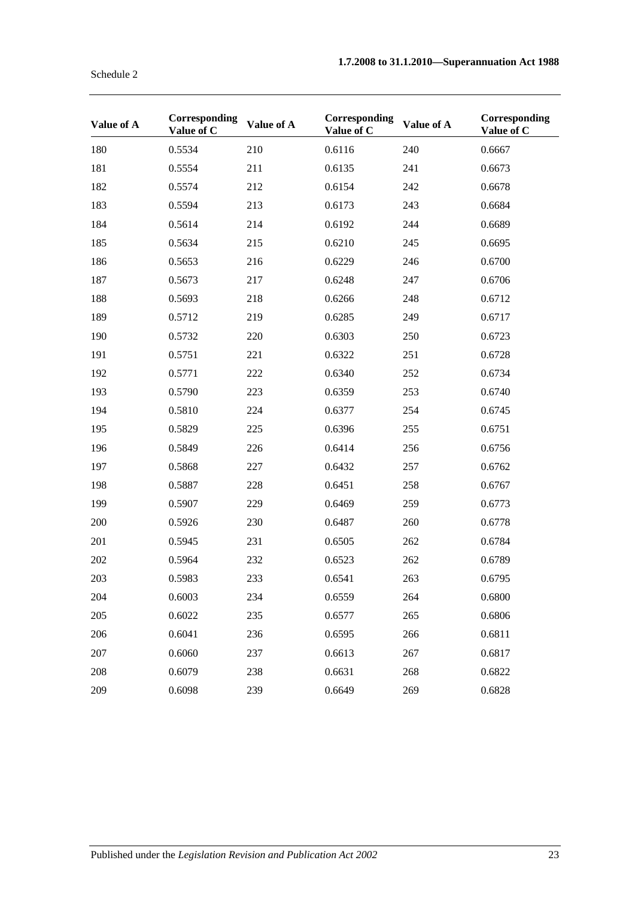| Value of A | Corresponding Value of C | Value of A | Corresponding Value of C | Value of A | Corresponding Value of C |
|---|---|---|---|---|---|
| 180 | 0.5534 | 210 | 0.6116 | 240 | 0.6667 |
| 181 | 0.5554 | 211 | 0.6135 | 241 | 0.6673 |
| 182 | 0.5574 | 212 | 0.6154 | 242 | 0.6678 |
| 183 | 0.5594 | 213 | 0.6173 | 243 | 0.6684 |
| 184 | 0.5614 | 214 | 0.6192 | 244 | 0.6689 |
| 185 | 0.5634 | 215 | 0.6210 | 245 | 0.6695 |
| 186 | 0.5653 | 216 | 0.6229 | 246 | 0.6700 |
| 187 | 0.5673 | 217 | 0.6248 | 247 | 0.6706 |
| 188 | 0.5693 | 218 | 0.6266 | 248 | 0.6712 |
| 189 | 0.5712 | 219 | 0.6285 | 249 | 0.6717 |
| 190 | 0.5732 | 220 | 0.6303 | 250 | 0.6723 |
| 191 | 0.5751 | 221 | 0.6322 | 251 | 0.6728 |
| 192 | 0.5771 | 222 | 0.6340 | 252 | 0.6734 |
| 193 | 0.5790 | 223 | 0.6359 | 253 | 0.6740 |
| 194 | 0.5810 | 224 | 0.6377 | 254 | 0.6745 |
| 195 | 0.5829 | 225 | 0.6396 | 255 | 0.6751 |
| 196 | 0.5849 | 226 | 0.6414 | 256 | 0.6756 |
| 197 | 0.5868 | 227 | 0.6432 | 257 | 0.6762 |
| 198 | 0.5887 | 228 | 0.6451 | 258 | 0.6767 |
| 199 | 0.5907 | 229 | 0.6469 | 259 | 0.6773 |
| 200 | 0.5926 | 230 | 0.6487 | 260 | 0.6778 |
| 201 | 0.5945 | 231 | 0.6505 | 262 | 0.6784 |
| 202 | 0.5964 | 232 | 0.6523 | 262 | 0.6789 |
| 203 | 0.5983 | 233 | 0.6541 | 263 | 0.6795 |
| 204 | 0.6003 | 234 | 0.6559 | 264 | 0.6800 |
| 205 | 0.6022 | 235 | 0.6577 | 265 | 0.6806 |
| 206 | 0.6041 | 236 | 0.6595 | 266 | 0.6811 |
| 207 | 0.6060 | 237 | 0.6613 | 267 | 0.6817 |
| 208 | 0.6079 | 238 | 0.6631 | 268 | 0.6822 |
| 209 | 0.6098 | 239 | 0.6649 | 269 | 0.6828 |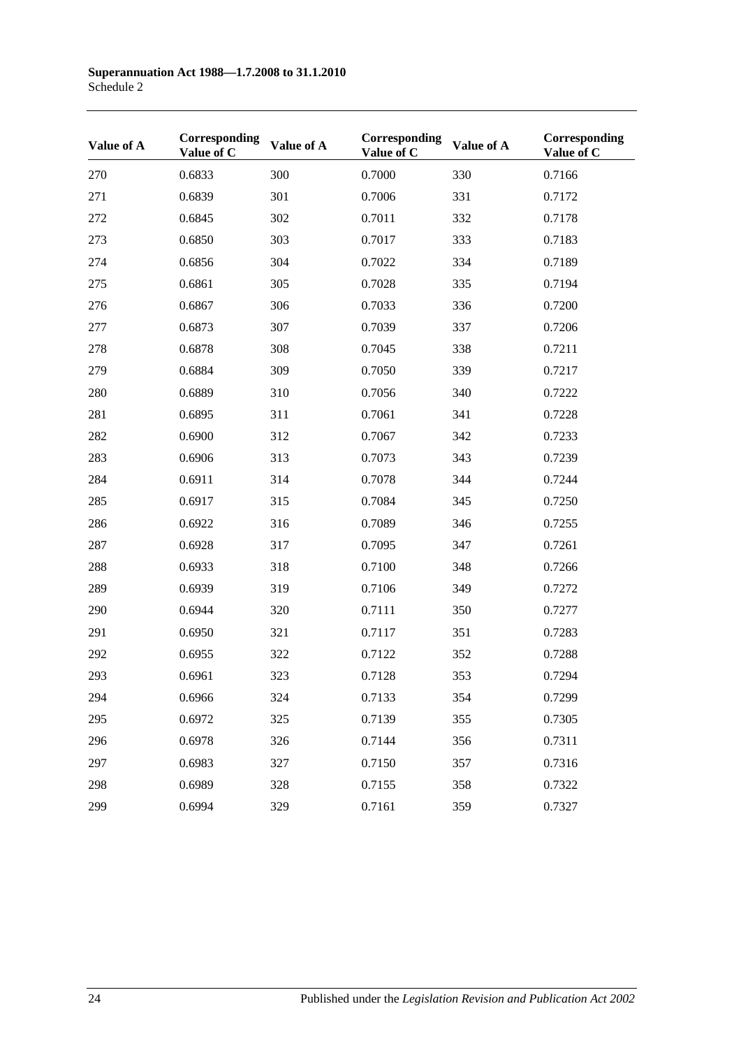| Value of A | Corresponding Value of C | Value of A | Corresponding Value of C | Value of A | Corresponding Value of C |
|---|---|---|---|---|---|
| 270 | 0.6833 | 300 | 0.7000 | 330 | 0.7166 |
| 271 | 0.6839 | 301 | 0.7006 | 331 | 0.7172 |
| 272 | 0.6845 | 302 | 0.7011 | 332 | 0.7178 |
| 273 | 0.6850 | 303 | 0.7017 | 333 | 0.7183 |
| 274 | 0.6856 | 304 | 0.7022 | 334 | 0.7189 |
| 275 | 0.6861 | 305 | 0.7028 | 335 | 0.7194 |
| 276 | 0.6867 | 306 | 0.7033 | 336 | 0.7200 |
| 277 | 0.6873 | 307 | 0.7039 | 337 | 0.7206 |
| 278 | 0.6878 | 308 | 0.7045 | 338 | 0.7211 |
| 279 | 0.6884 | 309 | 0.7050 | 339 | 0.7217 |
| 280 | 0.6889 | 310 | 0.7056 | 340 | 0.7222 |
| 281 | 0.6895 | 311 | 0.7061 | 341 | 0.7228 |
| 282 | 0.6900 | 312 | 0.7067 | 342 | 0.7233 |
| 283 | 0.6906 | 313 | 0.7073 | 343 | 0.7239 |
| 284 | 0.6911 | 314 | 0.7078 | 344 | 0.7244 |
| 285 | 0.6917 | 315 | 0.7084 | 345 | 0.7250 |
| 286 | 0.6922 | 316 | 0.7089 | 346 | 0.7255 |
| 287 | 0.6928 | 317 | 0.7095 | 347 | 0.7261 |
| 288 | 0.6933 | 318 | 0.7100 | 348 | 0.7266 |
| 289 | 0.6939 | 319 | 0.7106 | 349 | 0.7272 |
| 290 | 0.6944 | 320 | 0.7111 | 350 | 0.7277 |
| 291 | 0.6950 | 321 | 0.7117 | 351 | 0.7283 |
| 292 | 0.6955 | 322 | 0.7122 | 352 | 0.7288 |
| 293 | 0.6961 | 323 | 0.7128 | 353 | 0.7294 |
| 294 | 0.6966 | 324 | 0.7133 | 354 | 0.7299 |
| 295 | 0.6972 | 325 | 0.7139 | 355 | 0.7305 |
| 296 | 0.6978 | 326 | 0.7144 | 356 | 0.7311 |
| 297 | 0.6983 | 327 | 0.7150 | 357 | 0.7316 |
| 298 | 0.6989 | 328 | 0.7155 | 358 | 0.7322 |
| 299 | 0.6994 | 329 | 0.7161 | 359 | 0.7327 |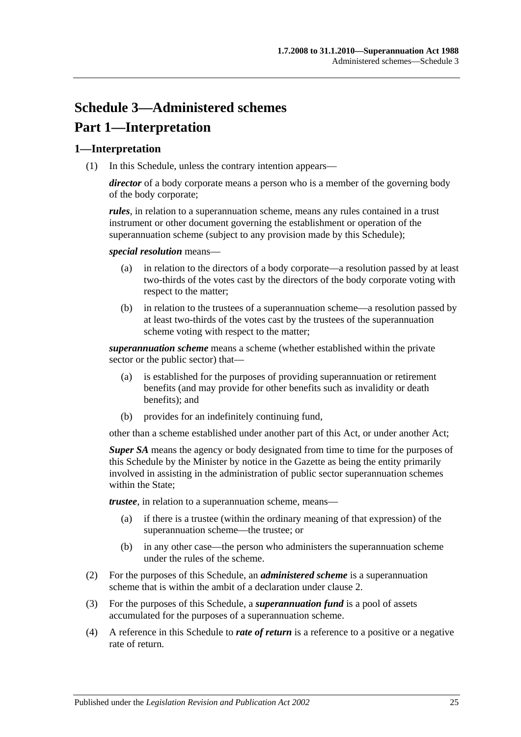# Schedule 3—Administered schemes

# Part 1—Interpretation

## 1—Interpretation

(1) In this Schedule, unless the contrary intention appears—

***director*** of a body corporate means a person who is a member of the governing body of the body corporate;

***rules***, in relation to a superannuation scheme, means any rules contained in a trust instrument or other document governing the establishment or operation of the superannuation scheme (subject to any provision made by this Schedule);

***special resolution*** means—

(a) in relation to the directors of a body corporate—a resolution passed by at least two-thirds of the votes cast by the directors of the body corporate voting with respect to the matter;

(b) in relation to the trustees of a superannuation scheme—a resolution passed by at least two-thirds of the votes cast by the trustees of the superannuation scheme voting with respect to the matter;

***superannuation scheme*** means a scheme (whether established within the private sector or the public sector) that—

(a) is established for the purposes of providing superannuation or retirement benefits (and may provide for other benefits such as invalidity or death benefits); and

(b) provides for an indefinitely continuing fund,

other than a scheme established under another part of this Act, or under another Act;

***Super SA*** means the agency or body designated from time to time for the purposes of this Schedule by the Minister by notice in the Gazette as being the entity primarily involved in assisting in the administration of public sector superannuation schemes within the State;

***trustee***, in relation to a superannuation scheme, means—

(a) if there is a trustee (within the ordinary meaning of that expression) of the superannuation scheme—the trustee; or

(b) in any other case—the person who administers the superannuation scheme under the rules of the scheme.

(2) For the purposes of this Schedule, an ***administered scheme*** is a superannuation scheme that is within the ambit of a declaration under clause 2.

(3) For the purposes of this Schedule, a ***superannuation fund*** is a pool of assets accumulated for the purposes of a superannuation scheme.

(4) A reference in this Schedule to ***rate of return*** is a reference to a positive or a negative rate of return.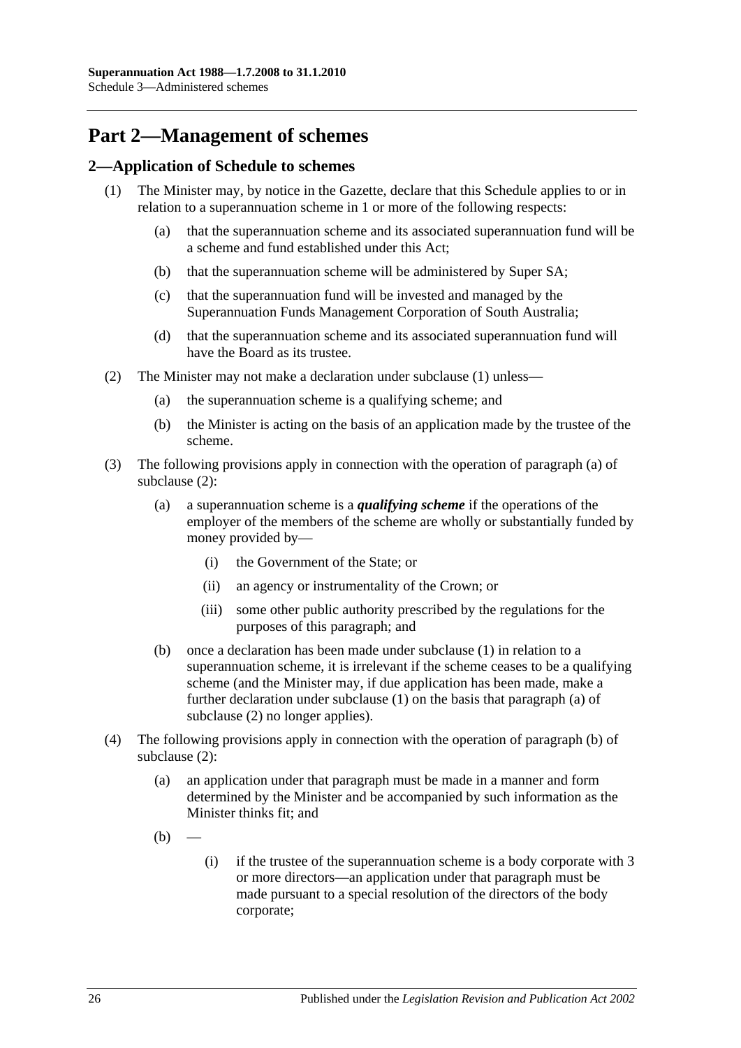# Part 2—Management of schemes

## 2—Application of Schedule to schemes

(1) The Minister may, by notice in the Gazette, declare that this Schedule applies to or in relation to a superannuation scheme in 1 or more of the following respects:

- (a) that the superannuation scheme and its associated superannuation fund will be a scheme and fund established under this Act;
- (b) that the superannuation scheme will be administered by Super SA;
- (c) that the superannuation fund will be invested and managed by the Superannuation Funds Management Corporation of South Australia;
- (d) that the superannuation scheme and its associated superannuation fund will have the Board as its trustee.

(2) The Minister may not make a declaration under subclause (1) unless—

- (a) the superannuation scheme is a qualifying scheme; and
- (b) the Minister is acting on the basis of an application made by the trustee of the scheme.

(3) The following provisions apply in connection with the operation of paragraph (a) of subclause (2):

- (a) a superannuation scheme is a ***qualifying scheme*** if the operations of the employer of the members of the scheme are wholly or substantially funded by money provided by—
  - (i) the Government of the State; or
  - (ii) an agency or instrumentality of the Crown; or
  - (iii) some other public authority prescribed by the regulations for the purposes of this paragraph; and
- (b) once a declaration has been made under subclause (1) in relation to a superannuation scheme, it is irrelevant if the scheme ceases to be a qualifying scheme (and the Minister may, if due application has been made, make a further declaration under subclause (1) on the basis that paragraph (a) of subclause (2) no longer applies).

(4) The following provisions apply in connection with the operation of paragraph (b) of subclause (2):

- (a) an application under that paragraph must be made in a manner and form determined by the Minister and be accompanied by such information as the Minister thinks fit; and
- (b) —
  - (i) if the trustee of the superannuation scheme is a body corporate with 3 or more directors—an application under that paragraph must be made pursuant to a special resolution of the directors of the body corporate;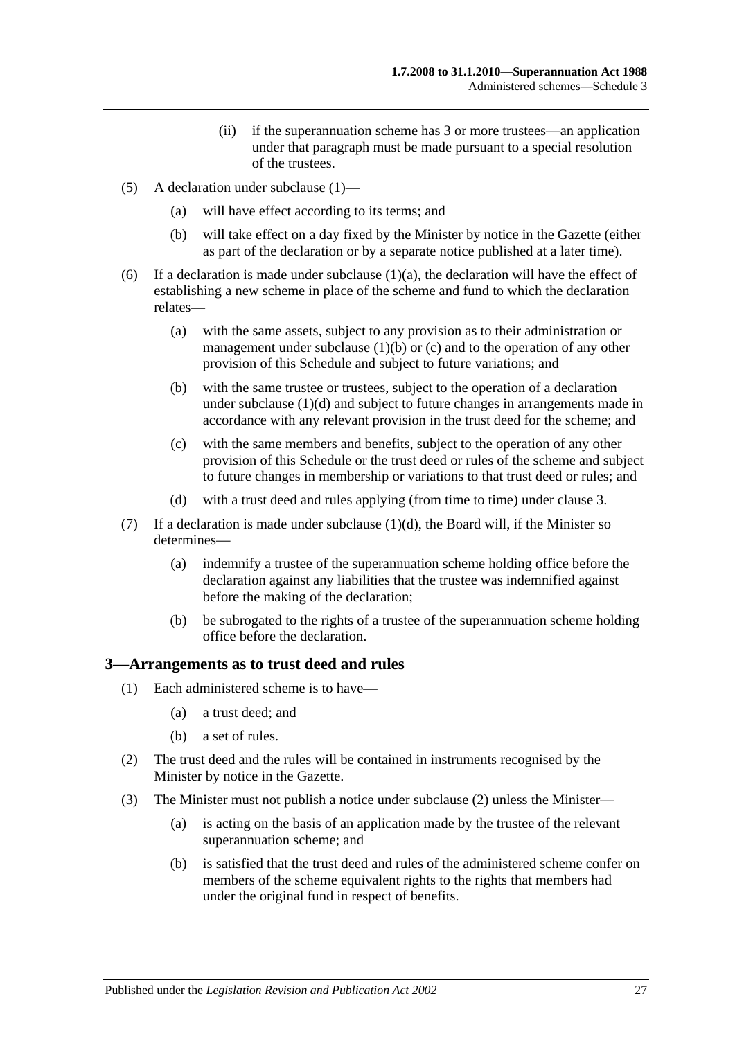(ii) if the superannuation scheme has 3 or more trustees—an application under that paragraph must be made pursuant to a special resolution of the trustees.

(5) A declaration under subclause (1)—

(a) will have effect according to its terms; and

(b) will take effect on a day fixed by the Minister by notice in the Gazette (either as part of the declaration or by a separate notice published at a later time).

(6) If a declaration is made under subclause (1)(a), the declaration will have the effect of establishing a new scheme in place of the scheme and fund to which the declaration relates—

(a) with the same assets, subject to any provision as to their administration or management under subclause (1)(b) or (c) and to the operation of any other provision of this Schedule and subject to future variations; and

(b) with the same trustee or trustees, subject to the operation of a declaration under subclause (1)(d) and subject to future changes in arrangements made in accordance with any relevant provision in the trust deed for the scheme; and

(c) with the same members and benefits, subject to the operation of any other provision of this Schedule or the trust deed or rules of the scheme and subject to future changes in membership or variations to that trust deed or rules; and

(d) with a trust deed and rules applying (from time to time) under clause 3.

(7) If a declaration is made under subclause (1)(d), the Board will, if the Minister so determines—

(a) indemnify a trustee of the superannuation scheme holding office before the declaration against any liabilities that the trustee was indemnified against before the making of the declaration;

(b) be subrogated to the rights of a trustee of the superannuation scheme holding office before the declaration.

## 3—Arrangements as to trust deed and rules

(1) Each administered scheme is to have—

(a) a trust deed; and

(b) a set of rules.

(2) The trust deed and the rules will be contained in instruments recognised by the Minister by notice in the Gazette.

(3) The Minister must not publish a notice under subclause (2) unless the Minister—

(a) is acting on the basis of an application made by the trustee of the relevant superannuation scheme; and

(b) is satisfied that the trust deed and rules of the administered scheme confer on members of the scheme equivalent rights to the rights that members had under the original fund in respect of benefits.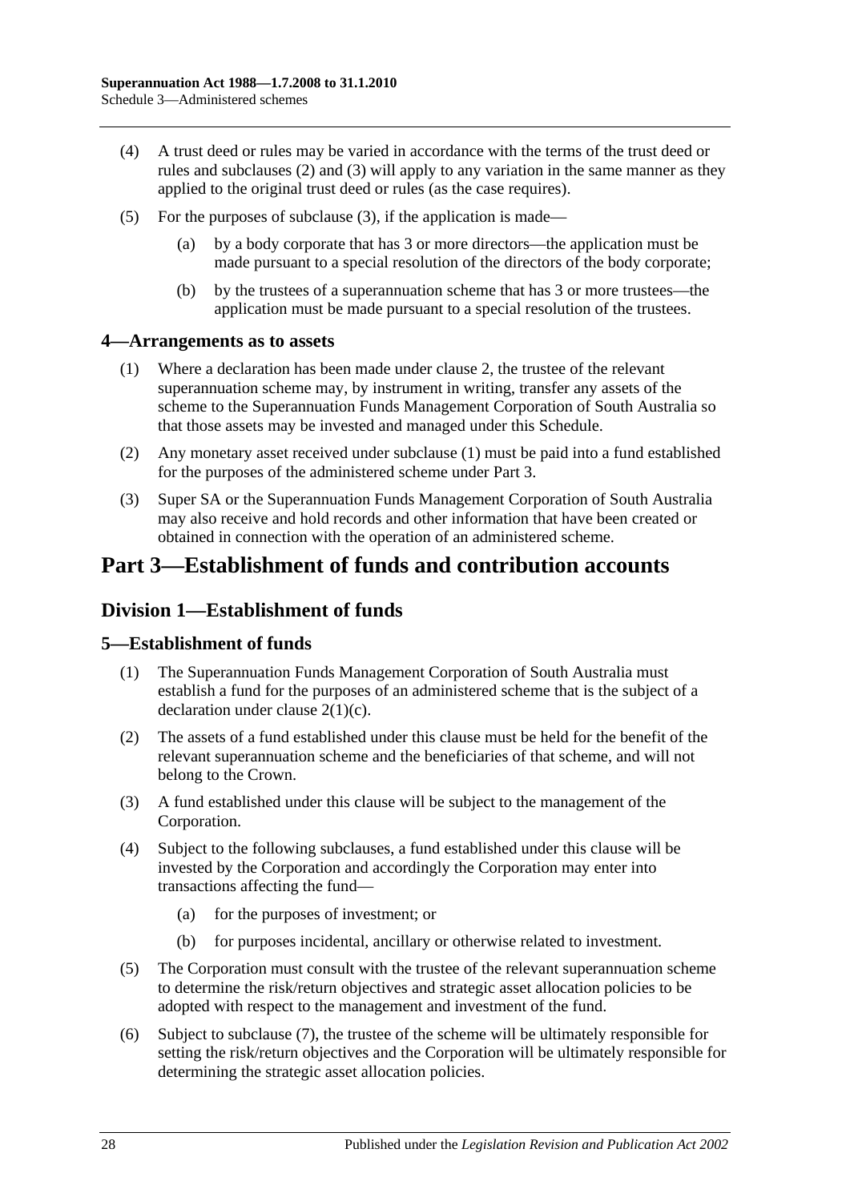(4) A trust deed or rules may be varied in accordance with the terms of the trust deed or rules and subclauses (2) and (3) will apply to any variation in the same manner as they applied to the original trust deed or rules (as the case requires).

(5) For the purposes of subclause (3), if the application is made—

(a) by a body corporate that has 3 or more directors—the application must be made pursuant to a special resolution of the directors of the body corporate;

(b) by the trustees of a superannuation scheme that has 3 or more trustees—the application must be made pursuant to a special resolution of the trustees.

### 4—Arrangements as to assets

(1) Where a declaration has been made under clause 2, the trustee of the relevant superannuation scheme may, by instrument in writing, transfer any assets of the scheme to the Superannuation Funds Management Corporation of South Australia so that those assets may be invested and managed under this Schedule.

(2) Any monetary asset received under subclause (1) must be paid into a fund established for the purposes of the administered scheme under Part 3.

(3) Super SA or the Superannuation Funds Management Corporation of South Australia may also receive and hold records and other information that have been created or obtained in connection with the operation of an administered scheme.

# Part 3—Establishment of funds and contribution accounts

## Division 1—Establishment of funds

### 5—Establishment of funds

(1) The Superannuation Funds Management Corporation of South Australia must establish a fund for the purposes of an administered scheme that is the subject of a declaration under clause 2(1)(c).

(2) The assets of a fund established under this clause must be held for the benefit of the relevant superannuation scheme and the beneficiaries of that scheme, and will not belong to the Crown.

(3) A fund established under this clause will be subject to the management of the Corporation.

(4) Subject to the following subclauses, a fund established under this clause will be invested by the Corporation and accordingly the Corporation may enter into transactions affecting the fund—

(a) for the purposes of investment; or

(b) for purposes incidental, ancillary or otherwise related to investment.

(5) The Corporation must consult with the trustee of the relevant superannuation scheme to determine the risk/return objectives and strategic asset allocation policies to be adopted with respect to the management and investment of the fund.

(6) Subject to subclause (7), the trustee of the scheme will be ultimately responsible for setting the risk/return objectives and the Corporation will be ultimately responsible for determining the strategic asset allocation policies.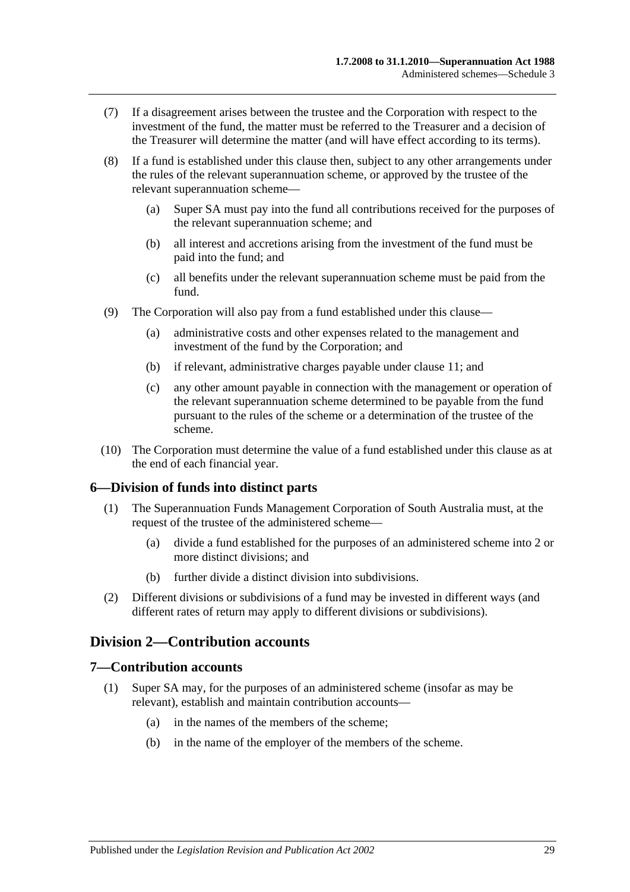(7) If a disagreement arises between the trustee and the Corporation with respect to the investment of the fund, the matter must be referred to the Treasurer and a decision of the Treasurer will determine the matter (and will have effect according to its terms).

(8) If a fund is established under this clause then, subject to any other arrangements under the rules of the relevant superannuation scheme, or approved by the trustee of the relevant superannuation scheme—

(a) Super SA must pay into the fund all contributions received for the purposes of the relevant superannuation scheme; and

(b) all interest and accretions arising from the investment of the fund must be paid into the fund; and

(c) all benefits under the relevant superannuation scheme must be paid from the fund.

(9) The Corporation will also pay from a fund established under this clause—

(a) administrative costs and other expenses related to the management and investment of the fund by the Corporation; and

(b) if relevant, administrative charges payable under clause 11; and

(c) any other amount payable in connection with the management or operation of the relevant superannuation scheme determined to be payable from the fund pursuant to the rules of the scheme or a determination of the trustee of the scheme.

(10) The Corporation must determine the value of a fund established under this clause as at the end of each financial year.

## 6—Division of funds into distinct parts

(1) The Superannuation Funds Management Corporation of South Australia must, at the request of the trustee of the administered scheme—

(a) divide a fund established for the purposes of an administered scheme into 2 or more distinct divisions; and

(b) further divide a distinct division into subdivisions.

(2) Different divisions or subdivisions of a fund may be invested in different ways (and different rates of return may apply to different divisions or subdivisions).

# Division 2—Contribution accounts

## 7—Contribution accounts

(1) Super SA may, for the purposes of an administered scheme (insofar as may be relevant), establish and maintain contribution accounts—

(a) in the names of the members of the scheme;

(b) in the name of the employer of the members of the scheme.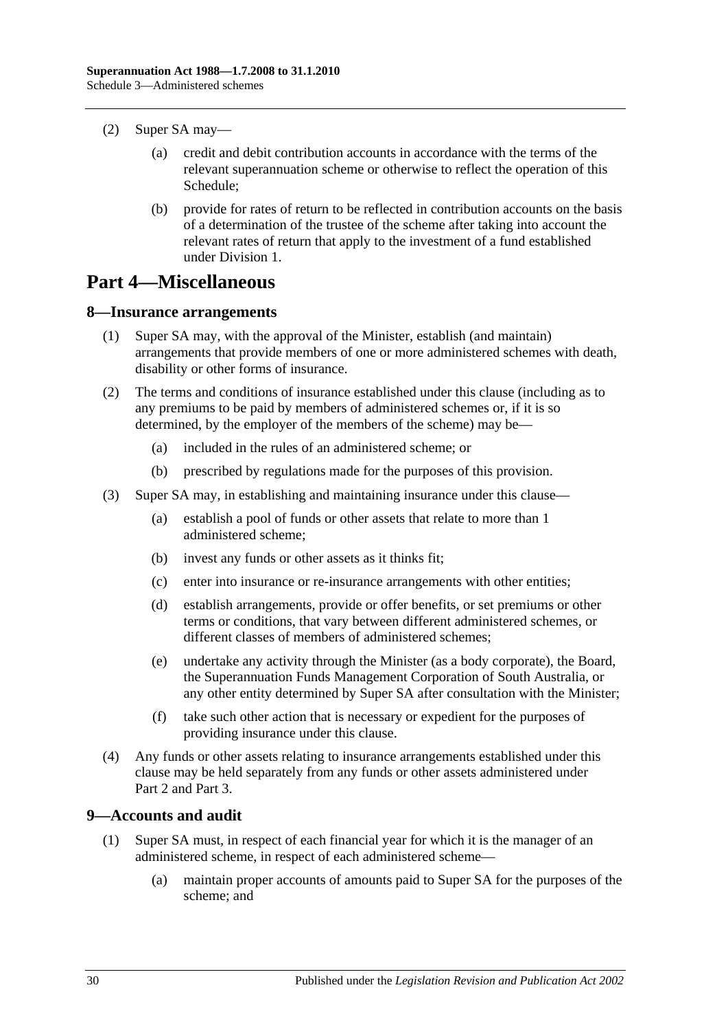(2) Super SA may—

(a) credit and debit contribution accounts in accordance with the terms of the relevant superannuation scheme or otherwise to reflect the operation of this Schedule;

(b) provide for rates of return to be reflected in contribution accounts on the basis of a determination of the trustee of the scheme after taking into account the relevant rates of return that apply to the investment of a fund established under Division 1.

# Part 4—Miscellaneous

## 8—Insurance arrangements

(1) Super SA may, with the approval of the Minister, establish (and maintain) arrangements that provide members of one or more administered schemes with death, disability or other forms of insurance.

(2) The terms and conditions of insurance established under this clause (including as to any premiums to be paid by members of administered schemes or, if it is so determined, by the employer of the members of the scheme) may be—

(a) included in the rules of an administered scheme; or

(b) prescribed by regulations made for the purposes of this provision.

(3) Super SA may, in establishing and maintaining insurance under this clause—

(a) establish a pool of funds or other assets that relate to more than 1 administered scheme;

(b) invest any funds or other assets as it thinks fit;

(c) enter into insurance or re-insurance arrangements with other entities;

(d) establish arrangements, provide or offer benefits, or set premiums or other terms or conditions, that vary between different administered schemes, or different classes of members of administered schemes;

(e) undertake any activity through the Minister (as a body corporate), the Board, the Superannuation Funds Management Corporation of South Australia, or any other entity determined by Super SA after consultation with the Minister;

(f) take such other action that is necessary or expedient for the purposes of providing insurance under this clause.

(4) Any funds or other assets relating to insurance arrangements established under this clause may be held separately from any funds or other assets administered under Part 2 and Part 3.

## 9—Accounts and audit

(1) Super SA must, in respect of each financial year for which it is the manager of an administered scheme, in respect of each administered scheme—

(a) maintain proper accounts of amounts paid to Super SA for the purposes of the scheme; and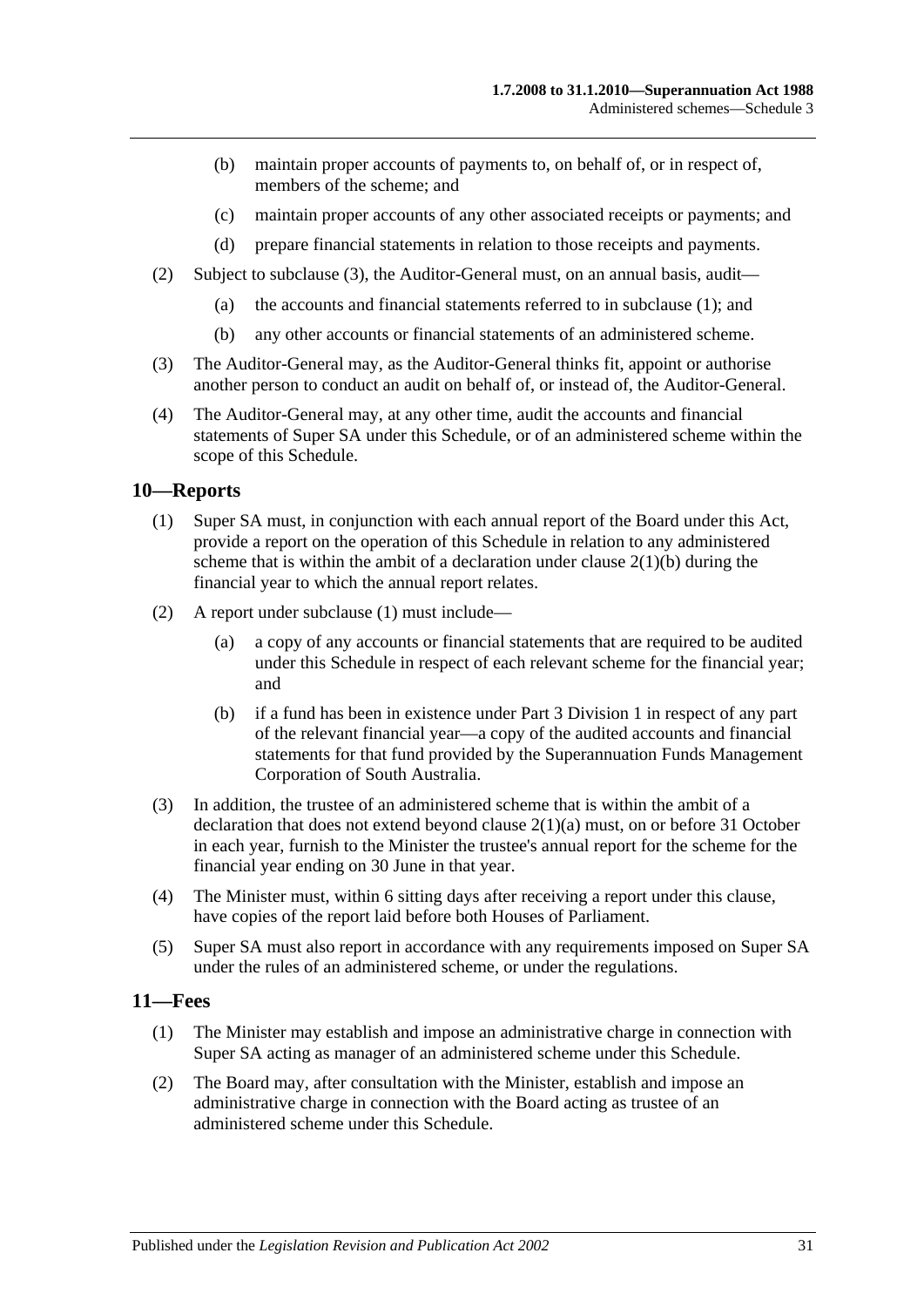(b) maintain proper accounts of payments to, on behalf of, or in respect of, members of the scheme; and

(c) maintain proper accounts of any other associated receipts or payments; and

(d) prepare financial statements in relation to those receipts and payments.

(2) Subject to subclause (3), the Auditor-General must, on an annual basis, audit—

(a) the accounts and financial statements referred to in subclause (1); and

(b) any other accounts or financial statements of an administered scheme.

(3) The Auditor-General may, as the Auditor-General thinks fit, appoint or authorise another person to conduct an audit on behalf of, or instead of, the Auditor-General.

(4) The Auditor-General may, at any other time, audit the accounts and financial statements of Super SA under this Schedule, or of an administered scheme within the scope of this Schedule.

## 10—Reports

(1) Super SA must, in conjunction with each annual report of the Board under this Act, provide a report on the operation of this Schedule in relation to any administered scheme that is within the ambit of a declaration under clause 2(1)(b) during the financial year to which the annual report relates.

(2) A report under subclause (1) must include—

(a) a copy of any accounts or financial statements that are required to be audited under this Schedule in respect of each relevant scheme for the financial year; and

(b) if a fund has been in existence under Part 3 Division 1 in respect of any part of the relevant financial year—a copy of the audited accounts and financial statements for that fund provided by the Superannuation Funds Management Corporation of South Australia.

(3) In addition, the trustee of an administered scheme that is within the ambit of a declaration that does not extend beyond clause 2(1)(a) must, on or before 31 October in each year, furnish to the Minister the trustee's annual report for the scheme for the financial year ending on 30 June in that year.

(4) The Minister must, within 6 sitting days after receiving a report under this clause, have copies of the report laid before both Houses of Parliament.

(5) Super SA must also report in accordance with any requirements imposed on Super SA under the rules of an administered scheme, or under the regulations.

## 11—Fees

(1) The Minister may establish and impose an administrative charge in connection with Super SA acting as manager of an administered scheme under this Schedule.

(2) The Board may, after consultation with the Minister, establish and impose an administrative charge in connection with the Board acting as trustee of an administered scheme under this Schedule.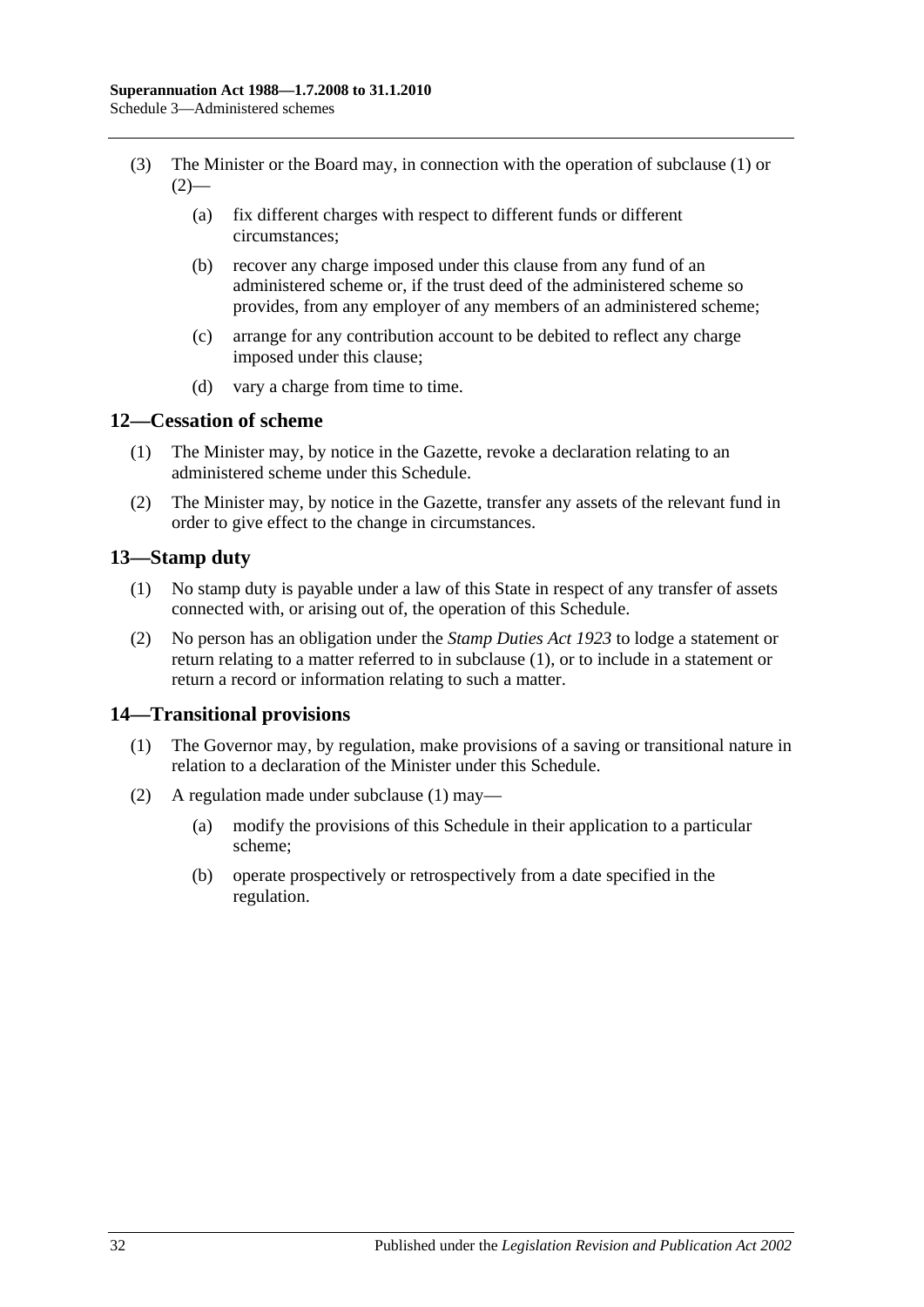(3) The Minister or the Board may, in connection with the operation of subclause (1) or (2)—

(a) fix different charges with respect to different funds or different circumstances;

(b) recover any charge imposed under this clause from any fund of an administered scheme or, if the trust deed of the administered scheme so provides, from any employer of any members of an administered scheme;

(c) arrange for any contribution account to be debited to reflect any charge imposed under this clause;

(d) vary a charge from time to time.

## 12—Cessation of scheme

(1) The Minister may, by notice in the Gazette, revoke a declaration relating to an administered scheme under this Schedule.

(2) The Minister may, by notice in the Gazette, transfer any assets of the relevant fund in order to give effect to the change in circumstances.

## 13—Stamp duty

(1) No stamp duty is payable under a law of this State in respect of any transfer of assets connected with, or arising out of, the operation of this Schedule.

(2) No person has an obligation under the *Stamp Duties Act 1923* to lodge a statement or return relating to a matter referred to in subclause (1), or to include in a statement or return a record or information relating to such a matter.

## 14—Transitional provisions

(1) The Governor may, by regulation, make provisions of a saving or transitional nature in relation to a declaration of the Minister under this Schedule.

(2) A regulation made under subclause (1) may—

(a) modify the provisions of this Schedule in their application to a particular scheme;

(b) operate prospectively or retrospectively from a date specified in the regulation.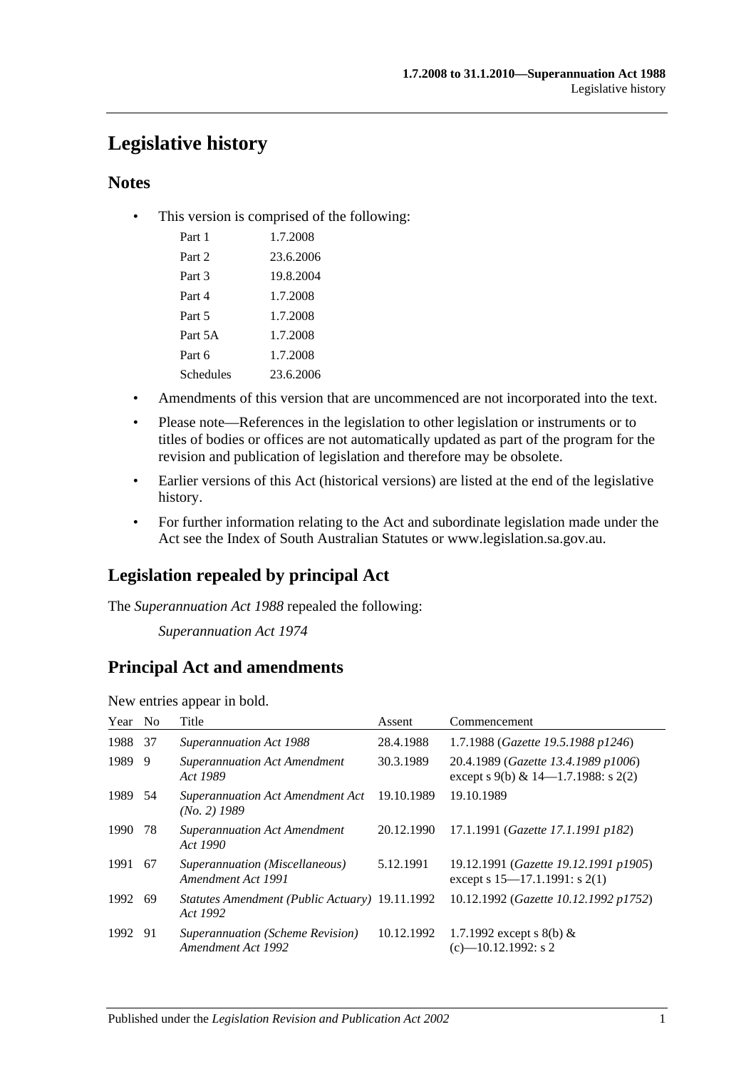# Legislative history

## Notes

- This version is comprised of the following:

| | |
|---|---|
| Part 1 | 1.7.2008 |
| Part 2 | 23.6.2006 |
| Part 3 | 19.8.2004 |
| Part 4 | 1.7.2008 |
| Part 5 | 1.7.2008 |
| Part 5A | 1.7.2008 |
| Part 6 | 1.7.2008 |
| Schedules | 23.6.2006 |

- Amendments of this version that are uncommenced are not incorporated into the text.
- Please note—References in the legislation to other legislation or instruments or to titles of bodies or offices are not automatically updated as part of the program for the revision and publication of legislation and therefore may be obsolete.
- Earlier versions of this Act (historical versions) are listed at the end of the legislative history.
- For further information relating to the Act and subordinate legislation made under the Act see the Index of South Australian Statutes or www.legislation.sa.gov.au.

## Legislation repealed by principal Act

The *Superannuation Act 1988* repealed the following:

*Superannuation Act 1974*

## Principal Act and amendments

New entries appear in bold.

| Year | No | Title | Assent | Commencement |
|---|---|---|---|---|
| 1988 | 37 | *Superannuation Act 1988* | 28.4.1988 | 1.7.1988 (*Gazette 19.5.1988 p1246*) |
| 1989 | 9 | *Superannuation Act Amendment Act 1989* | 30.3.1989 | 20.4.1989 (*Gazette 13.4.1989 p1006*) except s 9(b) & 14—1.7.1988: s 2(2) |
| 1989 | 54 | *Superannuation Act Amendment Act (No. 2) 1989* | 19.10.1989 | 19.10.1989 |
| 1990 | 78 | *Superannuation Act Amendment Act 1990* | 20.12.1990 | 17.1.1991 (*Gazette 17.1.1991 p182*) |
| 1991 | 67 | *Superannuation (Miscellaneous) Amendment Act 1991* | 5.12.1991 | 19.12.1991 (*Gazette 19.12.1991 p1905*) except s 15—17.1.1991: s 2(1) |
| 1992 | 69 | *Statutes Amendment (Public Actuary) Act 1992* | 19.11.1992 | 10.12.1992 (*Gazette 10.12.1992 p1752*) |
| 1992 | 91 | *Superannuation (Scheme Revision) Amendment Act 1992* | 10.12.1992 | 1.7.1992 except s 8(b) & (c)—10.12.1992: s 2 |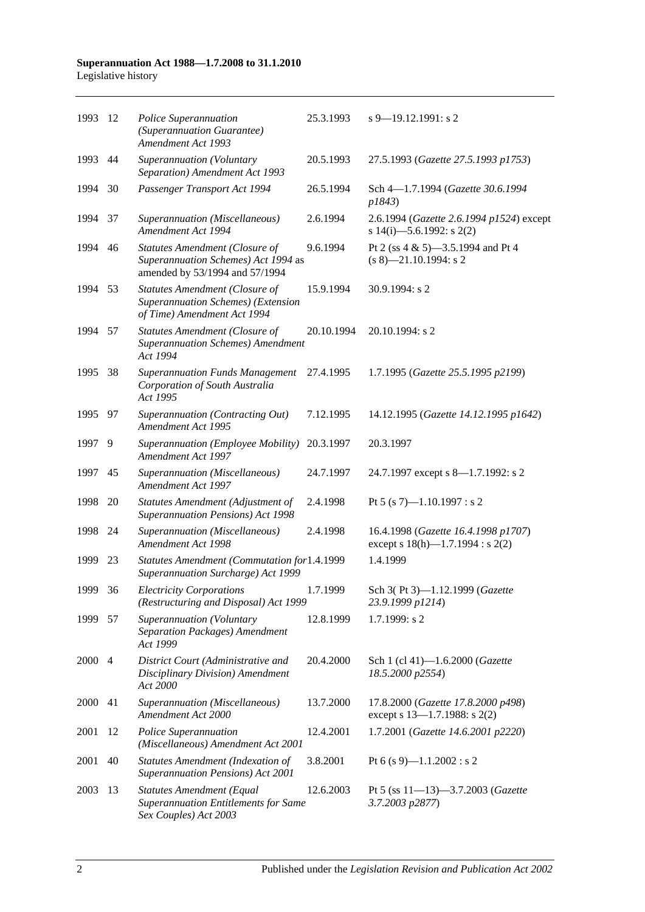| 1993 | 12 | *Police Superannuation (Superannuation Guarantee) Amendment Act 1993* | 25.3.1993 | s 9—19.12.1991: s 2 |
|---|---|---|---|---|
| 1993 | 44 | *Superannuation (Voluntary Separation) Amendment Act 1993* | 20.5.1993 | 27.5.1993 (*Gazette 27.5.1993 p1753*) |
| 1994 | 30 | *Passenger Transport Act 1994* | 26.5.1994 | Sch 4—1.7.1994 (*Gazette 30.6.1994 p1843*) |
| 1994 | 37 | *Superannuation (Miscellaneous) Amendment Act 1994* | 2.6.1994 | 2.6.1994 (*Gazette 2.6.1994 p1524*) except s 14(i)—5.6.1992: s 2(2) |
| 1994 | 46 | *Statutes Amendment (Closure of Superannuation Schemes) Act 1994* as amended by 53/1994 and 57/1994 | 9.6.1994 | Pt 2 (ss 4 & 5)—3.5.1994 and Pt 4 (s 8)—21.10.1994: s 2 |
| 1994 | 53 | *Statutes Amendment (Closure of Superannuation Schemes) (Extension of Time) Amendment Act 1994* | 15.9.1994 | 30.9.1994: s 2 |
| 1994 | 57 | *Statutes Amendment (Closure of Superannuation Schemes) Amendment Act 1994* | 20.10.1994 | 20.10.1994: s 2 |
| 1995 | 38 | *Superannuation Funds Management Corporation of South Australia Act 1995* | 27.4.1995 | 1.7.1995 (*Gazette 25.5.1995 p2199*) |
| 1995 | 97 | *Superannuation (Contracting Out) Amendment Act 1995* | 7.12.1995 | 14.12.1995 (*Gazette 14.12.1995 p1642*) |
| 1997 | 9 | *Superannuation (Employee Mobility) Amendment Act 1997* | 20.3.1997 | 20.3.1997 |
| 1997 | 45 | *Superannuation (Miscellaneous) Amendment Act 1997* | 24.7.1997 | 24.7.1997 except s 8—1.7.1992: s 2 |
| 1998 | 20 | *Statutes Amendment (Adjustment of Superannuation Pensions) Act 1998* | 2.4.1998 | Pt 5 (s 7)—1.10.1997 : s 2 |
| 1998 | 24 | *Superannuation (Miscellaneous) Amendment Act 1998* | 2.4.1998 | 16.4.1998 (*Gazette 16.4.1998 p1707*) except s 18(h)—1.7.1994 : s 2(2) |
| 1999 | 23 | *Statutes Amendment (Commutation for Superannuation Surcharge) Act 1999* | 1.4.1999 | 1.4.1999 |
| 1999 | 36 | *Electricity Corporations (Restructuring and Disposal) Act 1999* | 1.7.1999 | Sch 3( Pt 3)—1.12.1999 (*Gazette 23.9.1999 p1214*) |
| 1999 | 57 | *Superannuation (Voluntary Separation Packages) Amendment Act 1999* | 12.8.1999 | 1.7.1999: s 2 |
| 2000 | 4 | *District Court (Administrative and Disciplinary Division) Amendment Act 2000* | 20.4.2000 | Sch 1 (cl 41)—1.6.2000 (*Gazette 18.5.2000 p2554*) |
| 2000 | 41 | *Superannuation (Miscellaneous) Amendment Act 2000* | 13.7.2000 | 17.8.2000 (*Gazette 17.8.2000 p498*) except s 13—1.7.1988: s 2(2) |
| 2001 | 12 | *Police Superannuation (Miscellaneous) Amendment Act 2001* | 12.4.2001 | 1.7.2001 (*Gazette 14.6.2001 p2220*) |
| 2001 | 40 | *Statutes Amendment (Indexation of Superannuation Pensions) Act 2001* | 3.8.2001 | Pt 6 (s 9)—1.1.2002 : s 2 |
| 2003 | 13 | *Statutes Amendment (Equal Superannuation Entitlements for Same Sex Couples) Act 2003* | 12.6.2003 | Pt 5 (ss 11—13)—3.7.2003 (*Gazette 3.7.2003 p2877*) |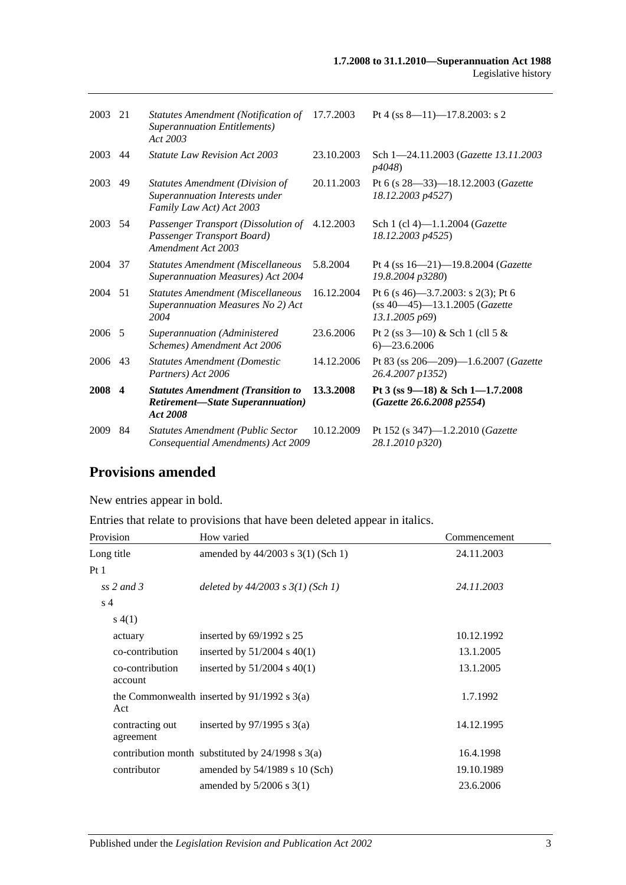| | | | | |
|---|---|---|---|---|
| 2003 | 21 | *Statutes Amendment (Notification of Superannuation Entitlements) Act 2003* | 17.7.2003 | Pt 4 (ss 8—11)—17.8.2003: s 2 |
| 2003 | 44 | *Statute Law Revision Act 2003* | 23.10.2003 | Sch 1—24.11.2003 (*Gazette 13.11.2003 p4048*) |
| 2003 | 49 | *Statutes Amendment (Division of Superannuation Interests under Family Law Act) Act 2003* | 20.11.2003 | Pt 6 (s 28—33)—18.12.2003 (*Gazette 18.12.2003 p4527*) |
| 2003 | 54 | *Passenger Transport (Dissolution of Passenger Transport Board) Amendment Act 2003* | 4.12.2003 | Sch 1 (cl 4)—1.1.2004 (*Gazette 18.12.2003 p4525*) |
| 2004 | 37 | *Statutes Amendment (Miscellaneous Superannuation Measures) Act 2004* | 5.8.2004 | Pt 4 (ss 16—21)—19.8.2004 (*Gazette 19.8.2004 p3280*) |
| 2004 | 51 | *Statutes Amendment (Miscellaneous Superannuation Measures No 2) Act 2004* | 16.12.2004 | Pt 6 (s 46)—3.7.2003: s 2(3); Pt 6 (ss 40—45)—13.1.2005 (*Gazette 13.1.2005 p69*) |
| 2006 | 5 | *Superannuation (Administered Schemes) Amendment Act 2006* | 23.6.2006 | Pt 2 (ss 3—10) & Sch 1 (cll 5 & 6)—23.6.2006 |
| 2006 | 43 | *Statutes Amendment (Domestic Partners) Act 2006* | 14.12.2006 | Pt 83 (ss 206—209)—1.6.2007 (*Gazette 26.4.2007 p1352*) |
| **2008** | **4** | ***Statutes Amendment (Transition to Retirement—State Superannuation) Act 2008*** | **13.3.2008** | **Pt 3 (ss 9—18) & Sch 1—1.7.2008 (*Gazette 26.6.2008 p2554*)** |
| 2009 | 84 | *Statutes Amendment (Public Sector Consequential Amendments) Act 2009* | 10.12.2009 | Pt 152 (s 347)—1.2.2010 (*Gazette 28.1.2010 p320*) |

## Provisions amended

New entries appear in bold.

Entries that relate to provisions that have been deleted appear in italics.

| Provision | How varied | Commencement |
|---|---|---|
| Long title | amended by 44/2003 s 3(1) (Sch 1) | 24.11.2003 |
| Pt 1 | | |
| *ss 2 and 3* | *deleted by 44/2003 s 3(1) (Sch 1)* | *24.11.2003* |
| s 4 | | |
| s 4(1) | | |
| actuary | inserted by 69/1992 s 25 | 10.12.1992 |
| co-contribution | inserted by 51/2004 s 40(1) | 13.1.2005 |
| co-contribution account | inserted by 51/2004 s 40(1) | 13.1.2005 |
| the Commonwealth Act | inserted by 91/1992 s 3(a) | 1.7.1992 |
| contracting out agreement | inserted by 97/1995 s 3(a) | 14.12.1995 |
| contribution month | substituted by 24/1998 s 3(a) | 16.4.1998 |
| contributor | amended by 54/1989 s 10 (Sch) | 19.10.1989 |
| | amended by 5/2006 s 3(1) | 23.6.2006 |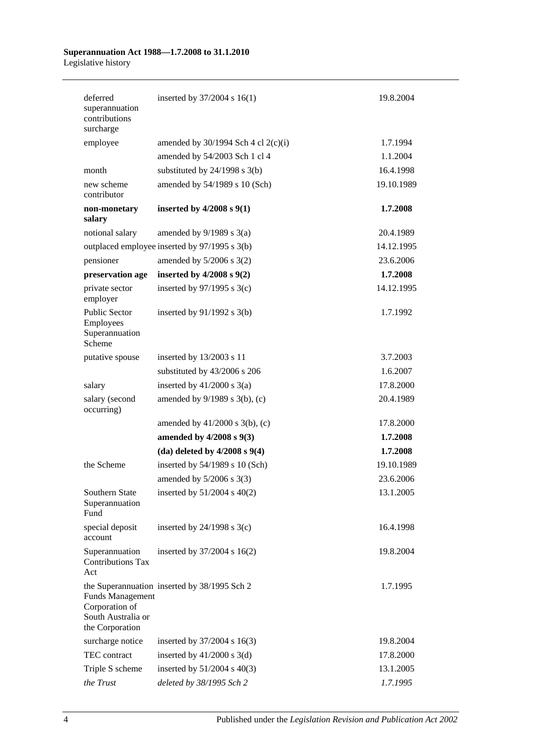| | | |
|---|---|---|
| deferred superannuation contributions surcharge | inserted by 37/2004 s 16(1) | 19.8.2004 |
| employee | amended by 30/1994 Sch 4 cl 2(c)(i) | 1.7.1994 |
| | amended by 54/2003 Sch 1 cl 4 | 1.1.2004 |
| month | substituted by 24/1998 s 3(b) | 16.4.1998 |
| new scheme contributor | amended by 54/1989 s 10 (Sch) | 19.10.1989 |
| **non-monetary salary** | **inserted by 4/2008 s 9(1)** | **1.7.2008** |
| notional salary | amended by 9/1989 s 3(a) | 20.4.1989 |
| outplaced employee | inserted by 97/1995 s 3(b) | 14.12.1995 |
| pensioner | amended by 5/2006 s 3(2) | 23.6.2006 |
| **preservation age** | **inserted by 4/2008 s 9(2)** | **1.7.2008** |
| private sector employer | inserted by 97/1995 s 3(c) | 14.12.1995 |
| Public Sector Employees Superannuation Scheme | inserted by 91/1992 s 3(b) | 1.7.1992 |
| putative spouse | inserted by 13/2003 s 11 | 3.7.2003 |
| | substituted by 43/2006 s 206 | 1.6.2007 |
| salary | inserted by 41/2000 s 3(a) | 17.8.2000 |
| salary (second occurring) | amended by 9/1989 s 3(b), (c) | 20.4.1989 |
| | amended by 41/2000 s 3(b), (c) | 17.8.2000 |
| | **amended by 4/2008 s 9(3)** | **1.7.2008** |
| | **(da) deleted by 4/2008 s 9(4)** | **1.7.2008** |
| the Scheme | inserted by 54/1989 s 10 (Sch) | 19.10.1989 |
| | amended by 5/2006 s 3(3) | 23.6.2006 |
| Southern State Superannuation Fund | inserted by 51/2004 s 40(2) | 13.1.2005 |
| special deposit account | inserted by 24/1998 s 3(c) | 16.4.1998 |
| Superannuation Contributions Tax Act | inserted by 37/2004 s 16(2) | 19.8.2004 |
| the Superannuation Funds Management Corporation of South Australia or the Corporation | inserted by 38/1995 Sch 2 | 1.7.1995 |
| surcharge notice | inserted by 37/2004 s 16(3) | 19.8.2004 |
| TEC contract | inserted by 41/2000 s 3(d) | 17.8.2000 |
| Triple S scheme | inserted by 51/2004 s 40(3) | 13.1.2005 |
| *the Trust* | *deleted by 38/1995 Sch 2* | *1.7.1995* |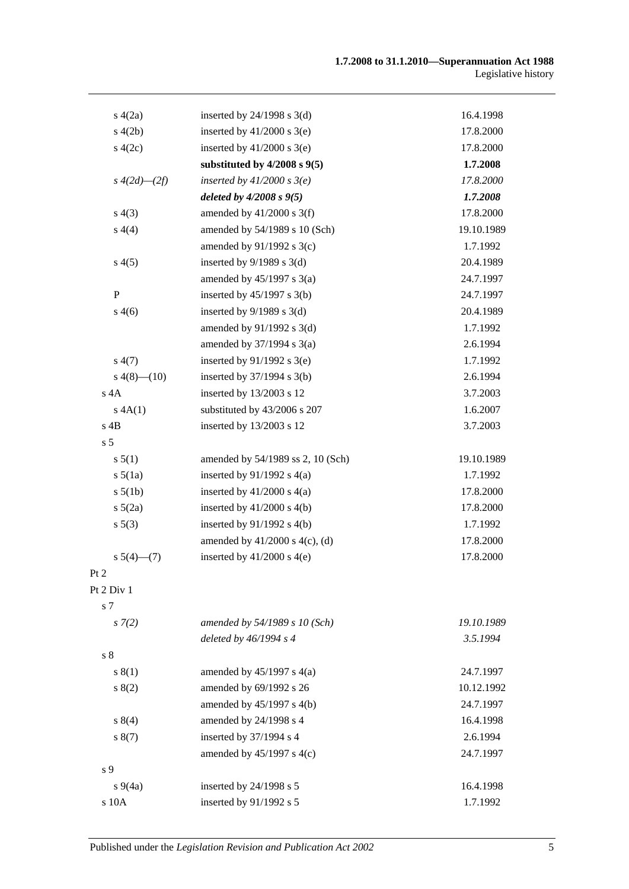| | | |
|---|---|---|
| s 4(2a) | inserted by 24/1998 s 3(d) | 16.4.1998 |
| s 4(2b) | inserted by 41/2000 s 3(e) | 17.8.2000 |
| s 4(2c) | inserted by 41/2000 s 3(e) | 17.8.2000 |
| | **substituted by 4/2008 s 9(5)** | **1.7.2008** |
| *s 4(2d)—(2f)* | *inserted by 41/2000 s 3(e)* | *17.8.2000* |
| | ***deleted by 4/2008 s 9(5)*** | ***1.7.2008*** |
| s 4(3) | amended by 41/2000 s 3(f) | 17.8.2000 |
| s 4(4) | amended by 54/1989 s 10 (Sch) | 19.10.1989 |
| | amended by 91/1992 s 3(c) | 1.7.1992 |
| s 4(5) | inserted by 9/1989 s 3(d) | 20.4.1989 |
| | amended by 45/1997 s 3(a) | 24.7.1997 |
| P | inserted by 45/1997 s 3(b) | 24.7.1997 |
| s 4(6) | inserted by 9/1989 s 3(d) | 20.4.1989 |
| | amended by 91/1992 s 3(d) | 1.7.1992 |
| | amended by 37/1994 s 3(a) | 2.6.1994 |
| s 4(7) | inserted by 91/1992 s 3(e) | 1.7.1992 |
| s 4(8)—(10) | inserted by 37/1994 s 3(b) | 2.6.1994 |
| s 4A | inserted by 13/2003 s 12 | 3.7.2003 |
| s 4A(1) | substituted by 43/2006 s 207 | 1.6.2007 |
| s 4B | inserted by 13/2003 s 12 | 3.7.2003 |
| s 5 | | |
| s 5(1) | amended by 54/1989 ss 2, 10 (Sch) | 19.10.1989 |
| s 5(1a) | inserted by 91/1992 s 4(a) | 1.7.1992 |
| s 5(1b) | inserted by 41/2000 s 4(a) | 17.8.2000 |
| s 5(2a) | inserted by 41/2000 s 4(b) | 17.8.2000 |
| s 5(3) | inserted by 91/1992 s 4(b) | 1.7.1992 |
| | amended by 41/2000 s 4(c), (d) | 17.8.2000 |
| s 5(4)—(7) | inserted by 41/2000 s 4(e) | 17.8.2000 |
| Pt 2 | | |
| Pt 2 Div 1 | | |
| s 7 | | |
| *s 7(2)* | *amended by 54/1989 s 10 (Sch)* | *19.10.1989* |
| | *deleted by 46/1994 s 4* | *3.5.1994* |
| s 8 | | |
| s 8(1) | amended by 45/1997 s 4(a) | 24.7.1997 |
| s 8(2) | amended by 69/1992 s 26 | 10.12.1992 |
| | amended by 45/1997 s 4(b) | 24.7.1997 |
| s 8(4) | amended by 24/1998 s 4 | 16.4.1998 |
| s 8(7) | inserted by 37/1994 s 4 | 2.6.1994 |
| | amended by 45/1997 s 4(c) | 24.7.1997 |
| s 9 | | |
| s 9(4a) | inserted by 24/1998 s 5 | 16.4.1998 |
| s 10A | inserted by 91/1992 s 5 | 1.7.1992 |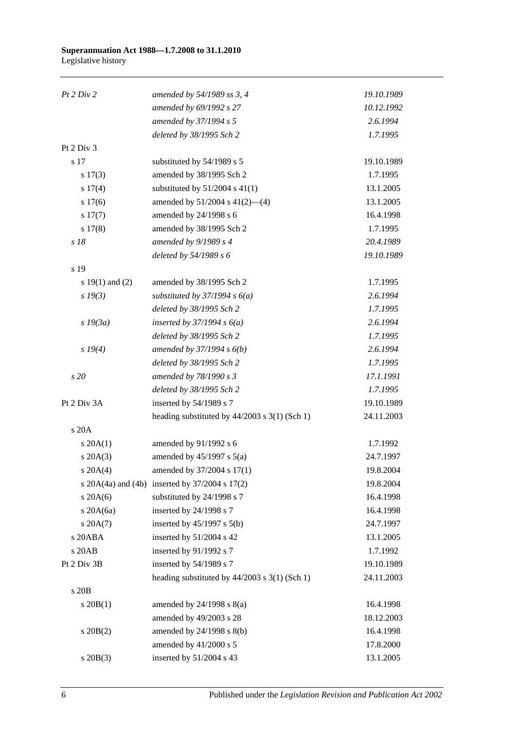| | | |
|---|---|---|
| *Pt 2 Div 2* | *amended by 54/1989 ss 3, 4* | *19.10.1989* |
| | *amended by 69/1992 s 27* | *10.12.1992* |
| | *amended by 37/1994 s 5* | *2.6.1994* |
| | *deleted by 38/1995 Sch 2* | *1.7.1995* |
| Pt 2 Div 3 | | |
| s 17 | substituted by 54/1989 s 5 | 19.10.1989 |
| s 17(3) | amended by 38/1995 Sch 2 | 1.7.1995 |
| s 17(4) | substituted by 51/2004 s 41(1) | 13.1.2005 |
| s 17(6) | amended by 51/2004 s 41(2)—(4) | 13.1.2005 |
| s 17(7) | amended by 24/1998 s 6 | 16.4.1998 |
| s 17(8) | amended by 38/1995 Sch 2 | 1.7.1995 |
| *s 18* | *amended by 9/1989 s 4* | *20.4.1989* |
| | *deleted by 54/1989 s 6* | *19.10.1989* |
| s 19 | | |
| s 19(1) and (2) | amended by 38/1995 Sch 2 | 1.7.1995 |
| *s 19(3)* | *substituted by 37/1994 s 6(a)* | *2.6.1994* |
| | *deleted by 38/1995 Sch 2* | *1.7.1995* |
| *s 19(3a)* | *inserted by 37/1994 s 6(a)* | *2.6.1994* |
| | *deleted by 38/1995 Sch 2* | *1.7.1995* |
| *s 19(4)* | *amended by 37/1994 s 6(b)* | *2.6.1994* |
| | *deleted by 38/1995 Sch 2* | *1.7.1995* |
| *s 20* | *amended by 78/1990 s 3* | *17.1.1991* |
| | *deleted by 38/1995 Sch 2* | *1.7.1995* |
| Pt 2 Div 3A | inserted by 54/1989 s 7 | 19.10.1989 |
| | heading substituted by 44/2003 s 3(1) (Sch 1) | 24.11.2003 |
| s 20A | | |
| s 20A(1) | amended by 91/1992 s 6 | 1.7.1992 |
| s 20A(3) | amended by 45/1997 s 5(a) | 24.7.1997 |
| s 20A(4) | amended by 37/2004 s 17(1) | 19.8.2004 |
| s 20A(4a) and (4b) | inserted by 37/2004 s 17(2) | 19.8.2004 |
| s 20A(6) | substituted by 24/1998 s 7 | 16.4.1998 |
| s 20A(6a) | inserted by 24/1998 s 7 | 16.4.1998 |
| s 20A(7) | inserted by 45/1997 s 5(b) | 24.7.1997 |
| s 20ABA | inserted by 51/2004 s 42 | 13.1.2005 |
| s 20AB | inserted by 91/1992 s 7 | 1.7.1992 |
| Pt 2 Div 3B | inserted by 54/1989 s 7 | 19.10.1989 |
| | heading substituted by 44/2003 s 3(1) (Sch 1) | 24.11.2003 |
| s 20B | | |
| s 20B(1) | amended by 24/1998 s 8(a) | 16.4.1998 |
| | amended by 49/2003 s 28 | 18.12.2003 |
| s 20B(2) | amended by 24/1998 s 8(b) | 16.4.1998 |
| | amended by 41/2000 s 5 | 17.8.2000 |
| s 20B(3) | inserted by 51/2004 s 43 | 13.1.2005 |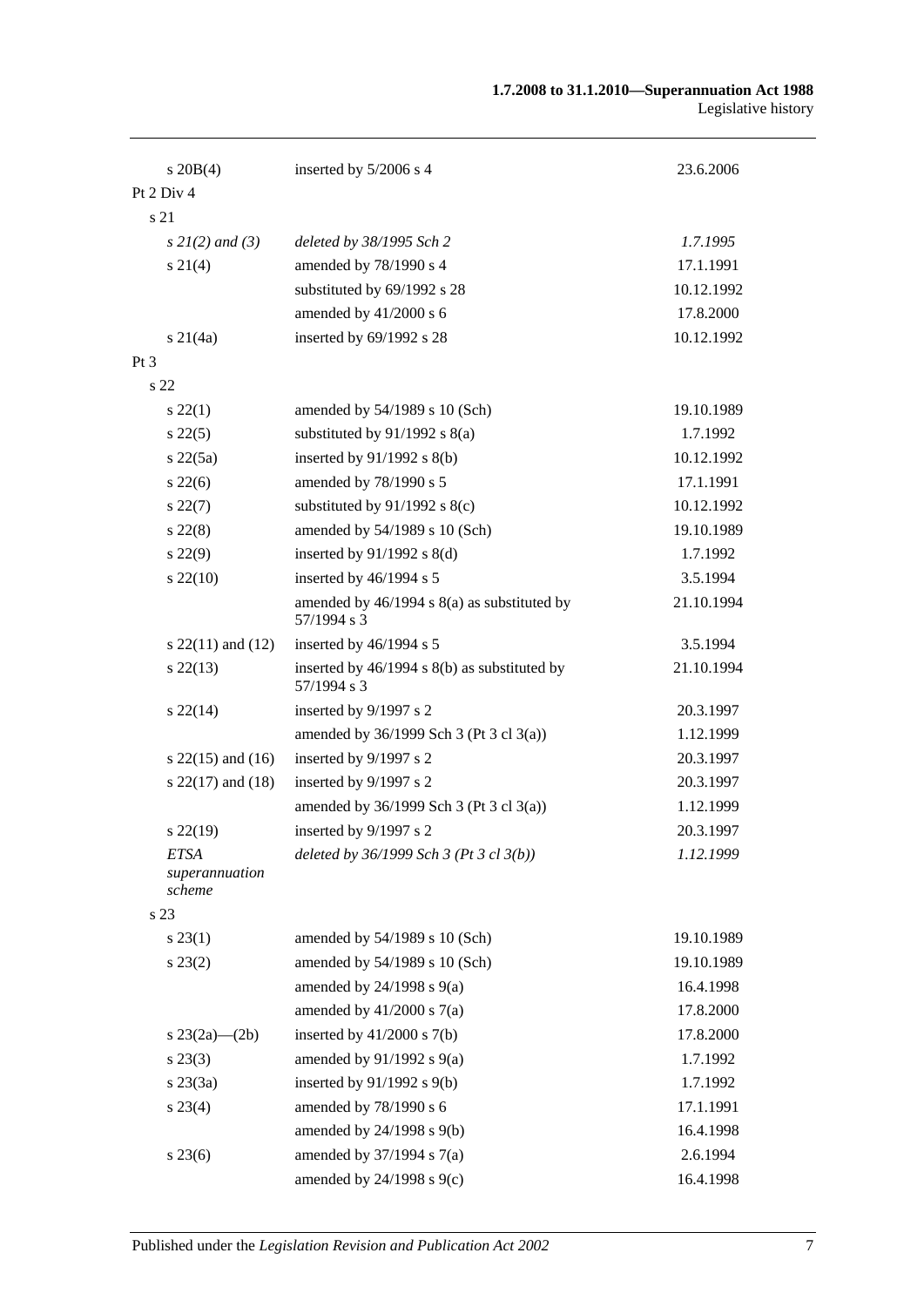| | | |
|---|---|---|
| s 20B(4) | inserted by 5/2006 s 4 | 23.6.2006 |
| Pt 2 Div 4 | | |
| s 21 | | |
| *s 21(2) and (3)* | *deleted by 38/1995 Sch 2* | *1.7.1995* |
| s 21(4) | amended by 78/1990 s 4 | 17.1.1991 |
| | substituted by 69/1992 s 28 | 10.12.1992 |
| | amended by 41/2000 s 6 | 17.8.2000 |
| s 21(4a) | inserted by 69/1992 s 28 | 10.12.1992 |
| Pt 3 | | |
| s 22 | | |
| s 22(1) | amended by 54/1989 s 10 (Sch) | 19.10.1989 |
| s 22(5) | substituted by 91/1992 s 8(a) | 1.7.1992 |
| s 22(5a) | inserted by 91/1992 s 8(b) | 10.12.1992 |
| s 22(6) | amended by 78/1990 s 5 | 17.1.1991 |
| s 22(7) | substituted by 91/1992 s 8(c) | 10.12.1992 |
| s 22(8) | amended by 54/1989 s 10 (Sch) | 19.10.1989 |
| s 22(9) | inserted by 91/1992 s 8(d) | 1.7.1992 |
| s 22(10) | inserted by 46/1994 s 5 | 3.5.1994 |
| | amended by 46/1994 s 8(a) as substituted by 57/1994 s 3 | 21.10.1994 |
| s 22(11) and (12) | inserted by 46/1994 s 5 | 3.5.1994 |
| s 22(13) | inserted by 46/1994 s 8(b) as substituted by 57/1994 s 3 | 21.10.1994 |
| s 22(14) | inserted by 9/1997 s 2 | 20.3.1997 |
| | amended by 36/1999 Sch 3 (Pt 3 cl 3(a)) | 1.12.1999 |
| s 22(15) and (16) | inserted by 9/1997 s 2 | 20.3.1997 |
| s 22(17) and (18) | inserted by 9/1997 s 2 | 20.3.1997 |
| | amended by 36/1999 Sch 3 (Pt 3 cl 3(a)) | 1.12.1999 |
| s 22(19) | inserted by 9/1997 s 2 | 20.3.1997 |
| *ETSA superannuation scheme* | *deleted by 36/1999 Sch 3 (Pt 3 cl 3(b))* | *1.12.1999* |
| s 23 | | |
| s 23(1) | amended by 54/1989 s 10 (Sch) | 19.10.1989 |
| s 23(2) | amended by 54/1989 s 10 (Sch) | 19.10.1989 |
| | amended by 24/1998 s 9(a) | 16.4.1998 |
| | amended by 41/2000 s 7(a) | 17.8.2000 |
| s 23(2a)—(2b) | inserted by 41/2000 s 7(b) | 17.8.2000 |
| s 23(3) | amended by 91/1992 s 9(a) | 1.7.1992 |
| s 23(3a) | inserted by 91/1992 s 9(b) | 1.7.1992 |
| s 23(4) | amended by 78/1990 s 6 | 17.1.1991 |
| | amended by 24/1998 s 9(b) | 16.4.1998 |
| s 23(6) | amended by 37/1994 s 7(a) | 2.6.1994 |
| | amended by 24/1998 s 9(c) | 16.4.1998 |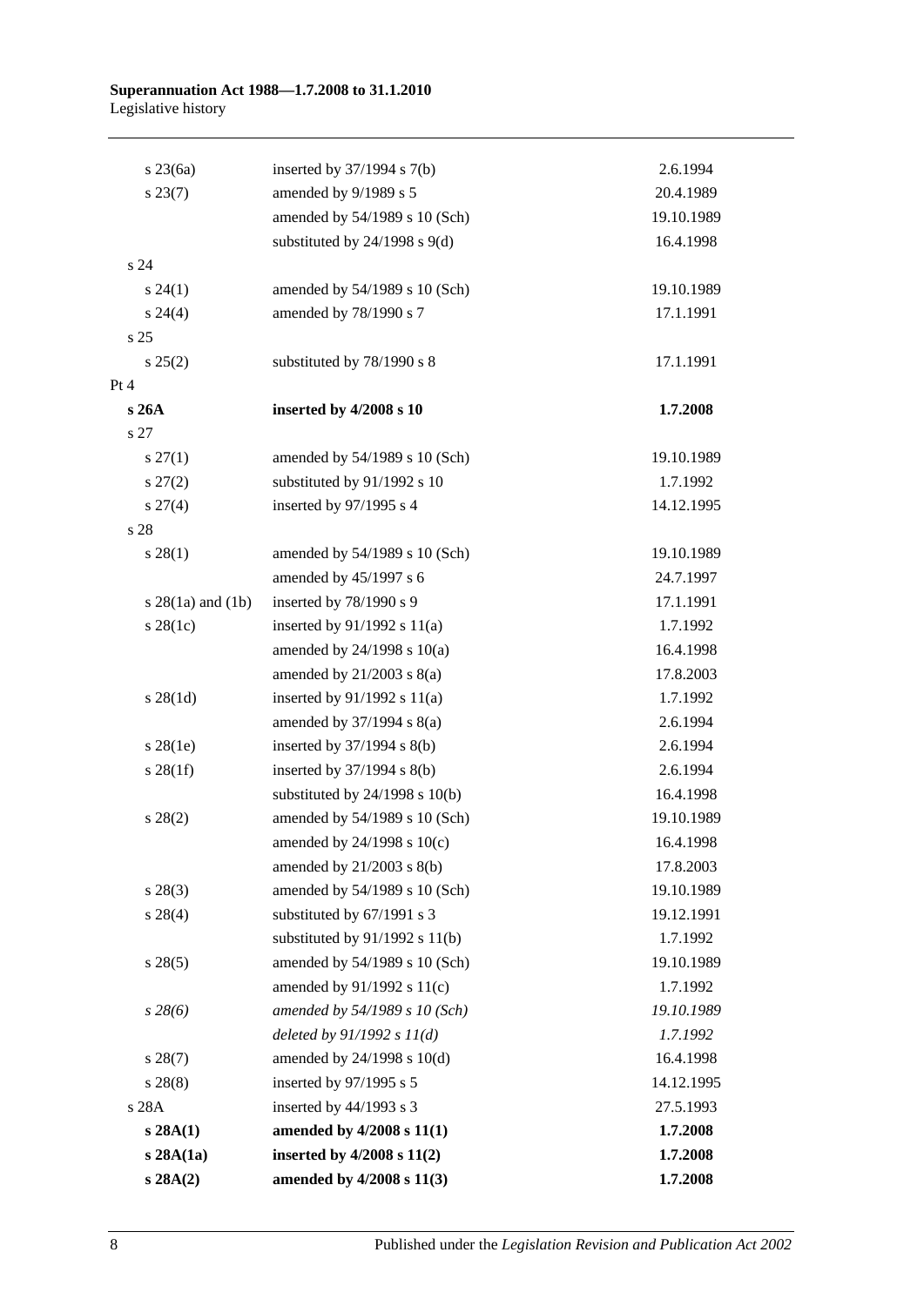| | | |
|---|---|---|
| s 23(6a) | inserted by 37/1994 s 7(b) | 2.6.1994 |
| s 23(7) | amended by 9/1989 s 5 | 20.4.1989 |
| | amended by 54/1989 s 10 (Sch) | 19.10.1989 |
| | substituted by 24/1998 s 9(d) | 16.4.1998 |
| s 24 | | |
| s 24(1) | amended by 54/1989 s 10 (Sch) | 19.10.1989 |
| s 24(4) | amended by 78/1990 s 7 | 17.1.1991 |
| s 25 | | |
| s 25(2) | substituted by 78/1990 s 8 | 17.1.1991 |
| Pt 4 | | |
| **s 26A** | **inserted by 4/2008 s 10** | **1.7.2008** |
| s 27 | | |
| s 27(1) | amended by 54/1989 s 10 (Sch) | 19.10.1989 |
| s 27(2) | substituted by 91/1992 s 10 | 1.7.1992 |
| s 27(4) | inserted by 97/1995 s 4 | 14.12.1995 |
| s 28 | | |
| s 28(1) | amended by 54/1989 s 10 (Sch) | 19.10.1989 |
| | amended by 45/1997 s 6 | 24.7.1997 |
| s 28(1a) and (1b) | inserted by 78/1990 s 9 | 17.1.1991 |
| s 28(1c) | inserted by 91/1992 s 11(a) | 1.7.1992 |
| | amended by 24/1998 s 10(a) | 16.4.1998 |
| | amended by 21/2003 s 8(a) | 17.8.2003 |
| s 28(1d) | inserted by 91/1992 s 11(a) | 1.7.1992 |
| | amended by 37/1994 s 8(a) | 2.6.1994 |
| s 28(1e) | inserted by 37/1994 s 8(b) | 2.6.1994 |
| s 28(1f) | inserted by 37/1994 s 8(b) | 2.6.1994 |
| | substituted by 24/1998 s 10(b) | 16.4.1998 |
| s 28(2) | amended by 54/1989 s 10 (Sch) | 19.10.1989 |
| | amended by 24/1998 s 10(c) | 16.4.1998 |
| | amended by 21/2003 s 8(b) | 17.8.2003 |
| s 28(3) | amended by 54/1989 s 10 (Sch) | 19.10.1989 |
| s 28(4) | substituted by 67/1991 s 3 | 19.12.1991 |
| | substituted by 91/1992 s 11(b) | 1.7.1992 |
| s 28(5) | amended by 54/1989 s 10 (Sch) | 19.10.1989 |
| | amended by 91/1992 s 11(c) | 1.7.1992 |
| *s 28(6)* | *amended by 54/1989 s 10 (Sch)* | *19.10.1989* |
| | *deleted by 91/1992 s 11(d)* | *1.7.1992* |
| s 28(7) | amended by 24/1998 s 10(d) | 16.4.1998 |
| s 28(8) | inserted by 97/1995 s 5 | 14.12.1995 |
| s 28A | inserted by 44/1993 s 3 | 27.5.1993 |
| **s 28A(1)** | **amended by 4/2008 s 11(1)** | **1.7.2008** |
| **s 28A(1a)** | **inserted by 4/2008 s 11(2)** | **1.7.2008** |
| **s 28A(2)** | **amended by 4/2008 s 11(3)** | **1.7.2008** |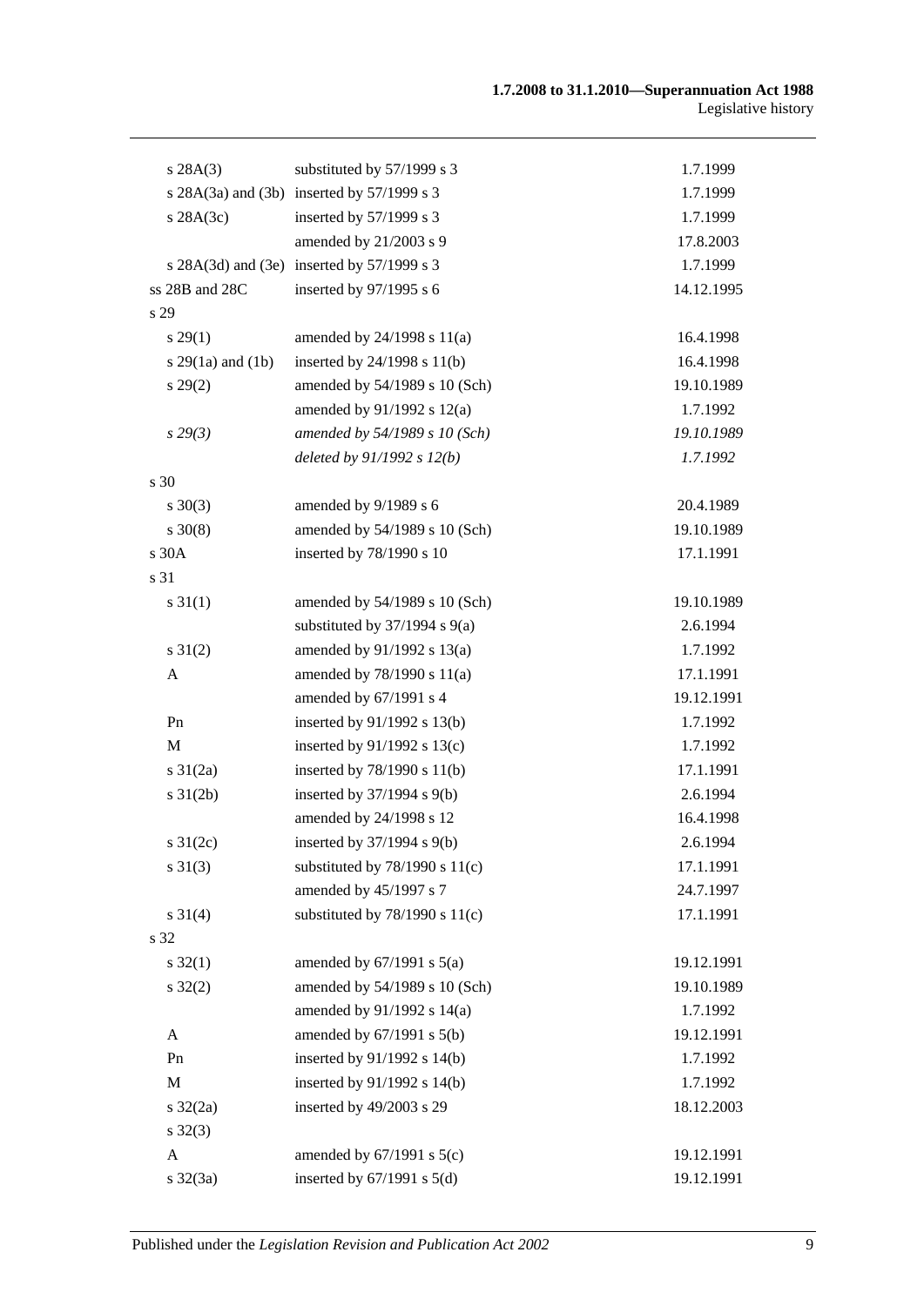| | | |
|---|---|---|
| s 28A(3) | substituted by 57/1999 s 3 | 1.7.1999 |
| s 28A(3a) and (3b) | inserted by 57/1999 s 3 | 1.7.1999 |
| s 28A(3c) | inserted by 57/1999 s 3 | 1.7.1999 |
| | amended by 21/2003 s 9 | 17.8.2003 |
| s 28A(3d) and (3e) | inserted by 57/1999 s 3 | 1.7.1999 |
| ss 28B and 28C | inserted by 97/1995 s 6 | 14.12.1995 |
| s 29 | | |
| s 29(1) | amended by 24/1998 s 11(a) | 16.4.1998 |
| s 29(1a) and (1b) | inserted by 24/1998 s 11(b) | 16.4.1998 |
| s 29(2) | amended by 54/1989 s 10 (Sch) | 19.10.1989 |
| | amended by 91/1992 s 12(a) | 1.7.1992 |
| *s 29(3)* | *amended by 54/1989 s 10 (Sch)* | *19.10.1989* |
| | *deleted by 91/1992 s 12(b)* | *1.7.1992* |
| s 30 | | |
| s 30(3) | amended by 9/1989 s 6 | 20.4.1989 |
| s 30(8) | amended by 54/1989 s 10 (Sch) | 19.10.1989 |
| s 30A | inserted by 78/1990 s 10 | 17.1.1991 |
| s 31 | | |
| s 31(1) | amended by 54/1989 s 10 (Sch) | 19.10.1989 |
| | substituted by 37/1994 s 9(a) | 2.6.1994 |
| s 31(2) | amended by 91/1992 s 13(a) | 1.7.1992 |
| A | amended by 78/1990 s 11(a) | 17.1.1991 |
| | amended by 67/1991 s 4 | 19.12.1991 |
| Pn | inserted by 91/1992 s 13(b) | 1.7.1992 |
| M | inserted by 91/1992 s 13(c) | 1.7.1992 |
| s 31(2a) | inserted by 78/1990 s 11(b) | 17.1.1991 |
| s 31(2b) | inserted by 37/1994 s 9(b) | 2.6.1994 |
| | amended by 24/1998 s 12 | 16.4.1998 |
| s 31(2c) | inserted by 37/1994 s 9(b) | 2.6.1994 |
| s 31(3) | substituted by 78/1990 s 11(c) | 17.1.1991 |
| | amended by 45/1997 s 7 | 24.7.1997 |
| s 31(4) | substituted by 78/1990 s 11(c) | 17.1.1991 |
| s 32 | | |
| s 32(1) | amended by 67/1991 s 5(a) | 19.12.1991 |
| s 32(2) | amended by 54/1989 s 10 (Sch) | 19.10.1989 |
| | amended by 91/1992 s 14(a) | 1.7.1992 |
| A | amended by 67/1991 s 5(b) | 19.12.1991 |
| Pn | inserted by 91/1992 s 14(b) | 1.7.1992 |
| M | inserted by 91/1992 s 14(b) | 1.7.1992 |
| s 32(2a) | inserted by 49/2003 s 29 | 18.12.2003 |
| s 32(3) | | |
| A | amended by 67/1991 s 5(c) | 19.12.1991 |
| s 32(3a) | inserted by 67/1991 s 5(d) | 19.12.1991 |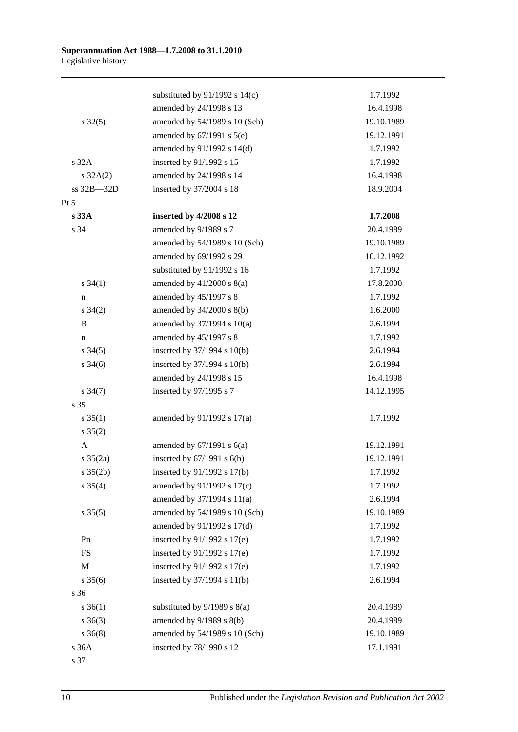| | | |
|---|---|---|
| | substituted by 91/1992 s 14(c) | 1.7.1992 |
| | amended by 24/1998 s 13 | 16.4.1998 |
| s 32(5) | amended by 54/1989 s 10 (Sch) | 19.10.1989 |
| | amended by 67/1991 s 5(e) | 19.12.1991 |
| | amended by 91/1992 s 14(d) | 1.7.1992 |
| s 32A | inserted by 91/1992 s 15 | 1.7.1992 |
| s 32A(2) | amended by 24/1998 s 14 | 16.4.1998 |
| ss 32B—32D | inserted by 37/2004 s 18 | 18.9.2004 |
| Pt 5 | | |
| **s 33A** | **inserted by 4/2008 s 12** | **1.7.2008** |
| s 34 | amended by 9/1989 s 7 | 20.4.1989 |
| | amended by 54/1989 s 10 (Sch) | 19.10.1989 |
| | amended by 69/1992 s 29 | 10.12.1992 |
| | substituted by 91/1992 s 16 | 1.7.1992 |
| s 34(1) | amended by 41/2000 s 8(a) | 17.8.2000 |
| n | amended by 45/1997 s 8 | 1.7.1992 |
| s 34(2) | amended by 34/2000 s 8(b) | 1.6.2000 |
| B | amended by 37/1994 s 10(a) | 2.6.1994 |
| n | amended by 45/1997 s 8 | 1.7.1992 |
| s 34(5) | inserted by 37/1994 s 10(b) | 2.6.1994 |
| s 34(6) | inserted by 37/1994 s 10(b) | 2.6.1994 |
| | amended by 24/1998 s 15 | 16.4.1998 |
| s 34(7) | inserted by 97/1995 s 7 | 14.12.1995 |
| s 35 | | |
| s 35(1) | amended by 91/1992 s 17(a) | 1.7.1992 |
| s 35(2) | | |
| A | amended by 67/1991 s 6(a) | 19.12.1991 |
| s 35(2a) | inserted by 67/1991 s 6(b) | 19.12.1991 |
| s 35(2b) | inserted by 91/1992 s 17(b) | 1.7.1992 |
| s 35(4) | amended by 91/1992 s 17(c) | 1.7.1992 |
| | amended by 37/1994 s 11(a) | 2.6.1994 |
| s 35(5) | amended by 54/1989 s 10 (Sch) | 19.10.1989 |
| | amended by 91/1992 s 17(d) | 1.7.1992 |
| Pn | inserted by 91/1992 s 17(e) | 1.7.1992 |
| FS | inserted by 91/1992 s 17(e) | 1.7.1992 |
| M | inserted by 91/1992 s 17(e) | 1.7.1992 |
| s 35(6) | inserted by 37/1994 s 11(b) | 2.6.1994 |
| s 36 | | |
| s 36(1) | substituted by 9/1989 s 8(a) | 20.4.1989 |
| s 36(3) | amended by 9/1989 s 8(b) | 20.4.1989 |
| s 36(8) | amended by 54/1989 s 10 (Sch) | 19.10.1989 |
| s 36A | inserted by 78/1990 s 12 | 17.1.1991 |
| s 37 | | |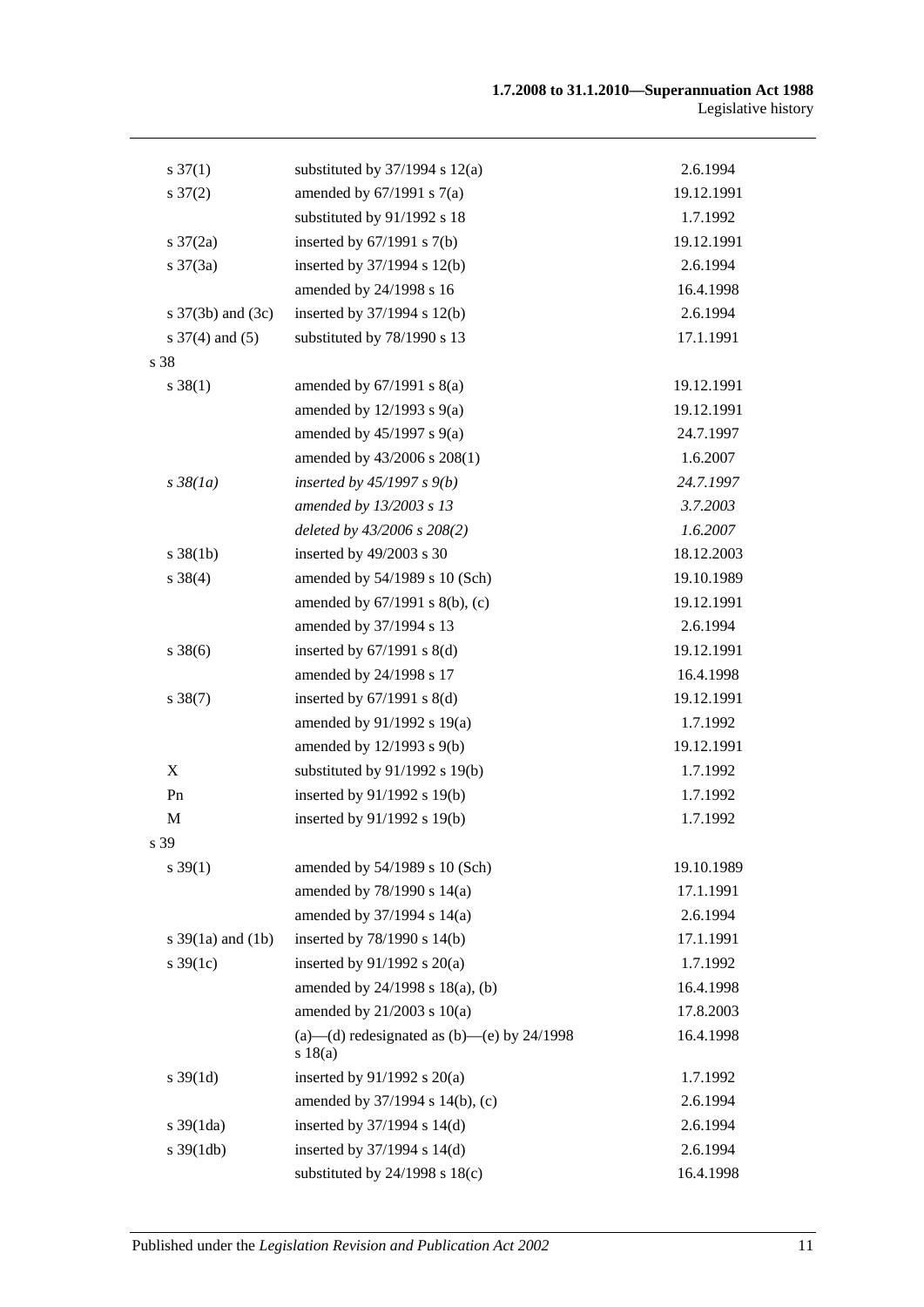| | | |
|---|---|---|
| s 37(1) | substituted by 37/1994 s 12(a) | 2.6.1994 |
| s 37(2) | amended by 67/1991 s 7(a) | 19.12.1991 |
| | substituted by 91/1992 s 18 | 1.7.1992 |
| s 37(2a) | inserted by 67/1991 s 7(b) | 19.12.1991 |
| s 37(3a) | inserted by 37/1994 s 12(b) | 2.6.1994 |
| | amended by 24/1998 s 16 | 16.4.1998 |
| s 37(3b) and (3c) | inserted by 37/1994 s 12(b) | 2.6.1994 |
| s 37(4) and (5) | substituted by 78/1990 s 13 | 17.1.1991 |
| s 38 | | |
| s 38(1) | amended by 67/1991 s 8(a) | 19.12.1991 |
| | amended by 12/1993 s 9(a) | 19.12.1991 |
| | amended by 45/1997 s 9(a) | 24.7.1997 |
| | amended by 43/2006 s 208(1) | 1.6.2007 |
| *s 38(1a)* | *inserted by 45/1997 s 9(b)* | *24.7.1997* |
| | *amended by 13/2003 s 13* | *3.7.2003* |
| | *deleted by 43/2006 s 208(2)* | *1.6.2007* |
| s 38(1b) | inserted by 49/2003 s 30 | 18.12.2003 |
| s 38(4) | amended by 54/1989 s 10 (Sch) | 19.10.1989 |
| | amended by 67/1991 s 8(b), (c) | 19.12.1991 |
| | amended by 37/1994 s 13 | 2.6.1994 |
| s 38(6) | inserted by 67/1991 s 8(d) | 19.12.1991 |
| | amended by 24/1998 s 17 | 16.4.1998 |
| s 38(7) | inserted by 67/1991 s 8(d) | 19.12.1991 |
| | amended by 91/1992 s 19(a) | 1.7.1992 |
| | amended by 12/1993 s 9(b) | 19.12.1991 |
| X | substituted by 91/1992 s 19(b) | 1.7.1992 |
| Pn | inserted by 91/1992 s 19(b) | 1.7.1992 |
| M | inserted by 91/1992 s 19(b) | 1.7.1992 |
| s 39 | | |
| s 39(1) | amended by 54/1989 s 10 (Sch) | 19.10.1989 |
| | amended by 78/1990 s 14(a) | 17.1.1991 |
| | amended by 37/1994 s 14(a) | 2.6.1994 |
| s 39(1a) and (1b) | inserted by 78/1990 s 14(b) | 17.1.1991 |
| s 39(1c) | inserted by 91/1992 s 20(a) | 1.7.1992 |
| | amended by 24/1998 s 18(a), (b) | 16.4.1998 |
| | amended by 21/2003 s 10(a) | 17.8.2003 |
| | (a)—(d) redesignated as (b)—(e) by 24/1998 s 18(a) | 16.4.1998 |
| s 39(1d) | inserted by 91/1992 s 20(a) | 1.7.1992 |
| | amended by 37/1994 s 14(b), (c) | 2.6.1994 |
| s 39(1da) | inserted by 37/1994 s 14(d) | 2.6.1994 |
| s 39(1db) | inserted by 37/1994 s 14(d) | 2.6.1994 |
| | substituted by 24/1998 s 18(c) | 16.4.1998 |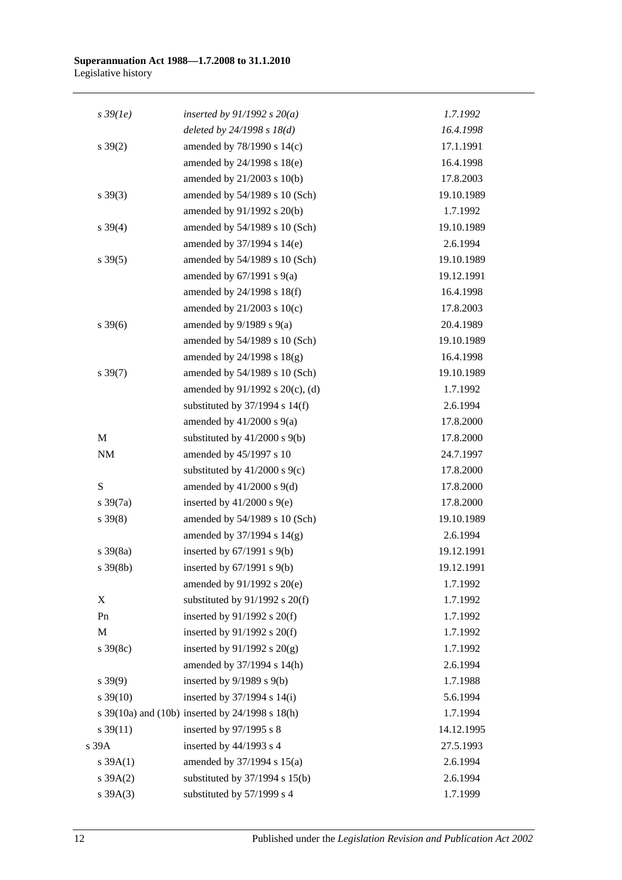| | | |
|---|---|---|
| *s 39(1e)* | *inserted by 91/1992 s 20(a)* | *1.7.1992* |
| | *deleted by 24/1998 s 18(d)* | *16.4.1998* |
| s 39(2) | amended by 78/1990 s 14(c) | 17.1.1991 |
| | amended by 24/1998 s 18(e) | 16.4.1998 |
| | amended by 21/2003 s 10(b) | 17.8.2003 |
| s 39(3) | amended by 54/1989 s 10 (Sch) | 19.10.1989 |
| | amended by 91/1992 s 20(b) | 1.7.1992 |
| s 39(4) | amended by 54/1989 s 10 (Sch) | 19.10.1989 |
| | amended by 37/1994 s 14(e) | 2.6.1994 |
| s 39(5) | amended by 54/1989 s 10 (Sch) | 19.10.1989 |
| | amended by 67/1991 s 9(a) | 19.12.1991 |
| | amended by 24/1998 s 18(f) | 16.4.1998 |
| | amended by 21/2003 s 10(c) | 17.8.2003 |
| s 39(6) | amended by 9/1989 s 9(a) | 20.4.1989 |
| | amended by 54/1989 s 10 (Sch) | 19.10.1989 |
| | amended by 24/1998 s 18(g) | 16.4.1998 |
| s 39(7) | amended by 54/1989 s 10 (Sch) | 19.10.1989 |
| | amended by 91/1992 s 20(c), (d) | 1.7.1992 |
| | substituted by 37/1994 s 14(f) | 2.6.1994 |
| | amended by 41/2000 s 9(a) | 17.8.2000 |
| M | substituted by 41/2000 s 9(b) | 17.8.2000 |
| NM | amended by 45/1997 s 10 | 24.7.1997 |
| | substituted by 41/2000 s 9(c) | 17.8.2000 |
| S | amended by 41/2000 s 9(d) | 17.8.2000 |
| s 39(7a) | inserted by 41/2000 s 9(e) | 17.8.2000 |
| s 39(8) | amended by 54/1989 s 10 (Sch) | 19.10.1989 |
| | amended by 37/1994 s 14(g) | 2.6.1994 |
| s 39(8a) | inserted by 67/1991 s 9(b) | 19.12.1991 |
| s 39(8b) | inserted by 67/1991 s 9(b) | 19.12.1991 |
| | amended by 91/1992 s 20(e) | 1.7.1992 |
| X | substituted by 91/1992 s 20(f) | 1.7.1992 |
| Pn | inserted by 91/1992 s 20(f) | 1.7.1992 |
| M | inserted by 91/1992 s 20(f) | 1.7.1992 |
| s 39(8c) | inserted by 91/1992 s 20(g) | 1.7.1992 |
| | amended by 37/1994 s 14(h) | 2.6.1994 |
| s 39(9) | inserted by 9/1989 s 9(b) | 1.7.1988 |
| s 39(10) | inserted by 37/1994 s 14(i) | 5.6.1994 |
| s 39(10a) and (10b) | inserted by 24/1998 s 18(h) | 1.7.1994 |
| s 39(11) | inserted by 97/1995 s 8 | 14.12.1995 |
| s 39A | inserted by 44/1993 s 4 | 27.5.1993 |
| s 39A(1) | amended by 37/1994 s 15(a) | 2.6.1994 |
| s 39A(2) | substituted by 37/1994 s 15(b) | 2.6.1994 |
| s 39A(3) | substituted by 57/1999 s 4 | 1.7.1999 |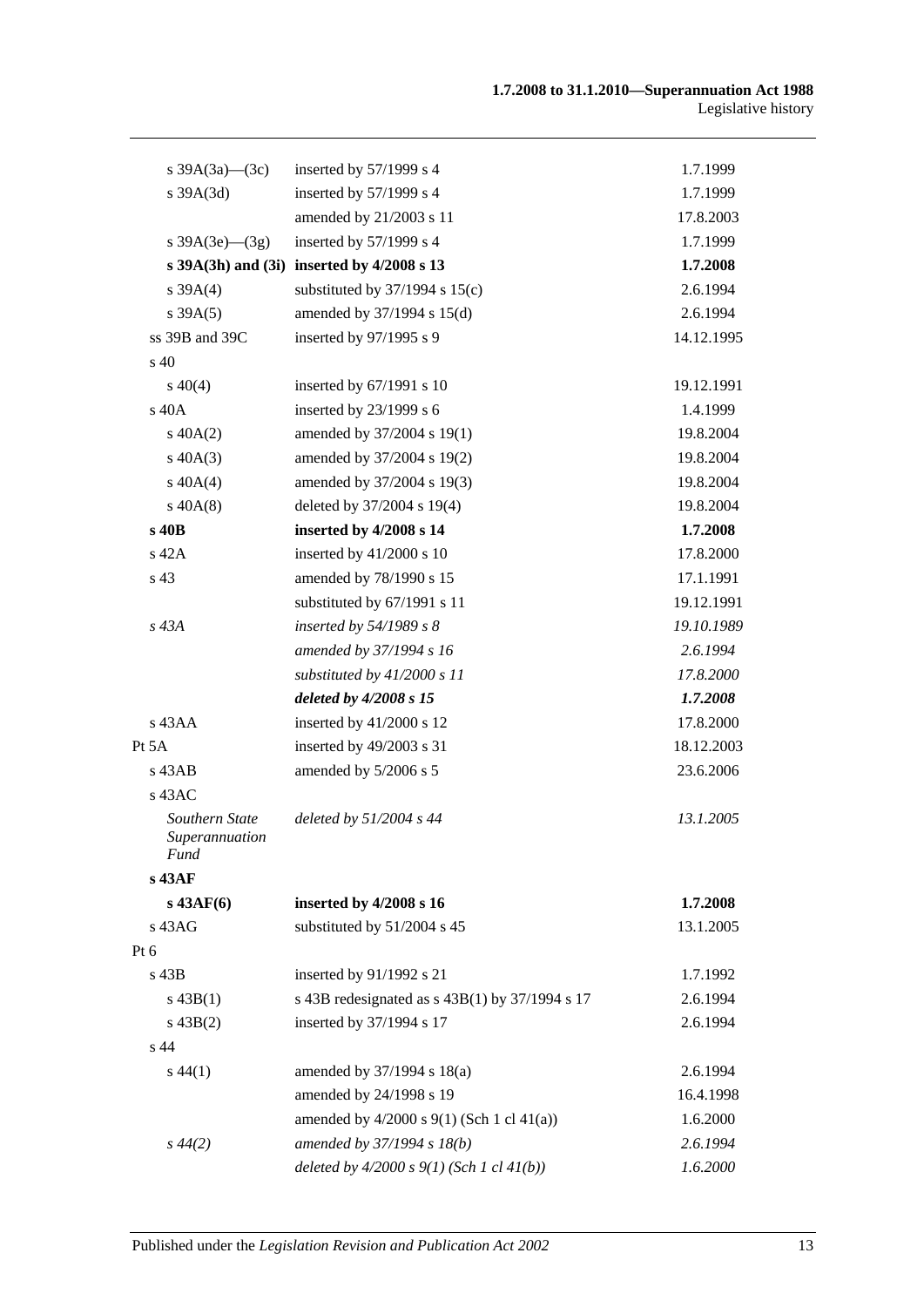| | | |
|---|---|---|
| s 39A(3a)—(3c) | inserted by 57/1999 s 4 | 1.7.1999 |
| s 39A(3d) | inserted by 57/1999 s 4 | 1.7.1999 |
| | amended by 21/2003 s 11 | 17.8.2003 |
| s 39A(3e)—(3g) | inserted by 57/1999 s 4 | 1.7.1999 |
| **s 39A(3h) and (3i)** | **inserted by 4/2008 s 13** | **1.7.2008** |
| s 39A(4) | substituted by 37/1994 s 15(c) | 2.6.1994 |
| s 39A(5) | amended by 37/1994 s 15(d) | 2.6.1994 |
| ss 39B and 39C | inserted by 97/1995 s 9 | 14.12.1995 |
| s 40 | | |
| s 40(4) | inserted by 67/1991 s 10 | 19.12.1991 |
| s 40A | inserted by 23/1999 s 6 | 1.4.1999 |
| s 40A(2) | amended by 37/2004 s 19(1) | 19.8.2004 |
| s 40A(3) | amended by 37/2004 s 19(2) | 19.8.2004 |
| s 40A(4) | amended by 37/2004 s 19(3) | 19.8.2004 |
| s 40A(8) | deleted by 37/2004 s 19(4) | 19.8.2004 |
| **s 40B** | **inserted by 4/2008 s 14** | **1.7.2008** |
| s 42A | inserted by 41/2000 s 10 | 17.8.2000 |
| s 43 | amended by 78/1990 s 15 | 17.1.1991 |
| | substituted by 67/1991 s 11 | 19.12.1991 |
| *s 43A* | *inserted by 54/1989 s 8* | *19.10.1989* |
| | *amended by 37/1994 s 16* | *2.6.1994* |
| | *substituted by 41/2000 s 11* | *17.8.2000* |
| | ***deleted by 4/2008 s 15*** | ***1.7.2008*** |
| s 43AA | inserted by 41/2000 s 12 | 17.8.2000 |
| Pt 5A | inserted by 49/2003 s 31 | 18.12.2003 |
| s 43AB | amended by 5/2006 s 5 | 23.6.2006 |
| s 43AC | | |
| *Southern State Superannuation Fund* | *deleted by 51/2004 s 44* | *13.1.2005* |
| **s 43AF** | | |
| **s 43AF(6)** | **inserted by 4/2008 s 16** | **1.7.2008** |
| s 43AG | substituted by 51/2004 s 45 | 13.1.2005 |
| Pt 6 | | |
| s 43B | inserted by 91/1992 s 21 | 1.7.1992 |
| s 43B(1) | s 43B redesignated as s 43B(1) by 37/1994 s 17 | 2.6.1994 |
| s 43B(2) | inserted by 37/1994 s 17 | 2.6.1994 |
| s 44 | | |
| s 44(1) | amended by 37/1994 s 18(a) | 2.6.1994 |
| | amended by 24/1998 s 19 | 16.4.1998 |
| | amended by 4/2000 s 9(1) (Sch 1 cl 41(a)) | 1.6.2000 |
| *s 44(2)* | *amended by 37/1994 s 18(b)* | *2.6.1994* |
| | *deleted by 4/2000 s 9(1) (Sch 1 cl 41(b))* | *1.6.2000* |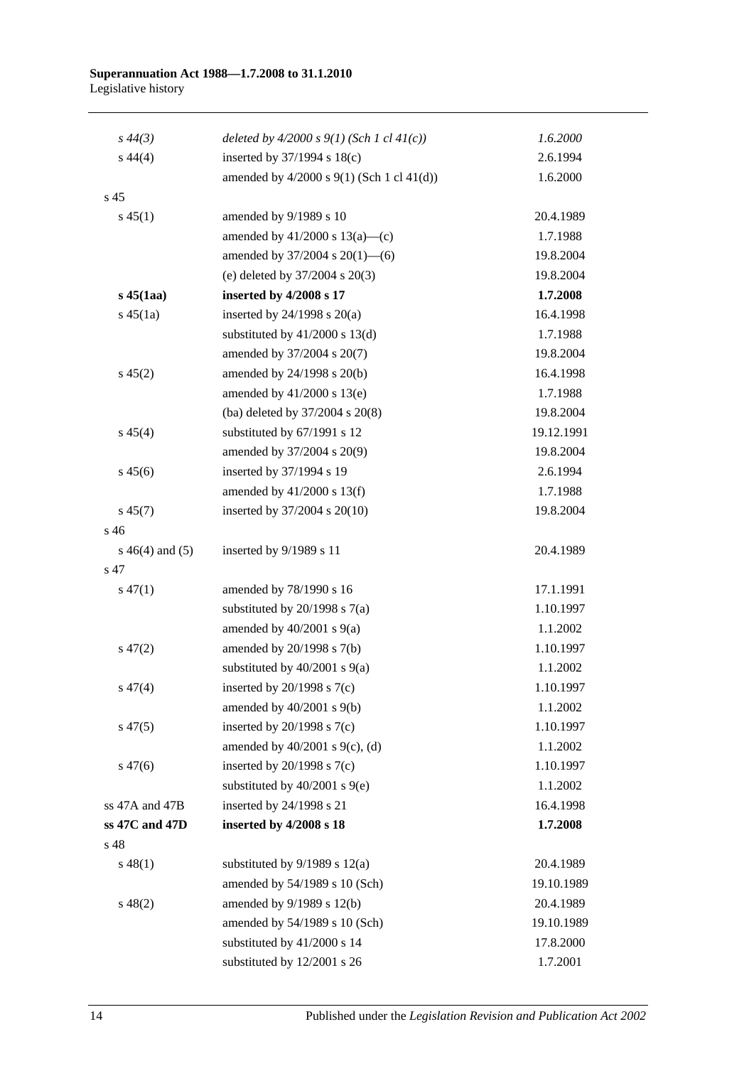| | | |
|---|---|---|
| *s 44(3)* | *deleted by 4/2000 s 9(1) (Sch 1 cl 41(c))* | *1.6.2000* |
| s 44(4) | inserted by 37/1994 s 18(c) | 2.6.1994 |
| | amended by 4/2000 s 9(1) (Sch 1 cl 41(d)) | 1.6.2000 |
| s 45 | | |
| s 45(1) | amended by 9/1989 s 10 | 20.4.1989 |
| | amended by 41/2000 s 13(a)—(c) | 1.7.1988 |
| | amended by 37/2004 s 20(1)—(6) | 19.8.2004 |
| | (e) deleted by 37/2004 s 20(3) | 19.8.2004 |
| **s 45(1aa)** | **inserted by 4/2008 s 17** | **1.7.2008** |
| s 45(1a) | inserted by 24/1998 s 20(a) | 16.4.1998 |
| | substituted by 41/2000 s 13(d) | 1.7.1988 |
| | amended by 37/2004 s 20(7) | 19.8.2004 |
| s 45(2) | amended by 24/1998 s 20(b) | 16.4.1998 |
| | amended by 41/2000 s 13(e) | 1.7.1988 |
| | (ba) deleted by 37/2004 s 20(8) | 19.8.2004 |
| s 45(4) | substituted by 67/1991 s 12 | 19.12.1991 |
| | amended by 37/2004 s 20(9) | 19.8.2004 |
| s 45(6) | inserted by 37/1994 s 19 | 2.6.1994 |
| | amended by 41/2000 s 13(f) | 1.7.1988 |
| s 45(7) | inserted by 37/2004 s 20(10) | 19.8.2004 |
| s 46 | | |
| s 46(4) and (5) | inserted by 9/1989 s 11 | 20.4.1989 |
| s 47 | | |
| s 47(1) | amended by 78/1990 s 16 | 17.1.1991 |
| | substituted by 20/1998 s 7(a) | 1.10.1997 |
| | amended by 40/2001 s 9(a) | 1.1.2002 |
| s 47(2) | amended by 20/1998 s 7(b) | 1.10.1997 |
| | substituted by 40/2001 s 9(a) | 1.1.2002 |
| s 47(4) | inserted by 20/1998 s 7(c) | 1.10.1997 |
| | amended by 40/2001 s 9(b) | 1.1.2002 |
| s 47(5) | inserted by 20/1998 s 7(c) | 1.10.1997 |
| | amended by 40/2001 s 9(c), (d) | 1.1.2002 |
| s 47(6) | inserted by 20/1998 s 7(c) | 1.10.1997 |
| | substituted by 40/2001 s 9(e) | 1.1.2002 |
| ss 47A and 47B | inserted by 24/1998 s 21 | 16.4.1998 |
| **ss 47C and 47D** | **inserted by 4/2008 s 18** | **1.7.2008** |
| s 48 | | |
| s 48(1) | substituted by 9/1989 s 12(a) | 20.4.1989 |
| | amended by 54/1989 s 10 (Sch) | 19.10.1989 |
| s 48(2) | amended by 9/1989 s 12(b) | 20.4.1989 |
| | amended by 54/1989 s 10 (Sch) | 19.10.1989 |
| | substituted by 41/2000 s 14 | 17.8.2000 |
| | substituted by 12/2001 s 26 | 1.7.2001 |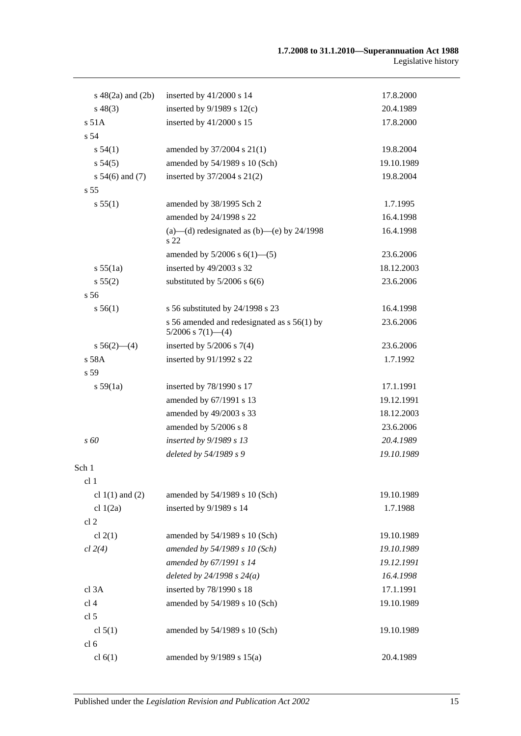| | | |
|---|---|---|
| s 48(2a) and (2b) | inserted by 41/2000 s 14 | 17.8.2000 |
| s 48(3) | inserted by 9/1989 s 12(c) | 20.4.1989 |
| s 51A | inserted by 41/2000 s 15 | 17.8.2000 |
| s 54 | | |
| s 54(1) | amended by 37/2004 s 21(1) | 19.8.2004 |
| s 54(5) | amended by 54/1989 s 10 (Sch) | 19.10.1989 |
| s 54(6) and (7) | inserted by 37/2004 s 21(2) | 19.8.2004 |
| s 55 | | |
| s 55(1) | amended by 38/1995 Sch 2 | 1.7.1995 |
| | amended by 24/1998 s 22 | 16.4.1998 |
| | (a)—(d) redesignated as (b)—(e) by 24/1998 s 22 | 16.4.1998 |
| | amended by 5/2006 s 6(1)—(5) | 23.6.2006 |
| s 55(1a) | inserted by 49/2003 s 32 | 18.12.2003 |
| s 55(2) | substituted by 5/2006 s 6(6) | 23.6.2006 |
| s 56 | | |
| s 56(1) | s 56 substituted by 24/1998 s 23 | 16.4.1998 |
| | s 56 amended and redesignated as s 56(1) by 5/2006 s 7(1)—(4) | 23.6.2006 |
| s 56(2)—(4) | inserted by 5/2006 s 7(4) | 23.6.2006 |
| s 58A | inserted by 91/1992 s 22 | 1.7.1992 |
| s 59 | | |
| s 59(1a) | inserted by 78/1990 s 17 | 17.1.1991 |
| | amended by 67/1991 s 13 | 19.12.1991 |
| | amended by 49/2003 s 33 | 18.12.2003 |
| | amended by 5/2006 s 8 | 23.6.2006 |
| *s 60* | *inserted by 9/1989 s 13* | *20.4.1989* |
| | *deleted by 54/1989 s 9* | *19.10.1989* |
| Sch 1 | | |
| cl 1 | | |
| cl 1(1) and (2) | amended by 54/1989 s 10 (Sch) | 19.10.1989 |
| cl 1(2a) | inserted by 9/1989 s 14 | 1.7.1988 |
| cl 2 | | |
| cl 2(1) | amended by 54/1989 s 10 (Sch) | 19.10.1989 |
| *cl 2(4)* | *amended by 54/1989 s 10 (Sch)* | *19.10.1989* |
| | *amended by 67/1991 s 14* | *19.12.1991* |
| | *deleted by 24/1998 s 24(a)* | *16.4.1998* |
| cl 3A | inserted by 78/1990 s 18 | 17.1.1991 |
| cl 4 | amended by 54/1989 s 10 (Sch) | 19.10.1989 |
| cl 5 | | |
| cl 5(1) | amended by 54/1989 s 10 (Sch) | 19.10.1989 |
| cl 6 | | |
| cl 6(1) | amended by 9/1989 s 15(a) | 20.4.1989 |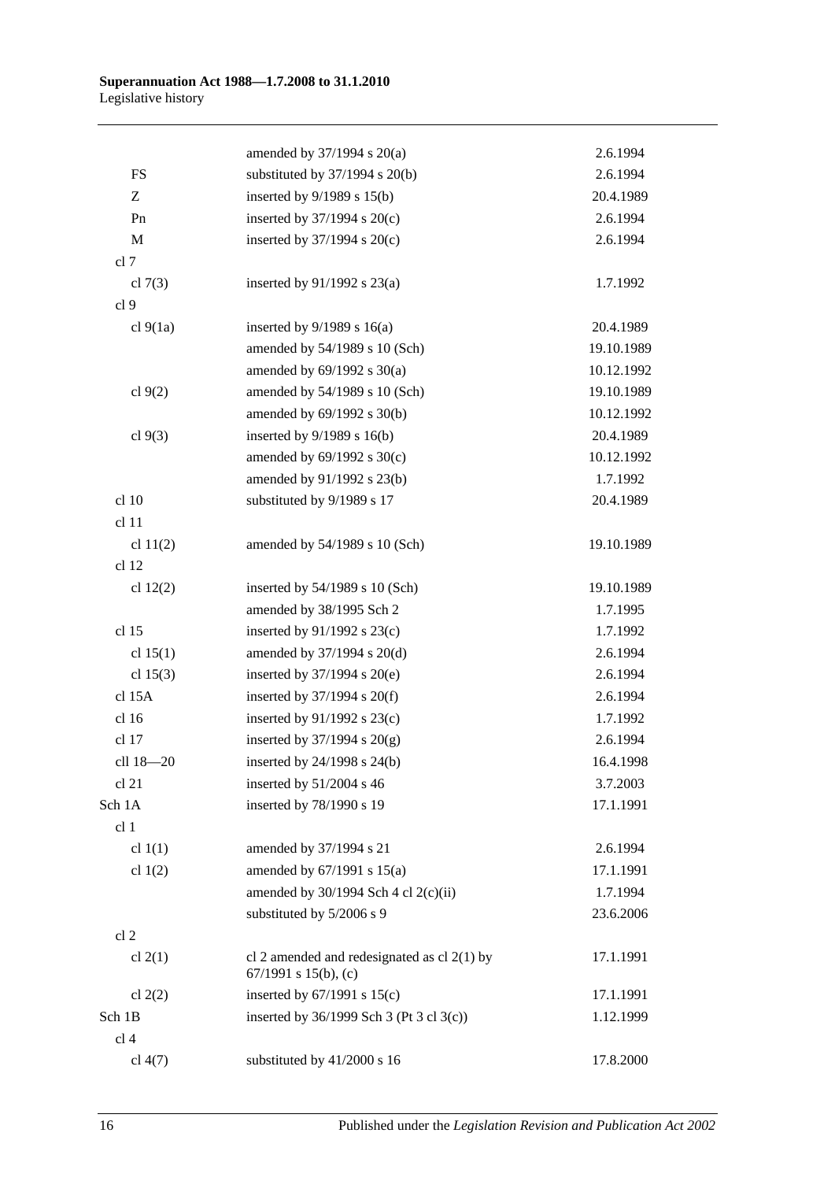| | | |
|---|---|---|
| | amended by 37/1994 s 20(a) | 2.6.1994 |
| FS | substituted by 37/1994 s 20(b) | 2.6.1994 |
| Z | inserted by 9/1989 s 15(b) | 20.4.1989 |
| Pn | inserted by 37/1994 s 20(c) | 2.6.1994 |
| M | inserted by 37/1994 s 20(c) | 2.6.1994 |
| cl 7 | | |
| cl 7(3) | inserted by 91/1992 s 23(a) | 1.7.1992 |
| cl 9 | | |
| cl 9(1a) | inserted by 9/1989 s 16(a) | 20.4.1989 |
| | amended by 54/1989 s 10 (Sch) | 19.10.1989 |
| | amended by 69/1992 s 30(a) | 10.12.1992 |
| cl 9(2) | amended by 54/1989 s 10 (Sch) | 19.10.1989 |
| | amended by 69/1992 s 30(b) | 10.12.1992 |
| cl 9(3) | inserted by 9/1989 s 16(b) | 20.4.1989 |
| | amended by 69/1992 s 30(c) | 10.12.1992 |
| | amended by 91/1992 s 23(b) | 1.7.1992 |
| cl 10 | substituted by 9/1989 s 17 | 20.4.1989 |
| cl 11 | | |
| cl 11(2) | amended by 54/1989 s 10 (Sch) | 19.10.1989 |
| cl 12 | | |
| cl 12(2) | inserted by 54/1989 s 10 (Sch) | 19.10.1989 |
| | amended by 38/1995 Sch 2 | 1.7.1995 |
| cl 15 | inserted by 91/1992 s 23(c) | 1.7.1992 |
| cl 15(1) | amended by 37/1994 s 20(d) | 2.6.1994 |
| cl 15(3) | inserted by 37/1994 s 20(e) | 2.6.1994 |
| cl 15A | inserted by 37/1994 s 20(f) | 2.6.1994 |
| cl 16 | inserted by 91/1992 s 23(c) | 1.7.1992 |
| cl 17 | inserted by 37/1994 s 20(g) | 2.6.1994 |
| cll 18—20 | inserted by 24/1998 s 24(b) | 16.4.1998 |
| cl 21 | inserted by 51/2004 s 46 | 3.7.2003 |
| Sch 1A | inserted by 78/1990 s 19 | 17.1.1991 |
| cl 1 | | |
| cl 1(1) | amended by 37/1994 s 21 | 2.6.1994 |
| cl 1(2) | amended by 67/1991 s 15(a) | 17.1.1991 |
| | amended by 30/1994 Sch 4 cl 2(c)(ii) | 1.7.1994 |
| | substituted by 5/2006 s 9 | 23.6.2006 |
| cl 2 | | |
| cl 2(1) | cl 2 amended and redesignated as cl 2(1) by 67/1991 s 15(b), (c) | 17.1.1991 |
| cl 2(2) | inserted by 67/1991 s 15(c) | 17.1.1991 |
| Sch 1B | inserted by 36/1999 Sch 3 (Pt 3 cl 3(c)) | 1.12.1999 |
| cl 4 | | |
| cl 4(7) | substituted by 41/2000 s 16 | 17.8.2000 |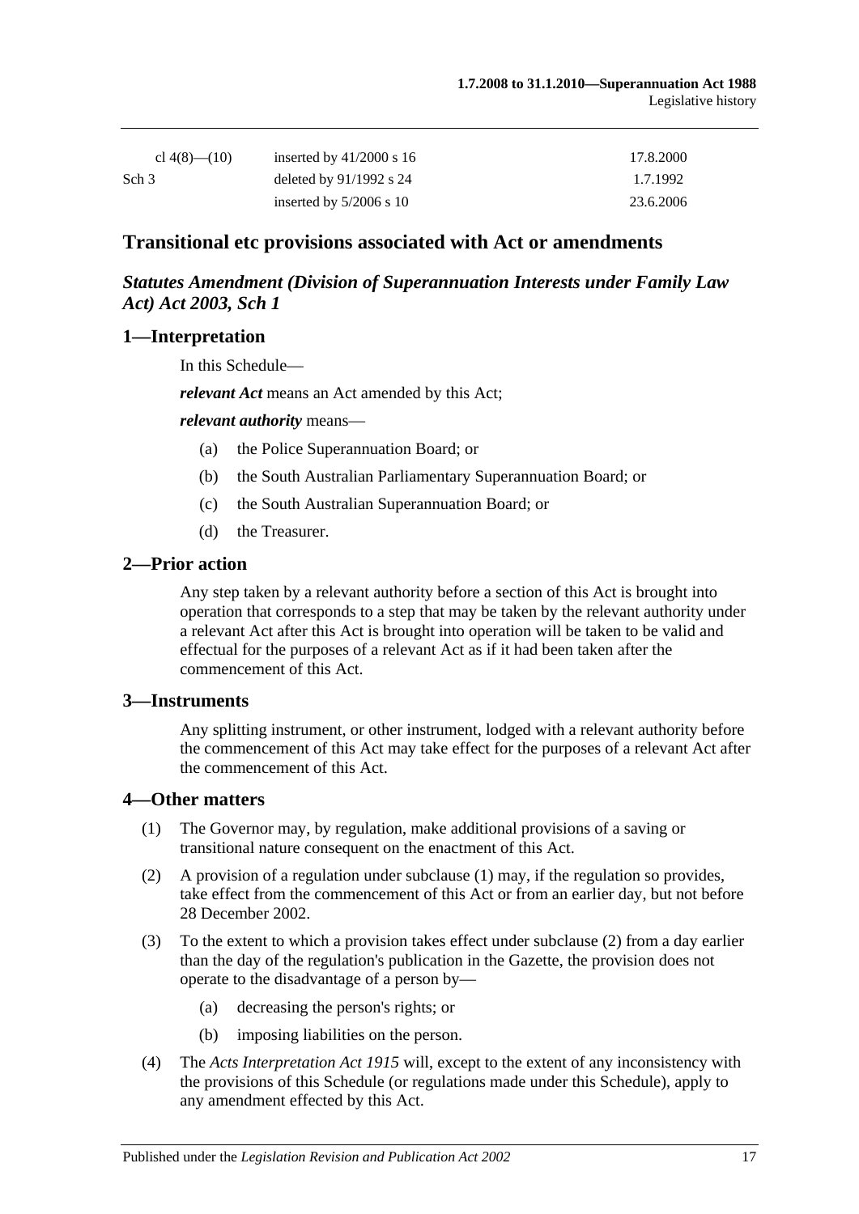| | | |
|---|---|---|
| cl 4(8)—(10) | inserted by 41/2000 s 16 | 17.8.2000 |
| Sch 3 | deleted by 91/1992 s 24 | 1.7.1992 |
| | inserted by 5/2006 s 10 | 23.6.2006 |

## Transitional etc provisions associated with Act or amendments

### *Statutes Amendment (Division of Superannuation Interests under Family Law Act) Act 2003, Sch 1*

### 1—Interpretation

In this Schedule—

***relevant Act*** means an Act amended by this Act;

***relevant authority*** means—

(a) the Police Superannuation Board; or

(b) the South Australian Parliamentary Superannuation Board; or

(c) the South Australian Superannuation Board; or

(d) the Treasurer.

### 2—Prior action

Any step taken by a relevant authority before a section of this Act is brought into operation that corresponds to a step that may be taken by the relevant authority under a relevant Act after this Act is brought into operation will be taken to be valid and effectual for the purposes of a relevant Act as if it had been taken after the commencement of this Act.

### 3—Instruments

Any splitting instrument, or other instrument, lodged with a relevant authority before the commencement of this Act may take effect for the purposes of a relevant Act after the commencement of this Act.

### 4—Other matters

(1) The Governor may, by regulation, make additional provisions of a saving or transitional nature consequent on the enactment of this Act.

(2) A provision of a regulation under subclause (1) may, if the regulation so provides, take effect from the commencement of this Act or from an earlier day, but not before 28 December 2002.

(3) To the extent to which a provision takes effect under subclause (2) from a day earlier than the day of the regulation's publication in the Gazette, the provision does not operate to the disadvantage of a person by—

(a) decreasing the person's rights; or

(b) imposing liabilities on the person.

(4) The *Acts Interpretation Act 1915* will, except to the extent of any inconsistency with the provisions of this Schedule (or regulations made under this Schedule), apply to any amendment effected by this Act.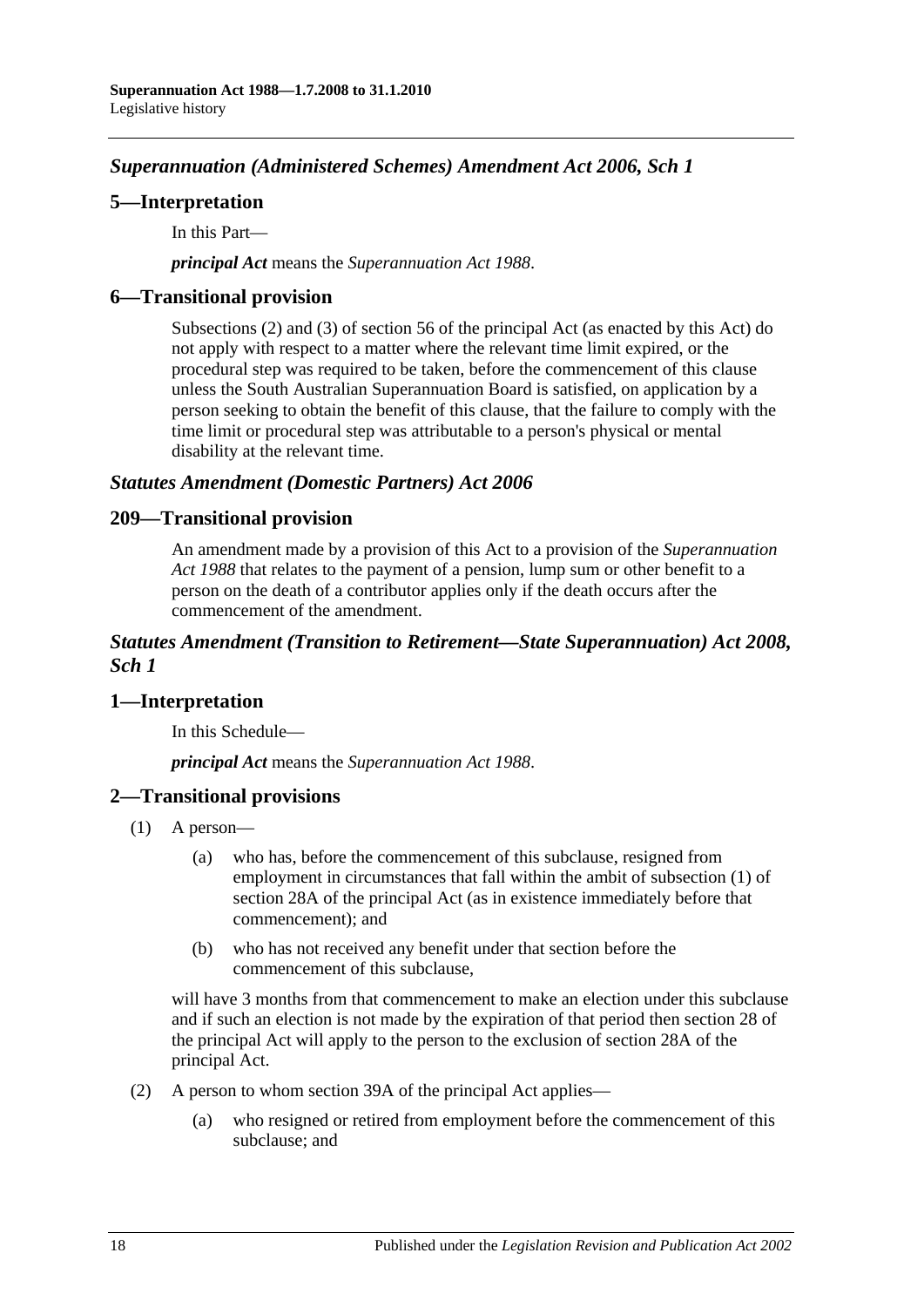### *Superannuation (Administered Schemes) Amendment Act 2006, Sch 1*

#### 5—Interpretation

In this Part—

***principal Act*** means the *Superannuation Act 1988*.

#### 6—Transitional provision

Subsections (2) and (3) of section 56 of the principal Act (as enacted by this Act) do not apply with respect to a matter where the relevant time limit expired, or the procedural step was required to be taken, before the commencement of this clause unless the South Australian Superannuation Board is satisfied, on application by a person seeking to obtain the benefit of this clause, that the failure to comply with the time limit or procedural step was attributable to a person's physical or mental disability at the relevant time.

### *Statutes Amendment (Domestic Partners) Act 2006*

#### 209—Transitional provision

An amendment made by a provision of this Act to a provision of the *Superannuation Act 1988* that relates to the payment of a pension, lump sum or other benefit to a person on the death of a contributor applies only if the death occurs after the commencement of the amendment.

### *Statutes Amendment (Transition to Retirement—State Superannuation) Act 2008, Sch 1*

#### 1—Interpretation

In this Schedule—

***principal Act*** means the *Superannuation Act 1988*.

#### 2—Transitional provisions

(1) A person—

(a) who has, before the commencement of this subclause, resigned from employment in circumstances that fall within the ambit of subsection (1) of section 28A of the principal Act (as in existence immediately before that commencement); and

(b) who has not received any benefit under that section before the commencement of this subclause,

will have 3 months from that commencement to make an election under this subclause and if such an election is not made by the expiration of that period then section 28 of the principal Act will apply to the person to the exclusion of section 28A of the principal Act.

(2) A person to whom section 39A of the principal Act applies—

(a) who resigned or retired from employment before the commencement of this subclause; and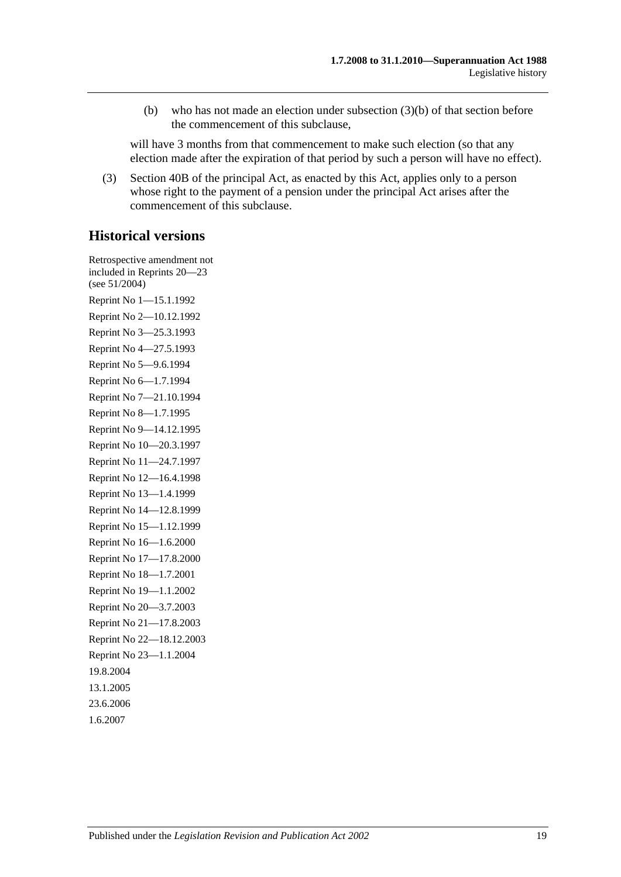(b) who has not made an election under subsection (3)(b) of that section before the commencement of this subclause,

will have 3 months from that commencement to make such election (so that any election made after the expiration of that period by such a person will have no effect).

(3) Section 40B of the principal Act, as enacted by this Act, applies only to a person whose right to the payment of a pension under the principal Act arises after the commencement of this subclause.

## Historical versions

Retrospective amendment not included in Reprints 20—23 (see 51/2004)

Reprint No 1—15.1.1992

Reprint No 2—10.12.1992

Reprint No 3—25.3.1993

Reprint No 4—27.5.1993

Reprint No 5—9.6.1994

Reprint No 6—1.7.1994

Reprint No 7—21.10.1994

Reprint No 8—1.7.1995

Reprint No 9—14.12.1995

Reprint No 10—20.3.1997

Reprint No 11—24.7.1997

Reprint No 12—16.4.1998

Reprint No 13—1.4.1999

Reprint No 14—12.8.1999

Reprint No 15—1.12.1999

Reprint No 16—1.6.2000

Reprint No 17—17.8.2000

Reprint No 18—1.7.2001

Reprint No 19—1.1.2002

Reprint No 20—3.7.2003

Reprint No 21—17.8.2003

Reprint No 22—18.12.2003

Reprint No 23—1.1.2004

19.8.2004

13.1.2005

23.6.2006

1.6.2007